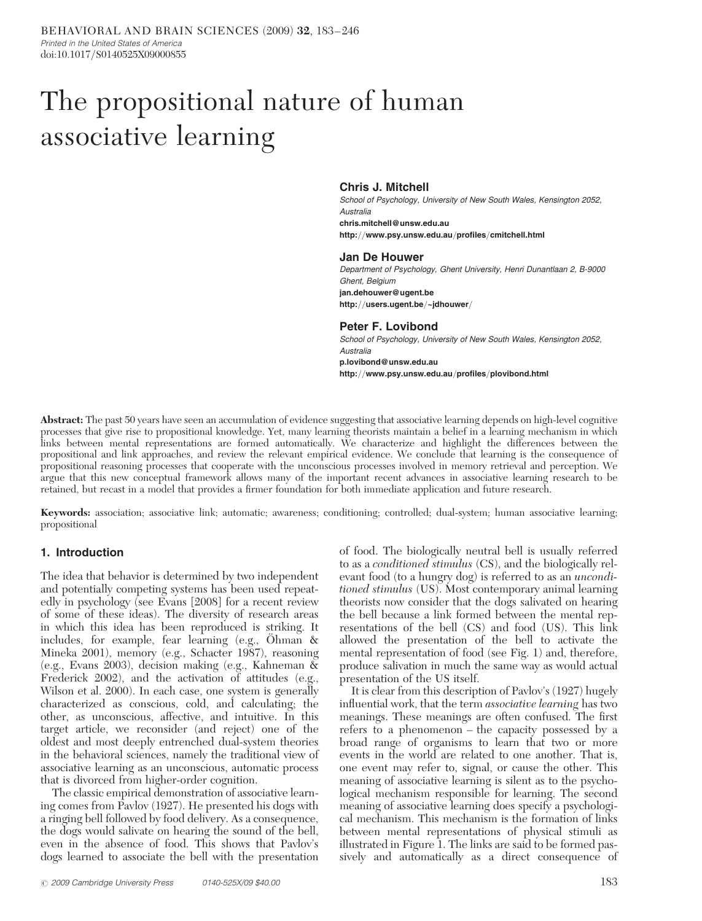# The propositional nature of human associative learning

**Chris J. Mitchell**
*School of Psychology, University of New South Wales, Kensington 2052, Australia*
**chris.mitchell@unsw.edu.au**
**http://www.psy.unsw.edu.au/profiles/cmitchell.html**

**Jan De Houwer**
*Department of Psychology, Ghent University, Henri Dunantlaan 2, B-9000 Ghent, Belgium*
**jan.dehouwer@ugent.be**
**http://users.ugent.be/~jdhouwer/**

**Peter F. Lovibond**
*School of Psychology, University of New South Wales, Kensington 2052, Australia*
**p.lovibond@unsw.edu.au**
**http://www.psy.unsw.edu.au/profiles/plovibond.html**

**Abstract:** The past 50 years have seen an accumulation of evidence suggesting that associative learning depends on high-level cognitive processes that give rise to propositional knowledge. Yet, many learning theorists maintain a belief in a learning mechanism in which links between mental representations are formed automatically. We characterize and highlight the differences between the propositional and link approaches, and review the relevant empirical evidence. We conclude that learning is the consequence of propositional reasoning processes that cooperate with the unconscious processes involved in memory retrieval and perception. We argue that this new conceptual framework allows many of the important recent advances in associative learning research to be retained, but recast in a model that provides a firmer foundation for both immediate application and future research.

**Keywords:** association; associative link; automatic; awareness; conditioning; controlled; dual-system; human associative learning; propositional

## 1. Introduction

The idea that behavior is determined by two independent and potentially competing systems has been used repeatedly in psychology (see Evans [2008] for a recent review of some of these ideas). The diversity of research areas in which this idea has been reproduced is striking. It includes, for example, fear learning (e.g., Öhman & Mineka 2001), memory (e.g., Schacter 1987), reasoning (e.g., Evans 2003), decision making (e.g., Kahneman & Frederick 2002), and the activation of attitudes (e.g., Wilson et al. 2000). In each case, one system is generally characterized as conscious, cold, and calculating; the other, as unconscious, affective, and intuitive. In this target article, we reconsider (and reject) one of the oldest and most deeply entrenched dual-system theories in the behavioral sciences, namely the traditional view of associative learning as an unconscious, automatic process that is divorced from higher-order cognition.

The classic empirical demonstration of associative learning comes from Pavlov (1927). He presented his dogs with a ringing bell followed by food delivery. As a consequence, the dogs would salivate on hearing the sound of the bell, even in the absence of food. This shows that Pavlov's dogs learned to associate the bell with the presentation of food. The biologically neutral bell is usually referred to as a *conditioned stimulus* (CS), and the biologically relevant food (to a hungry dog) is referred to as an *unconditioned stimulus* (US). Most contemporary animal learning theorists now consider that the dogs salivated on hearing the bell because a link formed between the mental representations of the bell (CS) and food (US). This link allowed the presentation of the bell to activate the mental representation of food (see Fig. 1) and, therefore, produce salivation in much the same way as would actual presentation of the US itself.

It is clear from this description of Pavlov's (1927) hugely influential work, that the term *associative learning* has two meanings. These meanings are often confused. The first refers to a phenomenon – the capacity possessed by a broad range of organisms to learn that two or more events in the world are related to one another. That is, one event may refer to, signal, or cause the other. This meaning of associative learning is silent as to the psychological mechanism responsible for learning. The second meaning of associative learning does specify a psychological mechanism. This mechanism is the formation of links between mental representations of physical stimuli as illustrated in Figure 1. The links are said to be formed passively and automatically as a direct consequence of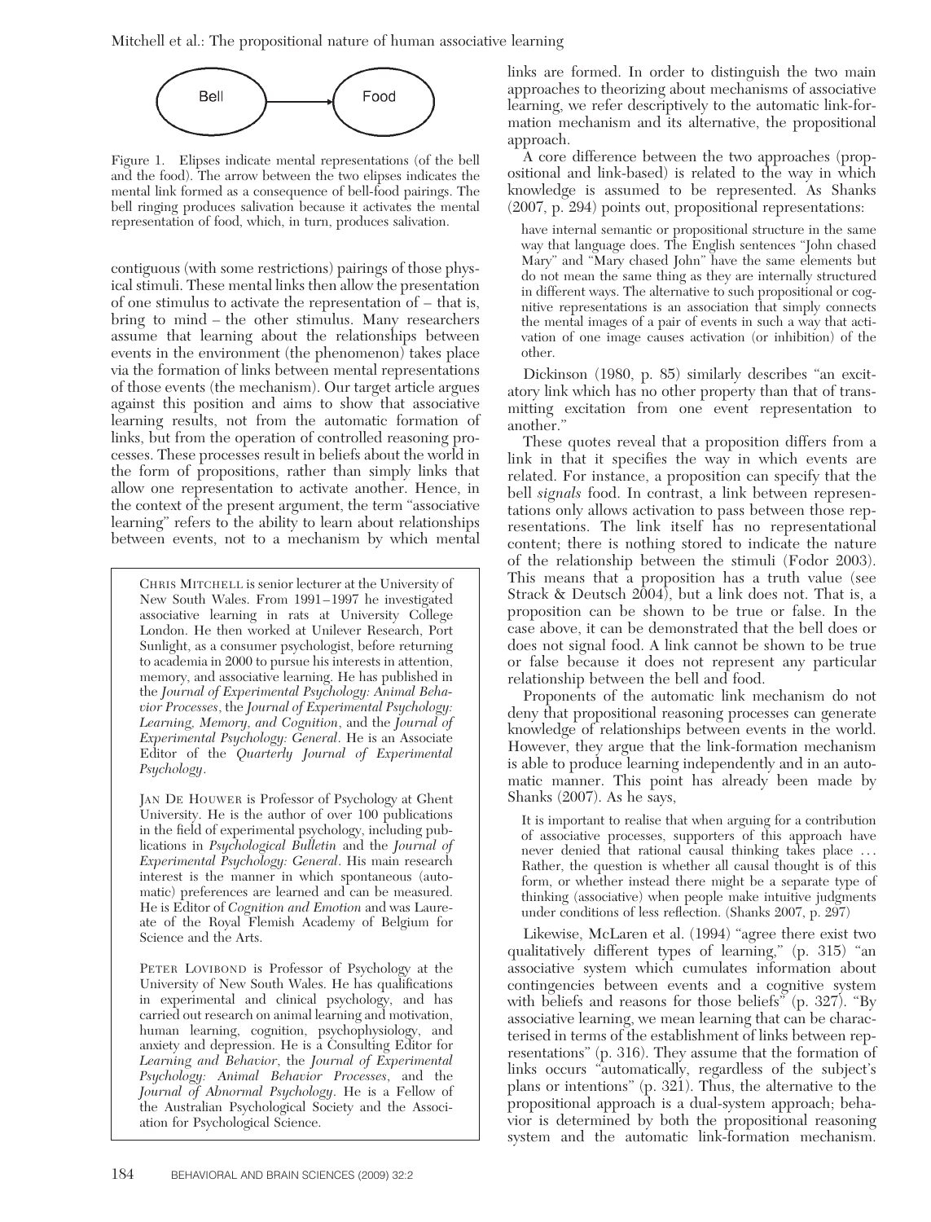Figure 1. Elipses indicate mental representations (of the bell and the food). The arrow between the two elipses indicates the mental link formed as a consequence of bell-food pairings. The bell ringing produces salivation because it activates the mental representation of food, which, in turn, produces salivation.

contiguous (with some restrictions) pairings of those physical stimuli. These mental links then allow the presentation of one stimulus to activate the representation of – that is, bring to mind – the other stimulus. Many researchers assume that learning about the relationships between events in the environment (the phenomenon) takes place via the formation of links between mental representations of those events (the mechanism). Our target article argues against this position and aims to show that associative learning results, not from the automatic formation of links, but from the operation of controlled reasoning processes. These processes result in beliefs about the world in the form of propositions, rather than simply links that allow one representation to activate another. Hence, in the context of the present argument, the term "associative learning" refers to the ability to learn about relationships between events, not to a mechanism by which mental links are formed. In order to distinguish the two main approaches to theorizing about mechanisms of associative learning, we refer descriptively to the automatic link-formation mechanism and its alternative, the propositional approach.

> CHRIS MITCHELL is senior lecturer at the University of New South Wales. From 1991–1997 he investigated associative learning in rats at University College London. He then worked at Unilever Research, Port Sunlight, as a consumer psychologist, before returning to academia in 2000 to pursue his interests in attention, memory, and associative learning. He has published in the *Journal of Experimental Psychology: Animal Behavior Processes*, the *Journal of Experimental Psychology: Learning, Memory, and Cognition*, and the *Journal of Experimental Psychology: General*. He is an Associate Editor of the *Quarterly Journal of Experimental Psychology*.
>
> JAN DE HOUWER is Professor of Psychology at Ghent University. He is the author of over 100 publications in the field of experimental psychology, including publications in *Psychological Bulletin* and the *Journal of Experimental Psychology: General*. His main research interest is the manner in which spontaneous (automatic) preferences are learned and can be measured. He is Editor of *Cognition and Emotion* and was Laureate of the Royal Flemish Academy of Belgium for Science and the Arts.
>
> PETER LOVIBOND is Professor of Psychology at the University of New South Wales. He has qualifications in experimental and clinical psychology, and has carried out research on animal learning and motivation, human learning, cognition, psychophysiology, and anxiety and depression. He is a Consulting Editor for *Learning and Behavior*, the *Journal of Experimental Psychology: Animal Behavior Processes*, and the *Journal of Abnormal Psychology*. He is a Fellow of the Australian Psychological Society and the Association for Psychological Science.

A core difference between the two approaches (propositional and link-based) is related to the way in which knowledge is assumed to be represented. As Shanks (2007, p. 294) points out, propositional representations:

> have internal semantic or propositional structure in the same way that language does. The English sentences "John chased Mary" and "Mary chased John" have the same elements but do not mean the same thing as they are internally structured in different ways. The alternative to such propositional or cognitive representations is an association that simply connects the mental images of a pair of events in such a way that activation of one image causes activation (or inhibition) of the other.

Dickinson (1980, p. 85) similarly describes "an excitatory link which has no other property than that of transmitting excitation from one event representation to another."

These quotes reveal that a proposition differs from a link in that it specifies the way in which events are related. For instance, a proposition can specify that the bell *signals* food. In contrast, a link between representations only allows activation to pass between those representations. The link itself has no representational content; there is nothing stored to indicate the nature of the relationship between the stimuli (Fodor 2003). This means that a proposition has a truth value (see Strack & Deutsch 2004), but a link does not. That is, a proposition can be shown to be true or false. In the case above, it can be demonstrated that the bell does or does not signal food. A link cannot be shown to be true or false because it does not represent any particular relationship between the bell and food.

Proponents of the automatic link mechanism do not deny that propositional reasoning processes can generate knowledge of relationships between events in the world. However, they argue that the link-formation mechanism is able to produce learning independently and in an automatic manner. This point has already been made by Shanks (2007). As he says,

> It is important to realise that when arguing for a contribution of associative processes, supporters of this approach have never denied that rational causal thinking takes place . . . Rather, the question is whether all causal thought is of this form, or whether instead there might be a separate type of thinking (associative) when people make intuitive judgments under conditions of less reflection. (Shanks 2007, p. 297)

Likewise, McLaren et al. (1994) "agree there exist two qualitatively different types of learning," (p. 315) "an associative system which cumulates information about contingencies between events and a cognitive system with beliefs and reasons for those beliefs" (p. 327). "By associative learning, we mean learning that can be characterised in terms of the establishment of links between representations" (p. 316). They assume that the formation of links occurs "automatically, regardless of the subject's plans or intentions" (p. 321). Thus, the alternative to the propositional approach is a dual-system approach; behavior is determined by both the propositional reasoning system and the automatic link-formation mechanism.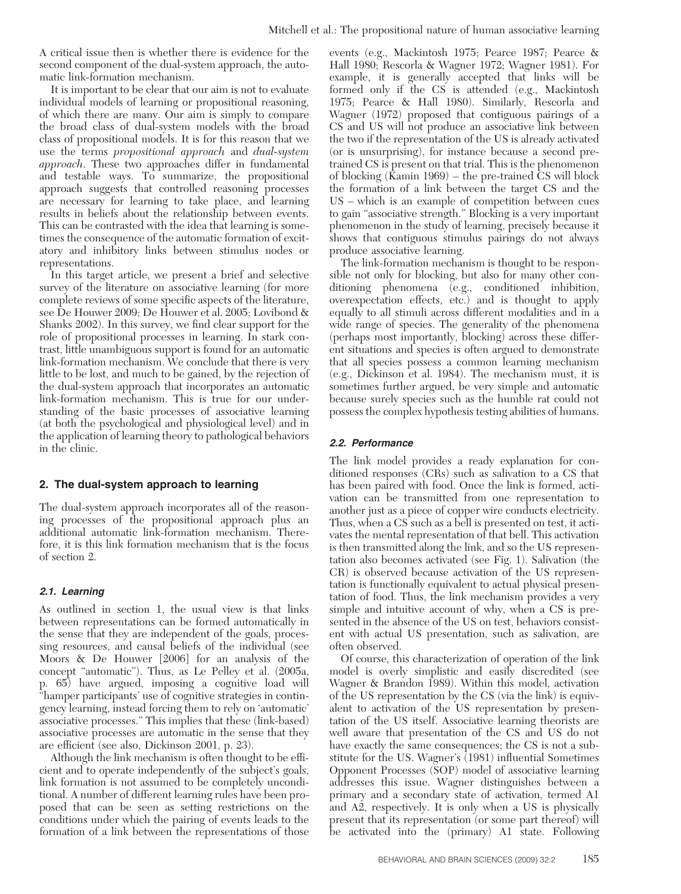A critical issue then is whether there is evidence for the second component of the dual-system approach, the automatic link-formation mechanism.

It is important to be clear that our aim is not to evaluate individual models of learning or propositional reasoning, of which there are many. Our aim is simply to compare the broad class of dual-system models with the broad class of propositional models. It is for this reason that we use the terms *propositional approach* and *dual-system approach*. These two approaches differ in fundamental and testable ways. To summarize, the propositional approach suggests that controlled reasoning processes are necessary for learning to take place, and learning results in beliefs about the relationship between events. This can be contrasted with the idea that learning is sometimes the consequence of the automatic formation of excitatory and inhibitory links between stimulus nodes or representations.

In this target article, we present a brief and selective survey of the literature on associative learning (for more complete reviews of some specific aspects of the literature, see De Houwer 2009; De Houwer et al. 2005; Lovibond & Shanks 2002). In this survey, we find clear support for the role of propositional processes in learning. In stark contrast, little unambiguous support is found for an automatic link-formation mechanism. We conclude that there is very little to be lost, and much to be gained, by the rejection of the dual-system approach that incorporates an automatic link-formation mechanism. This is true for our understanding of the basic processes of associative learning (at both the psychological and physiological level) and in the application of learning theory to pathological behaviors in the clinic.

## 2. The dual-system approach to learning

The dual-system approach incorporates all of the reasoning processes of the propositional approach plus an additional automatic link-formation mechanism. Therefore, it is this link formation mechanism that is the focus of section 2.

### 2.1. Learning

As outlined in section 1, the usual view is that links between representations can be formed automatically in the sense that they are independent of the goals, processing resources, and causal beliefs of the individual (see Moors & De Houwer [2006] for an analysis of the concept "automatic"). Thus, as Le Pelley et al. (2005a, p. 65) have argued, imposing a cognitive load will "hamper participants' use of cognitive strategies in contingency learning, instead forcing them to rely on 'automatic' associative processes." This implies that these (link-based) associative processes are automatic in the sense that they are efficient (see also, Dickinson 2001, p. 23).

Although the link mechanism is often thought to be efficient and to operate independently of the subject's goals, link formation is not assumed to be completely unconditional. A number of different learning rules have been proposed that can be seen as setting restrictions on the conditions under which the pairing of events leads to the formation of a link between the representations of those events (e.g., Mackintosh 1975; Pearce 1987; Pearce & Hall 1980; Rescorla & Wagner 1972; Wagner 1981). For example, it is generally accepted that links will be formed only if the CS is attended (e.g., Mackintosh 1975; Pearce & Hall 1980). Similarly, Rescorla and Wagner (1972) proposed that contiguous pairings of a CS and US will not produce an associative link between the two if the representation of the US is already activated (or is unsurprising), for instance because a second pretrained CS is present on that trial. This is the phenomenon of blocking (Kamin 1969) – the pre-trained CS will block the formation of a link between the target CS and the US – which is an example of competition between cues to gain "associative strength." Blocking is a very important phenomenon in the study of learning, precisely because it shows that contiguous stimulus pairings do not always produce associative learning.

The link-formation mechanism is thought to be responsible not only for blocking, but also for many other conditioning phenomena (e.g., conditioned inhibition, overexpectation effects, etc.) and is thought to apply equally to all stimuli across different modalities and in a wide range of species. The generality of the phenomena (perhaps most importantly, blocking) across these different situations and species is often argued to demonstrate that all species possess a common learning mechanism (e.g., Dickinson et al. 1984). The mechanism must, it is sometimes further argued, be very simple and automatic because surely species such as the humble rat could not possess the complex hypothesis testing abilities of humans.

### 2.2. Performance

The link model provides a ready explanation for conditioned responses (CRs) such as salivation to a CS that has been paired with food. Once the link is formed, activation can be transmitted from one representation to another just as a piece of copper wire conducts electricity. Thus, when a CS such as a bell is presented on test, it activates the mental representation of that bell. This activation is then transmitted along the link, and so the US representation also becomes activated (see Fig. 1). Salivation (the CR) is observed because activation of the US representation is functionally equivalent to actual physical presentation of food. Thus, the link mechanism provides a very simple and intuitive account of why, when a CS is presented in the absence of the US on test, behaviors consistent with actual US presentation, such as salivation, are often observed.

Of course, this characterization of operation of the link model is overly simplistic and easily discredited (see Wagner & Brandon 1989). Within this model, activation of the US representation by the CS (via the link) is equivalent to activation of the US representation by presentation of the US itself. Associative learning theorists are well aware that presentation of the CS and US do not have exactly the same consequences; the CS is not a substitute for the US. Wagner's (1981) influential Sometimes Opponent Processes (SOP) model of associative learning addresses this issue. Wagner distinguishes between a primary and a secondary state of activation, termed A1 and A2, respectively. It is only when a US is physically present that its representation (or some part thereof) will be activated into the (primary) A1 state. Following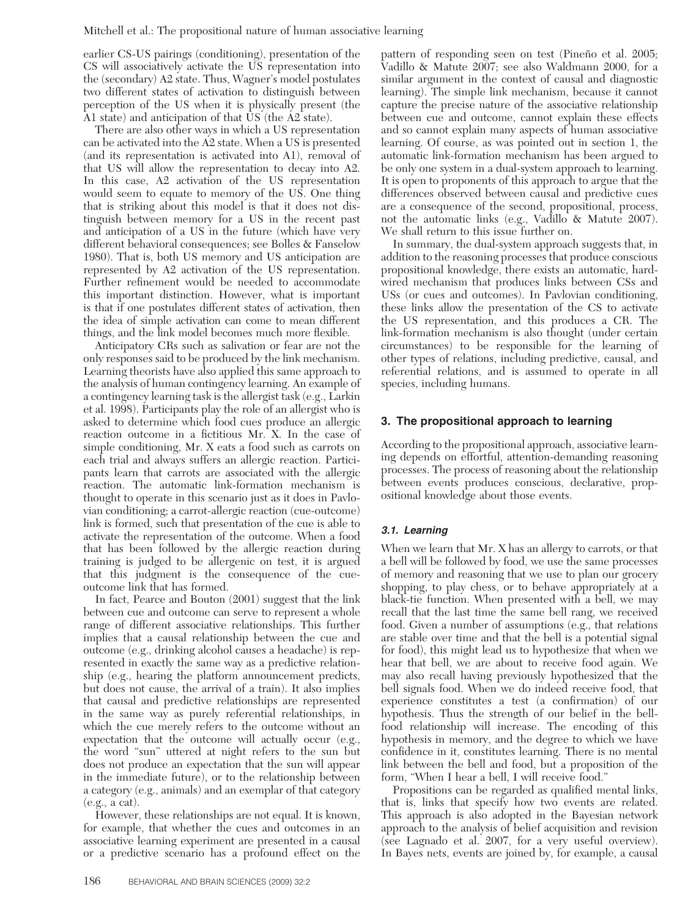earlier CS-US pairings (conditioning), presentation of the CS will associatively activate the US representation into the (secondary) A2 state. Thus, Wagner's model postulates two different states of activation to distinguish between perception of the US when it is physically present (the A1 state) and anticipation of that US (the A2 state).

There are also other ways in which a US representation can be activated into the A2 state. When a US is presented (and its representation is activated into A1), removal of that US will allow the representation to decay into A2. In this case, A2 activation of the US representation would seem to equate to memory of the US. One thing that is striking about this model is that it does not distinguish between memory for a US in the recent past and anticipation of a US in the future (which have very different behavioral consequences; see Bolles & Fanselow 1980). That is, both US memory and US anticipation are represented by A2 activation of the US representation. Further refinement would be needed to accommodate this important distinction. However, what is important is that if one postulates different states of activation, then the idea of simple activation can come to mean different things, and the link model becomes much more flexible.

Anticipatory CRs such as salivation or fear are not the only responses said to be produced by the link mechanism. Learning theorists have also applied this same approach to the analysis of human contingency learning. An example of a contingency learning task is the allergist task (e.g., Larkin et al. 1998). Participants play the role of an allergist who is asked to determine which food cues produce an allergic reaction outcome in a fictitious Mr. X. In the case of simple conditioning, Mr. X eats a food such as carrots on each trial and always suffers an allergic reaction. Participants learn that carrots are associated with the allergic reaction. The automatic link-formation mechanism is thought to operate in this scenario just as it does in Pavlovian conditioning; a carrot-allergic reaction (cue-outcome) link is formed, such that presentation of the cue is able to activate the representation of the outcome. When a food that has been followed by the allergic reaction during training is judged to be allergenic on test, it is argued that this judgment is the consequence of the cue-outcome link that has formed.

In fact, Pearce and Bouton (2001) suggest that the link between cue and outcome can serve to represent a whole range of different associative relationships. This further implies that a causal relationship between the cue and outcome (e.g., drinking alcohol causes a headache) is represented in exactly the same way as a predictive relationship (e.g., hearing the platform announcement predicts, but does not cause, the arrival of a train). It also implies that causal and predictive relationships are represented in the same way as purely referential relationships, in which the cue merely refers to the outcome without an expectation that the outcome will actually occur (e.g., the word "sun" uttered at night refers to the sun but does not produce an expectation that the sun will appear in the immediate future), or to the relationship between a category (e.g., animals) and an exemplar of that category (e.g., a cat).

However, these relationships are not equal. It is known, for example, that whether the cues and outcomes in an associative learning experiment are presented in a causal or a predictive scenario has a profound effect on the pattern of responding seen on test (Pineño et al. 2005; Vadillo & Matute 2007; see also Waldmann 2000, for a similar argument in the context of causal and diagnostic learning). The simple link mechanism, because it cannot capture the precise nature of the associative relationship between cue and outcome, cannot explain these effects and so cannot explain many aspects of human associative learning. Of course, as was pointed out in section 1, the automatic link-formation mechanism has been argued to be only one system in a dual-system approach to learning. It is open to proponents of this approach to argue that the differences observed between causal and predictive cues are a consequence of the second, propositional, process, not the automatic links (e.g., Vadillo & Matute 2007). We shall return to this issue further on.

In summary, the dual-system approach suggests that, in addition to the reasoning processes that produce conscious propositional knowledge, there exists an automatic, hard-wired mechanism that produces links between CSs and USs (or cues and outcomes). In Pavlovian conditioning, these links allow the presentation of the CS to activate the US representation, and this produces a CR. The link-formation mechanism is also thought (under certain circumstances) to be responsible for the learning of other types of relations, including predictive, causal, and referential relations, and is assumed to operate in all species, including humans.

## 3. The propositional approach to learning

According to the propositional approach, associative learning depends on effortful, attention-demanding reasoning processes. The process of reasoning about the relationship between events produces conscious, declarative, propositional knowledge about those events.

### 3.1. Learning

When we learn that Mr. X has an allergy to carrots, or that a bell will be followed by food, we use the same processes of memory and reasoning that we use to plan our grocery shopping, to play chess, or to behave appropriately at a black-tie function. When presented with a bell, we may recall that the last time the same bell rang, we received food. Given a number of assumptions (e.g., that relations are stable over time and that the bell is a potential signal for food), this might lead us to hypothesize that when we hear that bell, we are about to receive food again. We may also recall having previously hypothesized that the bell signals food. When we do indeed receive food, that experience constitutes a test (a confirmation) of our hypothesis. Thus the strength of our belief in the bell-food relationship will increase. The encoding of this hypothesis in memory, and the degree to which we have confidence in it, constitutes learning. There is no mental link between the bell and food, but a proposition of the form, "When I hear a bell, I will receive food."

Propositions can be regarded as qualified mental links, that is, links that specify how two events are related. This approach is also adopted in the Bayesian network approach to the analysis of belief acquisition and revision (see Lagnado et al. 2007, for a very useful overview). In Bayes nets, events are joined by, for example, a causal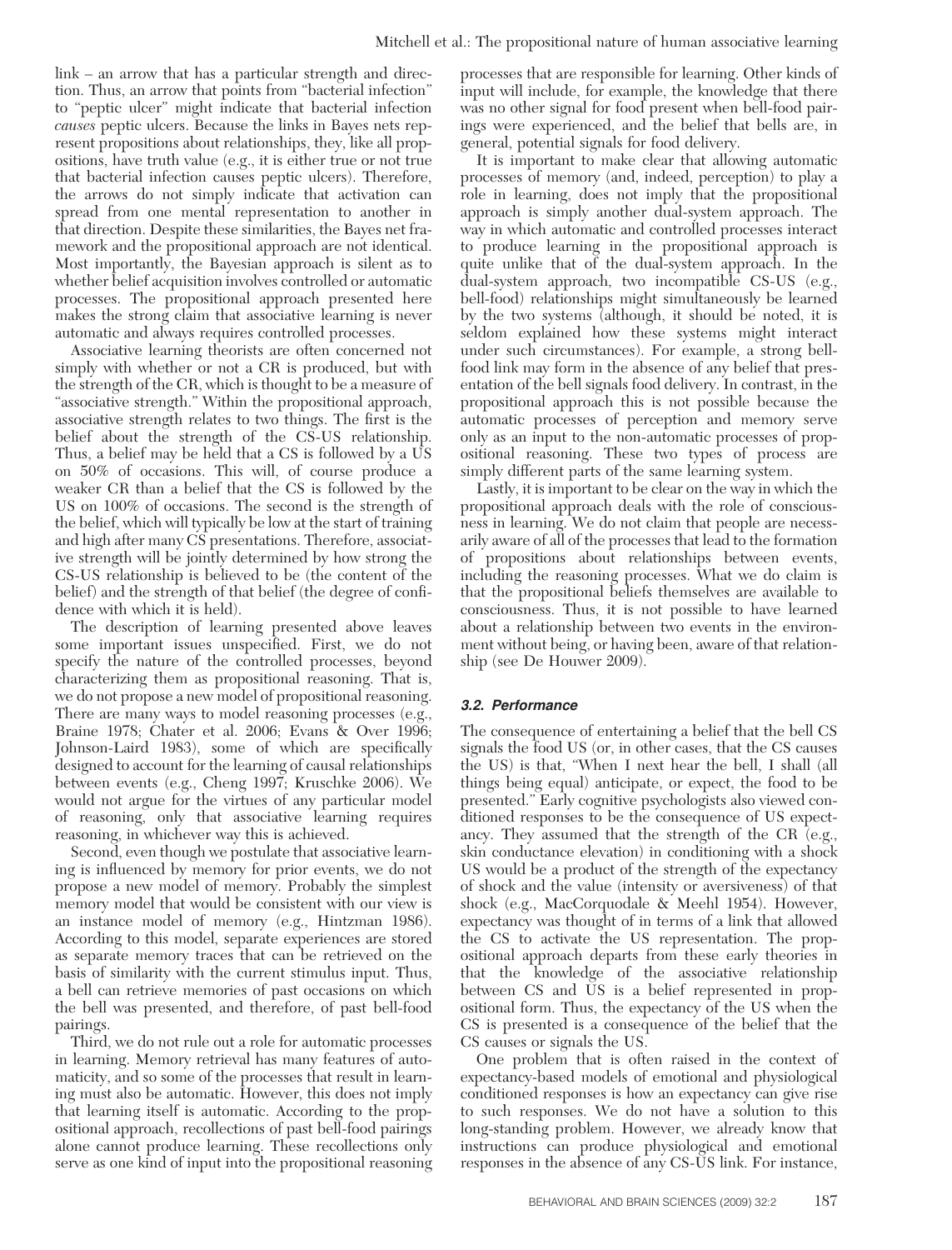link – an arrow that has a particular strength and direction. Thus, an arrow that points from "bacterial infection" to "peptic ulcer" might indicate that bacterial infection *causes* peptic ulcers. Because the links in Bayes nets represent propositions about relationships, they, like all propositions, have truth value (e.g., it is either true or not true that bacterial infection causes peptic ulcers). Therefore, the arrows do not simply indicate that activation can spread from one mental representation to another in that direction. Despite these similarities, the Bayes net framework and the propositional approach are not identical. Most importantly, the Bayesian approach is silent as to whether belief acquisition involves controlled or automatic processes. The propositional approach presented here makes the strong claim that associative learning is never automatic and always requires controlled processes.

Associative learning theorists are often concerned not simply with whether or not a CR is produced, but with the strength of the CR, which is thought to be a measure of "associative strength." Within the propositional approach, associative strength relates to two things. The first is the belief about the strength of the CS-US relationship. Thus, a belief may be held that a CS is followed by a US on 50% of occasions. This will, of course produce a weaker CR than a belief that the CS is followed by the US on 100% of occasions. The second is the strength of the belief, which will typically be low at the start of training and high after many CS presentations. Therefore, associative strength will be jointly determined by how strong the CS-US relationship is believed to be (the content of the belief) and the strength of that belief (the degree of confidence with which it is held).

The description of learning presented above leaves some important issues unspecified. First, we do not specify the nature of the controlled processes, beyond characterizing them as propositional reasoning. That is, we do not propose a new model of propositional reasoning. There are many ways to model reasoning processes (e.g., Braine 1978; Chater et al. 2006; Evans & Over 1996; Johnson-Laird 1983), some of which are specifically designed to account for the learning of causal relationships between events (e.g., Cheng 1997; Kruschke 2006). We would not argue for the virtues of any particular model of reasoning, only that associative learning requires reasoning, in whichever way this is achieved.

Second, even though we postulate that associative learning is influenced by memory for prior events, we do not propose a new model of memory. Probably the simplest memory model that would be consistent with our view is an instance model of memory (e.g., Hintzman 1986). According to this model, separate experiences are stored as separate memory traces that can be retrieved on the basis of similarity with the current stimulus input. Thus, a bell can retrieve memories of past occasions on which the bell was presented, and therefore, of past bell-food pairings.

Third, we do not rule out a role for automatic processes in learning. Memory retrieval has many features of automaticity, and so some of the processes that result in learning must also be automatic. However, this does not imply that learning itself is automatic. According to the propositional approach, recollections of past bell-food pairings alone cannot produce learning. These recollections only serve as one kind of input into the propositional reasoning processes that are responsible for learning. Other kinds of input will include, for example, the knowledge that there was no other signal for food present when bell-food pairings were experienced, and the belief that bells are, in general, potential signals for food delivery.

It is important to make clear that allowing automatic processes of memory (and, indeed, perception) to play a role in learning, does not imply that the propositional approach is simply another dual-system approach. The way in which automatic and controlled processes interact to produce learning in the propositional approach is quite unlike that of the dual-system approach. In the dual-system approach, two incompatible CS-US (e.g., bell-food) relationships might simultaneously be learned by the two systems (although, it should be noted, it is seldom explained how these systems might interact under such circumstances). For example, a strong bell-food link may form in the absence of any belief that presentation of the bell signals food delivery. In contrast, in the propositional approach this is not possible because the automatic processes of perception and memory serve only as an input to the non-automatic processes of propositional reasoning. These two types of process are simply different parts of the same learning system.

Lastly, it is important to be clear on the way in which the propositional approach deals with the role of consciousness in learning. We do not claim that people are necessarily aware of all of the processes that lead to the formation of propositions about relationships between events, including the reasoning processes. What we do claim is that the propositional beliefs themselves are available to consciousness. Thus, it is not possible to have learned about a relationship between two events in the environment without being, or having been, aware of that relationship (see De Houwer 2009).

### 3.2. Performance

The consequence of entertaining a belief that the bell CS signals the food US (or, in other cases, that the CS causes the US) is that, "When I next hear the bell, I shall (all things being equal) anticipate, or expect, the food to be presented." Early cognitive psychologists also viewed conditioned responses to be the consequence of US expectancy. They assumed that the strength of the CR (e.g., skin conductance elevation) in conditioning with a shock US would be a product of the strength of the expectancy of shock and the value (intensity or aversiveness) of that shock (e.g., MacCorquodale & Meehl 1954). However, expectancy was thought of in terms of a link that allowed the CS to activate the US representation. The propositional approach departs from these early theories in that the knowledge of the associative relationship between CS and US is a belief represented in propositional form. Thus, the expectancy of the US when the CS is presented is a consequence of the belief that the CS causes or signals the US.

One problem that is often raised in the context of expectancy-based models of emotional and physiological conditioned responses is how an expectancy can give rise to such responses. We do not have a solution to this long-standing problem. However, we already know that instructions can produce physiological and emotional responses in the absence of any CS-US link. For instance,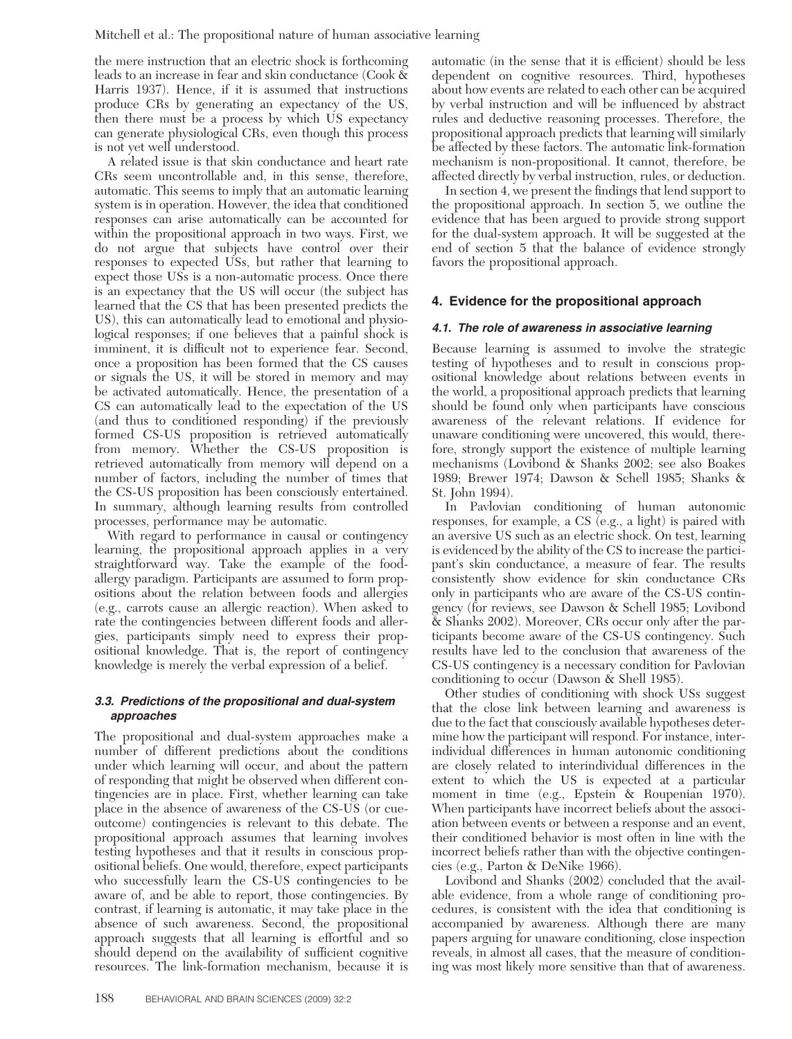the mere instruction that an electric shock is forthcoming leads to an increase in fear and skin conductance (Cook & Harris 1937). Hence, if it is assumed that instructions produce CRs by generating an expectancy of the US, then there must be a process by which US expectancy can generate physiological CRs, even though this process is not yet well understood.

A related issue is that skin conductance and heart rate CRs seem uncontrollable and, in this sense, therefore, automatic. This seems to imply that an automatic learning system is in operation. However, the idea that conditioned responses can arise automatically can be accounted for within the propositional approach in two ways. First, we do not argue that subjects have control over their responses to expected USs, but rather that learning to expect those USs is a non-automatic process. Once there is an expectancy that the US will occur (the subject has learned that the CS that has been presented predicts the US), this can automatically lead to emotional and physiological responses; if one believes that a painful shock is imminent, it is difficult not to experience fear. Second, once a proposition has been formed that the CS causes or signals the US, it will be stored in memory and may be activated automatically. Hence, the presentation of a CS can automatically lead to the expectation of the US (and thus to conditioned responding) if the previously formed CS-US proposition is retrieved automatically from memory. Whether the CS-US proposition is retrieved automatically from memory will depend on a number of factors, including the number of times that the CS-US proposition has been consciously entertained. In summary, although learning results from controlled processes, performance may be automatic.

With regard to performance in causal or contingency learning, the propositional approach applies in a very straightforward way. Take the example of the food-allergy paradigm. Participants are assumed to form propositions about the relation between foods and allergies (e.g., carrots cause an allergic reaction). When asked to rate the contingencies between different foods and allergies, participants simply need to express their propositional knowledge. That is, the report of contingency knowledge is merely the verbal expression of a belief.

### 3.3. Predictions of the propositional and dual-system approaches

The propositional and dual-system approaches make a number of different predictions about the conditions under which learning will occur, and about the pattern of responding that might be observed when different contingencies are in place. First, whether learning can take place in the absence of awareness of the CS-US (or cue-outcome) contingencies is relevant to this debate. The propositional approach assumes that learning involves testing hypotheses and that it results in conscious propositional beliefs. One would, therefore, expect participants who successfully learn the CS-US contingencies to be aware of, and be able to report, those contingencies. By contrast, if learning is automatic, it may take place in the absence of such awareness. Second, the propositional approach suggests that all learning is effortful and so should depend on the availability of sufficient cognitive resources. The link-formation mechanism, because it is automatic (in the sense that it is efficient) should be less dependent on cognitive resources. Third, hypotheses about how events are related to each other can be acquired by verbal instruction and will be influenced by abstract rules and deductive reasoning processes. Therefore, the propositional approach predicts that learning will similarly be affected by these factors. The automatic link-formation mechanism is non-propositional. It cannot, therefore, be affected directly by verbal instruction, rules, or deduction.

In section 4, we present the findings that lend support to the propositional approach. In section 5, we outline the evidence that has been argued to provide strong support for the dual-system approach. It will be suggested at the end of section 5 that the balance of evidence strongly favors the propositional approach.

## 4. Evidence for the propositional approach

### 4.1. The role of awareness in associative learning

Because learning is assumed to involve the strategic testing of hypotheses and to result in conscious propositional knowledge about relations between events in the world, a propositional approach predicts that learning should be found only when participants have conscious awareness of the relevant relations. If evidence for unaware conditioning were uncovered, this would, therefore, strongly support the existence of multiple learning mechanisms (Lovibond & Shanks 2002; see also Boakes 1989; Brewer 1974; Dawson & Schell 1985; Shanks & St. John 1994).

In Pavlovian conditioning of human autonomic responses, for example, a CS (e.g., a light) is paired with an aversive US such as an electric shock. On test, learning is evidenced by the ability of the CS to increase the participant's skin conductance, a measure of fear. The results consistently show evidence for skin conductance CRs only in participants who are aware of the CS-US contingency (for reviews, see Dawson & Schell 1985; Lovibond & Shanks 2002). Moreover, CRs occur only after the participants become aware of the CS-US contingency. Such results have led to the conclusion that awareness of the CS-US contingency is a necessary condition for Pavlovian conditioning to occur (Dawson & Shell 1985).

Other studies of conditioning with shock USs suggest that the close link between learning and awareness is due to the fact that consciously available hypotheses determine how the participant will respond. For instance, interindividual differences in human autonomic conditioning are closely related to interindividual differences in the extent to which the US is expected at a particular moment in time (e.g., Epstein & Roupenian 1970). When participants have incorrect beliefs about the association between events or between a response and an event, their conditioned behavior is most often in line with the incorrect beliefs rather than with the objective contingencies (e.g., Parton & DeNike 1966).

Lovibond and Shanks (2002) concluded that the available evidence, from a whole range of conditioning procedures, is consistent with the idea that conditioning is accompanied by awareness. Although there are many papers arguing for unaware conditioning, close inspection reveals, in almost all cases, that the measure of conditioning was most likely more sensitive than that of awareness.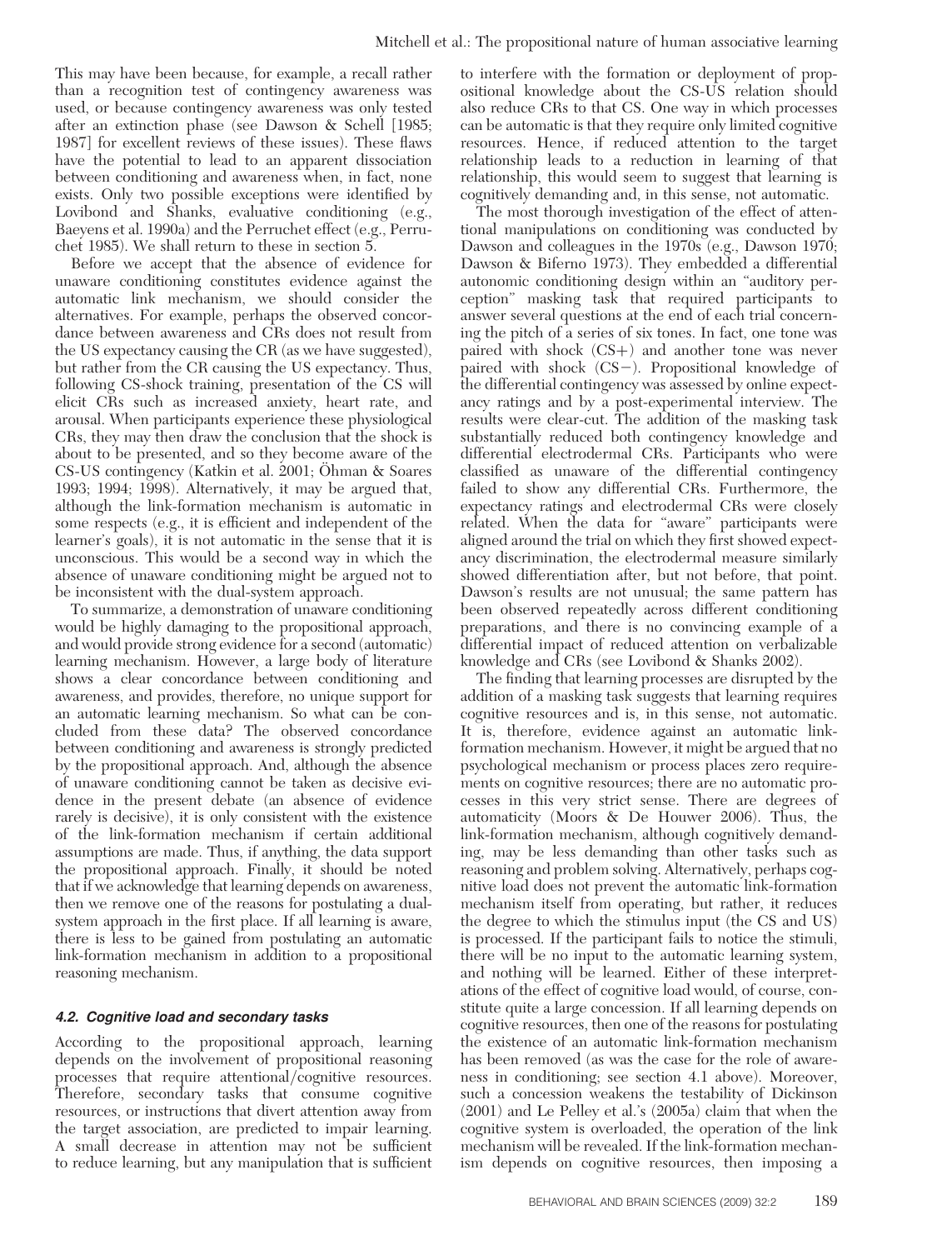This may have been because, for example, a recall rather than a recognition test of contingency awareness was used, or because contingency awareness was only tested after an extinction phase (see Dawson & Schell [1985; 1987] for excellent reviews of these issues). These flaws have the potential to lead to an apparent dissociation between conditioning and awareness when, in fact, none exists. Only two possible exceptions were identified by Lovibond and Shanks, evaluative conditioning (e.g., Baeyens et al. 1990a) and the Perruchet effect (e.g., Perruchet 1985). We shall return to these in section 5.

Before we accept that the absence of evidence for unaware conditioning constitutes evidence against the automatic link mechanism, we should consider the alternatives. For example, perhaps the observed concordance between awareness and CRs does not result from the US expectancy causing the CR (as we have suggested), but rather from the CR causing the US expectancy. Thus, following CS-shock training, presentation of the CS will elicit CRs such as increased anxiety, heart rate, and arousal. When participants experience these physiological CRs, they may then draw the conclusion that the shock is about to be presented, and so they become aware of the CS-US contingency (Katkin et al. 2001; Öhman & Soares 1993; 1994; 1998). Alternatively, it may be argued that, although the link-formation mechanism is automatic in some respects (e.g., it is efficient and independent of the learner's goals), it is not automatic in the sense that it is unconscious. This would be a second way in which the absence of unaware conditioning might be argued not to be inconsistent with the dual-system approach.

To summarize, a demonstration of unaware conditioning would be highly damaging to the propositional approach, and would provide strong evidence for a second (automatic) learning mechanism. However, a large body of literature shows a clear concordance between conditioning and awareness, and provides, therefore, no unique support for an automatic learning mechanism. So what can be concluded from these data? The observed concordance between conditioning and awareness is strongly predicted by the propositional approach. And, although the absence of unaware conditioning cannot be taken as decisive evidence in the present debate (an absence of evidence rarely is decisive), it is only consistent with the existence of the link-formation mechanism if certain additional assumptions are made. Thus, if anything, the data support the propositional approach. Finally, it should be noted that if we acknowledge that learning depends on awareness, then we remove one of the reasons for postulating a dual-system approach in the first place. If all learning is aware, there is less to be gained from postulating an automatic link-formation mechanism in addition to a propositional reasoning mechanism.

### *4.2. Cognitive load and secondary tasks*

According to the propositional approach, learning depends on the involvement of propositional reasoning processes that require attentional/cognitive resources. Therefore, secondary tasks that consume cognitive resources, or instructions that divert attention away from the target association, are predicted to impair learning. A small decrease in attention may not be sufficient to reduce learning, but any manipulation that is sufficient to interfere with the formation or deployment of propositional knowledge about the CS-US relation should also reduce CRs to that CS. One way in which processes can be automatic is that they require only limited cognitive resources. Hence, if reduced attention to the target relationship leads to a reduction in learning of that relationship, this would seem to suggest that learning is cognitively demanding and, in this sense, not automatic.

The most thorough investigation of the effect of attentional manipulations on conditioning was conducted by Dawson and colleagues in the 1970s (e.g., Dawson 1970; Dawson & Biferno 1973). They embedded a differential autonomic conditioning design within an "auditory perception" masking task that required participants to answer several questions at the end of each trial concerning the pitch of a series of six tones. In fact, one tone was paired with shock (CS+) and another tone was never paired with shock (CS−). Propositional knowledge of the differential contingency was assessed by online expectancy ratings and by a post-experimental interview. The results were clear-cut. The addition of the masking task substantially reduced both contingency knowledge and differential electrodermal CRs. Participants who were classified as unaware of the differential contingency failed to show any differential CRs. Furthermore, the expectancy ratings and electrodermal CRs were closely related. When the data for "aware" participants were aligned around the trial on which they first showed expectancy discrimination, the electrodermal measure similarly showed differentiation after, but not before, that point. Dawson's results are not unusual; the same pattern has been observed repeatedly across different conditioning preparations, and there is no convincing example of a differential impact of reduced attention on verbalizable knowledge and CRs (see Lovibond & Shanks 2002).

The finding that learning processes are disrupted by the addition of a masking task suggests that learning requires cognitive resources and is, in this sense, not automatic. It is, therefore, evidence against an automatic link-formation mechanism. However, it might be argued that no psychological mechanism or process places zero requirements on cognitive resources; there are no automatic processes in this very strict sense. There are degrees of automaticity (Moors & De Houwer 2006). Thus, the link-formation mechanism, although cognitively demanding, may be less demanding than other tasks such as reasoning and problem solving. Alternatively, perhaps cognitive load does not prevent the automatic link-formation mechanism itself from operating, but rather, it reduces the degree to which the stimulus input (the CS and US) is processed. If the participant fails to notice the stimuli, there will be no input to the automatic learning system, and nothing will be learned. Either of these interpretations of the effect of cognitive load would, of course, constitute quite a large concession. If all learning depends on cognitive resources, then one of the reasons for postulating the existence of an automatic link-formation mechanism has been removed (as was the case for the role of awareness in conditioning; see section 4.1 above). Moreover, such a concession weakens the testability of Dickinson (2001) and Le Pelley et al.'s (2005a) claim that when the cognitive system is overloaded, the operation of the link mechanism will be revealed. If the link-formation mechanism depends on cognitive resources, then imposing a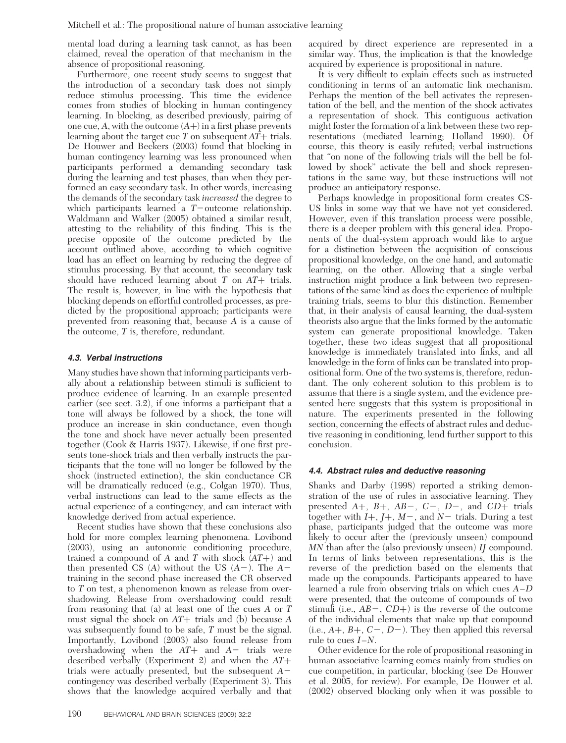mental load during a learning task cannot, as has been claimed, reveal the operation of that mechanism in the absence of propositional reasoning.

Furthermore, one recent study seems to suggest that the introduction of a secondary task does not simply reduce stimulus processing. This time the evidence comes from studies of blocking in human contingency learning. In blocking, as described previously, pairing of one cue, *A*, with the outcome (*A*+) in a first phase prevents learning about the target cue *T* on subsequent *AT*+ trials. De Houwer and Beckers (2003) found that blocking in human contingency learning was less pronounced when participants performed a demanding secondary task during the learning and test phases, than when they performed an easy secondary task. In other words, increasing the demands of the secondary task *increased* the degree to which participants learned a *T*−outcome relationship. Waldmann and Walker (2005) obtained a similar result, attesting to the reliability of this finding. This is the precise opposite of the outcome predicted by the account outlined above, according to which cognitive load has an effect on learning by reducing the degree of stimulus processing. By that account, the secondary task should have reduced learning about *T* on *AT*+ trials. The result is, however, in line with the hypothesis that blocking depends on effortful controlled processes, as predicted by the propositional approach; participants were prevented from reasoning that, because *A* is a cause of the outcome, *T* is, therefore, redundant.

### 4.3. Verbal instructions

Many studies have shown that informing participants verbally about a relationship between stimuli is sufficient to produce evidence of learning. In an example presented earlier (see sect. 3.2), if one informs a participant that a tone will always be followed by a shock, the tone will produce an increase in skin conductance, even though the tone and shock have never actually been presented together (Cook & Harris 1937). Likewise, if one first presents tone-shock trials and then verbally instructs the participants that the tone will no longer be followed by the shock (instructed extinction), the skin conductance CR will be dramatically reduced (e.g., Colgan 1970). Thus, verbal instructions can lead to the same effects as the actual experience of a contingency, and can interact with knowledge derived from actual experience.

Recent studies have shown that these conclusions also hold for more complex learning phenomena. Lovibond (2003), using an autonomic conditioning procedure, trained a compound of *A* and *T* with shock (*AT*+) and then presented CS (*A*) without the US (*A*−). The *A*− training in the second phase increased the CR observed to *T* on test, a phenomenon known as release from overshadowing. Release from overshadowing could result from reasoning that (a) at least one of the cues *A* or *T* must signal the shock on *AT*+ trials and (b) because *A* was subsequently found to be safe, *T* must be the signal. Importantly, Lovibond (2003) also found release from overshadowing when the *AT*+ and *A*− trials were described verbally (Experiment 2) and when the *AT*+ trials were actually presented, but the subsequent *A*− contingency was described verbally (Experiment 3). This shows that the knowledge acquired verbally and that acquired by direct experience are represented in a similar way. Thus, the implication is that the knowledge acquired by experience is propositional in nature.

It is very difficult to explain effects such as instructed conditioning in terms of an automatic link mechanism. Perhaps the mention of the bell activates the representation of the bell, and the mention of the shock activates a representation of shock. This contiguous activation might foster the formation of a link between these two representations (mediated learning; Holland 1990). Of course, this theory is easily refuted; verbal instructions that "on none of the following trials will the bell be followed by shock" activate the bell and shock representations in the same way, but these instructions will not produce an anticipatory response.

Perhaps knowledge in propositional form creates CS-US links in some way that we have not yet considered. However, even if this translation process were possible, there is a deeper problem with this general idea. Proponents of the dual-system approach would like to argue for a distinction between the acquisition of conscious propositional knowledge, on the one hand, and automatic learning, on the other. Allowing that a single verbal instruction might produce a link between two representations of the same kind as does the experience of multiple training trials, seems to blur this distinction. Remember that, in their analysis of causal learning, the dual-system theorists also argue that the links formed by the automatic system can generate propositional knowledge. Taken together, these two ideas suggest that all propositional knowledge is immediately translated into links, and all knowledge in the form of links can be translated into propositional form. One of the two systems is, therefore, redundant. The only coherent solution to this problem is to assume that there is a single system, and the evidence presented here suggests that this system is propositional in nature. The experiments presented in the following section, concerning the effects of abstract rules and deductive reasoning in conditioning, lend further support to this conclusion.

### 4.4. Abstract rules and deductive reasoning

Shanks and Darby (1998) reported a striking demonstration of the use of rules in associative learning. They presented *A*+, *B*+, *AB*−, *C*−, *D*−, and *CD*+ trials together with *I*+, *J*+, *M*−, and *N*− trials. During a test phase, participants judged that the outcome was more likely to occur after the (previously unseen) compound *MN* than after the (also previously unseen) *IJ* compound. In terms of links between representations, this is the reverse of the prediction based on the elements that made up the compounds. Participants appeared to have learned a rule from observing trials on which cues *A*–*D* were presented, that the outcome of compounds of two stimuli (i.e., *AB*−, *CD*+) is the reverse of the outcome of the individual elements that make up that compound (i.e., *A*+, *B*+, *C*−, *D*−). They then applied this reversal rule to cues *I*–*N*.

Other evidence for the role of propositional reasoning in human associative learning comes mainly from studies on cue competition, in particular, blocking (see De Houwer et al. 2005, for review). For example, De Houwer et al. (2002) observed blocking only when it was possible to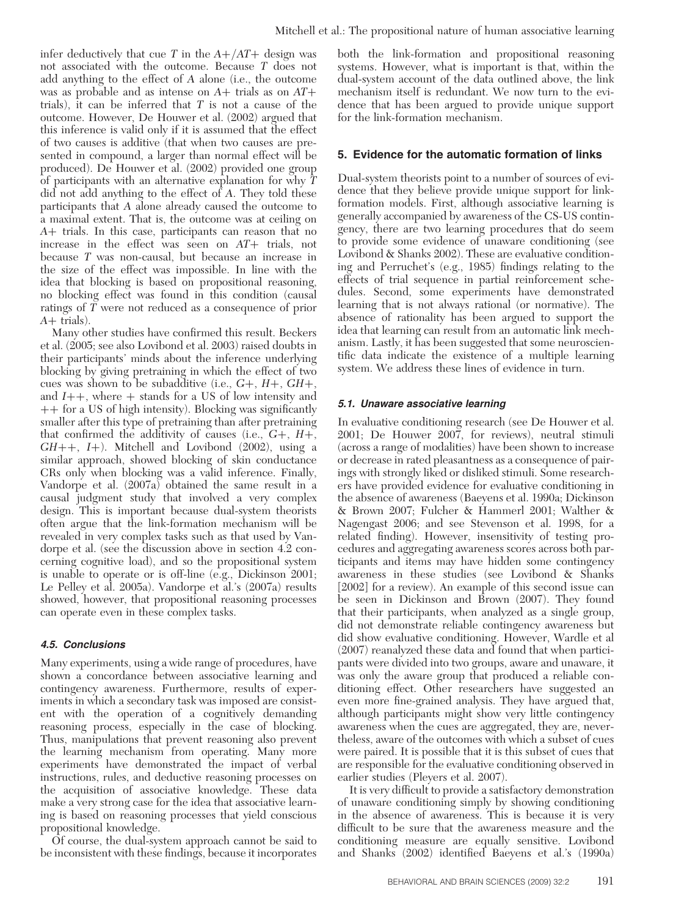infer deductively that cue *T* in the *A*+/*AT*+ design was not associated with the outcome. Because *T* does not add anything to the effect of *A* alone (i.e., the outcome was as probable and as intense on *A*+ trials as on *AT*+ trials), it can be inferred that *T* is not a cause of the outcome. However, De Houwer et al. (2002) argued that this inference is valid only if it is assumed that the effect of two causes is additive (that when two causes are presented in compound, a larger than normal effect will be produced). De Houwer et al. (2002) provided one group of participants with an alternative explanation for why *T* did not add anything to the effect of *A*. They told these participants that *A* alone already caused the outcome to a maximal extent. That is, the outcome was at ceiling on *A*+ trials. In this case, participants can reason that no increase in the effect was seen on *AT*+ trials, not because *T* was non-causal, but because an increase in the size of the effect was impossible. In line with the idea that blocking is based on propositional reasoning, no blocking effect was found in this condition (causal ratings of *T* were not reduced as a consequence of prior *A*+ trials).

Many other studies have confirmed this result. Beckers et al. (2005; see also Lovibond et al. 2003) raised doubts in their participants' minds about the inference underlying blocking by giving pretraining in which the effect of two cues was shown to be subadditive (i.e., *G*+, *H*+, *GH*+, and *I*++, where + stands for a US of low intensity and ++ for a US of high intensity). Blocking was significantly smaller after this type of pretraining than after pretraining that confirmed the additivity of causes (i.e., *G*+, *H*+, *GH*++, *I*+). Mitchell and Lovibond (2002), using a similar approach, showed blocking of skin conductance CRs only when blocking was a valid inference. Finally, Vandorpe et al. (2007a) obtained the same result in a causal judgment study that involved a very complex design. This is important because dual-system theorists often argue that the link-formation mechanism will be revealed in very complex tasks such as that used by Vandorpe et al. (see the discussion above in section 4.2 concerning cognitive load), and so the propositional system is unable to operate or is off-line (e.g., Dickinson 2001; Le Pelley et al. 2005a). Vandorpe et al.'s (2007a) results showed, however, that propositional reasoning processes can operate even in these complex tasks.

### 4.5. Conclusions

Many experiments, using a wide range of procedures, have shown a concordance between associative learning and contingency awareness. Furthermore, results of experiments in which a secondary task was imposed are consistent with the operation of a cognitively demanding reasoning process, especially in the case of blocking. Thus, manipulations that prevent reasoning also prevent the learning mechanism from operating. Many more experiments have demonstrated the impact of verbal instructions, rules, and deductive reasoning processes on the acquisition of associative knowledge. These data make a very strong case for the idea that associative learning is based on reasoning processes that yield conscious propositional knowledge.

Of course, the dual-system approach cannot be said to be inconsistent with these findings, because it incorporates both the link-formation and propositional reasoning systems. However, what is important is that, within the dual-system account of the data outlined above, the link mechanism itself is redundant. We now turn to the evidence that has been argued to provide unique support for the link-formation mechanism.

## 5. Evidence for the automatic formation of links

Dual-system theorists point to a number of sources of evidence that they believe provide unique support for link-formation models. First, although associative learning is generally accompanied by awareness of the CS-US contingency, there are two learning procedures that do seem to provide some evidence of unaware conditioning (see Lovibond & Shanks 2002). These are evaluative conditioning and Perruchet's (e.g., 1985) findings relating to the effects of trial sequence in partial reinforcement schedules. Second, some experiments have demonstrated learning that is not always rational (or normative). The absence of rationality has been argued to support the idea that learning can result from an automatic link mechanism. Lastly, it has been suggested that some neuroscientific data indicate the existence of a multiple learning system. We address these lines of evidence in turn.

### 5.1. Unaware associative learning

In evaluative conditioning research (see De Houwer et al. 2001; De Houwer 2007, for reviews), neutral stimuli (across a range of modalities) have been shown to increase or decrease in rated pleasantness as a consequence of pairings with strongly liked or disliked stimuli. Some researchers have provided evidence for evaluative conditioning in the absence of awareness (Baeyens et al. 1990a; Dickinson & Brown 2007; Fulcher & Hammerl 2001; Walther & Nagengast 2006; and see Stevenson et al. 1998, for a related finding). However, insensitivity of testing procedures and aggregating awareness scores across both participants and items may have hidden some contingency awareness in these studies (see Lovibond & Shanks [2002] for a review). An example of this second issue can be seen in Dickinson and Brown (2007). They found that their participants, when analyzed as a single group, did not demonstrate reliable contingency awareness but did show evaluative conditioning. However, Wardle et al (2007) reanalyzed these data and found that when participants were divided into two groups, aware and unaware, it was only the aware group that produced a reliable conditioning effect. Other researchers have suggested an even more fine-grained analysis. They have argued that, although participants might show very little contingency awareness when the cues are aggregated, they are, nevertheless, aware of the outcomes with which a subset of cues were paired. It is possible that it is this subset of cues that are responsible for the evaluative conditioning observed in earlier studies (Pleyers et al. 2007).

It is very difficult to provide a satisfactory demonstration of unaware conditioning simply by showing conditioning in the absence of awareness. This is because it is very difficult to be sure that the awareness measure and the conditioning measure are equally sensitive. Lovibond and Shanks (2002) identified Baeyens et al.'s (1990a)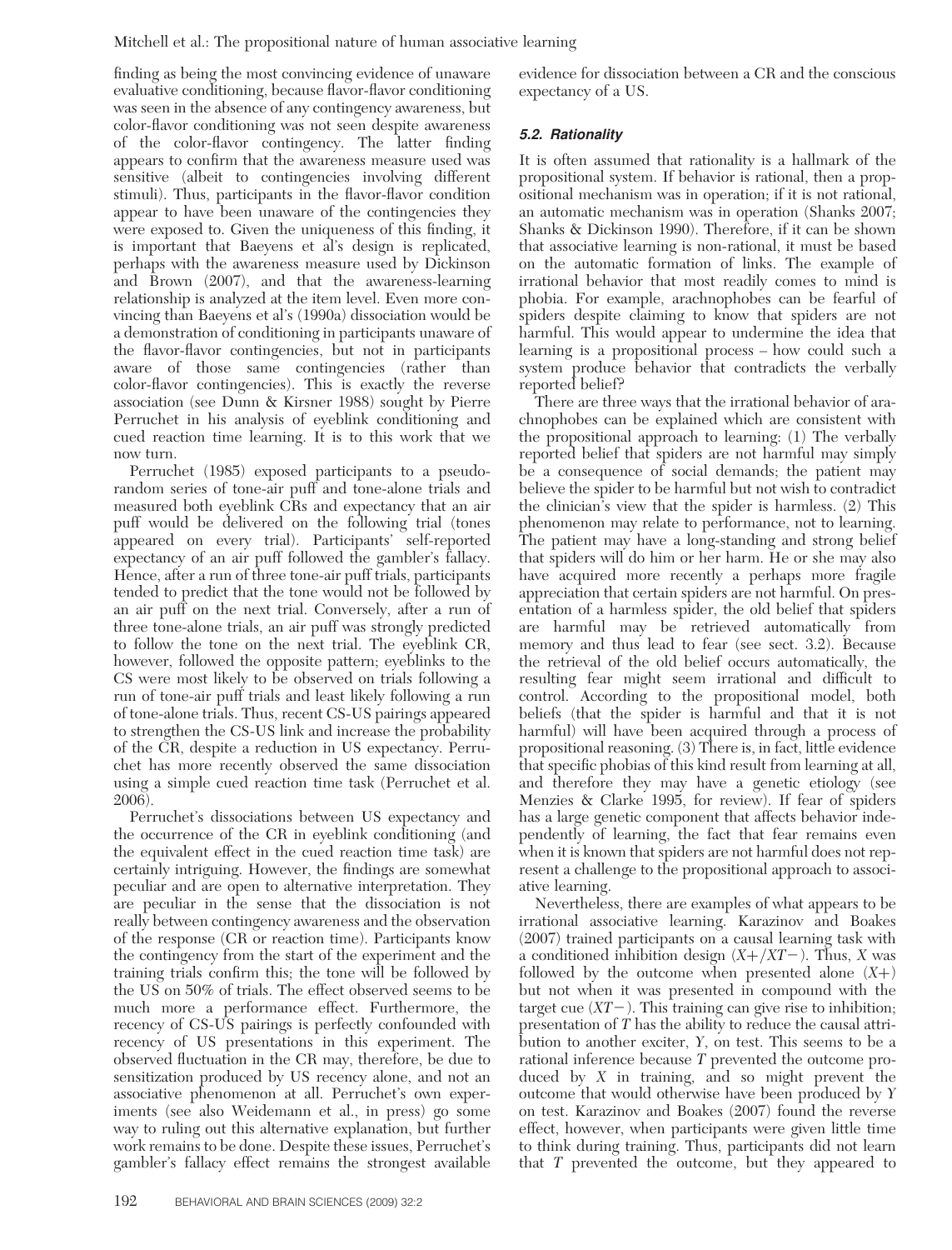finding as being the most convincing evidence of unaware evaluative conditioning, because flavor-flavor conditioning was seen in the absence of any contingency awareness, but color-flavor conditioning was not seen despite awareness of the color-flavor contingency. The latter finding appears to confirm that the awareness measure used was sensitive (albeit to contingencies involving different stimuli). Thus, participants in the flavor-flavor condition appear to have been unaware of the contingencies they were exposed to. Given the uniqueness of this finding, it is important that Baeyens et al's design is replicated, perhaps with the awareness measure used by Dickinson and Brown (2007), and that the awareness-learning relationship is analyzed at the item level. Even more convincing than Baeyens et al's (1990a) dissociation would be a demonstration of conditioning in participants unaware of the flavor-flavor contingencies, but not in participants aware of those same contingencies (rather than color-flavor contingencies). This is exactly the reverse association (see Dunn & Kirsner 1988) sought by Pierre Perruchet in his analysis of eyeblink conditioning and cued reaction time learning. It is to this work that we now turn.

Perruchet (1985) exposed participants to a pseudo-random series of tone-air puff and tone-alone trials and measured both eyeblink CRs and expectancy that an air puff would be delivered on the following trial (tones appeared on every trial). Participants' self-reported expectancy of an air puff followed the gambler's fallacy. Hence, after a run of three tone-air puff trials, participants tended to predict that the tone would not be followed by an air puff on the next trial. Conversely, after a run of three tone-alone trials, an air puff was strongly predicted to follow the tone on the next trial. The eyeblink CR, however, followed the opposite pattern; eyeblinks to the CS were most likely to be observed on trials following a run of tone-air puff trials and least likely following a run of tone-alone trials. Thus, recent CS-US pairings appeared to strengthen the CS-US link and increase the probability of the CR, despite a reduction in US expectancy. Perruchet has more recently observed the same dissociation using a simple cued reaction time task (Perruchet et al. 2006).

Perruchet's dissociations between US expectancy and the occurrence of the CR in eyeblink conditioning (and the equivalent effect in the cued reaction time task) are certainly intriguing. However, the findings are somewhat peculiar and are open to alternative interpretation. They are peculiar in the sense that the dissociation is not really between contingency awareness and the observation of the response (CR or reaction time). Participants know the contingency from the start of the experiment and the training trials confirm this; the tone will be followed by the US on 50% of trials. The effect observed seems to be much more a performance effect. Furthermore, the recency of CS-US pairings is perfectly confounded with recency of US presentations in this experiment. The observed fluctuation in the CR may, therefore, be due to sensitization produced by US recency alone, and not an associative phenomenon at all. Perruchet's own experiments (see also Weidemann et al., in press) go some way to ruling out this alternative explanation, but further work remains to be done. Despite these issues, Perruchet's gambler's fallacy effect remains the strongest available evidence for dissociation between a CR and the conscious expectancy of a US.

### 5.2. Rationality

It is often assumed that rationality is a hallmark of the propositional system. If behavior is rational, then a propositional mechanism was in operation; if it is not rational, an automatic mechanism was in operation (Shanks 2007; Shanks & Dickinson 1990). Therefore, if it can be shown that associative learning is non-rational, it must be based on the automatic formation of links. The example of irrational behavior that most readily comes to mind is phobia. For example, arachnophobes can be fearful of spiders despite claiming to know that spiders are not harmful. This would appear to undermine the idea that learning is a propositional process – how could such a system produce behavior that contradicts the verbally reported belief?

There are three ways that the irrational behavior of arachnophobes can be explained which are consistent with the propositional approach to learning: (1) The verbally reported belief that spiders are not harmful may simply be a consequence of social demands; the patient may believe the spider to be harmful but not wish to contradict the clinician's view that the spider is harmless. (2) This phenomenon may relate to performance, not to learning. The patient may have a long-standing and strong belief that spiders will do him or her harm. He or she may also have acquired more recently a perhaps more fragile appreciation that certain spiders are not harmful. On presentation of a harmless spider, the old belief that spiders are harmful may be retrieved automatically from memory and thus lead to fear (see sect. 3.2). Because the retrieval of the old belief occurs automatically, the resulting fear might seem irrational and difficult to control. According to the propositional model, both beliefs (that the spider is harmful and that it is not harmful) will have been acquired through a process of propositional reasoning. (3) There is, in fact, little evidence that specific phobias of this kind result from learning at all, and therefore they may have a genetic etiology (see Menzies & Clarke 1995, for review). If fear of spiders has a large genetic component that affects behavior independently of learning, the fact that fear remains even when it is known that spiders are not harmful does not represent a challenge to the propositional approach to associative learning.

Nevertheless, there are examples of what appears to be irrational associative learning. Karazinov and Boakes (2007) trained participants on a causal learning task with a conditioned inhibition design ($X+/XT-$). Thus, $X$ was followed by the outcome when presented alone ($X+$) but not when it was presented in compound with the target cue ($XT-$). This training can give rise to inhibition; presentation of $T$ has the ability to reduce the causal attribution to another exciter, $Y$, on test. This seems to be a rational inference because $T$ prevented the outcome produced by $X$ in training, and so might prevent the outcome that would otherwise have been produced by $Y$ on test. Karazinov and Boakes (2007) found the reverse effect, however, when participants were given little time to think during training. Thus, participants did not learn that $T$ prevented the outcome, but they appeared to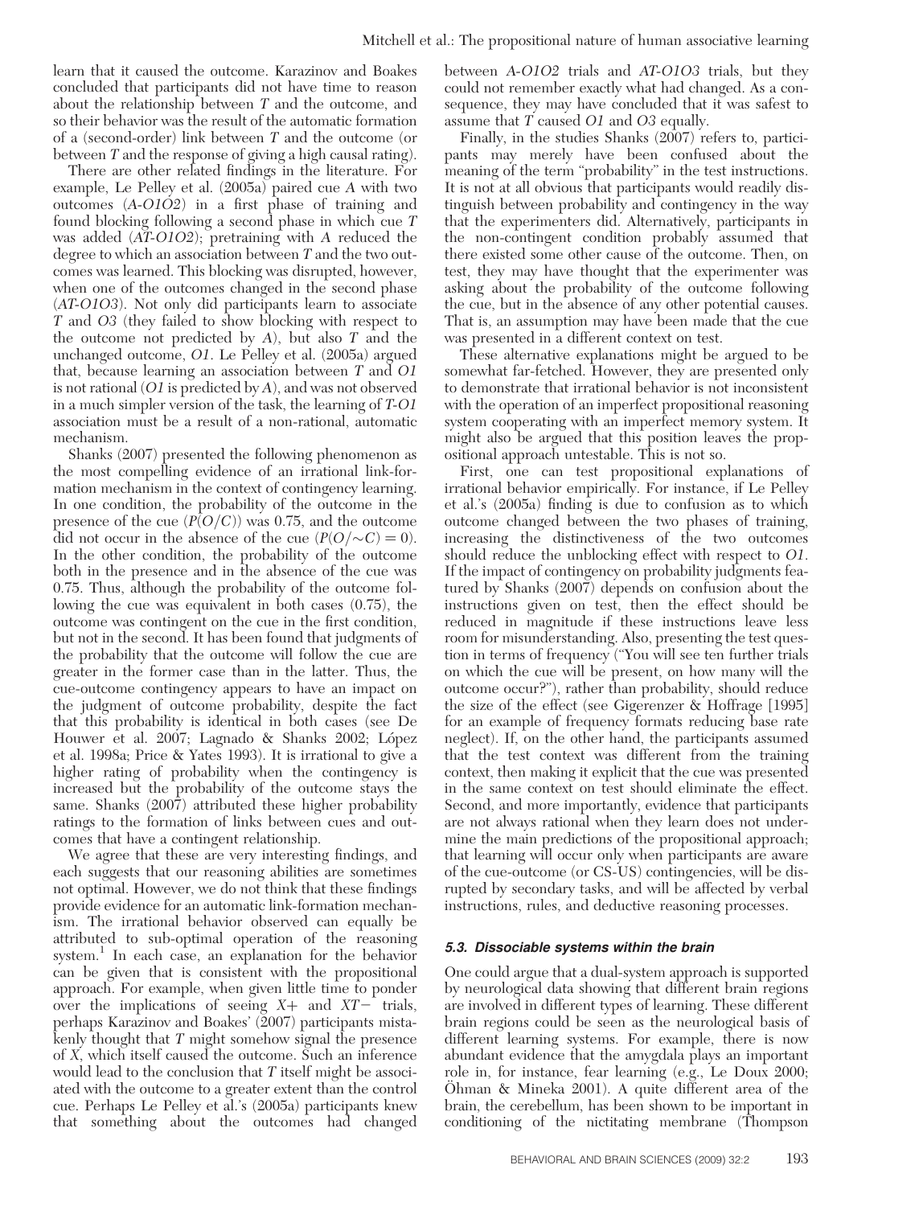learn that it caused the outcome. Karazinov and Boakes concluded that participants did not have time to reason about the relationship between *T* and the outcome, and so their behavior was the result of the automatic formation of a (second-order) link between *T* and the outcome (or between *T* and the response of giving a high causal rating).

There are other related findings in the literature. For example, Le Pelley et al. (2005a) paired cue *A* with two outcomes (*A-O1O2*) in a first phase of training and found blocking following a second phase in which cue *T* was added (*AT-O1O2*); pretraining with *A* reduced the degree to which an association between *T* and the two outcomes was learned. This blocking was disrupted, however, when one of the outcomes changed in the second phase (*AT-O1O3*). Not only did participants learn to associate *T* and *O3* (they failed to show blocking with respect to the outcome not predicted by *A*), but also *T* and the unchanged outcome, *O1*. Le Pelley et al. (2005a) argued that, because learning an association between *T* and *O1* is not rational (*O1* is predicted by *A*), and was not observed in a much simpler version of the task, the learning of *T-O1* association must be a result of a non-rational, automatic mechanism.

Shanks (2007) presented the following phenomenon as the most compelling evidence of an irrational link-formation mechanism in the context of contingency learning. In one condition, the probability of the outcome in the presence of the cue ($P(O/C)$) was 0.75, and the outcome did not occur in the absence of the cue ($P(O/{\sim}C) = 0$). In the other condition, the probability of the outcome both in the presence and in the absence of the cue was 0.75. Thus, although the probability of the outcome following the cue was equivalent in both cases (0.75), the outcome was contingent on the cue in the first condition, but not in the second. It has been found that judgments of the probability that the outcome will follow the cue are greater in the former case than in the latter. Thus, the cue-outcome contingency appears to have an impact on the judgment of outcome probability, despite the fact that this probability is identical in both cases (see De Houwer et al. 2007; Lagnado & Shanks 2002; López et al. 1998a; Price & Yates 1993). It is irrational to give a higher rating of probability when the contingency is increased but the probability of the outcome stays the same. Shanks (2007) attributed these higher probability ratings to the formation of links between cues and outcomes that have a contingent relationship.

We agree that these are very interesting findings, and each suggests that our reasoning abilities are sometimes not optimal. However, we do not think that these findings provide evidence for an automatic link-formation mechanism. The irrational behavior observed can equally be attributed to sub-optimal operation of the reasoning system.[1] In each case, an explanation for the behavior can be given that is consistent with the propositional approach. For example, when given little time to ponder over the implications of seeing *X+* and *XT−* trials, perhaps Karazinov and Boakes' (2007) participants mistakenly thought that *T* might somehow signal the presence of *X*, which itself caused the outcome. Such an inference would lead to the conclusion that *T* itself might be associated with the outcome to a greater extent than the control cue. Perhaps Le Pelley et al.'s (2005a) participants knew that something about the outcomes had changed between *A-O1O2* trials and *AT-O1O3* trials, but they could not remember exactly what had changed. As a consequence, they may have concluded that it was safest to assume that *T* caused *O1* and *O3* equally.

Finally, in the studies Shanks (2007) refers to, participants may merely have been confused about the meaning of the term "probability" in the test instructions. It is not at all obvious that participants would readily distinguish between probability and contingency in the way that the experimenters did. Alternatively, participants in the non-contingent condition probably assumed that there existed some other cause of the outcome. Then, on test, they may have thought that the experimenter was asking about the probability of the outcome following the cue, but in the absence of any other potential causes. That is, an assumption may have been made that the cue was presented in a different context on test.

These alternative explanations might be argued to be somewhat far-fetched. However, they are presented only to demonstrate that irrational behavior is not inconsistent with the operation of an imperfect propositional reasoning system cooperating with an imperfect memory system. It might also be argued that this position leaves the propositional approach untestable. This is not so.

First, one can test propositional explanations of irrational behavior empirically. For instance, if Le Pelley et al.'s (2005a) finding is due to confusion as to which outcome changed between the two phases of training, increasing the distinctiveness of the two outcomes should reduce the unblocking effect with respect to *O1*. If the impact of contingency on probability judgments featured by Shanks (2007) depends on confusion about the instructions given on test, then the effect should be reduced in magnitude if these instructions leave less room for misunderstanding. Also, presenting the test question in terms of frequency ("You will see ten further trials on which the cue will be present, on how many will the outcome occur?"), rather than probability, should reduce the size of the effect (see Gigerenzer & Hoffrage [1995] for an example of frequency formats reducing base rate neglect). If, on the other hand, the participants assumed that the test context was different from the training context, then making it explicit that the cue was presented in the same context on test should eliminate the effect. Second, and more importantly, evidence that participants are not always rational when they learn does not undermine the main predictions of the propositional approach; that learning will occur only when participants are aware of the cue-outcome (or CS-US) contingencies, will be disrupted by secondary tasks, and will be affected by verbal instructions, rules, and deductive reasoning processes.

### 5.3. Dissociable systems within the brain

One could argue that a dual-system approach is supported by neurological data showing that different brain regions are involved in different types of learning. These different brain regions could be seen as the neurological basis of different learning systems. For example, there is now abundant evidence that the amygdala plays an important role in, for instance, fear learning (e.g., Le Doux 2000; Öhman & Mineka 2001). A quite different area of the brain, the cerebellum, has been shown to be important in conditioning of the nictitating membrane (Thompson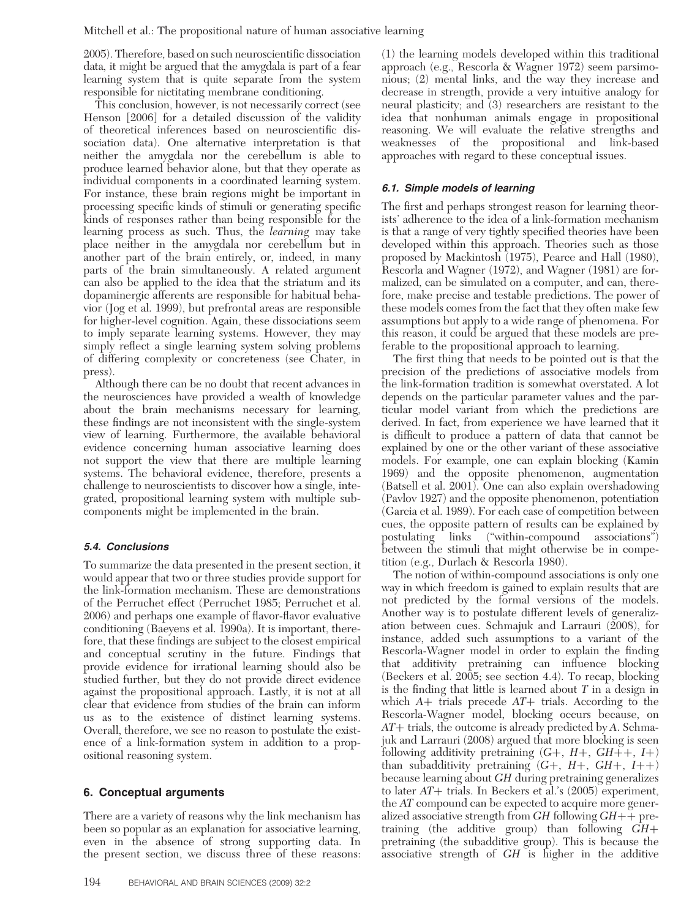2005). Therefore, based on such neuroscientific dissociation data, it might be argued that the amygdala is part of a fear learning system that is quite separate from the system responsible for nictitating membrane conditioning.

This conclusion, however, is not necessarily correct (see Henson [2006] for a detailed discussion of the validity of theoretical inferences based on neuroscientific dissociation data). One alternative interpretation is that neither the amygdala nor the cerebellum is able to produce learned behavior alone, but that they operate as individual components in a coordinated learning system. For instance, these brain regions might be important in processing specific kinds of stimuli or generating specific kinds of responses rather than being responsible for the learning process as such. Thus, the *learning* may take place neither in the amygdala nor cerebellum but in another part of the brain entirely, or, indeed, in many parts of the brain simultaneously. A related argument can also be applied to the idea that the striatum and its dopaminergic afferents are responsible for habitual behavior (Jog et al. 1999), but prefrontal areas are responsible for higher-level cognition. Again, these dissociations seem to imply separate learning systems. However, they may simply reflect a single learning system solving problems of differing complexity or concreteness (see Chater, in press).

Although there can be no doubt that recent advances in the neurosciences have provided a wealth of knowledge about the brain mechanisms necessary for learning, these findings are not inconsistent with the single-system view of learning. Furthermore, the available behavioral evidence concerning human associative learning does not support the view that there are multiple learning systems. The behavioral evidence, therefore, presents a challenge to neuroscientists to discover how a single, integrated, propositional learning system with multiple subcomponents might be implemented in the brain.

### *5.4. Conclusions*

To summarize the data presented in the present section, it would appear that two or three studies provide support for the link-formation mechanism. These are demonstrations of the Perruchet effect (Perruchet 1985; Perruchet et al. 2006) and perhaps one example of flavor-flavor evaluative conditioning (Baeyens et al. 1990a). It is important, therefore, that these findings are subject to the closest empirical and conceptual scrutiny in the future. Findings that provide evidence for irrational learning should also be studied further, but they do not provide direct evidence against the propositional approach. Lastly, it is not at all clear that evidence from studies of the brain can inform us as to the existence of distinct learning systems. Overall, therefore, we see no reason to postulate the existence of a link-formation system in addition to a propositional reasoning system.

## 6. Conceptual arguments

There are a variety of reasons why the link mechanism has been so popular as an explanation for associative learning, even in the absence of strong supporting data. In the present section, we discuss three of these reasons: (1) the learning models developed within this traditional approach (e.g., Rescorla & Wagner 1972) seem parsimonious; (2) mental links, and the way they increase and decrease in strength, provide a very intuitive analogy for neural plasticity; and (3) researchers are resistant to the idea that nonhuman animals engage in propositional reasoning. We will evaluate the relative strengths and weaknesses of the propositional and link-based approaches with regard to these conceptual issues.

### *6.1. Simple models of learning*

The first and perhaps strongest reason for learning theorists' adherence to the idea of a link-formation mechanism is that a range of very tightly specified theories have been developed within this approach. Theories such as those proposed by Mackintosh (1975), Pearce and Hall (1980), Rescorla and Wagner (1972), and Wagner (1981) are formalized, can be simulated on a computer, and can, therefore, make precise and testable predictions. The power of these models comes from the fact that they often make few assumptions but apply to a wide range of phenomena. For this reason, it could be argued that these models are preferable to the propositional approach to learning.

The first thing that needs to be pointed out is that the precision of the predictions of associative models from the link-formation tradition is somewhat overstated. A lot depends on the particular parameter values and the particular model variant from which the predictions are derived. In fact, from experience we have learned that it is difficult to produce a pattern of data that cannot be explained by one or the other variant of these associative models. For example, one can explain blocking (Kamin 1969) and the opposite phenomenon, augmentation (Batsell et al. 2001). One can also explain overshadowing (Pavlov 1927) and the opposite phenomenon, potentiation (Garcia et al. 1989). For each case of competition between cues, the opposite pattern of results can be explained by postulating links ("within-compound associations") between the stimuli that might otherwise be in competition (e.g., Durlach & Rescorla 1980).

The notion of within-compound associations is only one way in which freedom is gained to explain results that are not predicted by the formal versions of the models. Another way is to postulate different levels of generalization between cues. Schmajuk and Larrauri (2008), for instance, added such assumptions to a variant of the Rescorla-Wagner model in order to explain the finding that additivity pretraining can influence blocking (Beckers et al. 2005; see section 4.4). To recap, blocking is the finding that little is learned about *T* in a design in which *A*+ trials precede *AT*+ trials. According to the Rescorla-Wagner model, blocking occurs because, on *AT*+ trials, the outcome is already predicted by *A*. Schmajuk and Larrauri (2008) argued that more blocking is seen following additivity pretraining (*G*+, *H*+, *GH*++, *I*+) than subadditivity pretraining (*G*+, *H*+, *GH*+, *I*++) because learning about *GH* during pretraining generalizes to later *AT*+ trials. In Beckers et al.'s (2005) experiment, the *AT* compound can be expected to acquire more generalized associative strength from *GH* following *GH*++ pretraining (the additive group) than following *GH*+ pretraining (the subadditive group). This is because the associative strength of *GH* is higher in the additive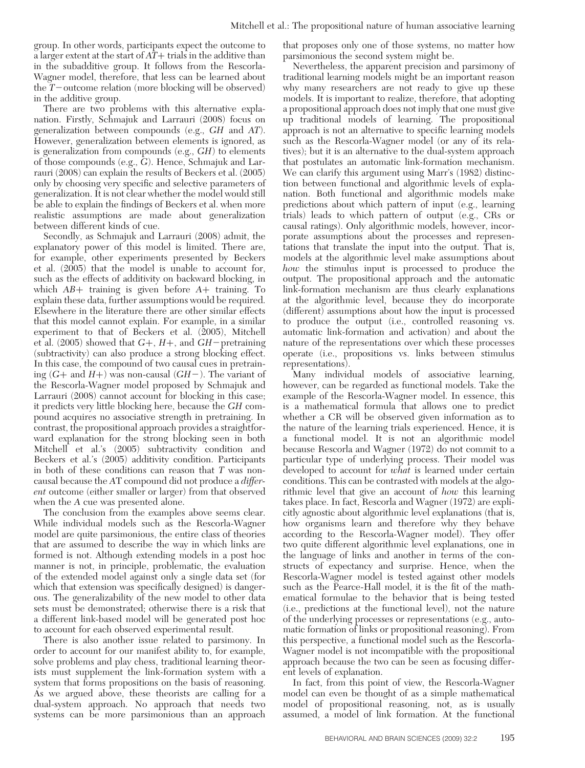group. In other words, participants expect the outcome to a larger extent at the start of *AT*+ trials in the additive than in the subadditive group. It follows from the Rescorla-Wagner model, therefore, that less can be learned about the *T*−outcome relation (more blocking will be observed) in the additive group.

There are two problems with this alternative explanation. Firstly, Schmajuk and Larrauri (2008) focus on generalization between compounds (e.g., *GH* and *AT*). However, generalization between elements is ignored, as is generalization from compounds (e.g., *GH*) to elements of those compounds (e.g., *G*). Hence, Schmajuk and Larrauri (2008) can explain the results of Beckers et al. (2005) only by choosing very specific and selective parameters of generalization. It is not clear whether the model would still be able to explain the findings of Beckers et al. when more realistic assumptions are made about generalization between different kinds of cue.

Secondly, as Schmajuk and Larrauri (2008) admit, the explanatory power of this model is limited. There are, for example, other experiments presented by Beckers et al. (2005) that the model is unable to account for, such as the effects of additivity on backward blocking, in which *AB*+ training is given before *A*+ training. To explain these data, further assumptions would be required. Elsewhere in the literature there are other similar effects that this model cannot explain. For example, in a similar experiment to that of Beckers et al. (2005), Mitchell et al. (2005) showed that *G*+, *H*+, and *GH*− pretraining (subtractivity) can also produce a strong blocking effect. In this case, the compound of two causal cues in pretraining (*G*+ and *H*+) was non-causal (*GH*−). The variant of the Rescorla-Wagner model proposed by Schmajuk and Larrauri (2008) cannot account for blocking in this case; it predicts very little blocking here, because the *GH* compound acquires no associative strength in pretraining. In contrast, the propositional approach provides a straightforward explanation for the strong blocking seen in both Mitchell et al.'s (2005) subtractivity condition and Beckers et al.'s (2005) additivity condition. Participants in both of these conditions can reason that *T* was non-causal because the *AT* compound did not produce a *different* outcome (either smaller or larger) from that observed when the *A* cue was presented alone.

The conclusion from the examples above seems clear. While individual models such as the Rescorla-Wagner model are quite parsimonious, the entire class of theories that are assumed to describe the way in which links are formed is not. Although extending models in a post hoc manner is not, in principle, problematic, the evaluation of the extended model against only a single data set (for which that extension was specifically designed) is dangerous. The generalizability of the new model to other data sets must be demonstrated; otherwise there is a risk that a different link-based model will be generated post hoc to account for each observed experimental result.

There is also another issue related to parsimony. In order to account for our manifest ability to, for example, solve problems and play chess, traditional learning theorists must supplement the link-formation system with a system that forms propositions on the basis of reasoning. As we argued above, these theorists are calling for a dual-system approach. No approach that needs two systems can be more parsimonious than an approach that proposes only one of those systems, no matter how parsimonious the second system might be.

Nevertheless, the apparent precision and parsimony of traditional learning models might be an important reason why many researchers are not ready to give up these models. It is important to realize, therefore, that adopting a propositional approach does not imply that one must give up traditional models of learning. The propositional approach is not an alternative to specific learning models such as the Rescorla-Wagner model (or any of its relatives); but it is an alternative to the dual-system approach that postulates an automatic link-formation mechanism. We can clarify this argument using Marr's (1982) distinction between functional and algorithmic levels of explanation. Both functional and algorithmic models make predictions about which pattern of input (e.g., learning trials) leads to which pattern of output (e.g., CRs or causal ratings). Only algorithmic models, however, incorporate assumptions about the processes and representations that translate the input into the output. That is, models at the algorithmic level make assumptions about *how* the stimulus input is processed to produce the output. The propositional approach and the automatic link-formation mechanism are thus clearly explanations at the algorithmic level, because they do incorporate (different) assumptions about how the input is processed to produce the output (i.e., controlled reasoning vs. automatic link-formation and activation) and about the nature of the representations over which these processes operate (i.e., propositions vs. links between stimulus representations).

Many individual models of associative learning, however, can be regarded as functional models. Take the example of the Rescorla-Wagner model. In essence, this is a mathematical formula that allows one to predict whether a CR will be observed given information as to the nature of the learning trials experienced. Hence, it is a functional model. It is not an algorithmic model because Rescorla and Wagner (1972) do not commit to a particular type of underlying process. Their model was developed to account for *what* is learned under certain conditions. This can be contrasted with models at the algorithmic level that give an account of *how* this learning takes place. In fact, Rescorla and Wagner (1972) are explicitly agnostic about algorithmic level explanations (that is, how organisms learn and therefore why they behave according to the Rescorla-Wagner model). They offer two quite different algorithmic level explanations, one in the language of links and another in terms of the constructs of expectancy and surprise. Hence, when the Rescorla-Wagner model is tested against other models such as the Pearce-Hall model, it is the fit of the mathematical formulae to the behavior that is being tested (i.e., predictions at the functional level), not the nature of the underlying processes or representations (e.g., automatic formation of links or propositional reasoning). From this perspective, a functional model such as the Rescorla-Wagner model is not incompatible with the propositional approach because the two can be seen as focusing different levels of explanation.

In fact, from this point of view, the Rescorla-Wagner model can even be thought of as a simple mathematical model of propositional reasoning, not, as is usually assumed, a model of link formation. At the functional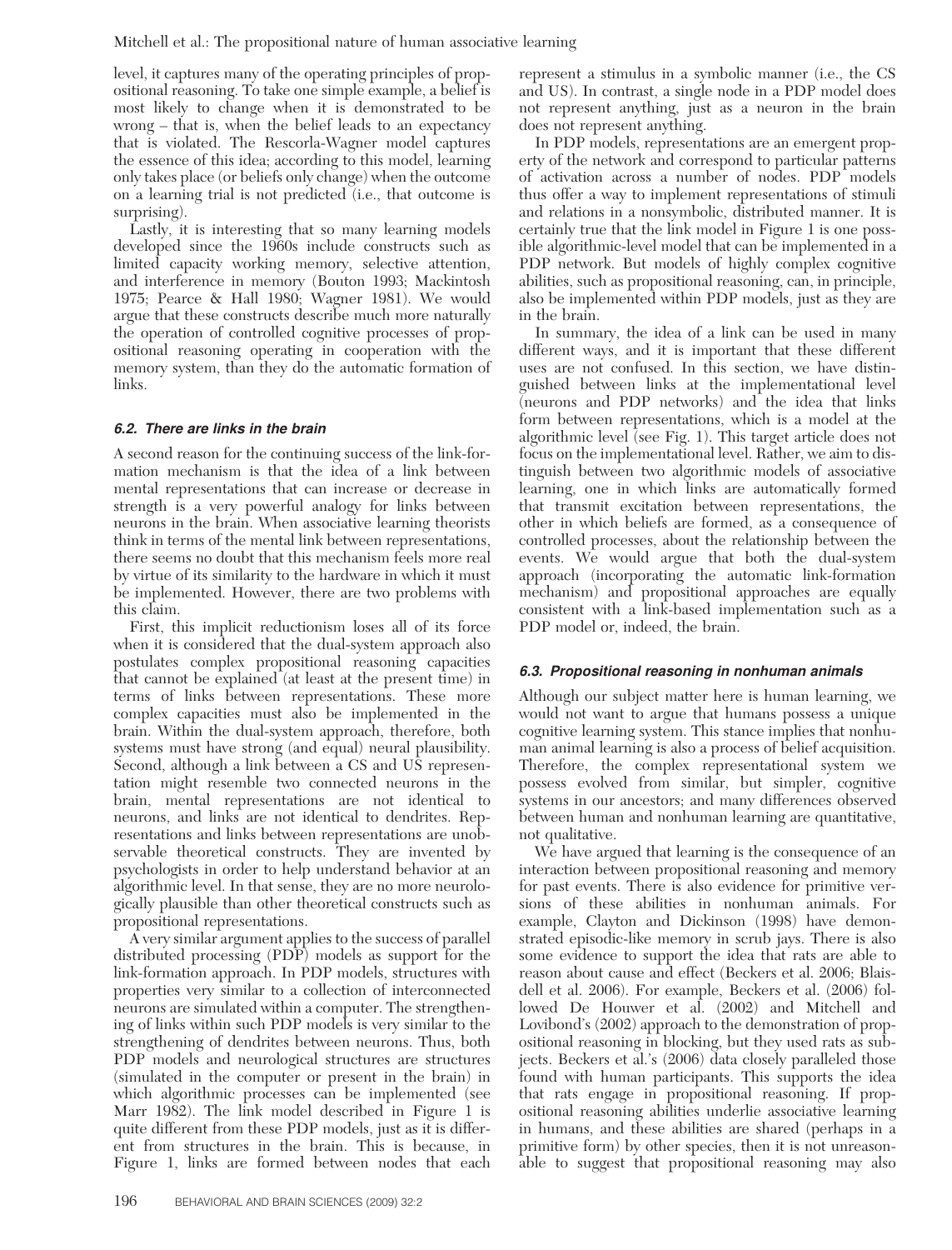level, it captures many of the operating principles of propositional reasoning. To take one simple example, a belief is most likely to change when it is demonstrated to be wrong – that is, when the belief leads to an expectancy that is violated. The Rescorla-Wagner model captures the essence of this idea; according to this model, learning only takes place (or beliefs only change) when the outcome on a learning trial is not predicted (i.e., that outcome is surprising).

Lastly, it is interesting that so many learning models developed since the 1960s include constructs such as limited capacity working memory, selective attention, and interference in memory (Bouton 1993; Mackintosh 1975; Pearce & Hall 1980; Wagner 1981). We would argue that these constructs describe much more naturally the operation of controlled cognitive processes of propositional reasoning operating in cooperation with the memory system, than they do the automatic formation of links.

### 6.2. There are links in the brain

A second reason for the continuing success of the link-formation mechanism is that the idea of a link between mental representations that can increase or decrease in strength is a very powerful analogy for links between neurons in the brain. When associative learning theorists think in terms of the mental link between representations, there seems no doubt that this mechanism feels more real by virtue of its similarity to the hardware in which it must be implemented. However, there are two problems with this claim.

First, this implicit reductionism loses all of its force when it is considered that the dual-system approach also postulates complex propositional reasoning capacities that cannot be explained (at least at the present time) in terms of links between representations. These more complex capacities must also be implemented in the brain. Within the dual-system approach, therefore, both systems must have strong (and equal) neural plausibility. Second, although a link between a CS and US representation might resemble two connected neurons in the brain, mental representations are not identical to neurons, and links are not identical to dendrites. Representations and links between representations are unobservable theoretical constructs. They are invented by psychologists in order to help understand behavior at an algorithmic level. In that sense, they are no more neurologically plausible than other theoretical constructs such as propositional representations.

A very similar argument applies to the success of parallel distributed processing (PDP) models as support for the link-formation approach. In PDP models, structures with properties very similar to a collection of interconnected neurons are simulated within a computer. The strengthening of links within such PDP models is very similar to the strengthening of dendrites between neurons. Thus, both PDP models and neurological structures are structures (simulated in the computer or present in the brain) in which algorithmic processes can be implemented (see Marr 1982). The link model described in Figure 1 is quite different from these PDP models, just as it is different from structures in the brain. This is because, in Figure 1, links are formed between nodes that each represent a stimulus in a symbolic manner (i.e., the CS and US). In contrast, a single node in a PDP model does not represent anything, just as a neuron in the brain does not represent anything.

In PDP models, representations are an emergent property of the network and correspond to particular patterns of activation across a number of nodes. PDP models thus offer a way to implement representations of stimuli and relations in a nonsymbolic, distributed manner. It is certainly true that the link model in Figure 1 is one possible algorithmic-level model that can be implemented in a PDP network. But models of highly complex cognitive abilities, such as propositional reasoning, can, in principle, also be implemented within PDP models, just as they are in the brain.

In summary, the idea of a link can be used in many different ways, and it is important that these different uses are not confused. In this section, we have distinguished between links at the implementational level (neurons and PDP networks) and the idea that links form between representations, which is a model at the algorithmic level (see Fig. 1). This target article does not focus on the implementational level. Rather, we aim to distinguish between two algorithmic models of associative learning, one in which links are automatically formed that transmit excitation between representations, the other in which beliefs are formed, as a consequence of controlled processes, about the relationship between the events. We would argue that both the dual-system approach (incorporating the automatic link-formation mechanism) and propositional approaches are equally consistent with a link-based implementation such as a PDP model or, indeed, the brain.

### 6.3. Propositional reasoning in nonhuman animals

Although our subject matter here is human learning, we would not want to argue that humans possess a unique cognitive learning system. This stance implies that nonhuman animal learning is also a process of belief acquisition. Therefore, the complex representational system we possess evolved from similar, but simpler, cognitive systems in our ancestors; and many differences observed between human and nonhuman learning are quantitative, not qualitative.

We have argued that learning is the consequence of an interaction between propositional reasoning and memory for past events. There is also evidence for primitive versions of these abilities in nonhuman animals. For example, Clayton and Dickinson (1998) have demonstrated episodic-like memory in scrub jays. There is also some evidence to support the idea that rats are able to reason about cause and effect (Beckers et al. 2006; Blaisdell et al. 2006). For example, Beckers et al. (2006) followed De Houwer et al. (2002) and Mitchell and Lovibond's (2002) approach to the demonstration of propositional reasoning in blocking, but they used rats as subjects. Beckers et al.'s (2006) data closely paralleled those found with human participants. This supports the idea that rats engage in propositional reasoning. If propositional reasoning abilities underlie associative learning in humans, and these abilities are shared (perhaps in a primitive form) by other species, then it is not unreasonable to suggest that propositional reasoning may also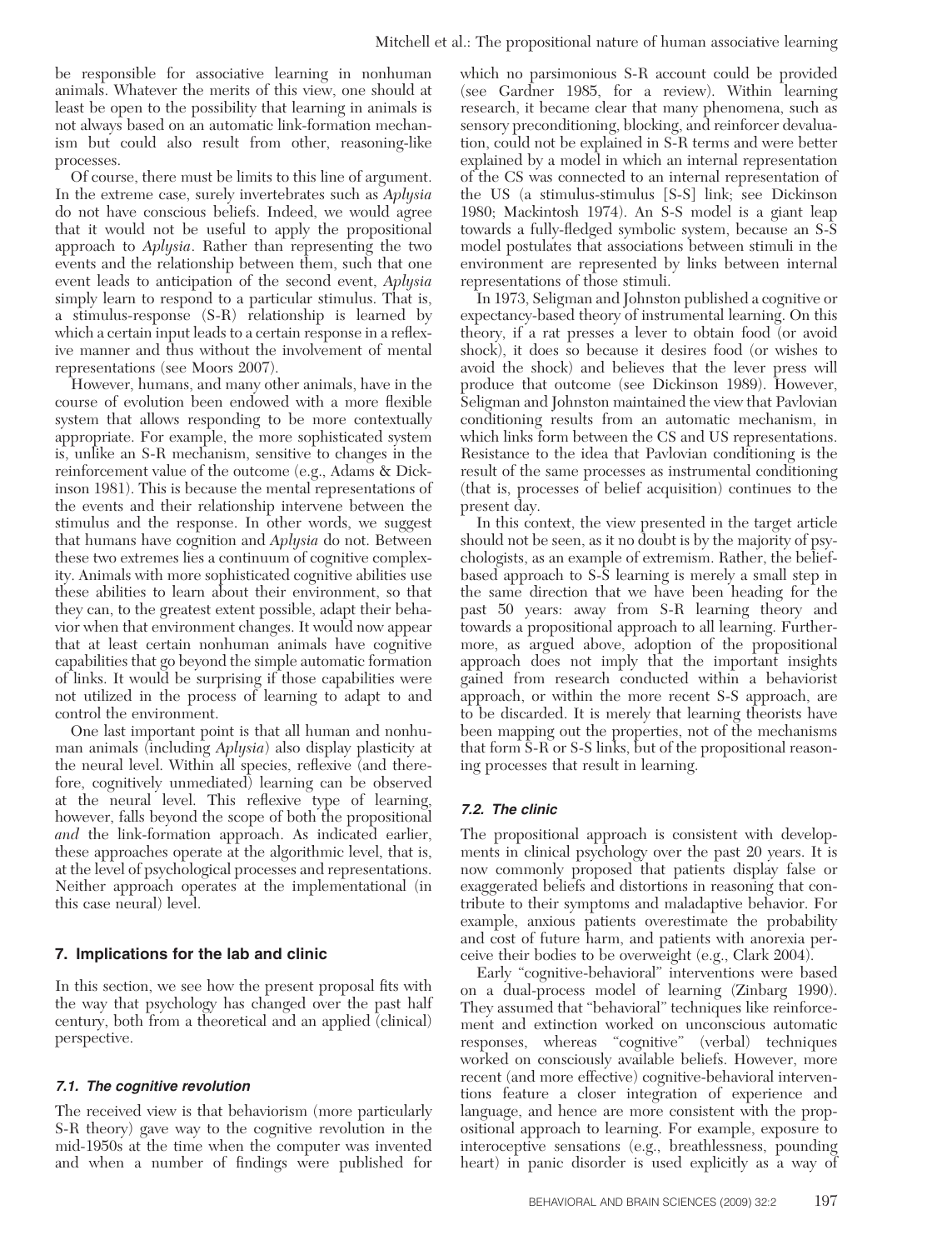be responsible for associative learning in nonhuman animals. Whatever the merits of this view, one should at least be open to the possibility that learning in animals is not always based on an automatic link-formation mechanism but could also result from other, reasoning-like processes.

Of course, there must be limits to this line of argument. In the extreme case, surely invertebrates such as *Aplysia* do not have conscious beliefs. Indeed, we would agree that it would not be useful to apply the propositional approach to *Aplysia*. Rather than representing the two events and the relationship between them, such that one event leads to anticipation of the second event, *Aplysia* simply learn to respond to a particular stimulus. That is, a stimulus-response (S-R) relationship is learned by which a certain input leads to a certain response in a reflexive manner and thus without the involvement of mental representations (see Moors 2007).

However, humans, and many other animals, have in the course of evolution been endowed with a more flexible system that allows responding to be more contextually appropriate. For example, the more sophisticated system is, unlike an S-R mechanism, sensitive to changes in the reinforcement value of the outcome (e.g., Adams & Dickinson 1981). This is because the mental representations of the events and their relationship intervene between the stimulus and the response. In other words, we suggest that humans have cognition and *Aplysia* do not. Between these two extremes lies a continuum of cognitive complexity. Animals with more sophisticated cognitive abilities use these abilities to learn about their environment, so that they can, to the greatest extent possible, adapt their behavior when that environment changes. It would now appear that at least certain nonhuman animals have cognitive capabilities that go beyond the simple automatic formation of links. It would be surprising if those capabilities were not utilized in the process of learning to adapt to and control the environment.

One last important point is that all human and nonhuman animals (including *Aplysia*) also display plasticity at the neural level. Within all species, reflexive (and therefore, cognitively unmediated) learning can be observed at the neural level. This reflexive type of learning, however, falls beyond the scope of both the propositional *and* the link-formation approach. As indicated earlier, these approaches operate at the algorithmic level, that is, at the level of psychological processes and representations. Neither approach operates at the implementational (in this case neural) level.

## 7. Implications for the lab and clinic

In this section, we see how the present proposal fits with the way that psychology has changed over the past half century, both from a theoretical and an applied (clinical) perspective.

### 7.1. The cognitive revolution

The received view is that behaviorism (more particularly S-R theory) gave way to the cognitive revolution in the mid-1950s at the time when the computer was invented and when a number of findings were published for which no parsimonious S-R account could be provided (see Gardner 1985, for a review). Within learning research, it became clear that many phenomena, such as sensory preconditioning, blocking, and reinforcer devaluation, could not be explained in S-R terms and were better explained by a model in which an internal representation of the CS was connected to an internal representation of the US (a stimulus-stimulus [S-S] link; see Dickinson 1980; Mackintosh 1974). An S-S model is a giant leap towards a fully-fledged symbolic system, because an S-S model postulates that associations between stimuli in the environment are represented by links between internal representations of those stimuli.

In 1973, Seligman and Johnston published a cognitive or expectancy-based theory of instrumental learning. On this theory, if a rat presses a lever to obtain food (or avoid shock), it does so because it desires food (or wishes to avoid the shock) and believes that the lever press will produce that outcome (see Dickinson 1989). However, Seligman and Johnston maintained the view that Pavlovian conditioning results from an automatic mechanism, in which links form between the CS and US representations. Resistance to the idea that Pavlovian conditioning is the result of the same processes as instrumental conditioning (that is, processes of belief acquisition) continues to the present day.

In this context, the view presented in the target article should not be seen, as it no doubt is by the majority of psychologists, as an example of extremism. Rather, the belief-based approach to S-S learning is merely a small step in the same direction that we have been heading for the past 50 years: away from S-R learning theory and towards a propositional approach to all learning. Furthermore, as argued above, adoption of the propositional approach does not imply that the important insights gained from research conducted within a behaviorist approach, or within the more recent S-S approach, are to be discarded. It is merely that learning theorists have been mapping out the properties, not of the mechanisms that form S-R or S-S links, but of the propositional reasoning processes that result in learning.

### 7.2. The clinic

The propositional approach is consistent with developments in clinical psychology over the past 20 years. It is now commonly proposed that patients display false or exaggerated beliefs and distortions in reasoning that contribute to their symptoms and maladaptive behavior. For example, anxious patients overestimate the probability and cost of future harm, and patients with anorexia perceive their bodies to be overweight (e.g., Clark 2004).

Early "cognitive-behavioral" interventions were based on a dual-process model of learning (Zinbarg 1990). They assumed that "behavioral" techniques like reinforcement and extinction worked on unconscious automatic responses, whereas "cognitive" (verbal) techniques worked on consciously available beliefs. However, more recent (and more effective) cognitive-behavioral interventions feature a closer integration of experience and language, and hence are more consistent with the propositional approach to learning. For example, exposure to interoceptive sensations (e.g., breathlessness, pounding heart) in panic disorder is used explicitly as a way of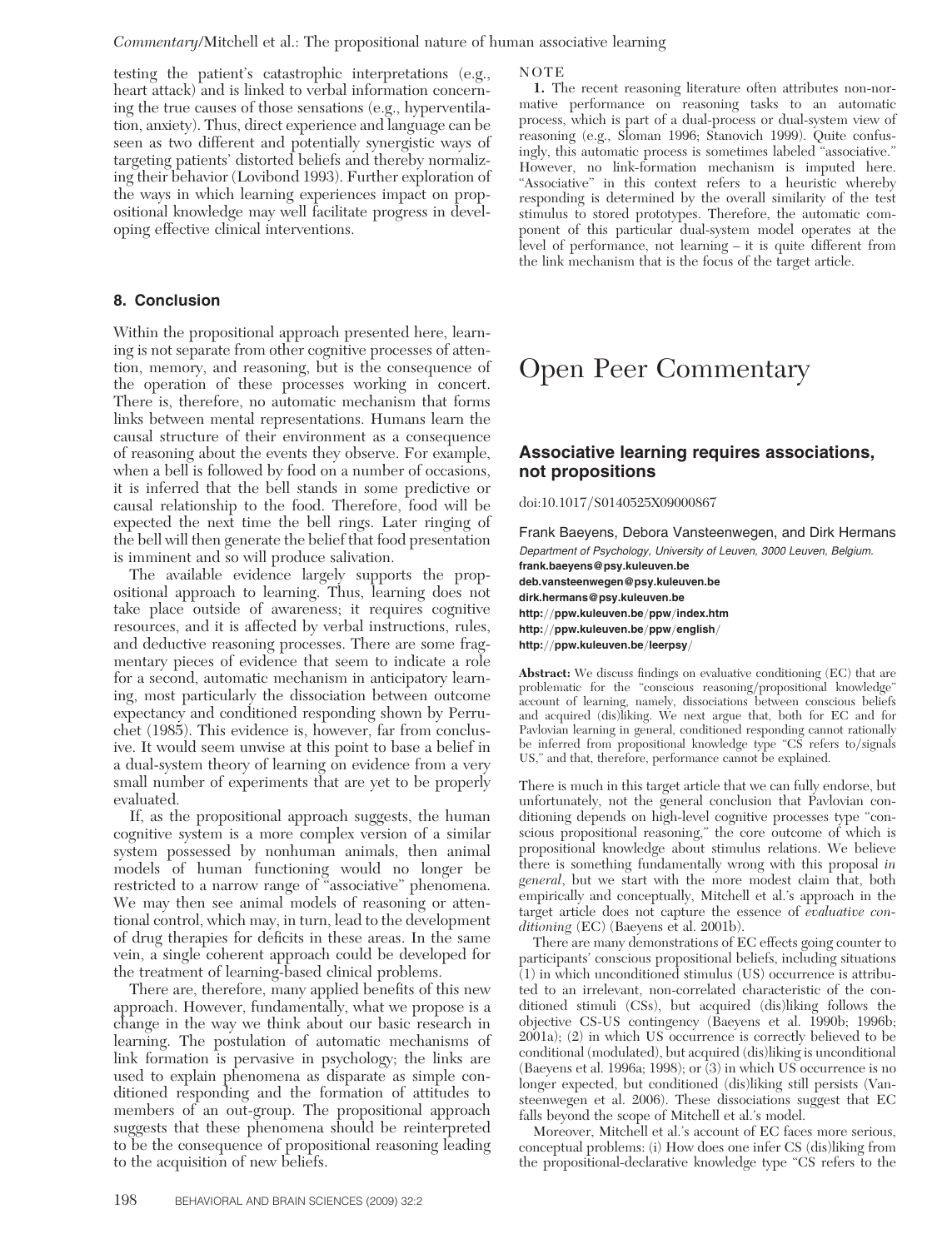testing the patient's catastrophic interpretations (e.g., heart attack) and is linked to verbal information concerning the true causes of those sensations (e.g., hyperventilation, anxiety). Thus, direct experience and language can be seen as two different and potentially synergistic ways of targeting patients' distorted beliefs and thereby normalizing their behavior (Lovibond 1993). Further exploration of the ways in which learning experiences impact on propositional knowledge may well facilitate progress in developing effective clinical interventions.

## 8. Conclusion

Within the propositional approach presented here, learning is not separate from other cognitive processes of attention, memory, and reasoning, but is the consequence of the operation of these processes working in concert. There is, therefore, no automatic mechanism that forms links between mental representations. Humans learn the causal structure of their environment as a consequence of reasoning about the events they observe. For example, when a bell is followed by food on a number of occasions, it is inferred that the bell stands in some predictive or causal relationship to the food. Therefore, food will be expected the next time the bell rings. Later ringing of the bell will then generate the belief that food presentation is imminent and so will produce salivation.

The available evidence largely supports the propositional approach to learning. Thus, learning does not take place outside of awareness; it requires cognitive resources, and it is affected by verbal instructions, rules, and deductive reasoning processes. There are some fragmentary pieces of evidence that seem to indicate a role for a second, automatic mechanism in anticipatory learning, most particularly the dissociation between outcome expectancy and conditioned responding shown by Perruchet (1985). This evidence is, however, far from conclusive. It would seem unwise at this point to base a belief in a dual-system theory of learning on evidence from a very small number of experiments that are yet to be properly evaluated.

If, as the propositional approach suggests, the human cognitive system is a more complex version of a similar system possessed by nonhuman animals, then animal models of human functioning would no longer be restricted to a narrow range of "associative" phenomena. We may then see animal models of reasoning or attentional control, which may, in turn, lead to the development of drug therapies for deficits in these areas. In the same vein, a single coherent approach could be developed for the treatment of learning-based clinical problems.

There are, therefore, many applied benefits of this new approach. However, fundamentally, what we propose is a change in the way we think about our basic research in learning. The postulation of automatic mechanisms of link formation is pervasive in psychology; the links are used to explain phenomena as disparate as simple conditioned responding and the formation of attitudes to members of an out-group. The propositional approach suggests that these phenomena should be reinterpreted to be the consequence of propositional reasoning leading to the acquisition of new beliefs.

NOTE

1. The recent reasoning literature often attributes non-normative performance on reasoning tasks to an automatic process, which is part of a dual-process or dual-system view of reasoning (e.g., Sloman 1996; Stanovich 1999). Quite confusingly, this automatic process is sometimes labeled "associative." However, no link-formation mechanism is imputed here. "Associative" in this context refers to a heuristic whereby responding is determined by the overall similarity of the test stimulus to stored prototypes. Therefore, the automatic component of this particular dual-system model operates at the level of performance, not learning – it is quite different from the link mechanism that is the focus of the target article.

# Open Peer Commentary

## Associative learning requires associations, not propositions

doi:10.1017/S0140525X09000867

Frank Baeyens, Debora Vansteenwegen, and Dirk Hermans

*Department of Psychology, University of Leuven, 3000 Leuven, Belgium.*
**frank.baeyens@psy.kuleuven.be**
**deb.vansteenwegen@psy.kuleuven.be**
**dirk.hermans@psy.kuleuven.be**
**http://ppw.kuleuven.be/ppw/index.htm**
**http://ppw.kuleuven.be/ppw/english/**
**http://ppw.kuleuven.be/leerpsy/**

**Abstract:** We discuss findings on evaluative conditioning (EC) that are problematic for the "conscious reasoning/propositional knowledge" account of learning, namely, dissociations between conscious beliefs and acquired (dis)liking. We next argue that, both for EC and for Pavlovian learning in general, conditioned responding cannot rationally be inferred from propositional knowledge type "CS refers to/signals US," and that, therefore, performance cannot be explained.

There is much in this target article that we can fully endorse, but unfortunately, not the general conclusion that Pavlovian conditioning depends on high-level cognitive processes type "conscious propositional reasoning," the core outcome of which is propositional knowledge about stimulus relations. We believe there is something fundamentally wrong with this proposal *in general*, but we start with the more modest claim that, both empirically and conceptually, Mitchell et al.'s approach in the target article does not capture the essence of *evaluative conditioning* (EC) (Baeyens et al. 2001b).

There are many demonstrations of EC effects going counter to participants' conscious propositional beliefs, including situations (1) in which unconditioned stimulus (US) occurrence is attributed to an irrelevant, non-correlated characteristic of the conditioned stimuli (CSs), but acquired (dis)liking follows the objective CS-US contingency (Baeyens et al. 1990b; 1996b; 2001a); (2) in which US occurrence is correctly believed to be conditional (modulated), but acquired (dis)liking is unconditional (Baeyens et al. 1996a; 1998); or (3) in which US occurrence is no longer expected, but conditioned (dis)liking still persists (Vansteenwegen et al. 2006). These dissociations suggest that EC falls beyond the scope of Mitchell et al.'s model.

Moreover, Mitchell et al.'s account of EC faces more serious, conceptual problems: (i) How does one infer CS (dis)liking from the propositional-declarative knowledge type "CS refers to the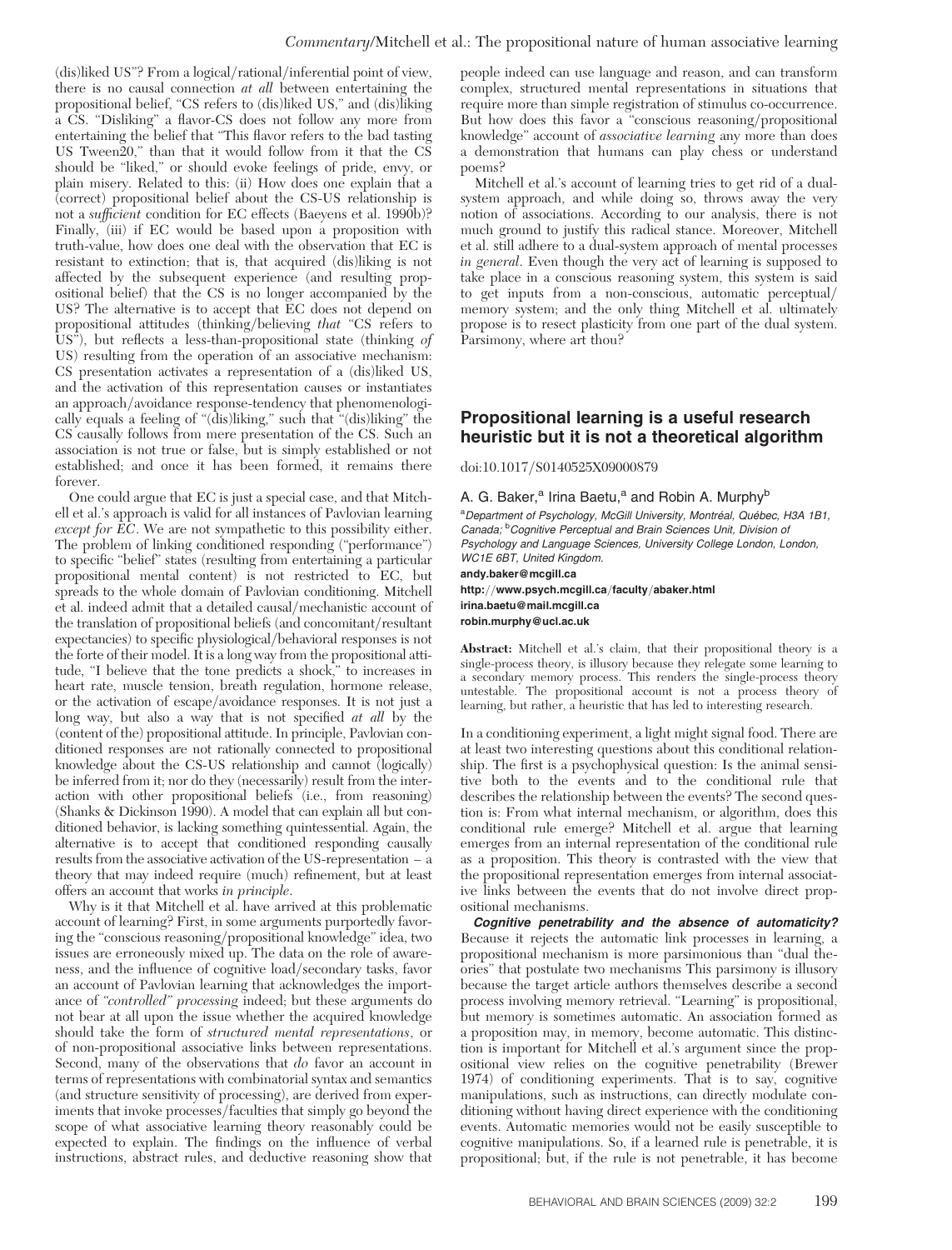(dis)liked US"? From a logical/rational/inferential point of view, there is no causal connection *at all* between entertaining the propositional belief, "CS refers to (dis)liked US," and (dis)liking a CS. "Disliking" a flavor-CS does not follow any more from entertaining the belief that "This flavor refers to the bad tasting US Tween20," than that it would follow from it that the CS should be "liked," or should evoke feelings of pride, envy, or plain misery. Related to this: (ii) How does one explain that a (correct) propositional belief about the CS-US relationship is not a *sufficient* condition for EC effects (Baeyens et al. 1990b)? Finally, (iii) if EC would be based upon a proposition with truth-value, how does one deal with the observation that EC is resistant to extinction; that is, that acquired (dis)liking is not affected by the subsequent experience (and resulting propositional belief) that the CS is no longer accompanied by the US? The alternative is to accept that EC does not depend on propositional attitudes (thinking/believing *that* "CS refers to US"), but reflects a less-than-propositional state (thinking *of* US) resulting from the operation of an associative mechanism: CS presentation activates a representation of a (dis)liked US, and the activation of this representation causes or instantiates an approach/avoidance response-tendency that phenomenologically equals a feeling of "(dis)liking," such that "(dis)liking" the CS causally follows from mere presentation of the CS. Such an association is not true or false, but is simply established or not established; and once it has been formed, it remains there forever.

One could argue that EC is just a special case, and that Mitchell et al.'s approach is valid for all instances of Pavlovian learning *except for EC*. We are not sympathetic to this possibility either. The problem of linking conditioned responding ("performance") to specific "belief" states (resulting from entertaining a particular propositional mental content) is not restricted to EC, but spreads to the whole domain of Pavlovian conditioning. Mitchell et al. indeed admit that a detailed causal/mechanistic account of the translation of propositional beliefs (and concomitant/resultant expectancies) to specific physiological/behavioral responses is not the forte of their model. It is a long way from the propositional attitude, "I believe that the tone predicts a shock," to increases in heart rate, muscle tension, breath regulation, hormone release, or the activation of escape/avoidance responses. It is not just a long way, but also a way that is not specified *at all* by the (content of the) propositional attitude. In principle, Pavlovian conditioned responses are not rationally connected to propositional knowledge about the CS-US relationship and cannot (logically) be inferred from it; nor do they (necessarily) result from the interaction with other propositional beliefs (i.e., from reasoning) (Shanks & Dickinson 1990). A model that can explain all but conditioned behavior, is lacking something quintessential. Again, the alternative is to accept that conditioned responding causally results from the associative activation of the US-representation – a theory that may indeed require (much) refinement, but at least offers an account that works *in principle*.

Why is it that Mitchell et al. have arrived at this problematic account of learning? First, in some arguments purportedly favoring the "conscious reasoning/propositional knowledge" idea, two issues are erroneously mixed up. The data on the role of awareness, and the influence of cognitive load/secondary tasks, favor an account of Pavlovian learning that acknowledges the importance of *"controlled" processing* indeed; but these arguments do not bear at all upon the issue whether the acquired knowledge should take the form of *structured mental representations*, or of non-propositional associative links between representations. Second, many of the observations that *do* favor an account in terms of representations with combinatorial syntax and semantics (and structure sensitivity of processing), are derived from experiments that invoke processes/faculties that simply go beyond the scope of what associative learning theory reasonably could be expected to explain. The findings on the influence of verbal instructions, abstract rules, and deductive reasoning show that people indeed can use language and reason, and can transform complex, structured mental representations in situations that require more than simple registration of stimulus co-occurrence. But how does this favor a "conscious reasoning/propositional knowledge" account of *associative learning* any more than does a demonstration that humans can play chess or understand poems?

Mitchell et al.'s account of learning tries to get rid of a dual-system approach, and while doing so, throws away the very notion of associations. According to our analysis, there is not much ground to justify this radical stance. Moreover, Mitchell et al. still adhere to a dual-system approach of mental processes *in general*. Even though the very act of learning is supposed to take place in a conscious reasoning system, this system is said to get inputs from a non-conscious, automatic perceptual/memory system; and the only thing Mitchell et al. ultimately propose is to resect plasticity from one part of the dual system. Parsimony, where art thou?

## Propositional learning is a useful research heuristic but it is not a theoretical algorithm

doi:10.1017/S0140525X09000879

A. G. Baker,[a] Irina Baetu,[a] and Robin A. Murphy[b]

[a]Department of Psychology, McGill University, Montréal, Québec, H3A 1B1, Canada; [b]Cognitive Perceptual and Brain Sciences Unit, Division of Psychology and Language Sciences, University College London, London, WC1E 6BT, United Kingdom.

**andy.baker@mcgill.ca**
**http://www.psych.mcgill.ca/faculty/abaker.html**
**irina.baetu@mail.mcgill.ca**
**robin.murphy@ucl.ac.uk**

**Abstract:** Mitchell et al.'s claim, that their propositional theory is a single-process theory, is illusory because they relegate some learning to a secondary memory process. This renders the single-process theory untestable. The propositional account is not a process theory of learning, but rather, a heuristic that has led to interesting research.

In a conditioning experiment, a light might signal food. There are at least two interesting questions about this conditional relationship. The first is a psychophysical question: Is the animal sensitive both to the events and to the conditional rule that describes the relationship between the events? The second question is: From what internal mechanism, or algorithm, does this conditional rule emerge? Mitchell et al. argue that learning emerges from an internal representation of the conditional rule as a proposition. This theory is contrasted with the view that the propositional representation emerges from internal associative links between the events that do not involve direct propositional mechanisms.

***Cognitive penetrability and the absence of automaticity?*** Because it rejects the automatic link processes in learning, a propositional mechanism is more parsimonious than "dual theories" that postulate two mechanisms This parsimony is illusory because the target article authors themselves describe a second process involving memory retrieval. "Learning" is propositional, but memory is sometimes automatic. An association formed as a proposition may, in memory, become automatic. This distinction is important for Mitchell et al.'s argument since the propositional view relies on the cognitive penetrability (Brewer 1974) of conditioning experiments. That is to say, cognitive manipulations, such as instructions, can directly modulate conditioning without having direct experience with the conditioning events. Automatic memories would not be easily susceptible to cognitive manipulations. So, if a learned rule is penetrable, it is propositional; but, if the rule is not penetrable, it has become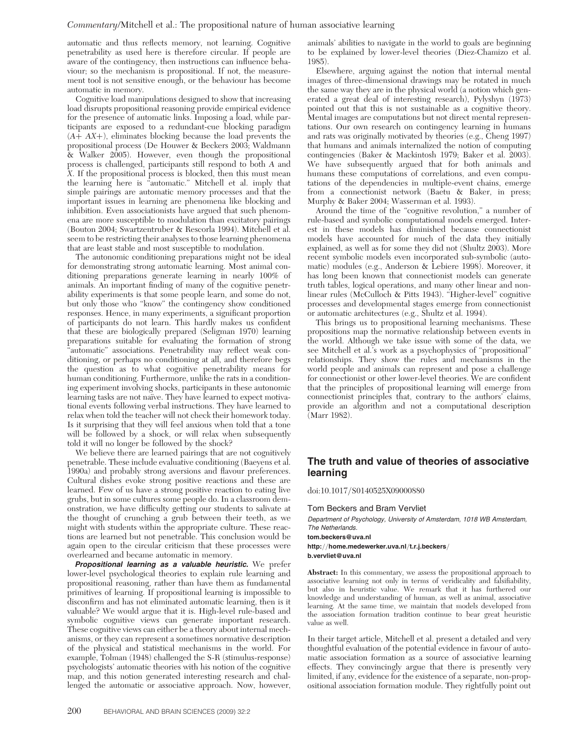automatic and thus reflects memory, not learning. Cognitive penetrability as used here is therefore circular. If people are aware of the contingency, then instructions can influence behaviour; so the mechanism is propositional. If not, the measurement tool is not sensitive enough, or the behaviour has become automatic in memory.

Cognitive load manipulations designed to show that increasing load disrupts propositional reasoning provide empirical evidence for the presence of automatic links. Imposing a load, while participants are exposed to a redundant-cue blocking paradigm (A+ AX+), eliminates blocking because the load prevents the propositional process (De Houwer & Beckers 2003; Waldmann & Walker 2005). However, even though the propositional process is challenged, participants still respond to both A and X. If the propositional process is blocked, then this must mean the learning here is "automatic." Mitchell et al. imply that simple pairings are automatic memory processes and that the important issues in learning are phenomena like blocking and inhibition. Even associationists have argued that such phenomena are more susceptible to modulation than excitatory pairings (Bouton 2004; Swartzentruber & Rescorla 1994). Mitchell et al. seem to be restricting their analyses to those learning phenomena that are least stable and most susceptible to modulation.

The autonomic conditioning preparations might not be ideal for demonstrating strong automatic learning. Most animal conditioning preparations generate learning in nearly 100% of animals. An important finding of many of the cognitive penetrability experiments is that some people learn, and some do not, but only those who "know" the contingency show conditioned responses. Hence, in many experiments, a significant proportion of participants do not learn. This hardly makes us confident that these are biologically prepared (Seligman 1970) learning preparations suitable for evaluating the formation of strong "automatic" associations. Penetrability may reflect weak conditioning, or perhaps no conditioning at all, and therefore begs the question as to what cognitive penetrability means for human conditioning. Furthermore, unlike the rats in a conditioning experiment involving shocks, participants in these autonomic learning tasks are not naïve. They have learned to expect motivational events following verbal instructions. They have learned to relax when told the teacher will not check their homework today. Is it surprising that they will feel anxious when told that a tone will be followed by a shock, or will relax when subsequently told it will no longer be followed by the shock?

We believe there are learned pairings that are not cognitively penetrable. These include evaluative conditioning (Baeyens et al. 1990a) and probably strong aversions and flavour preferences. Cultural dishes evoke strong positive reactions and these are learned. Few of us have a strong positive reaction to eating live grubs, but in some cultures some people do. In a classroom demonstration, we have difficulty getting our students to salivate at the thought of crunching a grub between their teeth, as we might with students within the appropriate culture. These reactions are learned but not penetrable. This conclusion would be again open to the circular criticism that these processes were overlearned and became automatic in memory.

***Propositional learning as a valuable heuristic.*** We prefer lower-level psychological theories to explain rule learning and propositional reasoning, rather than have them as fundamental primitives of learning. If propositional learning is impossible to disconfirm and has not eliminated automatic learning, then is it valuable? We would argue that it is. High-level rule-based and symbolic cognitive views can generate important research. These cognitive views can either be a theory about internal mechanisms, or they can represent a sometimes normative description of the physical and statistical mechanisms in the world. For example, Tolman (1948) challenged the S-R (stimulus-response) psychologists' automatic theories with his notion of the cognitive map, and this notion generated interesting research and challenged the automatic or associative approach. Now, however, animals' abilities to navigate in the world to goals are beginning to be explained by lower-level theories (Diez-Chamizo et al. 1985).

Elsewhere, arguing against the notion that internal mental images of three-dimensional drawings may be rotated in much the same way they are in the physical world (a notion which generated a great deal of interesting research), Pylyshyn (1973) pointed out that this is not sustainable as a cognitive theory. Mental images are computations but not direct mental representations. Our own research on contingency learning in humans and rats was originally motivated by theories (e.g., Cheng 1997) that humans and animals internalized the notion of computing contingencies (Baker & Mackintosh 1979; Baker et al. 2003). We have subsequently argued that for both animals and humans these computations of correlations, and even computations of the dependencies in multiple-event chains, emerge from a connectionist network (Baetu & Baker, in press; Murphy & Baker 2004; Wasserman et al. 1993).

Around the time of the "cognitive revolution," a number of rule-based and symbolic computational models emerged. Interest in these models has diminished because connectionist models have accounted for much of the data they initially explained, as well as for some they did not (Shultz 2003). More recent symbolic models even incorporated sub-symbolic (automatic) modules (e.g., Anderson & Lebiere 1998). Moreover, it has long been known that connectionist models can generate truth tables, logical operations, and many other linear and nonlinear rules (McCulloch & Pitts 1943). "Higher-level" cognitive processes and developmental stages emerge from connectionist or automatic architectures (e.g., Shultz et al. 1994).

This brings us to propositional learning mechanisms. These propositions map the normative relationship between events in the world. Although we take issue with some of the data, we see Mitchell et al.'s work as a psychophysics of "propositional" relationships. They show the rules and mechanisms in the world people and animals can represent and pose a challenge for connectionist or other lower-level theories. We are confident that the principles of propositional learning will emerge from connectionist principles that, contrary to the authors' claims, provide an algorithm and not a computational description (Marr 1982).

## The truth and value of theories of associative learning

doi:10.1017/S0140525X09000880

Tom Beckers and Bram Vervliet

*Department of Psychology, University of Amsterdam, 1018 WB Amsterdam, The Netherlands.*

**tom.beckers@uva.nl**
**http://home.medewerker.uva.nl/t.r.j.beckers/**
**b.vervliet@uva.nl**

**Abstract:** In this commentary, we assess the propositional approach to associative learning not only in terms of veridicality and falsifiability, but also in heuristic value. We remark that it has furthered our knowledge and understanding of human, as well as animal, associative learning. At the same time, we maintain that models developed from the association formation tradition continue to bear great heuristic value as well.

In their target article, Mitchell et al. present a detailed and very thoughtful evaluation of the potential evidence in favour of automatic association formation as a source of associative learning effects. They convincingly argue that there is presently very limited, if any, evidence for the existence of a separate, non-propositional association formation module. They rightfully point out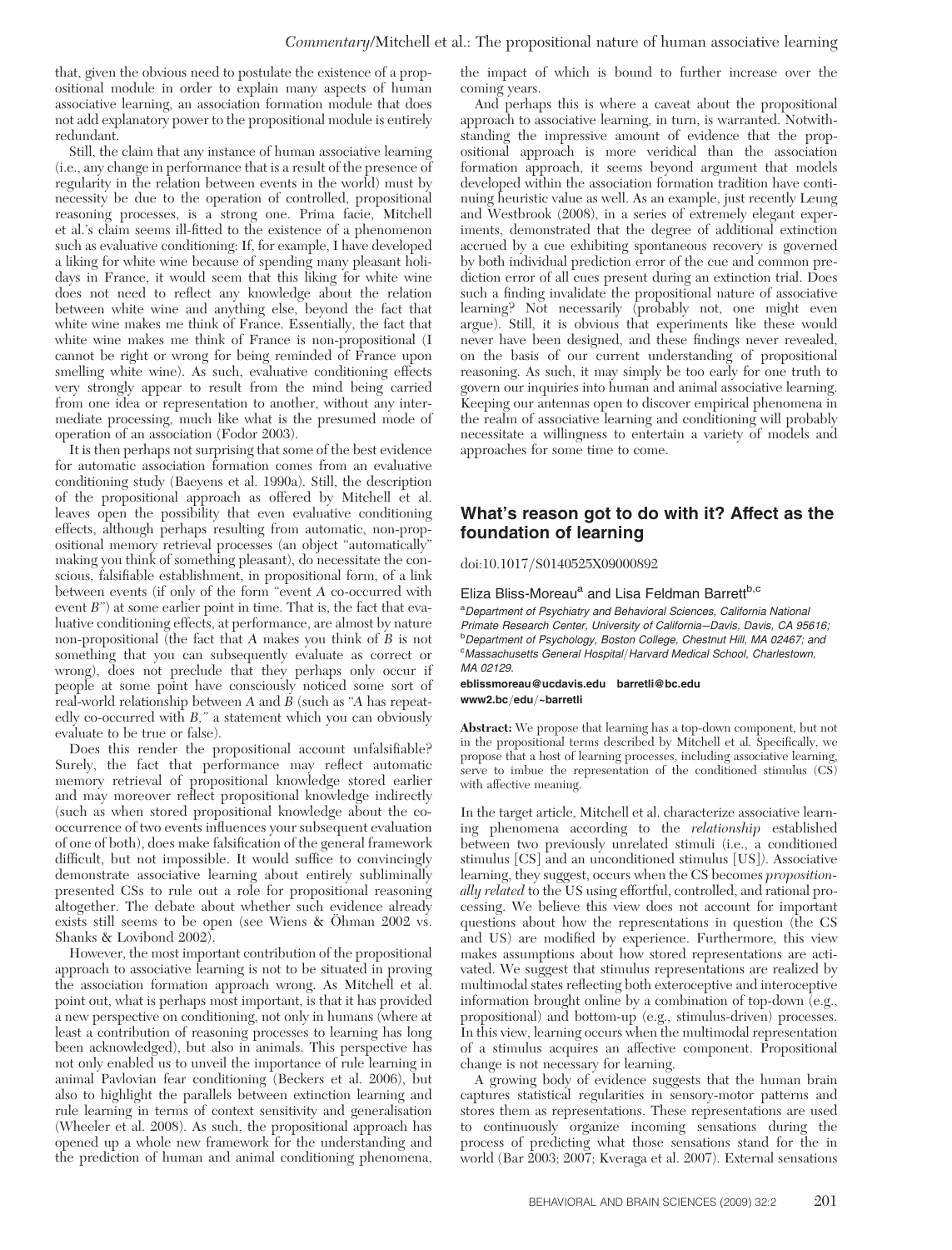that, given the obvious need to postulate the existence of a propositional module in order to explain many aspects of human associative learning, an association formation module that does not add explanatory power to the propositional module is entirely redundant.

Still, the claim that any instance of human associative learning (i.e., any change in performance that is a result of the presence of regularity in the relation between events in the world) must by necessity be due to the operation of controlled, propositional reasoning processes, is a strong one. Prima facie, Mitchell et al.'s claim seems ill-fitted to the existence of a phenomenon such as evaluative conditioning: If, for example, I have developed a liking for white wine because of spending many pleasant holidays in France, it would seem that this liking for white wine does not need to reflect any knowledge about the relation between white wine and anything else, beyond the fact that white wine makes me think of France. Essentially, the fact that white wine makes me think of France is non-propositional (I cannot be right or wrong for being reminded of France upon smelling white wine). As such, evaluative conditioning effects very strongly appear to result from the mind being carried from one idea or representation to another, without any intermediate processing, much like what is the presumed mode of operation of an association (Fodor 2003).

It is then perhaps not surprising that some of the best evidence for automatic association formation comes from an evaluative conditioning study (Baeyens et al. 1990a). Still, the description of the propositional approach as offered by Mitchell et al. leaves open the possibility that even evaluative conditioning effects, although perhaps resulting from automatic, non-propositional memory retrieval processes (an object "automatically" making you think of something pleasant), do necessitate the conscious, falsifiable establishment, in propositional form, of a link between events (if only of the form "event *A* co-occurred with event *B*") at some earlier point in time. That is, the fact that evaluative conditioning effects, at performance, are almost by nature non-propositional (the fact that *A* makes you think of *B* is not something that you can subsequently evaluate as correct or wrong), does not preclude that they perhaps only occur if people at some point have consciously noticed some sort of real-world relationship between *A* and *B* (such as "*A* has repeatedly co-occurred with *B*," a statement which you can obviously evaluate to be true or false).

Does this render the propositional account unfalsifiable? Surely, the fact that performance may reflect automatic memory retrieval of propositional knowledge stored earlier and may moreover reflect propositional knowledge indirectly (such as when stored propositional knowledge about the co-occurrence of two events influences your subsequent evaluation of one of both), does make falsification of the general framework difficult, but not impossible. It would suffice to convincingly demonstrate associative learning about entirely subliminally presented CSs to rule out a role for propositional reasoning altogether. The debate about whether such evidence already exists still seems to be open (see Wiens & Öhman 2002 vs. Shanks & Lovibond 2002).

However, the most important contribution of the propositional approach to associative learning is not to be situated in proving the association formation approach wrong. As Mitchell et al. point out, what is perhaps most important, is that it has provided a new perspective on conditioning, not only in humans (where at least a contribution of reasoning processes to learning has long been acknowledged), but also in animals. This perspective has not only enabled us to unveil the importance of rule learning in animal Pavlovian fear conditioning (Beckers et al. 2006), but also to highlight the parallels between extinction learning and rule learning in terms of context sensitivity and generalisation (Wheeler et al. 2008). As such, the propositional approach has opened up a whole new framework for the understanding and the prediction of human and animal conditioning phenomena, the impact of which is bound to further increase over the coming years.

And perhaps this is where a caveat about the propositional approach to associative learning, in turn, is warranted. Notwithstanding the impressive amount of evidence that the propositional approach is more veridical than the association formation approach, it seems beyond argument that models developed within the association formation tradition have continuing heuristic value as well. As an example, just recently Leung and Westbrook (2008), in a series of extremely elegant experiments, demonstrated that the degree of additional extinction accrued by a cue exhibiting spontaneous recovery is governed by both individual prediction error of the cue and common prediction error of all cues present during an extinction trial. Does such a finding invalidate the propositional nature of associative learning? Not necessarily (probably not, one might even argue). Still, it is obvious that experiments like these would never have been designed, and these findings never revealed, on the basis of our current understanding of propositional reasoning. As such, it may simply be too early for one truth to govern our inquiries into human and animal associative learning. Keeping our antennas open to discover empirical phenomena in the realm of associative learning and conditioning will probably necessitate a willingness to entertain a variety of models and approaches for some time to come.

## What's reason got to do with it? Affect as the foundation of learning

doi:10.1017/S0140525X09000892

Eliza Bliss-Moreau[a] and Lisa Feldman Barrett[b,c]

[a]*Department of Psychiatry and Behavioral Sciences, California National Primate Research Center, University of California–Davis, Davis, CA 95616;* [b]*Department of Psychology, Boston College, Chestnut Hill, MA 02467; and* [c]*Massachusetts General Hospital/Harvard Medical School, Charlestown, MA 02129.*

**eblissmoreau@ucdavis.edu barretli@bc.edu**
**www2.bc/edu/~barretli**

**Abstract:** We propose that learning has a top-down component, but not in the propositional terms described by Mitchell et al. Specifically, we propose that a host of learning processes, including associative learning, serve to imbue the representation of the conditioned stimulus (CS) with affective meaning.

In the target article, Mitchell et al. characterize associative learning phenomena according to the *relationship* established between two previously unrelated stimuli (i.e., a conditioned stimulus [CS] and an unconditioned stimulus [US]). Associative learning, they suggest, occurs when the CS becomes *propositionally related* to the US using effortful, controlled, and rational processing. We believe this view does not account for important questions about how the representations in question (the CS and US) are modified by experience. Furthermore, this view makes assumptions about how stored representations are activated. We suggest that stimulus representations are realized by multimodal states reflecting both exteroceptive and interoceptive information brought online by a combination of top-down (e.g., propositional) and bottom-up (e.g., stimulus-driven) processes. In this view, learning occurs when the multimodal representation of a stimulus acquires an affective component. Propositional change is not necessary for learning.

A growing body of evidence suggests that the human brain captures statistical regularities in sensory-motor patterns and stores them as representations. These representations are used to continuously organize incoming sensations during the process of predicting what those sensations stand for the in world (Bar 2003; 2007; Kveraga et al. 2007). External sensations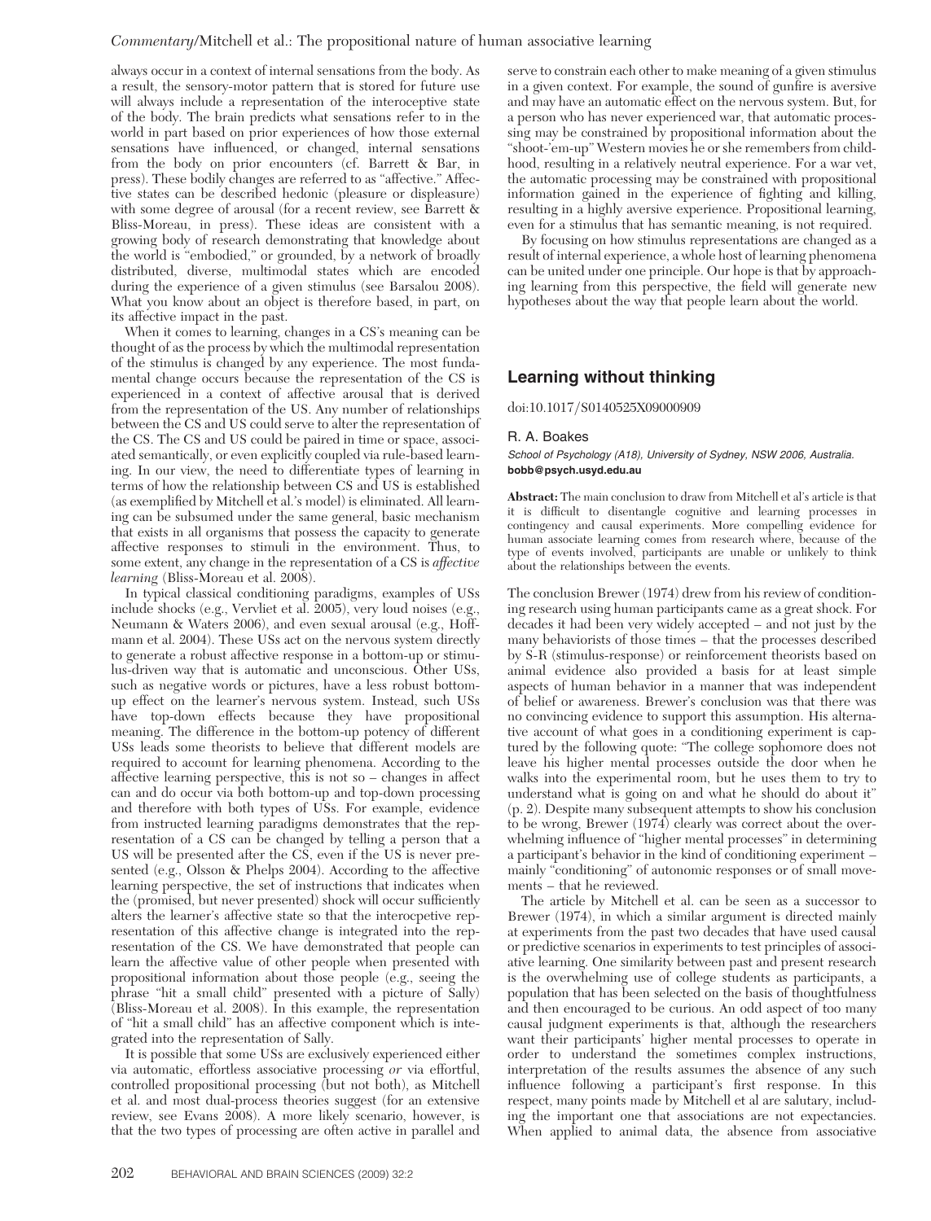always occur in a context of internal sensations from the body. As a result, the sensory-motor pattern that is stored for future use will always include a representation of the interoceptive state of the body. The brain predicts what sensations refer to in the world in part based on prior experiences of how those external sensations have influenced, or changed, internal sensations from the body on prior encounters (cf. Barrett & Bar, in press). These bodily changes are referred to as "affective." Affective states can be described hedonic (pleasure or displeasure) with some degree of arousal (for a recent review, see Barrett & Bliss-Moreau, in press). These ideas are consistent with a growing body of research demonstrating that knowledge about the world is "embodied," or grounded, by a network of broadly distributed, diverse, multimodal states which are encoded during the experience of a given stimulus (see Barsalou 2008). What you know about an object is therefore based, in part, on its affective impact in the past.

When it comes to learning, changes in a CS's meaning can be thought of as the process by which the multimodal representation of the stimulus is changed by any experience. The most fundamental change occurs because the representation of the CS is experienced in a context of affective arousal that is derived from the representation of the US. Any number of relationships between the CS and US could serve to alter the representation of the CS. The CS and US could be paired in time or space, associated semantically, or even explicitly coupled via rule-based learning. In our view, the need to differentiate types of learning in terms of how the relationship between CS and US is established (as exemplified by Mitchell et al.'s model) is eliminated. All learning can be subsumed under the same general, basic mechanism that exists in all organisms that possess the capacity to generate affective responses to stimuli in the environment. Thus, to some extent, any change in the representation of a CS is *affective learning* (Bliss-Moreau et al. 2008).

In typical classical conditioning paradigms, examples of USs include shocks (e.g., Vervliet et al. 2005), very loud noises (e.g., Neumann & Waters 2006), and even sexual arousal (e.g., Hoffmann et al. 2004). These USs act on the nervous system directly to generate a robust affective response in a bottom-up or stimulus-driven way that is automatic and unconscious. Other USs, such as negative words or pictures, have a less robust bottom-up effect on the learner's nervous system. Instead, such USs have top-down effects because they have propositional meaning. The difference in the bottom-up potency of different USs leads some theorists to believe that different models are required to account for learning phenomena. According to the affective learning perspective, this is not so – changes in affect can and do occur via both bottom-up and top-down processing and therefore with both types of USs. For example, evidence from instructed learning paradigms demonstrates that the representation of a CS can be changed by telling a person that a US will be presented after the CS, even if the US is never presented (e.g., Olsson & Phelps 2004). According to the affective learning perspective, the set of instructions that indicates when the (promised, but never presented) shock will occur sufficiently alters the learner's affective state so that the interocpetive representation of this affective change is integrated into the representation of the CS. We have demonstrated that people can learn the affective value of other people when presented with propositional information about those people (e.g., seeing the phrase "hit a small child" presented with a picture of Sally) (Bliss-Moreau et al. 2008). In this example, the representation of "hit a small child" has an affective component which is integrated into the representation of Sally.

It is possible that some USs are exclusively experienced either via automatic, effortless associative processing *or* via effortful, controlled propositional processing (but not both), as Mitchell et al. and most dual-process theories suggest (for an extensive review, see Evans 2008). A more likely scenario, however, is that the two types of processing are often active in parallel and serve to constrain each other to make meaning of a given stimulus in a given context. For example, the sound of gunfire is aversive and may have an automatic effect on the nervous system. But, for a person who has never experienced war, that automatic processing may be constrained by propositional information about the "shoot-'em-up" Western movies he or she remembers from childhood, resulting in a relatively neutral experience. For a war vet, the automatic processing may be constrained with propositional information gained in the experience of fighting and killing, resulting in a highly aversive experience. Propositional learning, even for a stimulus that has semantic meaning, is not required.

By focusing on how stimulus representations are changed as a result of internal experience, a whole host of learning phenomena can be united under one principle. Our hope is that by approaching learning from this perspective, the field will generate new hypotheses about the way that people learn about the world.

## Learning without thinking

doi:10.1017/S0140525X09000909

R. A. Boakes

*School of Psychology (A18), University of Sydney, NSW 2006, Australia.*
**bobb@psych.usyd.edu.au**

**Abstract:** The main conclusion to draw from Mitchell et al's article is that it is difficult to disentangle cognitive and learning processes in contingency and causal experiments. More compelling evidence for human associate learning comes from research where, because of the type of events involved, participants are unable or unlikely to think about the relationships between the events.

The conclusion Brewer (1974) drew from his review of conditioning research using human participants came as a great shock. For decades it had been very widely accepted – and not just by the many behaviorists of those times – that the processes described by S-R (stimulus-response) or reinforcement theorists based on animal evidence also provided a basis for at least simple aspects of human behavior in a manner that was independent of belief or awareness. Brewer's conclusion was that there was no convincing evidence to support this assumption. His alternative account of what goes in a conditioning experiment is captured by the following quote: "The college sophomore does not leave his higher mental processes outside the door when he walks into the experimental room, but he uses them to try to understand what is going on and what he should do about it" (p. 2). Despite many subsequent attempts to show his conclusion to be wrong, Brewer (1974) clearly was correct about the overwhelming influence of "higher mental processes" in determining a participant's behavior in the kind of conditioning experiment – mainly "conditioning" of autonomic responses or of small movements – that he reviewed.

The article by Mitchell et al. can be seen as a successor to Brewer (1974), in which a similar argument is directed mainly at experiments from the past two decades that have used causal or predictive scenarios in experiments to test principles of associative learning. One similarity between past and present research is the overwhelming use of college students as participants, a population that has been selected on the basis of thoughtfulness and then encouraged to be curious. An odd aspect of too many causal judgment experiments is that, although the researchers want their participants' higher mental processes to operate in order to understand the sometimes complex instructions, interpretation of the results assumes the absence of any such influence following a participant's first response. In this respect, many points made by Mitchell et al are salutary, including the important one that associations are not expectancies. When applied to animal data, the absence from associative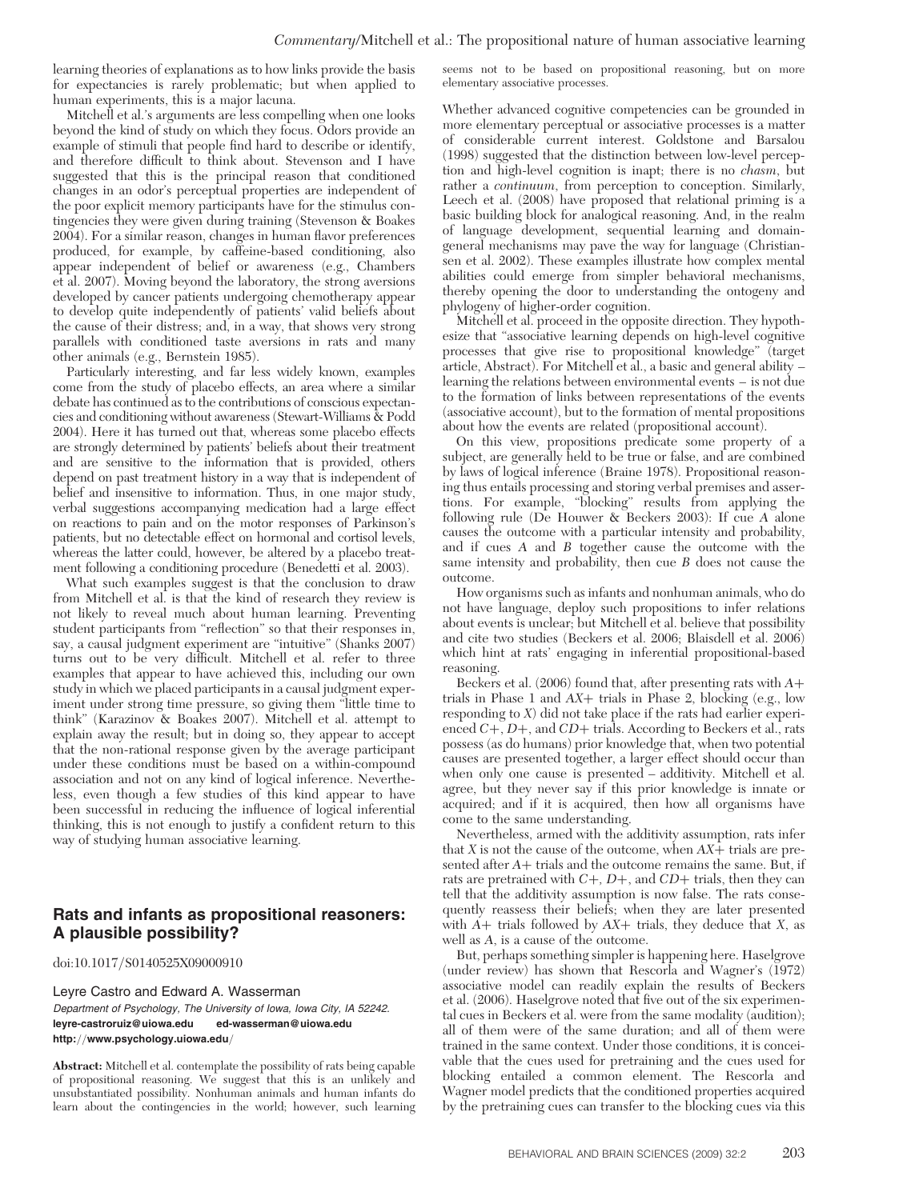learning theories of explanations as to how links provide the basis for expectancies is rarely problematic; but when applied to human experiments, this is a major lacuna.

Mitchell et al.'s arguments are less compelling when one looks beyond the kind of study on which they focus. Odors provide an example of stimuli that people find hard to describe or identify, and therefore difficult to think about. Stevenson and I have suggested that this is the principal reason that conditioned changes in an odor's perceptual properties are independent of the poor explicit memory participants have for the stimulus contingencies they were given during training (Stevenson & Boakes 2004). For a similar reason, changes in human flavor preferences produced, for example, by caffeine-based conditioning, also appear independent of belief or awareness (e.g., Chambers et al. 2007). Moving beyond the laboratory, the strong aversions developed by cancer patients undergoing chemotherapy appear to develop quite independently of patients' valid beliefs about the cause of their distress; and, in a way, that shows very strong parallels with conditioned taste aversions in rats and many other animals (e.g., Bernstein 1985).

Particularly interesting, and far less widely known, examples come from the study of placebo effects, an area where a similar debate has continued as to the contributions of conscious expectancies and conditioning without awareness (Stewart-Williams & Podd 2004). Here it has turned out that, whereas some placebo effects are strongly determined by patients' beliefs about their treatment and are sensitive to the information that is provided, others depend on past treatment history in a way that is independent of belief and insensitive to information. Thus, in one major study, verbal suggestions accompanying medication had a large effect on reactions to pain and on the motor responses of Parkinson's patients, but no detectable effect on hormonal and cortisol levels, whereas the latter could, however, be altered by a placebo treatment following a conditioning procedure (Benedetti et al. 2003).

What such examples suggest is that the conclusion to draw from Mitchell et al. is that the kind of research they review is not likely to reveal much about human learning. Preventing student participants from "reflection" so that their responses in, say, a causal judgment experiment are "intuitive" (Shanks 2007) turns out to be very difficult. Mitchell et al. refer to three examples that appear to have achieved this, including our own study in which we placed participants in a causal judgment experiment under strong time pressure, so giving them "little time to think" (Karazinov & Boakes 2007). Mitchell et al. attempt to explain away the result; but in doing so, they appear to accept that the non-rational response given by the average participant under these conditions must be based on a within-compound association and not on any kind of logical inference. Nevertheless, even though a few studies of this kind appear to have been successful in reducing the influence of logical inferential thinking, this is not enough to justify a confident return to this way of studying human associative learning.

## Rats and infants as propositional reasoners: A plausible possibility?

doi:10.1017/S0140525X09000910

Leyre Castro and Edward A. Wasserman

*Department of Psychology, The University of Iowa, Iowa City, IA 52242.*
**leyre-castroruiz@uiowa.edu ed-wasserman@uiowa.edu**
**http://www.psychology.uiowa.edu/**

**Abstract:** Mitchell et al. contemplate the possibility of rats being capable of propositional reasoning. We suggest that this is an unlikely and unsubstantiated possibility. Nonhuman animals and human infants do learn about the contingencies in the world; however, such learning seems not to be based on propositional reasoning, but on more elementary associative processes.

Whether advanced cognitive competencies can be grounded in more elementary perceptual or associative processes is a matter of considerable current interest. Goldstone and Barsalou (1998) suggested that the distinction between low-level perception and high-level cognition is inapt; there is no *chasm*, but rather a *continuum*, from perception to conception. Similarly, Leech et al. (2008) have proposed that relational priming is a basic building block for analogical reasoning. And, in the realm of language development, sequential learning and domain-general mechanisms may pave the way for language (Christiansen et al. 2002). These examples illustrate how complex mental abilities could emerge from simpler behavioral mechanisms, thereby opening the door to understanding the ontogeny and phylogeny of higher-order cognition.

Mitchell et al. proceed in the opposite direction. They hypothesize that "associative learning depends on high-level cognitive processes that give rise to propositional knowledge" (target article, Abstract). For Mitchell et al., a basic and general ability – learning the relations between environmental events – is not due to the formation of links between representations of the events (associative account), but to the formation of mental propositions about how the events are related (propositional account).

On this view, propositions predicate some property of a subject, are generally held to be true or false, and are combined by laws of logical inference (Braine 1978). Propositional reasoning thus entails processing and storing verbal premises and assertions. For example, "blocking" results from applying the following rule (De Houwer & Beckers 2003): If cue *A* alone causes the outcome with a particular intensity and probability, and if cues *A* and *B* together cause the outcome with the same intensity and probability, then cue *B* does not cause the outcome.

How organisms such as infants and nonhuman animals, who do not have language, deploy such propositions to infer relations about events is unclear; but Mitchell et al. believe that possibility and cite two studies (Beckers et al. 2006; Blaisdell et al. 2006) which hint at rats' engaging in inferential propositional-based reasoning.

Beckers et al. (2006) found that, after presenting rats with *A*+ trials in Phase 1 and *AX*+ trials in Phase 2, blocking (e.g., low responding to *X*) did not take place if the rats had earlier experienced *C*+, *D*+, and *CD*+ trials. According to Beckers et al., rats possess (as do humans) prior knowledge that, when two potential causes are presented together, a larger effect should occur than when only one cause is presented – additivity. Mitchell et al. agree, but they never say if this prior knowledge is innate or acquired; and if it is acquired, then how all organisms have come to the same understanding.

Nevertheless, armed with the additivity assumption, rats infer that *X* is not the cause of the outcome, when *AX*+ trials are presented after *A*+ trials and the outcome remains the same. But, if rats are pretrained with *C*+, *D*+, and *CD*+ trials, then they can tell that the additivity assumption is now false. The rats consequently reassess their beliefs; when they are later presented with *A*+ trials followed by *AX*+ trials, they deduce that *X*, as well as *A*, is a cause of the outcome.

But, perhaps something simpler is happening here. Haselgrove (under review) has shown that Rescorla and Wagner's (1972) associative model can readily explain the results of Beckers et al. (2006). Haselgrove noted that five out of the six experimental cues in Beckers et al. were from the same modality (audition); all of them were of the same duration; and all of them were trained in the same context. Under those conditions, it is conceivable that the cues used for pretraining and the cues used for blocking entailed a common element. The Rescorla and Wagner model predicts that the conditioned properties acquired by the pretraining cues can transfer to the blocking cues via this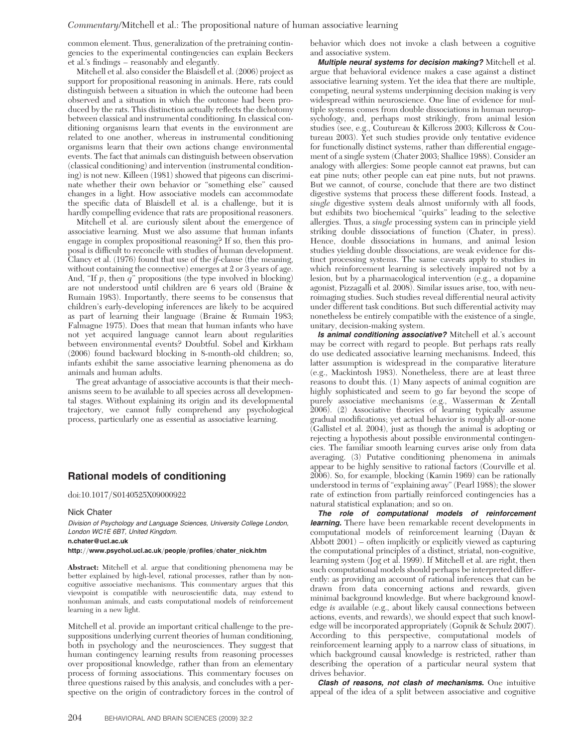common element. Thus, generalization of the pretraining contingencies to the experimental contingencies can explain Beckers et al.'s findings – reasonably and elegantly.

Mitchell et al. also consider the Blaisdell et al. (2006) project as support for propositional reasoning in animals. Here, rats could distinguish between a situation in which the outcome had been observed and a situation in which the outcome had been produced by the rats. This distinction actually reflects the dichotomy between classical and instrumental conditioning. In classical conditioning organisms learn that events in the environment are related to one another, whereas in instrumental conditioning organisms learn that their own actions change environmental events. The fact that animals can distinguish between observation (classical conditioning) and intervention (instrumental conditioning) is not new. Killeen (1981) showed that pigeons can discriminate whether their own behavior or "something else" caused changes in a light. How associative models can accommodate the specific data of Blaisdell et al. is a challenge, but it is hardly compelling evidence that rats are propositional reasoners.

Mitchell et al. are curiously silent about the emergence of associative learning. Must we also assume that human infants engage in complex propositional reasoning? If so, then this proposal is difficult to reconcile with studies of human development. Clancy et al. (1976) found that use of the *if*-clause (the meaning, without containing the connective) emerges at 2 or 3 years of age. And, "If $p$, then $q$" propositions (the type involved in blocking) are not understood until children are 6 years old (Braine & Rumain 1983). Importantly, there seems to be consensus that children's early-developing inferences are likely to be acquired as part of learning their language (Braine & Rumain 1983; Falmagne 1975). Does that mean that human infants who have not yet acquired language cannot learn about regularities between environmental events? Doubtful. Sobel and Kirkham (2006) found backward blocking in 8-month-old children; so, infants exhibit the same associative learning phenomena as do animals and human adults.

The great advantage of associative accounts is that their mechanisms seem to be available to all species across all developmental stages. Without explaining its origin and its developmental trajectory, we cannot fully comprehend any psychological process, particularly one as essential as associative learning.

## Rational models of conditioning

doi:10.1017/S0140525X09000922

Nick Chater

*Division of Psychology and Language Sciences, University College London, London WC1E 6BT, United Kingdom.*

**n.chater@ucl.ac.uk**

**http://www.psychol.ucl.ac.uk/people/profiles/chater_nick.htm**

**Abstract:** Mitchell et al. argue that conditioning phenomena may be better explained by high-level, rational processes, rather than by non-cognitive associative mechanisms. This commentary argues that this viewpoint is compatible with neuroscientific data, may extend to nonhuman animals, and casts computational models of reinforcement learning in a new light.

Mitchell et al. provide an important critical challenge to the presuppositions underlying current theories of human conditioning, both in psychology and the neurosciences. They suggest that human contingency learning results from reasoning processes over propositional knowledge, rather than from an elementary process of forming associations. This commentary focuses on three questions raised by this analysis, and concludes with a perspective on the origin of contradictory forces in the control of behavior which does not invoke a clash between a cognitive and associative system.

***Multiple neural systems for decision making?*** Mitchell et al. argue that behavioral evidence makes a case against a distinct associative learning system. Yet the idea that there are multiple, competing, neural systems underpinning decision making is very widespread within neuroscience. One line of evidence for multiple systems comes from double dissociations in human neuropsychology, and, perhaps most strikingly, from animal lesion studies (see, e.g., Coutureau & Killcross 2003; Killcross & Coutureau 2003). Yet such studies provide only tentative evidence for functionally distinct systems, rather than differential engagement of a single system (Chater 2003; Shallice 1988). Consider an analogy with allergies: Some people cannot eat prawns, but can eat pine nuts; other people can eat pine nuts, but not prawns. But we cannot, of course, conclude that there are two distinct digestive systems that process these different foods. Instead, a *single* digestive system deals almost uniformly with all foods, but exhibits two biochemical "quirks" leading to the selective allergies. Thus, a *single* processing system can in principle yield striking double dissociations of function (Chater, in press). Hence, double dissociations in humans, and animal lesion studies yielding double dissociations, are weak evidence for distinct processing systems. The same caveats apply to studies in which reinforcement learning is selectively impaired not by a lesion, but by a pharmacological intervention (e.g., a dopamine agonist, Pizzagalli et al. 2008). Similar issues arise, too, with neuroimaging studies. Such studies reveal differential neural activity under different task conditions. But such differential activity may nonetheless be entirely compatible with the existence of a single, unitary, decision-making system.

***Is animal conditioning associative?*** Mitchell et al.'s account may be correct with regard to people. But perhaps rats really do use dedicated associative learning mechanisms. Indeed, this latter assumption is widespread in the comparative literature (e.g., Mackintosh 1983). Nonetheless, there are at least three reasons to doubt this. (1) Many aspects of animal cognition are highly sophisticated and seem to go far beyond the scope of purely associative mechanisms (e.g., Wasserman & Zentall 2006). (2) Associative theories of learning typically assume gradual modifications; yet actual behavior is roughly all-or-none (Gallistel et al. 2004), just as though the animal is adopting or rejecting a hypothesis about possible environmental contingencies. The familiar smooth learning curves arise only from data averaging. (3) Putative conditioning phenomena in animals appear to be highly sensitive to rational factors (Courville et al. 2006). So, for example, blocking (Kamin 1969) can be rationally understood in terms of "explaining away" (Pearl 1988); the slower rate of extinction from partially reinforced contingencies has a natural statistical explanation; and so on.

***The role of computational models of reinforcement learning.*** There have been remarkable recent developments in computational models of reinforcement learning (Dayan & Abbott 2001) – often implicitly or explicitly viewed as capturing the computational principles of a distinct, striatal, non-cognitive, learning system (Jog et al. 1999). If Mitchell et al. are right, then such computational models should perhaps be interpreted differently: as providing an account of rational inferences that can be drawn from data concerning actions and rewards, given minimal background knowledge. But where background knowledge *is* available (e.g., about likely causal connections between actions, events, and rewards), we should expect that such knowledge will be incorporated appropriately (Gopnik & Schulz 2007). According to this perspective, computational models of reinforcement learning apply to a narrow class of situations, in which background causal knowledge is restricted, rather than describing the operation of a particular neural system that drives behavior.

***Clash of reasons, not clash of mechanisms.*** One intuitive appeal of the idea of a split between associative and cognitive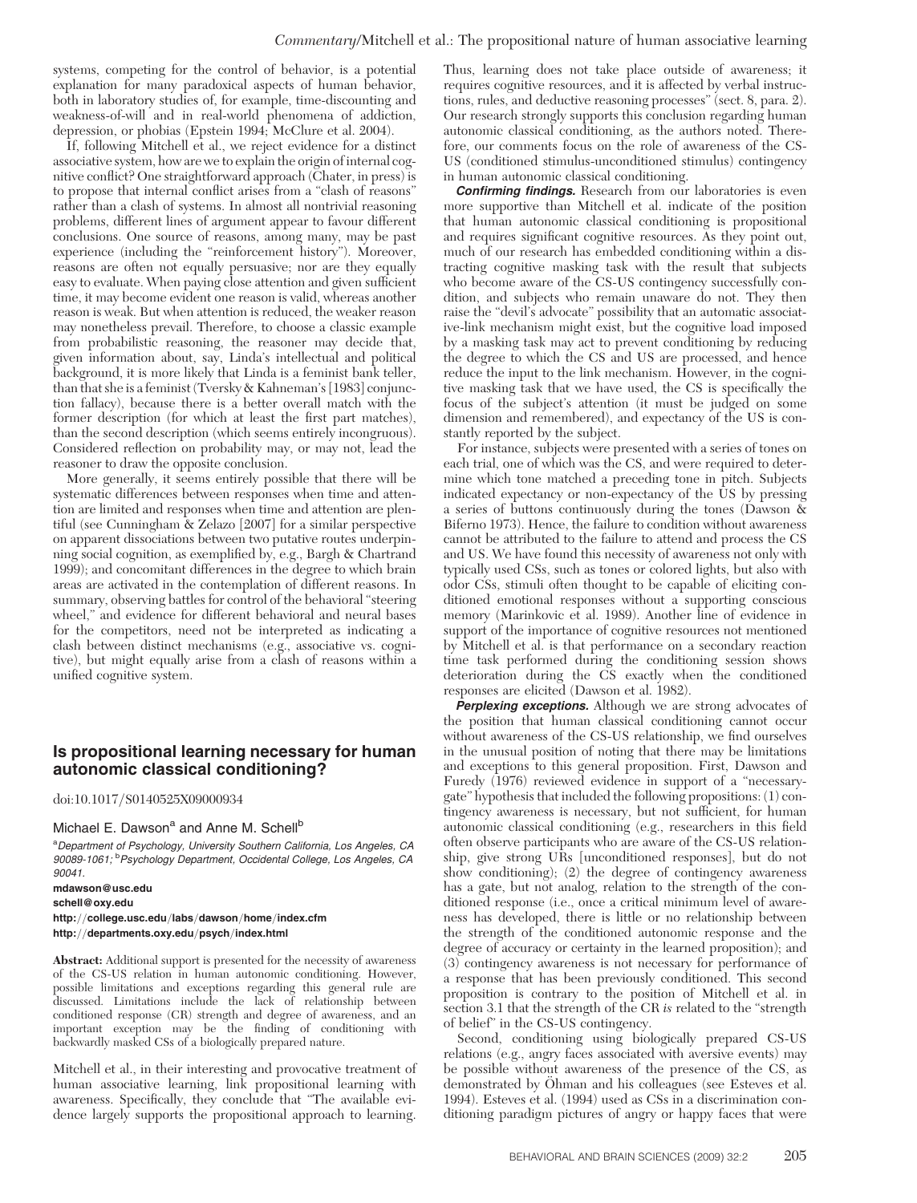systems, competing for the control of behavior, is a potential explanation for many paradoxical aspects of human behavior, both in laboratory studies of, for example, time-discounting and weakness-of-will and in real-world phenomena of addiction, depression, or phobias (Epstein 1994; McClure et al. 2004).

If, following Mitchell et al., we reject evidence for a distinct associative system, how are we to explain the origin of internal cognitive conflict? One straightforward approach (Chater, in press) is to propose that internal conflict arises from a "clash of reasons" rather than a clash of systems. In almost all nontrivial reasoning problems, different lines of argument appear to favour different conclusions. One source of reasons, among many, may be past experience (including the "reinforcement history"). Moreover, reasons are often not equally persuasive; nor are they equally easy to evaluate. When paying close attention and given sufficient time, it may become evident one reason is valid, whereas another reason is weak. But when attention is reduced, the weaker reason may nonetheless prevail. Therefore, to choose a classic example from probabilistic reasoning, the reasoner may decide that, given information about, say, Linda's intellectual and political background, it is more likely that Linda is a feminist bank teller, than that she is a feminist (Tversky & Kahneman's [1983] conjunction fallacy), because there is a better overall match with the former description (for which at least the first part matches), than the second description (which seems entirely incongruous). Considered reflection on probability may, or may not, lead the reasoner to draw the opposite conclusion.

More generally, it seems entirely possible that there will be systematic differences between responses when time and attention are limited and responses when time and attention are plentiful (see Cunningham & Zelazo [2007] for a similar perspective on apparent dissociations between two putative routes underpinning social cognition, as exemplified by, e.g., Bargh & Chartrand 1999); and concomitant differences in the degree to which brain areas are activated in the contemplation of different reasons. In summary, observing battles for control of the behavioral "steering wheel," and evidence for different behavioral and neural bases for the competitors, need not be interpreted as indicating a clash between distinct mechanisms (e.g., associative vs. cognitive), but might equally arise from a clash of reasons within a unified cognitive system.

## Is propositional learning necessary for human autonomic classical conditioning?

doi:10.1017/S0140525X09000934

Michael E. Dawson[a] and Anne M. Schell[b]

[a]*Department of Psychology, University Southern California, Los Angeles, CA 90089-1061;* [b]*Psychology Department, Occidental College, Los Angeles, CA 90041.*

**mdawson@usc.edu**
**schell@oxy.edu**
**http://college.usc.edu/labs/dawson/home/index.cfm**
**http://departments.oxy.edu/psych/index.html**

**Abstract:** Additional support is presented for the necessity of awareness of the CS-US relation in human autonomic conditioning. However, possible limitations and exceptions regarding this general rule are discussed. Limitations include the lack of relationship between conditioned response (CR) strength and degree of awareness, and an important exception may be the finding of conditioning with backwardly masked CSs of a biologically prepared nature.

Mitchell et al., in their interesting and provocative treatment of human associative learning, link propositional learning with awareness. Specifically, they conclude that "The available evidence largely supports the propositional approach to learning. Thus, learning does not take place outside of awareness; it requires cognitive resources, and it is affected by verbal instructions, rules, and deductive reasoning processes" (sect. 8, para. 2). Our research strongly supports this conclusion regarding human autonomic classical conditioning, as the authors noted. Therefore, our comments focus on the role of awareness of the CS-US (conditioned stimulus-unconditioned stimulus) contingency in human autonomic classical conditioning.

***Confirming findings.*** Research from our laboratories is even more supportive than Mitchell et al. indicate of the position that human autonomic classical conditioning is propositional and requires significant cognitive resources. As they point out, much of our research has embedded conditioning within a distracting cognitive masking task with the result that subjects who become aware of the CS-US contingency successfully condition, and subjects who remain unaware do not. They then raise the "devil's advocate" possibility that an automatic associative-link mechanism might exist, but the cognitive load imposed by a masking task may act to prevent conditioning by reducing the degree to which the CS and US are processed, and hence reduce the input to the link mechanism. However, in the cognitive masking task that we have used, the CS is specifically the focus of the subject's attention (it must be judged on some dimension and remembered), and expectancy of the US is constantly reported by the subject.

For instance, subjects were presented with a series of tones on each trial, one of which was the CS, and were required to determine which tone matched a preceding tone in pitch. Subjects indicated expectancy or non-expectancy of the US by pressing a series of buttons continuously during the tones (Dawson & Biferno 1973). Hence, the failure to condition without awareness cannot be attributed to the failure to attend and process the CS and US. We have found this necessity of awareness not only with typically used CSs, such as tones or colored lights, but also with odor CSs, stimuli often thought to be capable of eliciting conditioned emotional responses without a supporting conscious memory (Marinkovic et al. 1989). Another line of evidence in support of the importance of cognitive resources not mentioned by Mitchell et al. is that performance on a secondary reaction time task performed during the conditioning session shows deterioration during the CS exactly when the conditioned responses are elicited (Dawson et al. 1982).

***Perplexing exceptions.*** Although we are strong advocates of the position that human classical conditioning cannot occur without awareness of the CS-US relationship, we find ourselves in the unusual position of noting that there may be limitations and exceptions to this general proposition. First, Dawson and Furedy (1976) reviewed evidence in support of a "necessary-gate" hypothesis that included the following propositions: (1) contingency awareness is necessary, but not sufficient, for human autonomic classical conditioning (e.g., researchers in this field often observe participants who are aware of the CS-US relationship, give strong URs [unconditioned responses], but do not show conditioning); (2) the degree of contingency awareness has a gate, but not analog, relation to the strength of the conditioned response (i.e., once a critical minimum level of awareness has developed, there is little or no relationship between the strength of the conditioned autonomic response and the degree of accuracy or certainty in the learned proposition); and (3) contingency awareness is not necessary for performance of a response that has been previously conditioned. This second proposition is contrary to the position of Mitchell et al. in section 3.1 that the strength of the CR *is* related to the "strength of belief" in the CS-US contingency.

Second, conditioning using biologically prepared CS-US relations (e.g., angry faces associated with aversive events) may be possible without awareness of the presence of the CS, as demonstrated by Öhman and his colleagues (see Esteves et al. 1994). Esteves et al. (1994) used as CSs in a discrimination conditioning paradigm pictures of angry or happy faces that were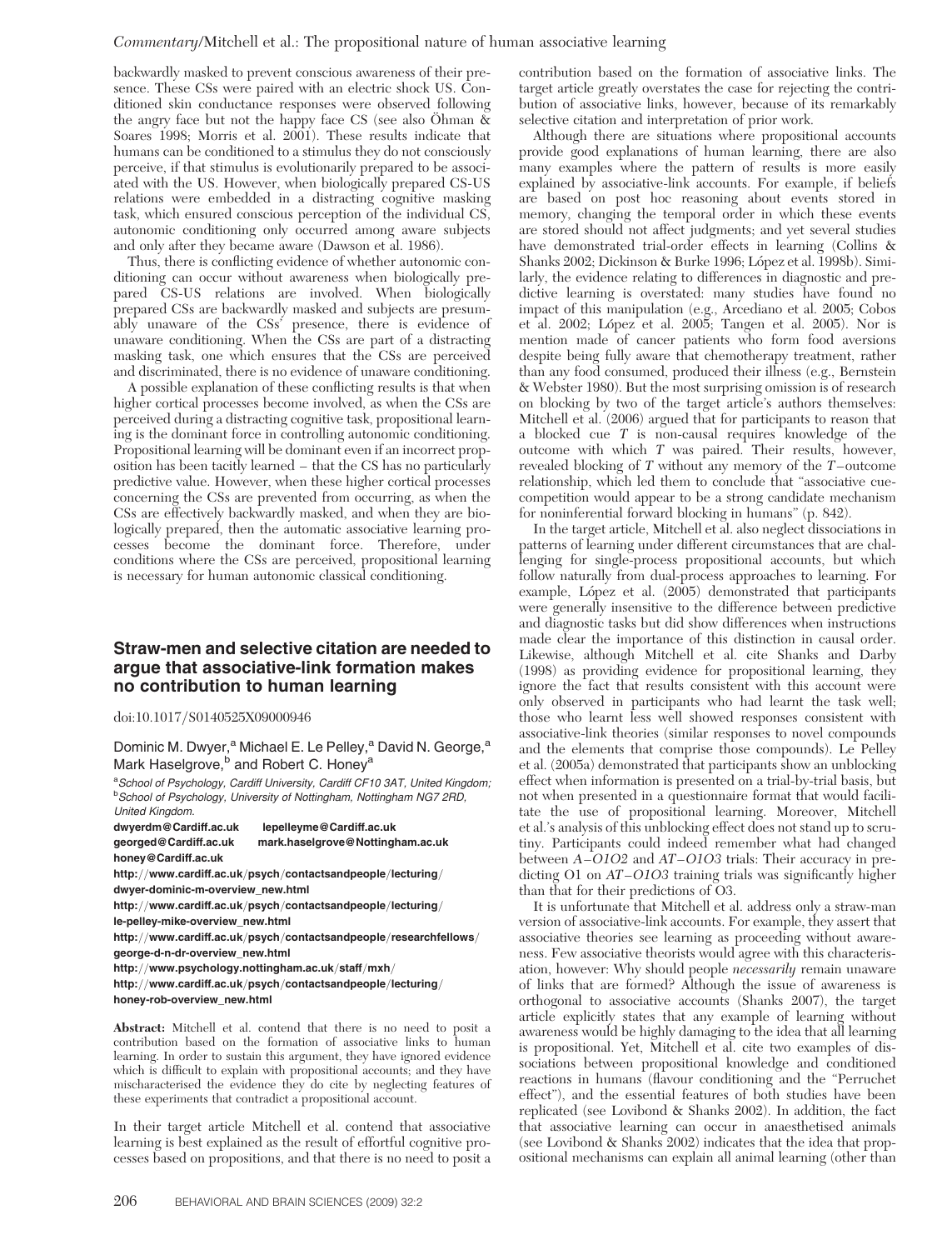backwardly masked to prevent conscious awareness of their presence. These CSs were paired with an electric shock US. Conditioned skin conductance responses were observed following the angry face but not the happy face CS (see also Öhman & Soares 1998; Morris et al. 2001). These results indicate that humans can be conditioned to a stimulus they do not consciously perceive, if that stimulus is evolutionarily prepared to be associated with the US. However, when biologically prepared CS-US relations were embedded in a distracting cognitive masking task, which ensured conscious perception of the individual CS, autonomic conditioning only occurred among aware subjects and only after they became aware (Dawson et al. 1986).

Thus, there is conflicting evidence of whether autonomic conditioning can occur without awareness when biologically prepared CS-US relations are involved. When biologically prepared CSs are backwardly masked and subjects are presumably unaware of the CSs' presence, there is evidence of unaware conditioning. When the CSs are part of a distracting masking task, one which ensures that the CSs are perceived and discriminated, there is no evidence of unaware conditioning.

A possible explanation of these conflicting results is that when higher cortical processes become involved, as when the CSs are perceived during a distracting cognitive task, propositional learning is the dominant force in controlling autonomic conditioning. Propositional learning will be dominant even if an incorrect proposition has been tacitly learned – that the CS has no particularly predictive value. However, when these higher cortical processes concerning the CSs are prevented from occurring, as when the CSs are effectively backwardly masked, and when they are biologically prepared, then the automatic associative learning processes become the dominant force. Therefore, under conditions where the CSs are perceived, propositional learning is necessary for human autonomic classical conditioning.

## Straw-men and selective citation are needed to argue that associative-link formation makes no contribution to human learning

doi:10.1017/S0140525X09000946

Dominic M. Dwyer,[a] Michael E. Le Pelley,[a] David N. George,[a] Mark Haselgrove,[b] and Robert C. Honey[a]

[a]*School of Psychology, Cardiff University, Cardiff CF10 3AT, United Kingdom;* [b]*School of Psychology, University of Nottingham, Nottingham NG7 2RD, United Kingdom.*

**dwyerdm@Cardiff.ac.uk lepelleyme@Cardiff.ac.uk georged@Cardiff.ac.uk mark.haselgrove@Nottingham.ac.uk honey@Cardiff.ac.uk**

**http://www.cardiff.ac.uk/psych/contactsandpeople/lecturing/dwyer-dominic-m-overview_new.html**

**http://www.cardiff.ac.uk/psych/contactsandpeople/lecturing/le-pelley-mike-overview_new.html**

**http://www.cardiff.ac.uk/psych/contactsandpeople/researchfellows/george-d-n-dr-overview_new.html**

**http://www.psychology.nottingham.ac.uk/staff/mxh/**

**http://www.cardiff.ac.uk/psych/contactsandpeople/lecturing/honey-rob-overview_new.html**

**Abstract:** Mitchell et al. contend that there is no need to posit a contribution based on the formation of associative links to human learning. In order to sustain this argument, they have ignored evidence which is difficult to explain with propositional accounts; and they have mischaracterised the evidence they do cite by neglecting features of these experiments that contradict a propositional account.

In their target article Mitchell et al. contend that associative learning is best explained as the result of effortful cognitive processes based on propositions, and that there is no need to posit a contribution based on the formation of associative links. The target article greatly overstates the case for rejecting the contribution of associative links, however, because of its remarkably selective citation and interpretation of prior work.

Although there are situations where propositional accounts provide good explanations of human learning, there are also many examples where the pattern of results is more easily explained by associative-link accounts. For example, if beliefs are based on post hoc reasoning about events stored in memory, changing the temporal order in which these events are stored should not affect judgments; and yet several studies have demonstrated trial-order effects in learning (Collins & Shanks 2002; Dickinson & Burke 1996; López et al. 1998b). Similarly, the evidence relating to differences in diagnostic and predictive learning is overstated: many studies have found no impact of this manipulation (e.g., Arcediano et al. 2005; Cobos et al. 2002; López et al. 2005; Tangen et al. 2005). Nor is mention made of cancer patients who form food aversions despite being fully aware that chemotherapy treatment, rather than any food consumed, produced their illness (e.g., Bernstein & Webster 1980). But the most surprising omission is of research on blocking by two of the target article's authors themselves: Mitchell et al. (2006) argued that for participants to reason that a blocked cue *T* is non-causal requires knowledge of the outcome with which *T* was paired. Their results, however, revealed blocking of *T* without any memory of the *T*–outcome relationship, which led them to conclude that "associative cue-competition would appear to be a strong candidate mechanism for noninferential forward blocking in humans" (p. 842).

In the target article, Mitchell et al. also neglect dissociations in patterns of learning under different circumstances that are challenging for single-process propositional accounts, but which follow naturally from dual-process approaches to learning. For example, López et al. (2005) demonstrated that participants were generally insensitive to the difference between predictive and diagnostic tasks but did show differences when instructions made clear the importance of this distinction in causal order. Likewise, although Mitchell et al. cite Shanks and Darby (1998) as providing evidence for propositional learning, they ignore the fact that results consistent with this account were only observed in participants who had learnt the task well; those who learnt less well showed responses consistent with associative-link theories (similar responses to novel compounds and the elements that comprise those compounds). Le Pelley et al. (2005a) demonstrated that participants show an unblocking effect when information is presented on a trial-by-trial basis, but not when presented in a questionnaire format that would facilitate the use of propositional learning. Moreover, Mitchell et al.'s analysis of this unblocking effect does not stand up to scrutiny. Participants could indeed remember what had changed between *A*–*O1O2* and *AT*–*O1O3* trials: Their accuracy in predicting O1 on *AT*–*O1O3* training trials was significantly higher than that for their predictions of O3.

It is unfortunate that Mitchell et al. address only a straw-man version of associative-link accounts. For example, they assert that associative theories see learning as proceeding without awareness. Few associative theorists would agree with this characterisation, however: Why should people *necessarily* remain unaware of links that are formed? Although the issue of awareness is orthogonal to associative accounts (Shanks 2007), the target article explicitly states that any example of learning without awareness would be highly damaging to the idea that all learning is propositional. Yet, Mitchell et al. cite two examples of dissociations between propositional knowledge and conditioned reactions in humans (flavour conditioning and the "Perruchet effect"), and the essential features of both studies have been replicated (see Lovibond & Shanks 2002). In addition, the fact that associative learning can occur in anaesthetised animals (see Lovibond & Shanks 2002) indicates that the idea that propositional mechanisms can explain all animal learning (other than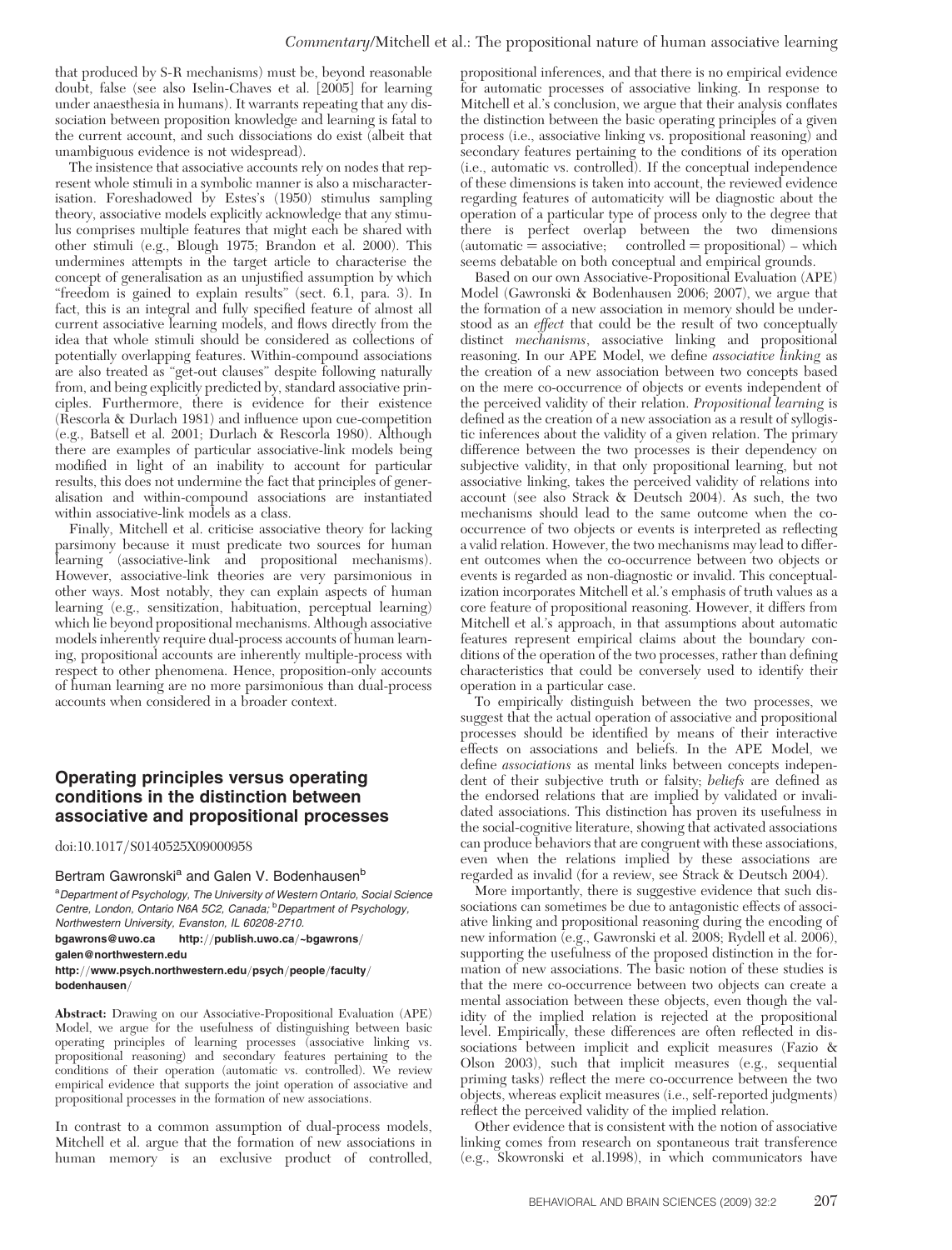that produced by S-R mechanisms) must be, beyond reasonable doubt, false (see also Iselin-Chaves et al. [2005] for learning under anaesthesia in humans). It warrants repeating that any dissociation between proposition knowledge and learning is fatal to the current account, and such dissociations do exist (albeit that unambiguous evidence is not widespread).

The insistence that associative accounts rely on nodes that represent whole stimuli in a symbolic manner is also a mischaracterisation. Foreshadowed by Estes's (1950) stimulus sampling theory, associative models explicitly acknowledge that any stimulus comprises multiple features that might each be shared with other stimuli (e.g., Blough 1975; Brandon et al. 2000). This undermines attempts in the target article to characterise the concept of generalisation as an unjustified assumption by which "freedom is gained to explain results" (sect. 6.1, para. 3). In fact, this is an integral and fully specified feature of almost all current associative learning models, and flows directly from the idea that whole stimuli should be considered as collections of potentially overlapping features. Within-compound associations are also treated as "get-out clauses" despite following naturally from, and being explicitly predicted by, standard associative principles. Furthermore, there is evidence for their existence (Rescorla & Durlach 1981) and influence upon cue-competition (e.g., Batsell et al. 2001; Durlach & Rescorla 1980). Although there are examples of particular associative-link models being modified in light of an inability to account for particular results, this does not undermine the fact that principles of generalisation and within-compound associations are instantiated within associative-link models as a class.

Finally, Mitchell et al. criticise associative theory for lacking parsimony because it must predicate two sources for human learning (associative-link and propositional mechanisms). However, associative-link theories are very parsimonious in other ways. Most notably, they can explain aspects of human learning (e.g., sensitization, habituation, perceptual learning) which lie beyond propositional mechanisms. Although associative models inherently require dual-process accounts of human learning, propositional accounts are inherently multiple-process with respect to other phenomena. Hence, proposition-only accounts of human learning are no more parsimonious than dual-process accounts when considered in a broader context.

## Operating principles versus operating conditions in the distinction between associative and propositional processes

doi:10.1017/S0140525X09000958

Bertram Gawronski[a] and Galen V. Bodenhausen[b]

[a]Department of Psychology, The University of Western Ontario, Social Science Centre, London, Ontario N6A 5C2, Canada; [b]Department of Psychology, Northwestern University, Evanston, IL 60208-2710.

bgawrons@uwo.ca http://publish.uwo.ca/~bgawrons/
galen@northwestern.edu
http://www.psych.northwestern.edu/psych/people/faculty/bodenhausen/

**Abstract:** Drawing on our Associative-Propositional Evaluation (APE) Model, we argue for the usefulness of distinguishing between basic operating principles of learning processes (associative linking vs. propositional reasoning) and secondary features pertaining to the conditions of their operation (automatic vs. controlled). We review empirical evidence that supports the joint operation of associative and propositional processes in the formation of new associations.

In contrast to a common assumption of dual-process models, Mitchell et al. argue that the formation of new associations in human memory is an exclusive product of controlled, propositional inferences, and that there is no empirical evidence for automatic processes of associative linking. In response to Mitchell et al.'s conclusion, we argue that their analysis conflates the distinction between the basic operating principles of a given process (i.e., associative linking vs. propositional reasoning) and secondary features pertaining to the conditions of its operation (i.e., automatic vs. controlled). If the conceptual independence of these dimensions is taken into account, the reviewed evidence regarding features of automaticity will be diagnostic about the operation of a particular type of process only to the degree that there is perfect overlap between the two dimensions (automatic = associative; controlled = propositional) – which seems debatable on both conceptual and empirical grounds.

Based on our own Associative-Propositional Evaluation (APE) Model (Gawronski & Bodenhausen 2006; 2007), we argue that the formation of a new association in memory should be understood as an *effect* that could be the result of two conceptually distinct *mechanisms*, associative linking and propositional reasoning. In our APE Model, we define *associative linking* as the creation of a new association between two concepts based on the mere co-occurrence of objects or events independent of the perceived validity of their relation. *Propositional learning* is defined as the creation of a new association as a result of syllogistic inferences about the validity of a given relation. The primary difference between the two processes is their dependency on subjective validity, in that only propositional learning, but not associative linking, takes the perceived validity of relations into account (see also Strack & Deutsch 2004). As such, the two mechanisms should lead to the same outcome when the co-occurrence of two objects or events is interpreted as reflecting a valid relation. However, the two mechanisms may lead to different outcomes when the co-occurrence between two objects or events is regarded as non-diagnostic or invalid. This conceptualization incorporates Mitchell et al.'s emphasis of truth values as a core feature of propositional reasoning. However, it differs from Mitchell et al.'s approach, in that assumptions about automatic features represent empirical claims about the boundary conditions of the operation of the two processes, rather than defining characteristics that could be conversely used to identify their operation in a particular case.

To empirically distinguish between the two processes, we suggest that the actual operation of associative and propositional processes should be identified by means of their interactive effects on associations and beliefs. In the APE Model, we define *associations* as mental links between concepts independent of their subjective truth or falsity; *beliefs* are defined as the endorsed relations that are implied by validated or invalidated associations. This distinction has proven its usefulness in the social-cognitive literature, showing that activated associations can produce behaviors that are congruent with these associations, even when the relations implied by these associations are regarded as invalid (for a review, see Strack & Deutsch 2004).

More importantly, there is suggestive evidence that such dissociations can sometimes be due to antagonistic effects of associative linking and propositional reasoning during the encoding of new information (e.g., Gawronski et al. 2008; Rydell et al. 2006), supporting the usefulness of the proposed distinction in the formation of new associations. The basic notion of these studies is that the mere co-occurrence between two objects can create a mental association between these objects, even though the validity of the implied relation is rejected at the propositional level. Empirically, these differences are often reflected in dissociations between implicit and explicit measures (Fazio & Olson 2003), such that implicit measures (e.g., sequential priming tasks) reflect the mere co-occurrence between the two objects, whereas explicit measures (i.e., self-reported judgments) reflect the perceived validity of the implied relation.

Other evidence that is consistent with the notion of associative linking comes from research on spontaneous trait transference (e.g., Skowronski et al.1998), in which communicators have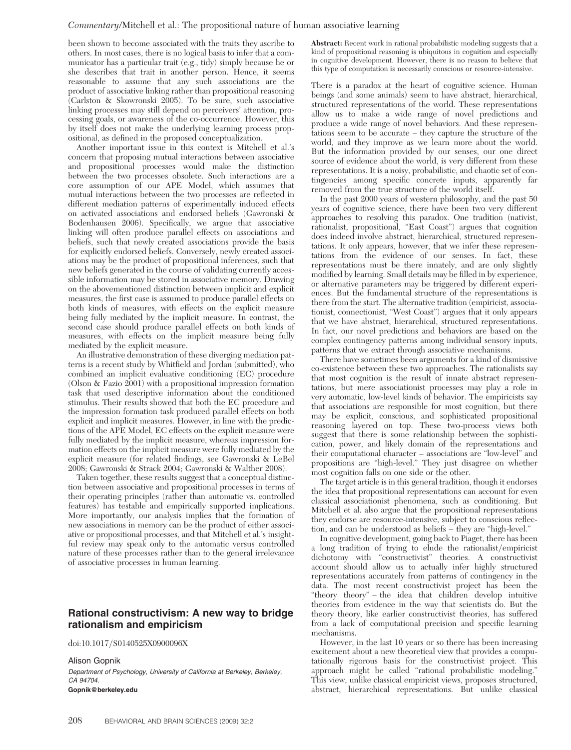been shown to become associated with the traits they ascribe to others. In most cases, there is no logical basis to infer that a communicator has a particular trait (e.g., tidy) simply because he or she describes that trait in another person. Hence, it seems reasonable to assume that any such associations are the product of associative linking rather than propositional reasoning (Carlston & Skowronski 2005). To be sure, such associative linking processes may still depend on perceivers' attention, processing goals, or awareness of the co-occurrence. However, this by itself does not make the underlying learning process propositional, as defined in the proposed conceptualization.

Another important issue in this context is Mitchell et al.'s concern that proposing mutual interactions between associative and propositional processes would make the distinction between the two processes obsolete. Such interactions are a core assumption of our APE Model, which assumes that mutual interactions between the two processes are reflected in different mediation patterns of experimentally induced effects on activated associations and endorsed beliefs (Gawronski & Bodenhausen 2006). Specifically, we argue that associative linking will often produce parallel effects on associations and beliefs, such that newly created associations provide the basis for explicitly endorsed beliefs. Conversely, newly created associations may be the product of propositional inferences, such that new beliefs generated in the course of validating currently accessible information may be stored in associative memory. Drawing on the abovementioned distinction between implicit and explicit measures, the first case is assumed to produce parallel effects on both kinds of measures, with effects on the explicit measure being fully mediated by the implicit measure. In contrast, the second case should produce parallel effects on both kinds of measures, with effects on the implicit measure being fully mediated by the explicit measure.

An illustrative demonstration of these diverging mediation patterns is a recent study by Whitfield and Jordan (submitted), who combined an implicit evaluative conditioning (EC) procedure (Olson & Fazio 2001) with a propositional impression formation task that used descriptive information about the conditioned stimulus. Their results showed that both the EC procedure and the impression formation task produced parallel effects on both explicit and implicit measures. However, in line with the predictions of the APE Model, EC effects on the explicit measure were fully mediated by the implicit measure, whereas impression formation effects on the implicit measure were fully mediated by the explicit measure (for related findings, see Gawronski & LeBel 2008; Gawronski & Strack 2004; Gawronski & Walther 2008).

Taken together, these results suggest that a conceptual distinction between associative and propositional processes in terms of their operating principles (rather than automatic vs. controlled features) has testable and empirically supported implications. More importantly, our analysis implies that the formation of new associations in memory can be the product of either associative or propositional processes, and that Mitchell et al.'s insightful review may speak only to the automatic versus controlled nature of these processes rather than to the general irrelevance of associative processes in human learning.

## Rational constructivism: A new way to bridge rationalism and empiricism

doi:10.1017/S0140525X0900096X

Alison Gopnik

*Department of Psychology, University of California at Berkeley, Berkeley, CA 94704.*

**Gopnik@berkeley.edu**

**Abstract:** Recent work in rational probabilistic modeling suggests that a kind of propositional reasoning is ubiquitous in cognition and especially in cognitive development. However, there is no reason to believe that this type of computation is necessarily conscious or resource-intensive.

There is a paradox at the heart of cognitive science. Human beings (and some animals) seem to have abstract, hierarchical, structured representations of the world. These representations allow us to make a wide range of novel predictions and produce a wide range of novel behaviors. And these representations seem to be accurate – they capture the structure of the world, and they improve as we learn more about the world. But the information provided by our senses, our one direct source of evidence about the world, is very different from these representations. It is a noisy, probabilistic, and chaotic set of contingencies among specific concrete inputs, apparently far removed from the true structure of the world itself.

In the past 2000 years of western philosophy, and the past 50 years of cognitive science, there have been two very different approaches to resolving this paradox. One tradition (nativist, rationalist, propositional, "East Coast") argues that cognition does indeed involve abstract, hierarchical, structured representations. It only appears, however, that we infer these representations from the evidence of our senses. In fact, these representations must be there innately, and are only slightly modified by learning. Small details may be filled in by experience, or alternative parameters may be triggered by different experiences. But the fundamental structure of the representations is there from the start. The alternative tradition (empiricist, associationist, connectionist, "West Coast") argues that it only appears that we have abstract, hierarchical, structured representations. In fact, our novel predictions and behaviors are based on the complex contingency patterns among individual sensory inputs, patterns that we extract through associative mechanisms.

There have sometimes been arguments for a kind of dismissive co-existence between these two approaches. The rationalists say that most cognition is the result of innate abstract representations, but mere associationist processes may play a role in very automatic, low-level kinds of behavior. The empiricists say that associations are responsible for most cognition, but there may be explicit, conscious, and sophisticated propositional reasoning layered on top. These two-process views both suggest that there is some relationship between the sophistication, power, and likely domain of the representations and their computational character – associations are "low-level" and propositions are "high-level." They just disagree on whether most cognition falls on one side or the other.

The target article is in this general tradition, though it endorses the idea that propositional representations can account for even classical associationist phenomena, such as conditioning. But Mitchell et al. also argue that the propositional representations they endorse are resource-intensive, subject to conscious reflection, and can be understood as beliefs – they are "high-level."

In cognitive development, going back to Piaget, there has been a long tradition of trying to elude the rationalist/empiricist dichotomy with "constructivist" theories. A constructivist account should allow us to actually infer highly structured representations accurately from patterns of contingency in the data. The most recent constructivist project has been the "theory theory" – the idea that children develop intuitive theories from evidence in the way that scientists do. But the theory theory, like earlier constructivist theories, has suffered from a lack of computational precision and specific learning mechanisms.

However, in the last 10 years or so there has been increasing excitement about a new theoretical view that provides a computationally rigorous basis for the constructivist project. This approach might be called "rational probabilistic modeling." This view, unlike classical empiricist views, proposes structured, abstract, hierarchical representations. But unlike classical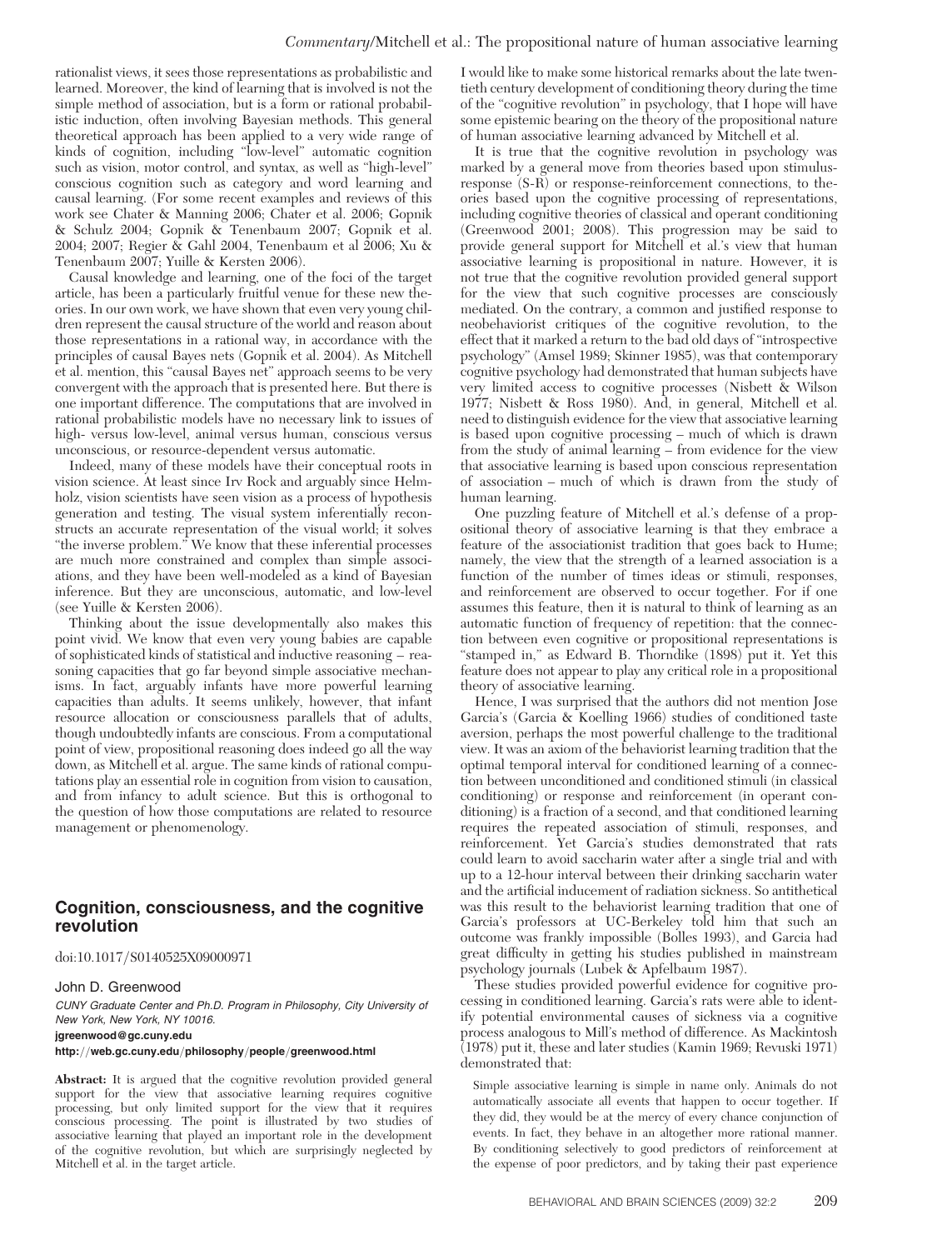rationalist views, it sees those representations as probabilistic and learned. Moreover, the kind of learning that is involved is not the simple method of association, but is a form or rational probabilistic induction, often involving Bayesian methods. This general theoretical approach has been applied to a very wide range of kinds of cognition, including "low-level" automatic cognition such as vision, motor control, and syntax, as well as "high-level" conscious cognition such as category and word learning and causal learning. (For some recent examples and reviews of this work see Chater & Manning 2006; Chater et al. 2006; Gopnik & Schulz 2004; Gopnik & Tenenbaum 2007; Gopnik et al. 2004; 2007; Regier & Gahl 2004, Tenenbaum et al 2006; Xu & Tenenbaum 2007; Yuille & Kersten 2006).

Causal knowledge and learning, one of the foci of the target article, has been a particularly fruitful venue for these new theories. In our own work, we have shown that even very young children represent the causal structure of the world and reason about those representations in a rational way, in accordance with the principles of causal Bayes nets (Gopnik et al. 2004). As Mitchell et al. mention, this "causal Bayes net" approach seems to be very convergent with the approach that is presented here. But there is one important difference. The computations that are involved in rational probabilistic models have no necessary link to issues of high- versus low-level, animal versus human, conscious versus unconscious, or resource-dependent versus automatic.

Indeed, many of these models have their conceptual roots in vision science. At least since Irv Rock and arguably since Helmholz, vision scientists have seen vision as a process of hypothesis generation and testing. The visual system inferentially reconstructs an accurate representation of the visual world; it solves "the inverse problem." We know that these inferential processes are much more constrained and complex than simple associations, and they have been well-modeled as a kind of Bayesian inference. But they are unconscious, automatic, and low-level (see Yuille & Kersten 2006).

Thinking about the issue developmentally also makes this point vivid. We know that even very young babies are capable of sophisticated kinds of statistical and inductive reasoning – reasoning capacities that go far beyond simple associative mechanisms. In fact, arguably infants have more powerful learning capacities than adults. It seems unlikely, however, that infant resource allocation or consciousness parallels that of adults, though undoubtedly infants are conscious. From a computational point of view, propositional reasoning does indeed go all the way down, as Mitchell et al. argue. The same kinds of rational computations play an essential role in cognition from vision to causation, and from infancy to adult science. But this is orthogonal to the question of how those computations are related to resource management or phenomenology.

## Cognition, consciousness, and the cognitive revolution

doi:10.1017/S0140525X09000971

John D. Greenwood

*CUNY Graduate Center and Ph.D. Program in Philosophy, City University of New York, New York, NY 10016.*

**jgreenwood@gc.cuny.edu**

**http://web.gc.cuny.edu/philosophy/people/greenwood.html**

**Abstract:** It is argued that the cognitive revolution provided general support for the view that associative learning requires cognitive processing, but only limited support for the view that it requires conscious processing. The point is illustrated by two studies of associative learning that played an important role in the development of the cognitive revolution, but which are surprisingly neglected by Mitchell et al. in the target article.

I would like to make some historical remarks about the late twentieth century development of conditioning theory during the time of the "cognitive revolution" in psychology, that I hope will have some epistemic bearing on the theory of the propositional nature of human associative learning advanced by Mitchell et al.

It is true that the cognitive revolution in psychology was marked by a general move from theories based upon stimulus-response (S-R) or response-reinforcement connections, to theories based upon the cognitive processing of representations, including cognitive theories of classical and operant conditioning (Greenwood 2001; 2008). This progression may be said to provide general support for Mitchell et al.'s view that human associative learning is propositional in nature. However, it is not true that the cognitive revolution provided general support for the view that such cognitive processes are consciously mediated. On the contrary, a common and justified response to neobehaviorist critiques of the cognitive revolution, to the effect that it marked a return to the bad old days of "introspective psychology" (Amsel 1989; Skinner 1985), was that contemporary cognitive psychology had demonstrated that human subjects have very limited access to cognitive processes (Nisbett & Wilson 1977; Nisbett & Ross 1980). And, in general, Mitchell et al. need to distinguish evidence for the view that associative learning is based upon cognitive processing – much of which is drawn from the study of animal learning – from evidence for the view that associative learning is based upon conscious representation of association – much of which is drawn from the study of human learning.

One puzzling feature of Mitchell et al.'s defense of a propositional theory of associative learning is that they embrace a feature of the associationist tradition that goes back to Hume; namely, the view that the strength of a learned association is a function of the number of times ideas or stimuli, responses, and reinforcement are observed to occur together. For if one assumes this feature, then it is natural to think of learning as an automatic function of frequency of repetition: that the connection between even cognitive or propositional representations is "stamped in," as Edward B. Thorndike (1898) put it. Yet this feature does not appear to play any critical role in a propositional theory of associative learning.

Hence, I was surprised that the authors did not mention Jose Garcia's (Garcia & Koelling 1966) studies of conditioned taste aversion, perhaps the most powerful challenge to the traditional view. It was an axiom of the behaviorist learning tradition that the optimal temporal interval for conditioned learning of a connection between unconditioned and conditioned stimuli (in classical conditioning) or response and reinforcement (in operant conditioning) is a fraction of a second, and that conditioned learning requires the repeated association of stimuli, responses, and reinforcement. Yet Garcia's studies demonstrated that rats could learn to avoid saccharin water after a single trial and with up to a 12-hour interval between their drinking saccharin water and the artificial inducement of radiation sickness. So antithetical was this result to the behaviorist learning tradition that one of Garcia's professors at UC-Berkeley told him that such an outcome was frankly impossible (Bolles 1993), and Garcia had great difficulty in getting his studies published in mainstream psychology journals (Lubek & Apfelbaum 1987).

These studies provided powerful evidence for cognitive processing in conditioned learning. Garcia's rats were able to identify potential environmental causes of sickness via a cognitive process analogous to Mill's method of difference. As Mackintosh (1978) put it, these and later studies (Kamin 1969; Revuski 1971) demonstrated that:

> Simple associative learning is simple in name only. Animals do not automatically associate all events that happen to occur together. If they did, they would be at the mercy of every chance conjunction of events. In fact, they behave in an altogether more rational manner. By conditioning selectively to good predictors of reinforcement at the expense of poor predictors, and by taking their past experience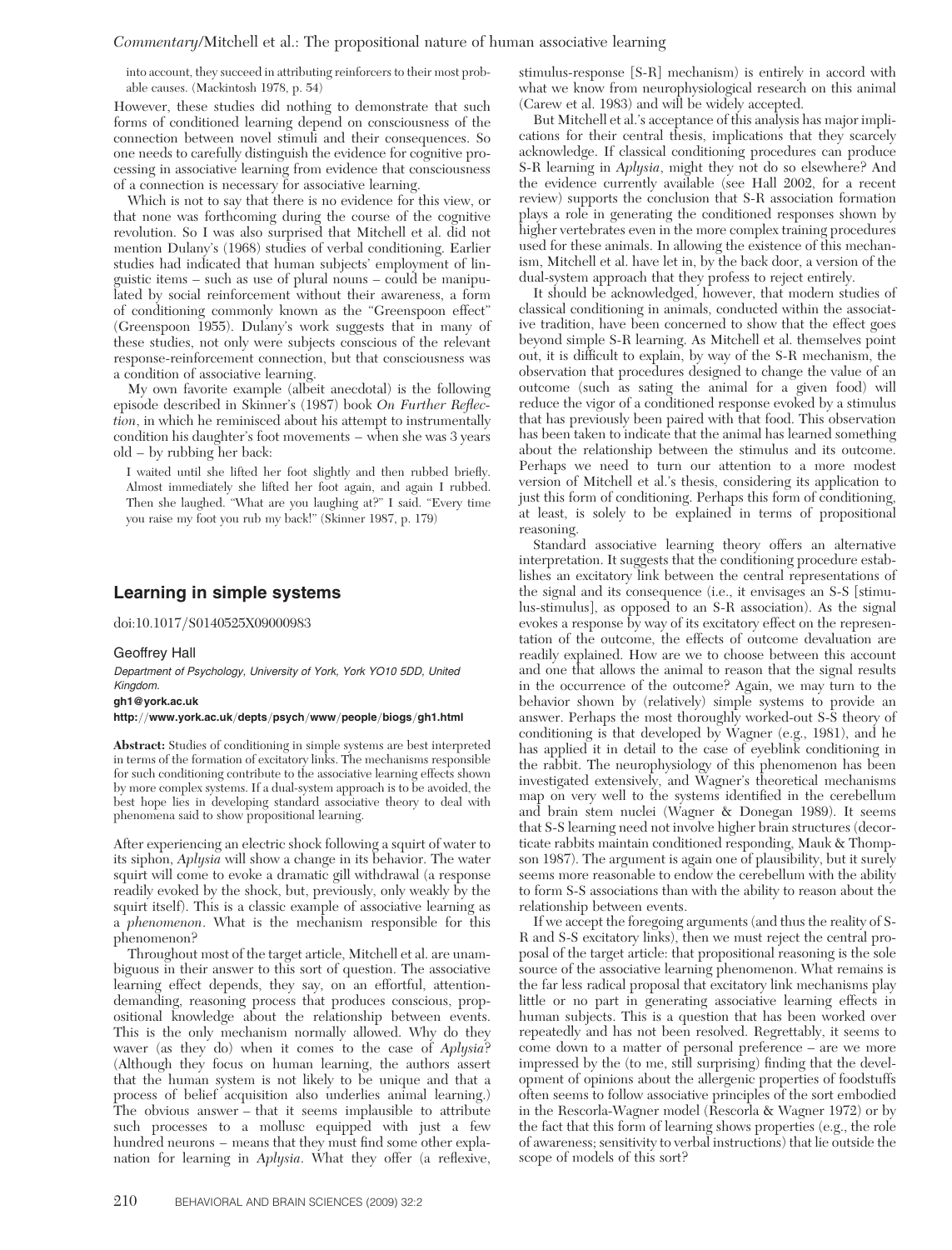into account, they succeed in attributing reinforcers to their most probable causes. (Mackintosh 1978, p. 54)

However, these studies did nothing to demonstrate that such forms of conditioned learning depend on consciousness of the connection between novel stimuli and their consequences. So one needs to carefully distinguish the evidence for cognitive processing in associative learning from evidence that consciousness of a connection is necessary for associative learning.

Which is not to say that there is no evidence for this view, or that none was forthcoming during the course of the cognitive revolution. So I was also surprised that Mitchell et al. did not mention Dulany's (1968) studies of verbal conditioning. Earlier studies had indicated that human subjects' employment of linguistic items – such as use of plural nouns – could be manipulated by social reinforcement without their awareness, a form of conditioning commonly known as the "Greenspoon effect" (Greenspoon 1955). Dulany's work suggests that in many of these studies, not only were subjects conscious of the relevant response-reinforcement connection, but that consciousness was a condition of associative learning.

My own favorite example (albeit anecdotal) is the following episode described in Skinner's (1987) book *On Further Reflection*, in which he reminisced about his attempt to instrumentally condition his daughter's foot movements – when she was 3 years old – by rubbing her back:

> I waited until she lifted her foot slightly and then rubbed briefly. Almost immediately she lifted her foot again, and again I rubbed. Then she laughed. "What are you laughing at?" I said. "Every time you raise my foot you rub my back!" (Skinner 1987, p. 179)

## Learning in simple systems

doi:10.1017/S0140525X09000983

Geoffrey Hall

*Department of Psychology, University of York, York YO10 5DD, United Kingdom.*

**gh1@york.ac.uk**

**http://www.york.ac.uk/depts/psych/www/people/biogs/gh1.html**

**Abstract:** Studies of conditioning in simple systems are best interpreted in terms of the formation of excitatory links. The mechanisms responsible for such conditioning contribute to the associative learning effects shown by more complex systems. If a dual-system approach is to be avoided, the best hope lies in developing standard associative theory to deal with phenomena said to show propositional learning.

After experiencing an electric shock following a squirt of water to its siphon, *Aplysia* will show a change in its behavior. The water squirt will come to evoke a dramatic gill withdrawal (a response readily evoked by the shock, but, previously, only weakly by the squirt itself). This is a classic example of associative learning as a *phenomenon*. What is the mechanism responsible for this phenomenon?

Throughout most of the target article, Mitchell et al. are unambiguous in their answer to this sort of question. The associative learning effect depends, they say, on an effortful, attention-demanding, reasoning process that produces conscious, propositional knowledge about the relationship between events. This is the only mechanism normally allowed. Why do they waver (as they do) when it comes to the case of *Aplysia*? (Although they focus on human learning, the authors assert that the human system is not likely to be unique and that a process of belief acquisition also underlies animal learning.) The obvious answer – that it seems implausible to attribute such processes to a mollusc equipped with just a few hundred neurons – means that they must find some other explanation for learning in *Aplysia*. What they offer (a reflexive, stimulus-response [S-R] mechanism) is entirely in accord with what we know from neurophysiological research on this animal (Carew et al. 1983) and will be widely accepted.

But Mitchell et al.'s acceptance of this analysis has major implications for their central thesis, implications that they scarcely acknowledge. If classical conditioning procedures can produce S-R learning in *Aplysia*, might they not do so elsewhere? And the evidence currently available (see Hall 2002, for a recent review) supports the conclusion that S-R association formation plays a role in generating the conditioned responses shown by higher vertebrates even in the more complex training procedures used for these animals. In allowing the existence of this mechanism, Mitchell et al. have let in, by the back door, a version of the dual-system approach that they profess to reject entirely.

It should be acknowledged, however, that modern studies of classical conditioning in animals, conducted within the associative tradition, have been concerned to show that the effect goes beyond simple S-R learning. As Mitchell et al. themselves point out, it is difficult to explain, by way of the S-R mechanism, the observation that procedures designed to change the value of an outcome (such as sating the animal for a given food) will reduce the vigor of a conditioned response evoked by a stimulus that has previously been paired with that food. This observation has been taken to indicate that the animal has learned something about the relationship between the stimulus and its outcome. Perhaps we need to turn our attention to a more modest version of Mitchell et al.'s thesis, considering its application to just this form of conditioning. Perhaps this form of conditioning, at least, is solely to be explained in terms of propositional reasoning.

Standard associative learning theory offers an alternative interpretation. It suggests that the conditioning procedure establishes an excitatory link between the central representations of the signal and its consequence (i.e., it envisages an S-S [stimulus-stimulus], as opposed to an S-R association). As the signal evokes a response by way of its excitatory effect on the representation of the outcome, the effects of outcome devaluation are readily explained. How are we to choose between this account and one that allows the animal to reason that the signal results in the occurrence of the outcome? Again, we may turn to the behavior shown by (relatively) simple systems to provide an answer. Perhaps the most thoroughly worked-out S-S theory of conditioning is that developed by Wagner (e.g., 1981), and he has applied it in detail to the case of eyeblink conditioning in the rabbit. The neurophysiology of this phenomenon has been investigated extensively, and Wagner's theoretical mechanisms map on very well to the systems identified in the cerebellum and brain stem nuclei (Wagner & Donegan 1989). It seems that S-S learning need not involve higher brain structures (decorticate rabbits maintain conditioned responding, Mauk & Thompson 1987). The argument is again one of plausibility, but it surely seems more reasonable to endow the cerebellum with the ability to form S-S associations than with the ability to reason about the relationship between events.

If we accept the foregoing arguments (and thus the reality of S-R and S-S excitatory links), then we must reject the central proposal of the target article: that propositional reasoning is the sole source of the associative learning phenomenon. What remains is the far less radical proposal that excitatory link mechanisms play little or no part in generating associative learning effects in human subjects. This is a question that has been worked over repeatedly and has not been resolved. Regrettably, it seems to come down to a matter of personal preference – are we more impressed by the (to me, still surprising) finding that the development of opinions about the allergenic properties of foodstuffs often seems to follow associative principles of the sort embodied in the Rescorla-Wagner model (Rescorla & Wagner 1972) or by the fact that this form of learning shows properties (e.g., the role of awareness; sensitivity to verbal instructions) that lie outside the scope of models of this sort?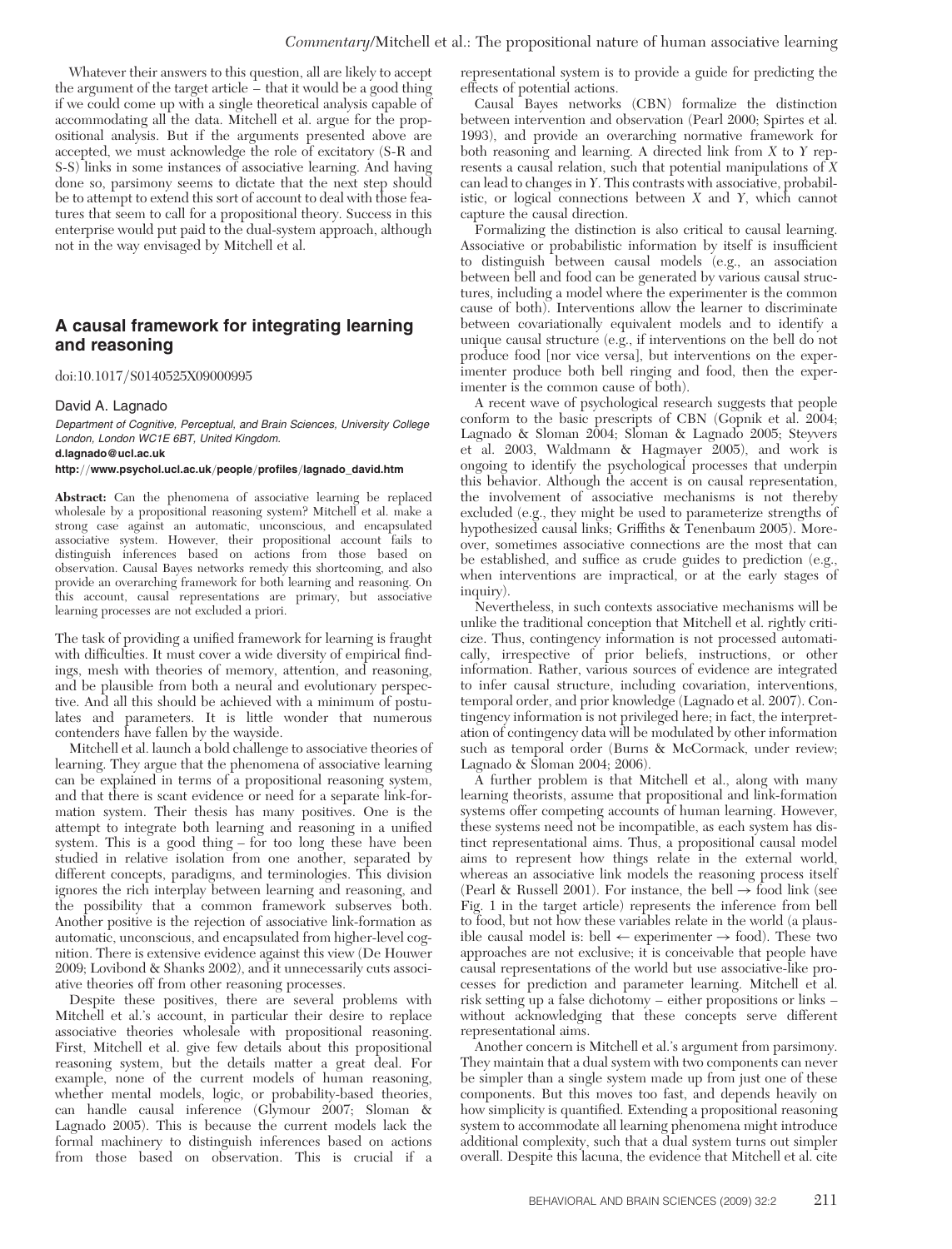Whatever their answers to this question, all are likely to accept the argument of the target article – that it would be a good thing if we could come up with a single theoretical analysis capable of accommodating all the data. Mitchell et al. argue for the propositional analysis. But if the arguments presented above are accepted, we must acknowledge the role of excitatory (S-R and S-S) links in some instances of associative learning. And having done so, parsimony seems to dictate that the next step should be to attempt to extend this sort of account to deal with those features that seem to call for a propositional theory. Success in this enterprise would put paid to the dual-system approach, although not in the way envisaged by Mitchell et al.

## A causal framework for integrating learning and reasoning

doi:10.1017/S0140525X09000995

David A. Lagnado

*Department of Cognitive, Perceptual, and Brain Sciences, University College London, London WC1E 6BT, United Kingdom.*
**d.lagnado@ucl.ac.uk**
**http://www.psychol.ucl.ac.uk/people/profiles/lagnado_david.htm**

**Abstract:** Can the phenomena of associative learning be replaced wholesale by a propositional reasoning system? Mitchell et al. make a strong case against an automatic, unconscious, and encapsulated associative system. However, their propositional account fails to distinguish inferences based on actions from those based on observation. Causal Bayes networks remedy this shortcoming, and also provide an overarching framework for both learning and reasoning. On this account, causal representations are primary, but associative learning processes are not excluded a priori.

The task of providing a unified framework for learning is fraught with difficulties. It must cover a wide diversity of empirical findings, mesh with theories of memory, attention, and reasoning, and be plausible from both a neural and evolutionary perspective. And all this should be achieved with a minimum of postulates and parameters. It is little wonder that numerous contenders have fallen by the wayside.

Mitchell et al. launch a bold challenge to associative theories of learning. They argue that the phenomena of associative learning can be explained in terms of a propositional reasoning system, and that there is scant evidence or need for a separate link-formation system. Their thesis has many positives. One is the attempt to integrate both learning and reasoning in a unified system. This is a good thing – for too long these have been studied in relative isolation from one another, separated by different concepts, paradigms, and terminologies. This division ignores the rich interplay between learning and reasoning, and the possibility that a common framework subserves both. Another positive is the rejection of associative link-formation as automatic, unconscious, and encapsulated from higher-level cognition. There is extensive evidence against this view (De Houwer 2009; Lovibond & Shanks 2002), and it unnecessarily cuts associative theories off from other reasoning processes.

Despite these positives, there are several problems with Mitchell et al.'s account, in particular their desire to replace associative theories wholesale with propositional reasoning. First, Mitchell et al. give few details about this propositional reasoning system, but the details matter a great deal. For example, none of the current models of human reasoning, whether mental models, logic, or probability-based theories, can handle causal inference (Glymour 2007; Sloman & Lagnado 2005). This is because the current models lack the formal machinery to distinguish inferences based on actions from those based on observation. This is crucial if a representational system is to provide a guide for predicting the effects of potential actions.

Causal Bayes networks (CBN) formalize the distinction between intervention and observation (Pearl 2000; Spirtes et al. 1993), and provide an overarching normative framework for both reasoning and learning. A directed link from $X$ to $Y$ represents a causal relation, such that potential manipulations of $X$ can lead to changes in $Y$. This contrasts with associative, probabilistic, or logical connections between $X$ and $Y$, which cannot capture the causal direction.

Formalizing the distinction is also critical to causal learning. Associative or probabilistic information by itself is insufficient to distinguish between causal models (e.g., an association between bell and food can be generated by various causal structures, including a model where the experimenter is the common cause of both). Interventions allow the learner to discriminate between covariationally equivalent models and to identify a unique causal structure (e.g., if interventions on the bell do not produce food [nor vice versa], but interventions on the experimenter produce both bell ringing and food, then the experimenter is the common cause of both).

A recent wave of psychological research suggests that people conform to the basic prescripts of CBN (Gopnik et al. 2004; Lagnado & Sloman 2004; Sloman & Lagnado 2005; Steyvers et al. 2003, Waldmann & Hagmayer 2005), and work is ongoing to identify the psychological processes that underpin this behavior. Although the accent is on causal representation, the involvement of associative mechanisms is not thereby excluded (e.g., they might be used to parameterize strengths of hypothesized causal links; Griffiths & Tenenbaum 2005). Moreover, sometimes associative connections are the most that can be established, and suffice as crude guides to prediction (e.g., when interventions are impractical, or at the early stages of inquiry).

Nevertheless, in such contexts associative mechanisms will be unlike the traditional conception that Mitchell et al. rightly criticize. Thus, contingency information is not processed automatically, irrespective of prior beliefs, instructions, or other information. Rather, various sources of evidence are integrated to infer causal structure, including covariation, interventions, temporal order, and prior knowledge (Lagnado et al. 2007). Contingency information is not privileged here; in fact, the interpretation of contingency data will be modulated by other information such as temporal order (Burns & McCormack, under review; Lagnado & Sloman 2004; 2006).

A further problem is that Mitchell et al., along with many learning theorists, assume that propositional and link-formation systems offer competing accounts of human learning. However, these systems need not be incompatible, as each system has distinct representational aims. Thus, a propositional causal model aims to represent how things relate in the external world, whereas an associative link models the reasoning process itself (Pearl & Russell 2001). For instance, the bell $\rightarrow$ food link (see Fig. 1 in the target article) represents the inference from bell to food, but not how these variables relate in the world (a plausible causal model is: bell $\leftarrow$ experimenter $\rightarrow$ food). These two approaches are not exclusive; it is conceivable that people have causal representations of the world but use associative-like processes for prediction and parameter learning. Mitchell et al. risk setting up a false dichotomy – either propositions or links – without acknowledging that these concepts serve different representational aims.

Another concern is Mitchell et al.'s argument from parsimony. They maintain that a dual system with two components can never be simpler than a single system made up from just one of these components. But this moves too fast, and depends heavily on how simplicity is quantified. Extending a propositional reasoning system to accommodate all learning phenomena might introduce additional complexity, such that a dual system turns out simpler overall. Despite this lacuna, the evidence that Mitchell et al. cite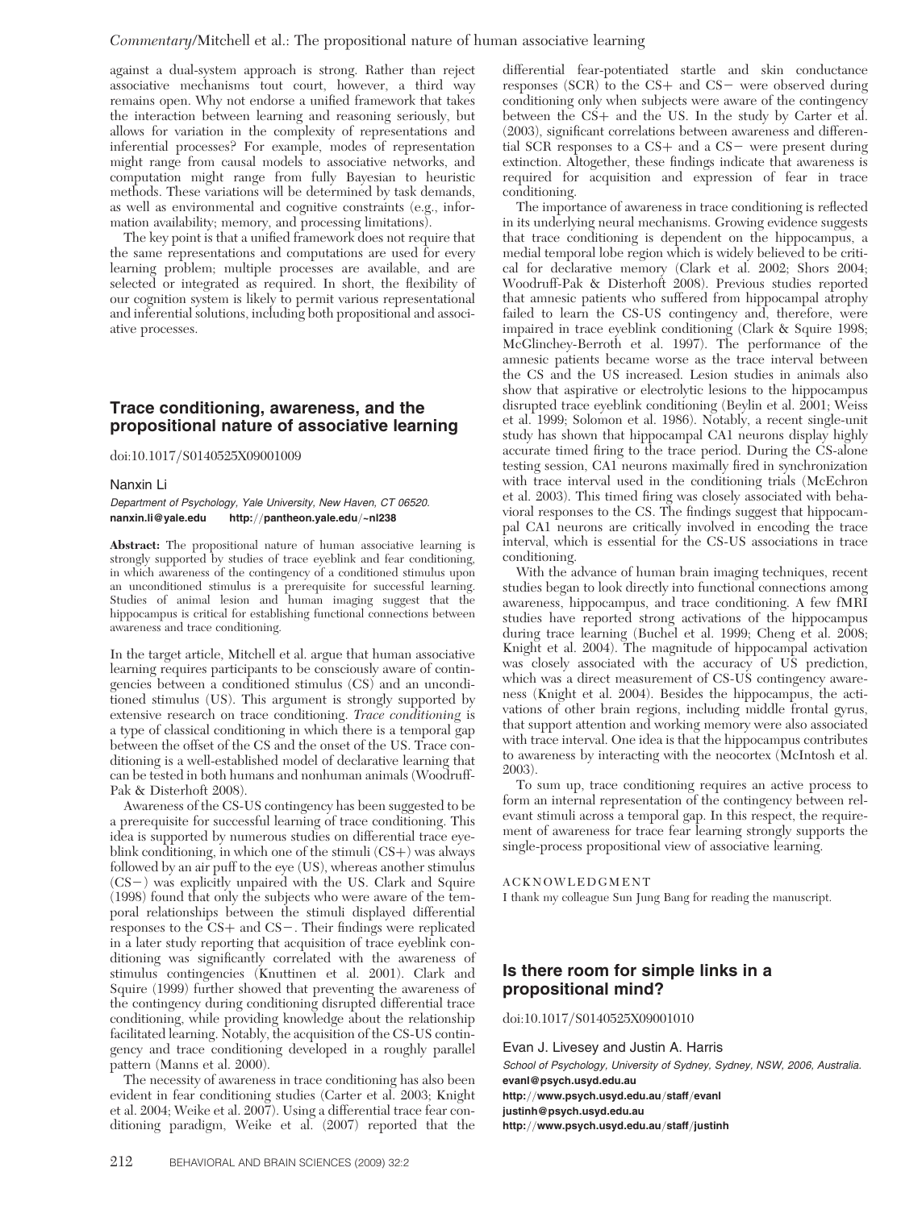against a dual-system approach is strong. Rather than reject associative mechanisms tout court, however, a third way remains open. Why not endorse a unified framework that takes the interaction between learning and reasoning seriously, but allows for variation in the complexity of representations and inferential processes? For example, modes of representation might range from causal models to associative networks, and computation might range from fully Bayesian to heuristic methods. These variations will be determined by task demands, as well as environmental and cognitive constraints (e.g., information availability; memory, and processing limitations).

The key point is that a unified framework does not require that the same representations and computations are used for every learning problem; multiple processes are available, and are selected or integrated as required. In short, the flexibility of our cognition system is likely to permit various representational and inferential solutions, including both propositional and associative processes.

## Trace conditioning, awareness, and the propositional nature of associative learning

doi:10.1017/S0140525X09001009

Nanxin Li

*Department of Psychology, Yale University, New Haven, CT 06520.*
**nanxin.li@yale.edu** **http://pantheon.yale.edu/~nl238**

**Abstract:** The propositional nature of human associative learning is strongly supported by studies of trace eyeblink and fear conditioning, in which awareness of the contingency of a conditioned stimulus upon an unconditioned stimulus is a prerequisite for successful learning. Studies of animal lesion and human imaging suggest that the hippocampus is critical for establishing functional connections between awareness and trace conditioning.

In the target article, Mitchell et al. argue that human associative learning requires participants to be consciously aware of contingencies between a conditioned stimulus (CS) and an unconditioned stimulus (US). This argument is strongly supported by extensive research on trace conditioning. *Trace conditioning* is a type of classical conditioning in which there is a temporal gap between the offset of the CS and the onset of the US. Trace conditioning is a well-established model of declarative learning that can be tested in both humans and nonhuman animals (Woodruff-Pak & Disterhoft 2008).

Awareness of the CS-US contingency has been suggested to be a prerequisite for successful learning of trace conditioning. This idea is supported by numerous studies on differential trace eyeblink conditioning, in which one of the stimuli (CS+) was always followed by an air puff to the eye (US), whereas another stimulus (CS−) was explicitly unpaired with the US. Clark and Squire (1998) found that only the subjects who were aware of the temporal relationships between the stimuli displayed differential responses to the CS+ and CS−. Their findings were replicated in a later study reporting that acquisition of trace eyeblink conditioning was significantly correlated with the awareness of stimulus contingencies (Knuttinen et al. 2001). Clark and Squire (1999) further showed that preventing the awareness of the contingency during conditioning disrupted differential trace conditioning, while providing knowledge about the relationship facilitated learning. Notably, the acquisition of the CS-US contingency and trace conditioning developed in a roughly parallel pattern (Manns et al. 2000).

The necessity of awareness in trace conditioning has also been evident in fear conditioning studies (Carter et al. 2003; Knight et al. 2004; Weike et al. 2007). Using a differential trace fear conditioning paradigm, Weike et al. (2007) reported that the differential fear-potentiated startle and skin conductance responses (SCR) to the CS+ and CS− were observed during conditioning only when subjects were aware of the contingency between the CS+ and the US. In the study by Carter et al. (2003), significant correlations between awareness and differential SCR responses to a CS+ and a CS− were present during extinction. Altogether, these findings indicate that awareness is required for acquisition and expression of fear in trace conditioning.

The importance of awareness in trace conditioning is reflected in its underlying neural mechanisms. Growing evidence suggests that trace conditioning is dependent on the hippocampus, a medial temporal lobe region which is widely believed to be critical for declarative memory (Clark et al. 2002; Shors 2004; Woodruff-Pak & Disterhoft 2008). Previous studies reported that amnesic patients who suffered from hippocampal atrophy failed to learn the CS-US contingency and, therefore, were impaired in trace eyeblink conditioning (Clark & Squire 1998; McGlinchey-Berroth et al. 1997). The performance of the amnesic patients became worse as the trace interval between the CS and the US increased. Lesion studies in animals also show that aspirative or electrolytic lesions to the hippocampus disrupted trace eyeblink conditioning (Beylin et al. 2001; Weiss et al. 1999; Solomon et al. 1986). Notably, a recent single-unit study has shown that hippocampal CA1 neurons display highly accurate timed firing to the trace period. During the CS-alone testing session, CA1 neurons maximally fired in synchronization with trace interval used in the conditioning trials (McEchron et al. 2003). This timed firing was closely associated with behavioral responses to the CS. The findings suggest that hippocampal CA1 neurons are critically involved in encoding the trace interval, which is essential for the CS-US associations in trace conditioning.

With the advance of human brain imaging techniques, recent studies began to look directly into functional connections among awareness, hippocampus, and trace conditioning. A few fMRI studies have reported strong activations of the hippocampus during trace learning (Buchel et al. 1999; Cheng et al. 2008; Knight et al. 2004). The magnitude of hippocampal activation was closely associated with the accuracy of US prediction, which was a direct measurement of CS-US contingency awareness (Knight et al. 2004). Besides the hippocampus, the activations of other brain regions, including middle frontal gyrus, that support attention and working memory were also associated with trace interval. One idea is that the hippocampus contributes to awareness by interacting with the neocortex (McIntosh et al. 2003).

To sum up, trace conditioning requires an active process to form an internal representation of the contingency between relevant stimuli across a temporal gap. In this respect, the requirement of awareness for trace fear learning strongly supports the single-process propositional view of associative learning.

ACKNOWLEDGMENT

I thank my colleague Sun Jung Bang for reading the manuscript.

## Is there room for simple links in a propositional mind?

doi:10.1017/S0140525X09001010

Evan J. Livesey and Justin A. Harris

*School of Psychology, University of Sydney, Sydney, NSW, 2006, Australia.*
**evanl@psych.usyd.edu.au**
**http://www.psych.usyd.edu.au/staff/evanl**
**justinh@psych.usyd.edu.au**
**http://www.psych.usyd.edu.au/staff/justinh**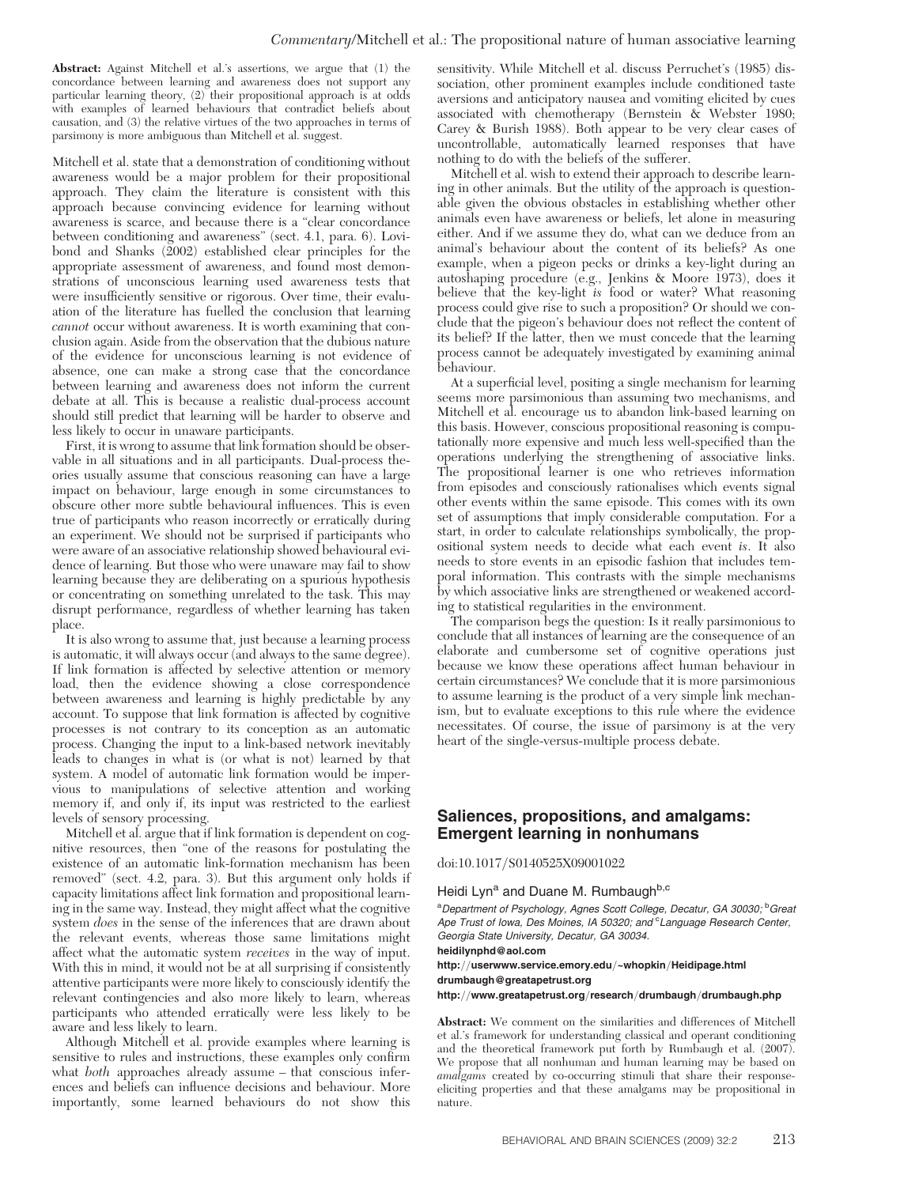**Abstract:** Against Mitchell et al.'s assertions, we argue that (1) the concordance between learning and awareness does not support any particular learning theory, (2) their propositional approach is at odds with examples of learned behaviours that contradict beliefs about causation, and (3) the relative virtues of the two approaches in terms of parsimony is more ambiguous than Mitchell et al. suggest.

Mitchell et al. state that a demonstration of conditioning without awareness would be a major problem for their propositional approach. They claim the literature is consistent with this approach because convincing evidence for learning without awareness is scarce, and because there is a "clear concordance between conditioning and awareness" (sect. 4.1, para. 6). Lovibond and Shanks (2002) established clear principles for the appropriate assessment of awareness, and found most demonstrations of unconscious learning used awareness tests that were insufficiently sensitive or rigorous. Over time, their evaluation of the literature has fuelled the conclusion that learning *cannot* occur without awareness. It is worth examining that conclusion again. Aside from the observation that the dubious nature of the evidence for unconscious learning is not evidence of absence, one can make a strong case that the concordance between learning and awareness does not inform the current debate at all. This is because a realistic dual-process account should still predict that learning will be harder to observe and less likely to occur in unaware participants.

First, it is wrong to assume that link formation should be observable in all situations and in all participants. Dual-process theories usually assume that conscious reasoning can have a large impact on behaviour, large enough in some circumstances to obscure other more subtle behavioural influences. This is even true of participants who reason incorrectly or erratically during an experiment. We should not be surprised if participants who were aware of an associative relationship showed behavioural evidence of learning. But those who were unaware may fail to show learning because they are deliberating on a spurious hypothesis or concentrating on something unrelated to the task. This may disrupt performance, regardless of whether learning has taken place.

It is also wrong to assume that, just because a learning process is automatic, it will always occur (and always to the same degree). If link formation is affected by selective attention or memory load, then the evidence showing a close correspondence between awareness and learning is highly predictable by any account. To suppose that link formation is affected by cognitive processes is not contrary to its conception as an automatic process. Changing the input to a link-based network inevitably leads to changes in what is (or what is not) learned by that system. A model of automatic link formation would be impervious to manipulations of selective attention and working memory if, and only if, its input was restricted to the earliest levels of sensory processing.

Mitchell et al. argue that if link formation is dependent on cognitive resources, then "one of the reasons for postulating the existence of an automatic link-formation mechanism has been removed" (sect. 4.2, para. 3). But this argument only holds if capacity limitations affect link formation and propositional learning in the same way. Instead, they might affect what the cognitive system *does* in the sense of the inferences that are drawn about the relevant events, whereas those same limitations might affect what the automatic system *receives* in the way of input. With this in mind, it would not be at all surprising if consistently attentive participants were more likely to consciously identify the relevant contingencies and also more likely to learn, whereas participants who attended erratically were less likely to be aware and less likely to learn.

Although Mitchell et al. provide examples where learning is sensitive to rules and instructions, these examples only confirm what *both* approaches already assume – that conscious inferences and beliefs can influence decisions and behaviour. More importantly, some learned behaviours do not show this sensitivity. While Mitchell et al. discuss Perruchet's (1985) dissociation, other prominent examples include conditioned taste aversions and anticipatory nausea and vomiting elicited by cues associated with chemotherapy (Bernstein & Webster 1980; Carey & Burish 1988). Both appear to be very clear cases of uncontrollable, automatically learned responses that have nothing to do with the beliefs of the sufferer.

Mitchell et al. wish to extend their approach to describe learning in other animals. But the utility of the approach is questionable given the obvious obstacles in establishing whether other animals even have awareness or beliefs, let alone in measuring either. And if we assume they do, what can we deduce from an animal's behaviour about the content of its beliefs? As one example, when a pigeon pecks or drinks a key-light during an autoshaping procedure (e.g., Jenkins & Moore 1973), does it believe that the key-light *is* food or water? What reasoning process could give rise to such a proposition? Or should we conclude that the pigeon's behaviour does not reflect the content of its belief? If the latter, then we must concede that the learning process cannot be adequately investigated by examining animal behaviour.

At a superficial level, positing a single mechanism for learning seems more parsimonious than assuming two mechanisms, and Mitchell et al. encourage us to abandon link-based learning on this basis. However, conscious propositional reasoning is computationally more expensive and much less well-specified than the operations underlying the strengthening of associative links. The propositional learner is one who retrieves information from episodes and consciously rationalises which events signal other events within the same episode. This comes with its own set of assumptions that imply considerable computation. For a start, in order to calculate relationships symbolically, the propositional system needs to decide what each event *is*. It also needs to store events in an episodic fashion that includes temporal information. This contrasts with the simple mechanisms by which associative links are strengthened or weakened according to statistical regularities in the environment.

The comparison begs the question: Is it really parsimonious to conclude that all instances of learning are the consequence of an elaborate and cumbersome set of cognitive operations just because we know these operations affect human behaviour in certain circumstances? We conclude that it is more parsimonious to assume learning is the product of a very simple link mechanism, but to evaluate exceptions to this rule where the evidence necessitates. Of course, the issue of parsimony is at the very heart of the single-versus-multiple process debate.

## Saliences, propositions, and amalgams: Emergent learning in nonhumans

doi:10.1017/S0140525X09001022

Heidi Lyn[a] and Duane M. Rumbaugh[b,c]

[a]Department of Psychology, Agnes Scott College, Decatur, GA 30030; [b]Great Ape Trust of Iowa, Des Moines, IA 50320; and [c]Language Research Center, Georgia State University, Decatur, GA 30034.

**heidilynphd@aol.com**

**http://userwww.service.emory.edu/~whopkin/Heidipage.html**

**drumbaugh@greatapetrust.org**

**http://www.greatapetrust.org/research/drumbaugh/drumbaugh.php**

**Abstract:** We comment on the similarities and differences of Mitchell et al.'s framework for understanding classical and operant conditioning and the theoretical framework put forth by Rumbaugh et al. (2007). We propose that all nonhuman and human learning may be based on *amalgams* created by co-occurring stimuli that share their response-eliciting properties and that these amalgams may be propositional in nature.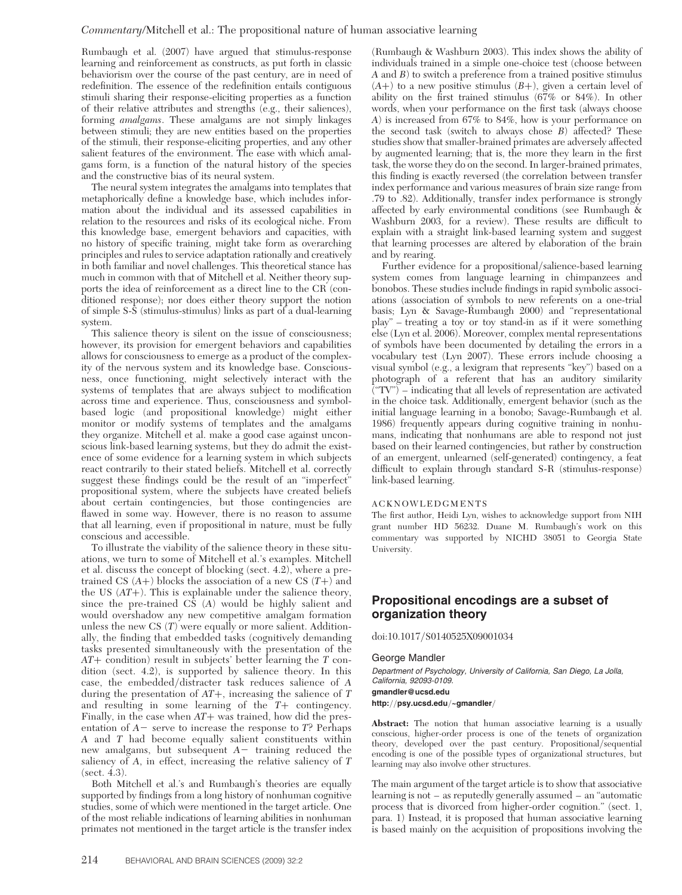Rumbaugh et al. (2007) have argued that stimulus-response learning and reinforcement as constructs, as put forth in classic behaviorism over the course of the past century, are in need of redefinition. The essence of the redefinition entails contiguous stimuli sharing their response-eliciting properties as a function of their relative attributes and strengths (e.g., their saliences), forming *amalgams*. These amalgams are not simply linkages between stimuli; they are new entities based on the properties of the stimuli, their response-eliciting properties, and any other salient features of the environment. The ease with which amalgams form, is a function of the natural history of the species and the constructive bias of its neural system.

The neural system integrates the amalgams into templates that metaphorically define a knowledge base, which includes information about the individual and its assessed capabilities in relation to the resources and risks of its ecological niche. From this knowledge base, emergent behaviors and capacities, with no history of specific training, might take form as overarching principles and rules to service adaptation rationally and creatively in both familiar and novel challenges. This theoretical stance has much in common with that of Mitchell et al. Neither theory supports the idea of reinforcement as a direct line to the CR (conditioned response); nor does either theory support the notion of simple S-S (stimulus-stimulus) links as part of a dual-learning system.

This salience theory is silent on the issue of consciousness; however, its provision for emergent behaviors and capabilities allows for consciousness to emerge as a product of the complexity of the nervous system and its knowledge base. Consciousness, once functioning, might selectively interact with the systems of templates that are always subject to modification across time and experience. Thus, consciousness and symbol-based logic (and propositional knowledge) might either monitor or modify systems of templates and the amalgams they organize. Mitchell et al. make a good case against unconscious link-based learning systems, but they do admit the existence of some evidence for a learning system in which subjects react contrarily to their stated beliefs. Mitchell et al. correctly suggest these findings could be the result of an "imperfect" propositional system, where the subjects have created beliefs about certain contingencies, but those contingencies are flawed in some way. However, there is no reason to assume that all learning, even if propositional in nature, must be fully conscious and accessible.

To illustrate the viability of the salience theory in these situations, we turn to some of Mitchell et al.'s examples. Mitchell et al. discuss the concept of blocking (sect. 4.2), where a pre-trained CS (*A*+) blocks the association of a new CS (*T*+) and the US (*AT*+). This is explainable under the salience theory, since the pre-trained CS (*A*) would be highly salient and would overshadow any new competitive amalgam formation unless the new CS (*T*) were equally or more salient. Additionally, the finding that embedded tasks (cognitively demanding tasks presented simultaneously with the presentation of the *AT*+ condition) result in subjects' better learning the *T* condition (sect. 4.2), is supported by salience theory. In this case, the embedded/distracter task reduces salience of *A* during the presentation of *AT*+, increasing the salience of *T* and resulting in some learning of the *T*+ contingency. Finally, in the case when *AT*+ was trained, how did the presentation of *A*− serve to increase the response to *T*? Perhaps *A* and *T* had become equally salient constituents within new amalgams, but subsequent *A*− training reduced the saliency of *A*, in effect, increasing the relative saliency of *T* (sect. 4.3).

Both Mitchell et al.'s and Rumbaugh's theories are equally supported by findings from a long history of nonhuman cognitive studies, some of which were mentioned in the target article. One of the most reliable indications of learning abilities in nonhuman primates not mentioned in the target article is the transfer index (Rumbaugh & Washburn 2003). This index shows the ability of individuals trained in a simple one-choice test (choose between *A* and *B*) to switch a preference from a trained positive stimulus (*A*+) to a new positive stimulus (*B*+), given a certain level of ability on the first trained stimulus (67% or 84%). In other words, when your performance on the first task (always choose *A*) is increased from 67% to 84%, how is your performance on the second task (switch to always chose *B*) affected? These studies show that smaller-brained primates are adversely affected by augmented learning; that is, the more they learn in the first task, the worse they do on the second. In larger-brained primates, this finding is exactly reversed (the correlation between transfer index performance and various measures of brain size range from .79 to .82). Additionally, transfer index performance is strongly affected by early environmental conditions (see Rumbaugh & Washburn 2003, for a review). These results are difficult to explain with a straight link-based learning system and suggest that learning processes are altered by elaboration of the brain and by rearing.

Further evidence for a propositional/salience-based learning system comes from language learning in chimpanzees and bonobos. These studies include findings in rapid symbolic associations (association of symbols to new referents on a one-trial basis; Lyn & Savage-Rumbaugh 2000) and "representational play" – treating a toy or toy stand-in as if it were something else (Lyn et al. 2006). Moreover, complex mental representations of symbols have been documented by detailing the errors in a vocabulary test (Lyn 2007). These errors include choosing a visual symbol (e.g., a lexigram that represents "key") based on a photograph of a referent that has an auditory similarity ("TV") – indicating that all levels of representation are activated in the choice task. Additionally, emergent behavior (such as the initial language learning in a bonobo; Savage-Rumbaugh et al. 1986) frequently appears during cognitive training in nonhumans, indicating that nonhumans are able to respond not just based on their learned contingencies, but rather by construction of an emergent, unlearned (self-generated) contingency, a feat difficult to explain through standard S-R (stimulus-response) link-based learning.

#### ACKNOWLEDGMENTS

The first author, Heidi Lyn, wishes to acknowledge support from NIH grant number HD 56232. Duane M. Rumbaugh's work on this commentary was supported by NICHD 38051 to Georgia State University.

## Propositional encodings are a subset of organization theory

doi:10.1017/S0140525X09001034

George Mandler

*Department of Psychology, University of California, San Diego, La Jolla, California, 92093-0109.*
**gmandler@ucsd.edu**
**http://psy.ucsd.edu/~gmandler/**

**Abstract:** The notion that human associative learning is a usually conscious, higher-order process is one of the tenets of organization theory, developed over the past century. Propositional/sequential encoding is one of the possible types of organizational structures, but learning may also involve other structures.

The main argument of the target article is to show that associative learning is not – as reputedly generally assumed – an "automatic process that is divorced from higher-order cognition." (sect. 1, para. 1) Instead, it is proposed that human associative learning is based mainly on the acquisition of propositions involving the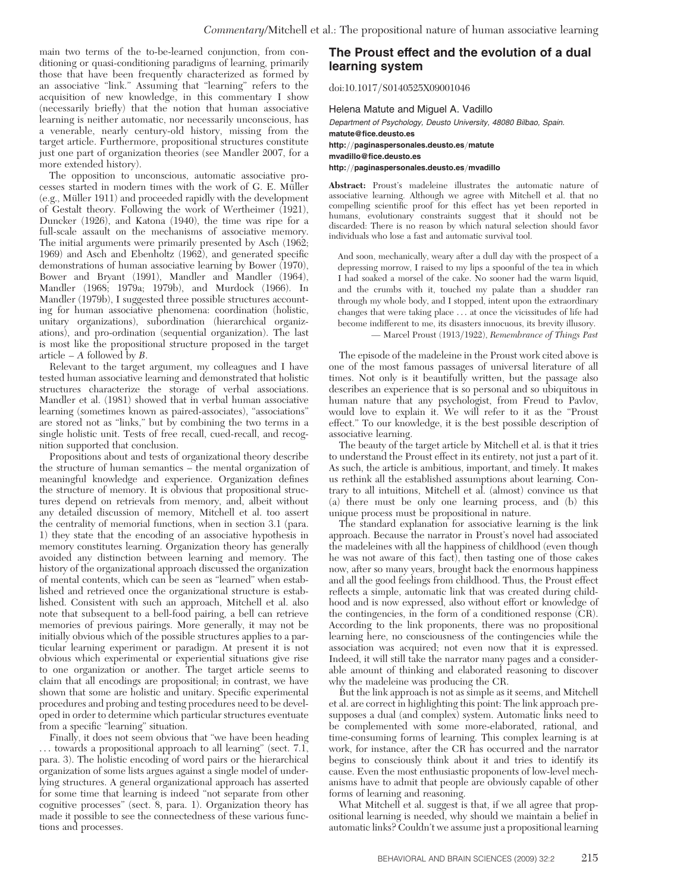main two terms of the to-be-learned conjunction, from conditioning or quasi-conditioning paradigms of learning, primarily those that have been frequently characterized as formed by an associative "link." Assuming that "learning" refers to the acquisition of new knowledge, in this commentary I show (necessarily briefly) that the notion that human associative learning is neither automatic, nor necessarily unconscious, has a venerable, nearly century-old history, missing from the target article. Furthermore, propositional structures constitute just one part of organization theories (see Mandler 2007, for a more extended history).

The opposition to unconscious, automatic associative processes started in modern times with the work of G. E. Müller (e.g., Müller 1911) and proceeded rapidly with the development of Gestalt theory. Following the work of Wertheimer (1921), Duncker (1926), and Katona (1940), the time was ripe for a full-scale assault on the mechanisms of associative memory. The initial arguments were primarily presented by Asch (1962; 1969) and Asch and Ebenholtz (1962), and generated specific demonstrations of human associative learning by Bower (1970), Bower and Bryant (1991), Mandler and Mandler (1964), Mandler (1968; 1979a; 1979b), and Murdock (1966). In Mandler (1979b), I suggested three possible structures accounting for human associative phenomena: coordination (holistic, unitary organizations), subordination (hierarchical organizations), and pro-ordination (sequential organization). The last is most like the propositional structure proposed in the target article – *A* followed by *B*.

Relevant to the target argument, my colleagues and I have tested human associative learning and demonstrated that holistic structures characterize the storage of verbal associations. Mandler et al. (1981) showed that in verbal human associative learning (sometimes known as paired-associates), "associations" are stored not as "links," but by combining the two terms in a single holistic unit. Tests of free recall, cued-recall, and recognition supported that conclusion.

Propositions about and tests of organizational theory describe the structure of human semantics – the mental organization of meaningful knowledge and experience. Organization defines the structure of memory. It is obvious that propositional structures depend on retrievals from memory, and, albeit without any detailed discussion of memory, Mitchell et al. too assert the centrality of memorial functions, when in section 3.1 (para. 1) they state that the encoding of an associative hypothesis in memory constitutes learning. Organization theory has generally avoided any distinction between learning and memory. The history of the organizational approach discussed the organization of mental contents, which can be seen as "learned" when established and retrieved once the organizational structure is established. Consistent with such an approach, Mitchell et al. also note that subsequent to a bell-food pairing, a bell can retrieve memories of previous pairings. More generally, it may not be initially obvious which of the possible structures applies to a particular learning experiment or paradigm. At present it is not obvious which experimental or experiential situations give rise to one organization or another. The target article seems to claim that all encodings are propositional; in contrast, we have shown that some are holistic and unitary. Specific experimental procedures and probing and testing procedures need to be developed in order to determine which particular structures eventuate from a specific "learning" situation.

Finally, it does not seem obvious that "we have been heading ... towards a propositional approach to all learning" (sect. 7.1, para. 3). The holistic encoding of word pairs or the hierarchical organization of some lists argues against a single model of underlying structures. A general organizational approach has asserted for some time that learning is indeed "not separate from other cognitive processes" (sect. 8, para. 1). Organization theory has made it possible to see the connectedness of these various functions and processes.

## The Proust effect and the evolution of a dual learning system

doi:10.1017/S0140525X09001046

Helena Matute and Miguel A. Vadillo

*Department of Psychology, Deusto University, 48080 Bilbao, Spain.*
**matute@fice.deusto.es**
**http://paginaspersonales.deusto.es/matute**
**mvadillo@fice.deusto.es**
**http://paginaspersonales.deusto.es/mvadillo**

**Abstract:** Proust's madeleine illustrates the automatic nature of associative learning. Although we agree with Mitchell et al. that no compelling scientific proof for this effect has yet been reported in humans, evolutionary constraints suggest that it should not be discarded: There is no reason by which natural selection should favor individuals who lose a fast and automatic survival tool.

> And soon, mechanically, weary after a dull day with the prospect of a depressing morrow, I raised to my lips a spoonful of the tea in which I had soaked a morsel of the cake. No sooner had the warm liquid, and the crumbs with it, touched my palate than a shudder ran through my whole body, and I stopped, intent upon the extraordinary changes that were taking place ... at once the vicissitudes of life had become indifferent to me, its disasters innocuous, its brevity illusory.
>
> — Marcel Proust (1913/1922), *Remembrance of Things Past*

The episode of the madeleine in the Proust work cited above is one of the most famous passages of universal literature of all times. Not only is it beautifully written, but the passage also describes an experience that is so personal and so ubiquitous in human nature that any psychologist, from Freud to Pavlov, would love to explain it. We will refer to it as the "Proust effect." To our knowledge, it is the best possible description of associative learning.

The beauty of the target article by Mitchell et al. is that it tries to understand the Proust effect in its entirety, not just a part of it. As such, the article is ambitious, important, and timely. It makes us rethink all the established assumptions about learning. Contrary to all intuitions, Mitchell et al. (almost) convince us that (a) there must be only one learning process, and (b) this unique process must be propositional in nature.

The standard explanation for associative learning is the link approach. Because the narrator in Proust's novel had associated the madeleines with all the happiness of childhood (even though he was not aware of this fact), then tasting one of those cakes now, after so many years, brought back the enormous happiness and all the good feelings from childhood. Thus, the Proust effect reflects a simple, automatic link that was created during childhood and is now expressed, also without effort or knowledge of the contingencies, in the form of a conditioned response (CR). According to the link proponents, there was no propositional learning here, no consciousness of the contingencies while the association was acquired; not even now that it is expressed. Indeed, it will still take the narrator many pages and a considerable amount of thinking and elaborated reasoning to discover why the madeleine was producing the CR.

But the link approach is not as simple as it seems, and Mitchell et al. are correct in highlighting this point: The link approach presupposes a dual (and complex) system. Automatic links need to be complemented with some more-elaborated, rational, and time-consuming forms of learning. This complex learning is at work, for instance, after the CR has occurred and the narrator begins to consciously think about it and tries to identify its cause. Even the most enthusiastic proponents of low-level mechanisms have to admit that people are obviously capable of other forms of learning and reasoning.

What Mitchell et al. suggest is that, if we all agree that propositional learning is needed, why should we maintain a belief in automatic links? Couldn't we assume just a propositional learning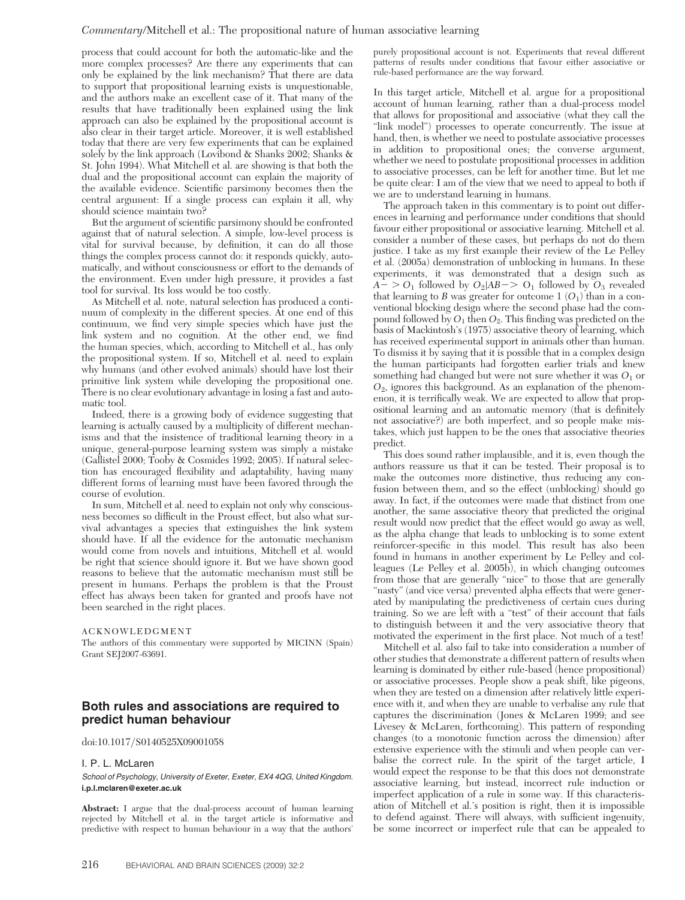process that could account for both the automatic-like and the more complex processes? Are there any experiments that can only be explained by the link mechanism? That there are data to support that propositional learning exists is unquestionable, and the authors make an excellent case of it. That many of the results that have traditionally been explained using the link approach can also be explained by the propositional account is also clear in their target article. Moreover, it is well established today that there are very few experiments that can be explained solely by the link approach (Lovibond & Shanks 2002; Shanks & St. John 1994). What Mitchell et al. are showing is that both the dual and the propositional account can explain the majority of the available evidence. Scientific parsimony becomes then the central argument: If a single process can explain it all, why should science maintain two?

But the argument of scientific parsimony should be confronted against that of natural selection. A simple, low-level process is vital for survival because, by definition, it can do all those things the complex process cannot do: it responds quickly, automatically, and without consciousness or effort to the demands of the environment. Even under high pressure, it provides a fast tool for survival. Its loss would be too costly.

As Mitchell et al. note, natural selection has produced a continuum of complexity in the different species. At one end of this continuum, we find very simple species which have just the link system and no cognition. At the other end, we find the human species, which, according to Mitchell et al., has only the propositional system. If so, Mitchell et al. need to explain why humans (and other evolved animals) should have lost their primitive link system while developing the propositional one. There is no clear evolutionary advantage in losing a fast and automatic tool.

Indeed, there is a growing body of evidence suggesting that learning is actually caused by a multiplicity of different mechanisms and that the insistence of traditional learning theory in a unique, general-purpose learning system was simply a mistake (Gallistel 2000; Tooby & Cosmides 1992; 2005). If natural selection has encouraged flexibility and adaptability, having many different forms of learning must have been favored through the course of evolution.

In sum, Mitchell et al. need to explain not only why consciousness becomes so difficult in the Proust effect, but also what survival advantages a species that extinguishes the link system should have. If all the evidence for the automatic mechanism would come from novels and intuitions, Mitchell et al. would be right that science should ignore it. But we have shown good reasons to believe that the automatic mechanism must still be present in humans. Perhaps the problem is that the Proust effect has always been taken for granted and proofs have not been searched in the right places.

ACKNOWLEDGMENT

The authors of this commentary were supported by MICINN (Spain) Grant SEJ2007-63691.

## Both rules and associations are required to predict human behaviour

doi:10.1017/S0140525X09001058

I. P. L. McLaren

*School of Psychology, University of Exeter, Exeter, EX4 4QG, United Kingdom.*
**i.p.l.mclaren@exeter.ac.uk**

**Abstract:** I argue that the dual-process account of human learning rejected by Mitchell et al. in the target article is informative and predictive with respect to human behaviour in a way that the authors' purely propositional account is not. Experiments that reveal different patterns of results under conditions that favour either associative or rule-based performance are the way forward.

In this target article, Mitchell et al. argue for a propositional account of human learning, rather than a dual-process model that allows for propositional and associative (what they call the "link model") processes to operate concurrently. The issue at hand, then, is whether we need to postulate associative processes in addition to propositional ones; the converse argument, whether we need to postulate propositional processes in addition to associative processes, can be left for another time. But let me be quite clear: I am of the view that we need to appeal to both if we are to understand learning in humans.

The approach taken in this commentary is to point out differences in learning and performance under conditions that should favour either propositional or associative learning. Mitchell et al. consider a number of these cases, but perhaps do not do them justice. I take as my first example their review of the Le Pelley et al. (2005a) demonstration of unblocking in humans. In these experiments, it was demonstrated that a design such as $A- > O_1$ followed by $O_2|AB- > O_1$ followed by $O_3$ revealed that learning to *B* was greater for outcome 1 ($O_1$) than in a conventional blocking design where the second phase had the compound followed by $O_1$ then $O_2$. This finding was predicted on the basis of Mackintosh's (1975) associative theory of learning, which has received experimental support in animals other than human. To dismiss it by saying that it is possible that in a complex design the human participants had forgotten earlier trials and knew something had changed but were not sure whether it was $O_1$ or $O_2$, ignores this background. As an explanation of the phenomenon, it is terrifically weak. We are expected to allow that propositional learning and an automatic memory (that is definitely not associative?) are both imperfect, and so people make mistakes, which just happen to be the ones that associative theories predict.

This does sound rather implausible, and it is, even though the authors reassure us that it can be tested. Their proposal is to make the outcomes more distinctive, thus reducing any confusion between them, and so the effect (unblocking) should go away. In fact, if the outcomes were made that distinct from one another, the same associative theory that predicted the original result would now predict that the effect would go away as well, as the alpha change that leads to unblocking is to some extent reinforcer-specific in this model. This result has also been found in humans in another experiment by Le Pelley and colleagues (Le Pelley et al. 2005b), in which changing outcomes from those that are generally "nice" to those that are generally "nasty" (and vice versa) prevented alpha effects that were generated by manipulating the predictiveness of certain cues during training. So we are left with a "test" of their account that fails to distinguish between it and the very associative theory that motivated the experiment in the first place. Not much of a test!

Mitchell et al. also fail to take into consideration a number of other studies that demonstrate a different pattern of results when learning is dominated by either rule-based (hence propositional) or associative processes. People show a peak shift, like pigeons, when they are tested on a dimension after relatively little experience with it, and when they are unable to verbalise any rule that captures the discrimination (Jones & McLaren 1999; and see Livesey & McLaren, forthcoming). This pattern of responding changes (to a monotonic function across the dimension) after extensive experience with the stimuli and when people can verbalise the correct rule. In the spirit of the target article, I would expect the response to be that this does not demonstrate associative learning, but instead, incorrect rule induction or imperfect application of a rule in some way. If this characterisation of Mitchell et al.'s position is right, then it is impossible to defend against. There will always, with sufficient ingenuity, be some incorrect or imperfect rule that can be appealed to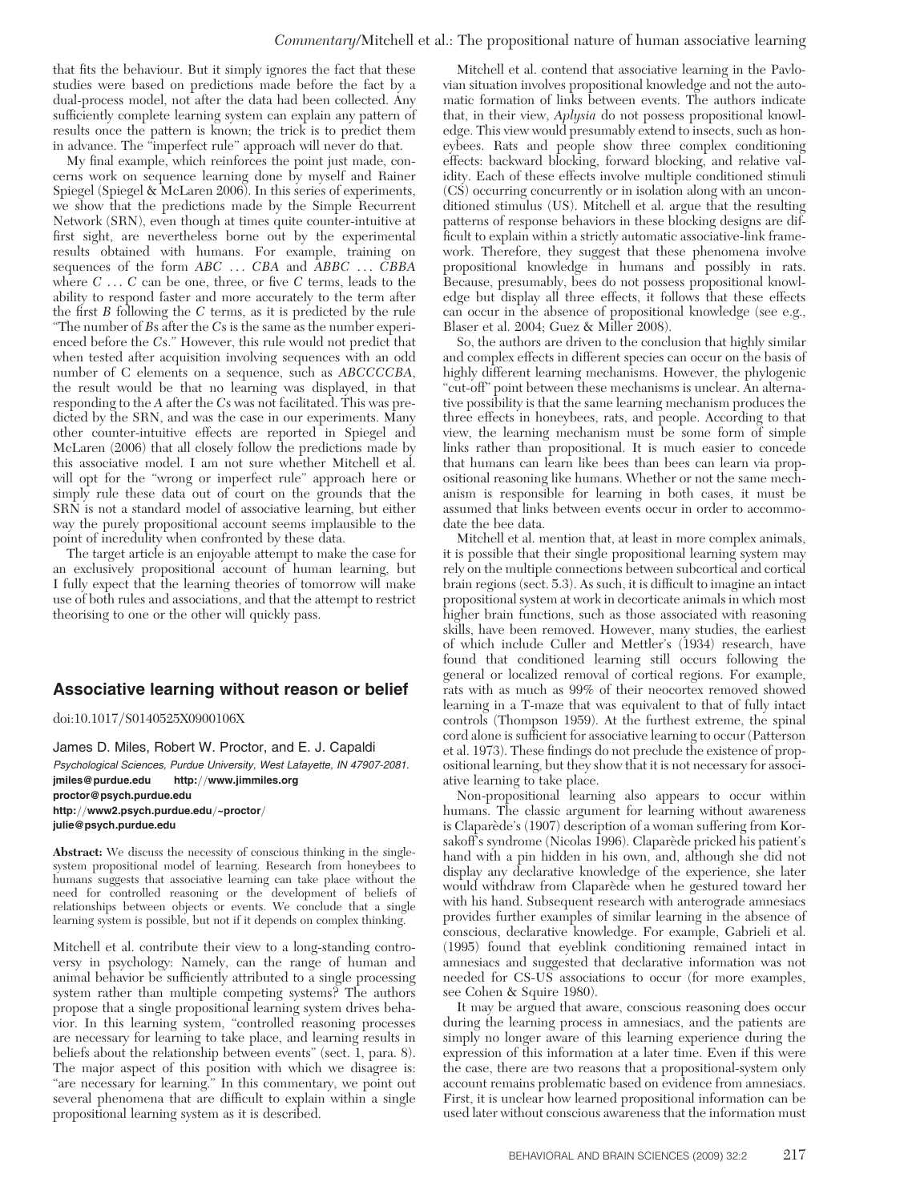that fits the behaviour. But it simply ignores the fact that these studies were based on predictions made before the fact by a dual-process model, not after the data had been collected. Any sufficiently complete learning system can explain any pattern of results once the pattern is known; the trick is to predict them in advance. The "imperfect rule" approach will never do that.

My final example, which reinforces the point just made, concerns work on sequence learning done by myself and Rainer Spiegel (Spiegel & McLaren 2006). In this series of experiments, we show that the predictions made by the Simple Recurrent Network (SRN), even though at times quite counter-intuitive at first sight, are nevertheless borne out by the experimental results obtained with humans. For example, training on sequences of the form *ABC ... CBA* and *ABBC ... CBBA* where *C ... C* can be one, three, or five *C* terms, leads to the ability to respond faster and more accurately to the term after the first *B* following the *C* terms, as it is predicted by the rule "The number of *B*s after the *C*s is the same as the number experienced before the *C*s." However, this rule would not predict that when tested after acquisition involving sequences with an odd number of C elements on a sequence, such as *ABCCCCBA*, the result would be that no learning was displayed, in that responding to the *A* after the *C*s was not facilitated. This was predicted by the SRN, and was the case in our experiments. Many other counter-intuitive effects are reported in Spiegel and McLaren (2006) that all closely follow the predictions made by this associative model. I am not sure whether Mitchell et al. will opt for the "wrong or imperfect rule" approach here or simply rule these data out of court on the grounds that the SRN is not a standard model of associative learning, but either way the purely propositional account seems implausible to the point of incredulity when confronted by these data.

The target article is an enjoyable attempt to make the case for an exclusively propositional account of human learning, but I fully expect that the learning theories of tomorrow will make use of both rules and associations, and that the attempt to restrict theorising to one or the other will quickly pass.

## Associative learning without reason or belief

doi:10.1017/S0140525X0900106X

James D. Miles, Robert W. Proctor, and E. J. Capaldi

*Psychological Sciences, Purdue University, West Lafayette, IN 47907-2081.*
**jmiles@purdue.edu** **http://www.jimmiles.org**
**proctor@psych.purdue.edu**
**http://www2.psych.purdue.edu/~proctor/**
**julie@psych.purdue.edu**

**Abstract:** We discuss the necessity of conscious thinking in the single-system propositional model of learning. Research from honeybees to humans suggests that associative learning can take place without the need for controlled reasoning or the development of beliefs of relationships between objects or events. We conclude that a single learning system is possible, but not if it depends on complex thinking.

Mitchell et al. contribute their view to a long-standing controversy in psychology: Namely, can the range of human and animal behavior be sufficiently attributed to a single processing system rather than multiple competing systems? The authors propose that a single propositional learning system drives behavior. In this learning system, "controlled reasoning processes are necessary for learning to take place, and learning results in beliefs about the relationship between events" (sect. 1, para. 8). The major aspect of this position with which we disagree is: "are necessary for learning." In this commentary, we point out several phenomena that are difficult to explain within a single propositional learning system as it is described.

Mitchell et al. contend that associative learning in the Pavlovian situation involves propositional knowledge and not the automatic formation of links between events. The authors indicate that, in their view, *Aplysia* do not possess propositional knowledge. This view would presumably extend to insects, such as honeybees. Rats and people show three complex conditioning effects: backward blocking, forward blocking, and relative validity. Each of these effects involve multiple conditioned stimuli (CS) occurring concurrently or in isolation along with an unconditioned stimulus (US). Mitchell et al. argue that the resulting patterns of response behaviors in these blocking designs are difficult to explain within a strictly automatic associative-link framework. Therefore, they suggest that these phenomena involve propositional knowledge in humans and possibly in rats. Because, presumably, bees do not possess propositional knowledge but display all three effects, it follows that these effects can occur in the absence of propositional knowledge (see e.g., Blaser et al. 2004; Guez & Miller 2008).

So, the authors are driven to the conclusion that highly similar and complex effects in different species can occur on the basis of highly different learning mechanisms. However, the phylogenic "cut-off" point between these mechanisms is unclear. An alternative possibility is that the same learning mechanism produces the three effects in honeybees, rats, and people. According to that view, the learning mechanism must be some form of simple links rather than propositional. It is much easier to concede that humans can learn like bees than bees can learn via propositional reasoning like humans. Whether or not the same mechanism is responsible for learning in both cases, it must be assumed that links between events occur in order to accommodate the bee data.

Mitchell et al. mention that, at least in more complex animals, it is possible that their single propositional learning system may rely on the multiple connections between subcortical and cortical brain regions (sect. 5.3). As such, it is difficult to imagine an intact propositional system at work in decorticate animals in which most higher brain functions, such as those associated with reasoning skills, have been removed. However, many studies, the earliest of which include Culler and Mettler's (1934) research, have found that conditioned learning still occurs following the general or localized removal of cortical regions. For example, rats with as much as 99% of their neocortex removed showed learning in a T-maze that was equivalent to that of fully intact controls (Thompson 1959). At the furthest extreme, the spinal cord alone is sufficient for associative learning to occur (Patterson et al. 1973). These findings do not preclude the existence of propositional learning, but they show that it is not necessary for associative learning to take place.

Non-propositional learning also appears to occur within humans. The classic argument for learning without awareness is Claparède's (1907) description of a woman suffering from Korsakoff's syndrome (Nicolas 1996). Claparède pricked his patient's hand with a pin hidden in his own, and, although she did not display any declarative knowledge of the experience, she later would withdraw from Claparède when he gestured toward her with his hand. Subsequent research with anterograde amnesiacs provides further examples of similar learning in the absence of conscious, declarative knowledge. For example, Gabrieli et al. (1995) found that eyeblink conditioning remained intact in amnesiacs and suggested that declarative information was not needed for CS-US associations to occur (for more examples, see Cohen & Squire 1980).

It may be argued that aware, conscious reasoning does occur during the learning process in amnesiacs, and the patients are simply no longer aware of this learning experience during the expression of this information at a later time. Even if this were the case, there are two reasons that a propositional-system only account remains problematic based on evidence from amnesiacs. First, it is unclear how learned propositional information can be used later without conscious awareness that the information must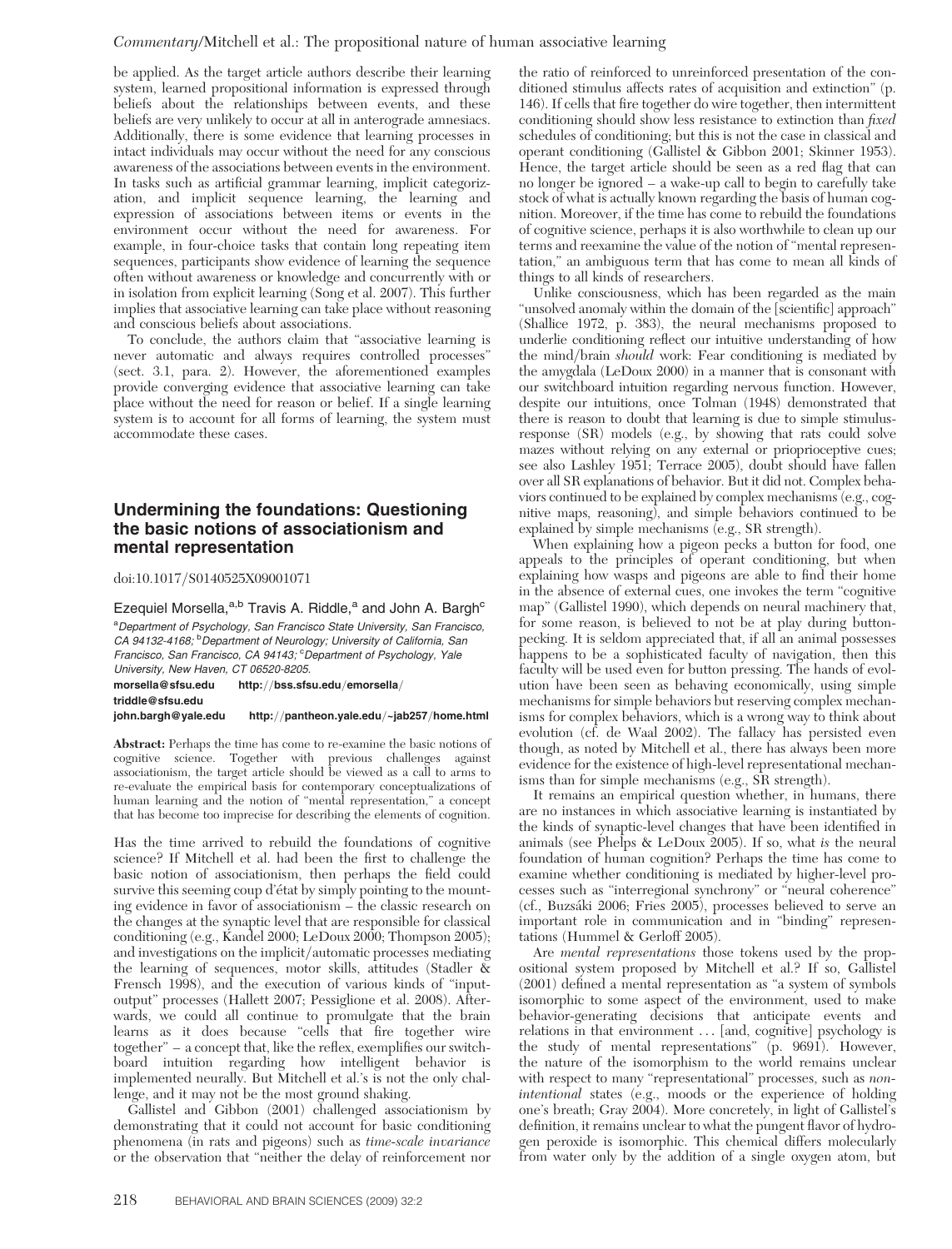be applied. As the target article authors describe their learning system, learned propositional information is expressed through beliefs about the relationships between events, and these beliefs are very unlikely to occur at all in anterograde amnesiacs. Additionally, there is some evidence that learning processes in intact individuals may occur without the need for any conscious awareness of the associations between events in the environment. In tasks such as artificial grammar learning, implicit categorization, and implicit sequence learning, the learning and expression of associations between items or events in the environment occur without the need for awareness. For example, in four-choice tasks that contain long repeating item sequences, participants show evidence of learning the sequence often without awareness or knowledge and concurrently with or in isolation from explicit learning (Song et al. 2007). This further implies that associative learning can take place without reasoning and conscious beliefs about associations.

To conclude, the authors claim that "associative learning is never automatic and always requires controlled processes" (sect. 3.1, para. 2). However, the aforementioned examples provide converging evidence that associative learning can take place without the need for reason or belief. If a single learning system is to account for all forms of learning, the system must accommodate these cases.

## Undermining the foundations: Questioning the basic notions of associationism and mental representation

doi:10.1017/S0140525X09001071

Ezequiel Morsella,[a,b] Travis A. Riddle,[a] and John A. Bargh[c]

[a]Department of Psychology, San Francisco State University, San Francisco, CA 94132-4168; [b]Department of Neurology; University of California, San Francisco, San Francisco, CA 94143; [c]Department of Psychology, Yale University, New Haven, CT 06520-8205.

morsella@sfsu.edu http://bss.sfsu.edu/emorsella/
triddle@sfsu.edu
john.bargh@yale.edu http://pantheon.yale.edu/~jab257/home.html

**Abstract:** Perhaps the time has come to re-examine the basic notions of cognitive science. Together with previous challenges against associationism, the target article should be viewed as a call to arms to re-evaluate the empirical basis for contemporary conceptualizations of human learning and the notion of "mental representation," a concept that has become too imprecise for describing the elements of cognition.

Has the time arrived to rebuild the foundations of cognitive science? If Mitchell et al. had been the first to challenge the basic notion of associationism, then perhaps the field could survive this seeming coup d'état by simply pointing to the mounting evidence in favor of associationism – the classic research on the changes at the synaptic level that are responsible for classical conditioning (e.g., Kandel 2000; LeDoux 2000; Thompson 2005); and investigations on the implicit/automatic processes mediating the learning of sequences, motor skills, attitudes (Stadler & Frensch 1998), and the execution of various kinds of "input-output" processes (Hallett 2007; Pessiglione et al. 2008). Afterwards, we could all continue to promulgate that the brain learns as it does because "cells that fire together wire together" – a concept that, like the reflex, exemplifies our switchboard intuition regarding how intelligent behavior is implemented neurally. But Mitchell et al.'s is not the only challenge, and it may not be the most ground shaking.

Gallistel and Gibbon (2001) challenged associationism by demonstrating that it could not account for basic conditioning phenomena (in rats and pigeons) such as *time-scale invariance* or the observation that "neither the delay of reinforcement nor the ratio of reinforced to unreinforced presentation of the conditioned stimulus affects rates of acquisition and extinction" (p. 146). If cells that fire together do wire together, then intermittent conditioning should show less resistance to extinction than *fixed* schedules of conditioning; but this is not the case in classical and operant conditioning (Gallistel & Gibbon 2001; Skinner 1953). Hence, the target article should be seen as a red flag that can no longer be ignored – a wake-up call to begin to carefully take stock of what is actually known regarding the basis of human cognition. Moreover, if the time has come to rebuild the foundations of cognitive science, perhaps it is also worthwhile to clean up our terms and reexamine the value of the notion of "mental representation," an ambiguous term that has come to mean all kinds of things to all kinds of researchers.

Unlike consciousness, which has been regarded as the main "unsolved anomaly within the domain of the [scientific] approach" (Shallice 1972, p. 383), the neural mechanisms proposed to underlie conditioning reflect our intuitive understanding of how the mind/brain *should* work: Fear conditioning is mediated by the amygdala (LeDoux 2000) in a manner that is consonant with our switchboard intuition regarding nervous function. However, despite our intuitions, once Tolman (1948) demonstrated that there is reason to doubt that learning is due to simple stimulus-response (SR) models (e.g., by showing that rats could solve mazes without relying on any external or prioprioceptive cues; see also Lashley 1951; Terrace 2005), doubt should have fallen over all SR explanations of behavior. But it did not. Complex behaviors continued to be explained by complex mechanisms (e.g., cognitive maps, reasoning), and simple behaviors continued to be explained by simple mechanisms (e.g., SR strength).

When explaining how a pigeon pecks a button for food, one appeals to the principles of operant conditioning, but when explaining how wasps and pigeons are able to find their home in the absence of external cues, one invokes the term "cognitive map" (Gallistel 1990), which depends on neural machinery that, for some reason, is believed to not be at play during button-pecking. It is seldom appreciated that, if all an animal possesses happens to be a sophisticated faculty of navigation, then this faculty will be used even for button pressing. The hands of evolution have been seen as behaving economically, using simple mechanisms for simple behaviors but reserving complex mechanisms for complex behaviors, which is a wrong way to think about evolution (cf. de Waal 2002). The fallacy has persisted even though, as noted by Mitchell et al., there has always been more evidence for the existence of high-level representational mechanisms than for simple mechanisms (e.g., SR strength).

It remains an empirical question whether, in humans, there are no instances in which associative learning is instantiated by the kinds of synaptic-level changes that have been identified in animals (see Phelps & LeDoux 2005). If so, what *is* the neural foundation of human cognition? Perhaps the time has come to examine whether conditioning is mediated by higher-level processes such as "interregional synchrony" or "neural coherence" (cf., Buzsáki 2006; Fries 2005), processes believed to serve an important role in communication and in "binding" representations (Hummel & Gerloff 2005).

Are *mental representations* those tokens used by the propositional system proposed by Mitchell et al.? If so, Gallistel (2001) defined a mental representation as "a system of symbols isomorphic to some aspect of the environment, used to make behavior-generating decisions that anticipate events and relations in that environment ... [and, cognitive] psychology is the study of mental representations" (p. 9691). However, the nature of the isomorphism to the world remains unclear with respect to many "representational" processes, such as *non-intentional* states (e.g., moods or the experience of holding one's breath; Gray 2004). More concretely, in light of Gallistel's definition, it remains unclear to what the pungent flavor of hydrogen peroxide is isomorphic. This chemical differs molecularly from water only by the addition of a single oxygen atom, but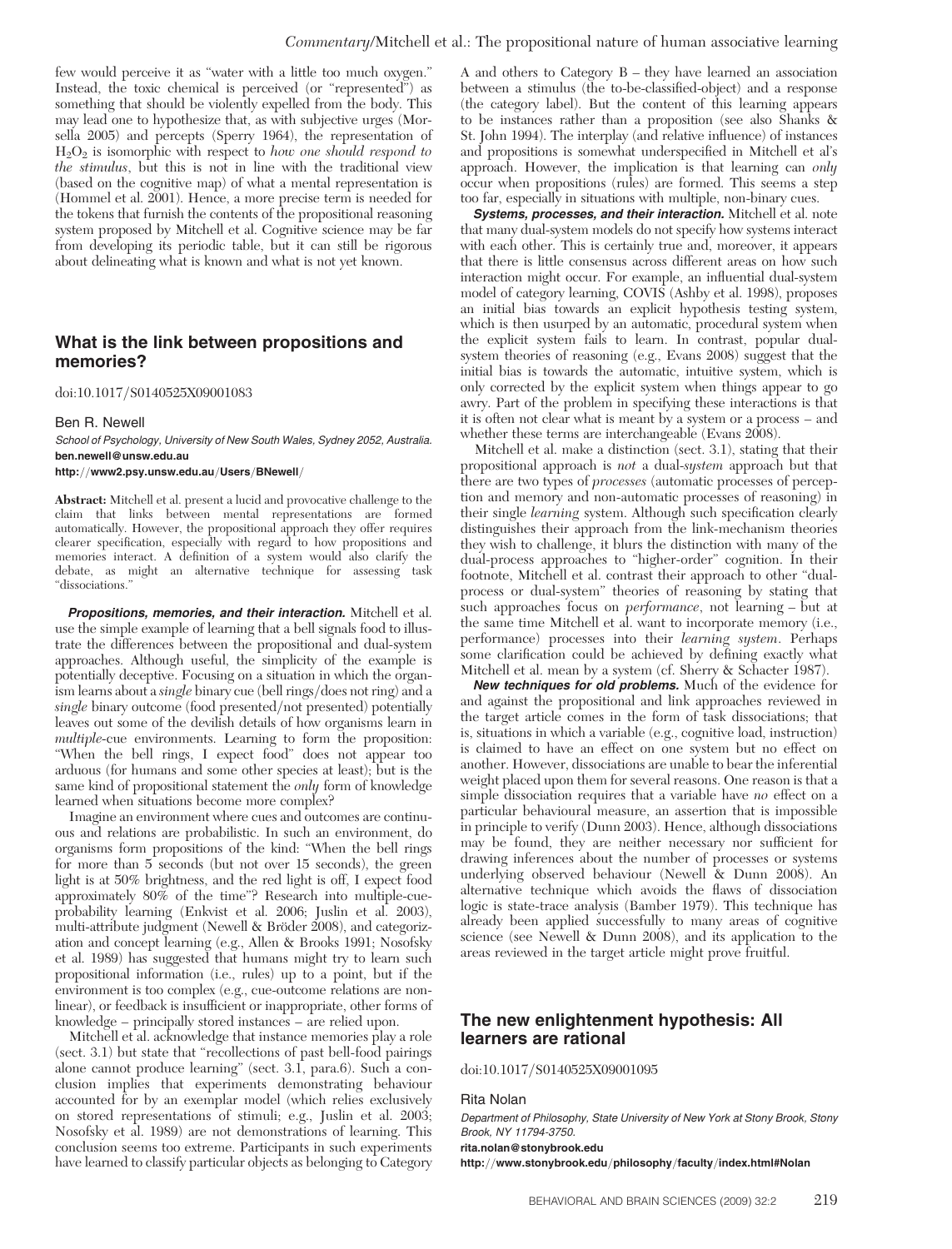few would perceive it as "water with a little too much oxygen." Instead, the toxic chemical is perceived (or "represented") as something that should be violently expelled from the body. This may lead one to hypothesize that, as with subjective urges (Morsella 2005) and percepts (Sperry 1964), the representation of $H_2O_2$ is isomorphic with respect to *how one should respond to the stimulus*, but this is not in line with the traditional view (based on the cognitive map) of what a mental representation is (Hommel et al. 2001). Hence, a more precise term is needed for the tokens that furnish the contents of the propositional reasoning system proposed by Mitchell et al. Cognitive science may be far from developing its periodic table, but it can still be rigorous about delineating what is known and what is not yet known.

## What is the link between propositions and memories?

doi:10.1017/S0140525X09001083

Ben R. Newell

*School of Psychology, University of New South Wales, Sydney 2052, Australia.*
**ben.newell@unsw.edu.au**
**http://www2.psy.unsw.edu.au/Users/BNewell/**

**Abstract:** Mitchell et al. present a lucid and provocative challenge to the claim that links between mental representations are formed automatically. However, the propositional approach they offer requires clearer specification, especially with regard to how propositions and memories interact. A definition of a system would also clarify the debate, as might an alternative technique for assessing task "dissociations."

***Propositions, memories, and their interaction.*** Mitchell et al. use the simple example of learning that a bell signals food to illustrate the differences between the propositional and dual-system approaches. Although useful, the simplicity of the example is potentially deceptive. Focusing on a situation in which the organism learns about a *single* binary cue (bell rings/does not ring) and a *single* binary outcome (food presented/not presented) potentially leaves out some of the devilish details of how organisms learn in *multiple*-cue environments. Learning to form the proposition: "When the bell rings, I expect food" does not appear too arduous (for humans and some other species at least); but is the same kind of propositional statement the *only* form of knowledge learned when situations become more complex?

Imagine an environment where cues and outcomes are continuous and relations are probabilistic. In such an environment, do organisms form propositions of the kind: "When the bell rings for more than 5 seconds (but not over 15 seconds), the green light is at 50% brightness, and the red light is off, I expect food approximately 80% of the time"? Research into multiple-cue-probability learning (Enkvist et al. 2006; Juslin et al. 2003), multi-attribute judgment (Newell & Bröder 2008), and categorization and concept learning (e.g., Allen & Brooks 1991; Nosofsky et al. 1989) has suggested that humans might try to learn such propositional information (i.e., rules) up to a point, but if the environment is too complex (e.g., cue-outcome relations are nonlinear), or feedback is insufficient or inappropriate, other forms of knowledge – principally stored instances – are relied upon.

Mitchell et al. acknowledge that instance memories play a role (sect. 3.1) but state that "recollections of past bell-food pairings alone cannot produce learning" (sect. 3.1, para.6). Such a conclusion implies that experiments demonstrating behaviour accounted for by an exemplar model (which relies exclusively on stored representations of stimuli; e.g., Juslin et al. 2003; Nosofsky et al. 1989) are not demonstrations of learning. This conclusion seems too extreme. Participants in such experiments have learned to classify particular objects as belonging to Category A and others to Category B – they have learned an association between a stimulus (the to-be-classified-object) and a response (the category label). But the content of this learning appears to be instances rather than a proposition (see also Shanks & St. John 1994). The interplay (and relative influence) of instances and propositions is somewhat underspecified in Mitchell et al's approach. However, the implication is that learning can *only* occur when propositions (rules) are formed. This seems a step too far, especially in situations with multiple, non-binary cues.

***Systems, processes, and their interaction.*** Mitchell et al. note that many dual-system models do not specify how systems interact with each other. This is certainly true and, moreover, it appears that there is little consensus across different areas on how such interaction might occur. For example, an influential dual-system model of category learning, COVIS (Ashby et al. 1998), proposes an initial bias towards an explicit hypothesis testing system, which is then usurped by an automatic, procedural system when the explicit system fails to learn. In contrast, popular dual-system theories of reasoning (e.g., Evans 2008) suggest that the initial bias is towards the automatic, intuitive system, which is only corrected by the explicit system when things appear to go awry. Part of the problem in specifying these interactions is that it is often not clear what is meant by a system or a process – and whether these terms are interchangeable (Evans 2008).

Mitchell et al. make a distinction (sect. 3.1), stating that their propositional approach is *not* a dual-*system* approach but that there are two types of *processes* (automatic processes of perception and memory and non-automatic processes of reasoning) in their single *learning* system. Although such specification clearly distinguishes their approach from the link-mechanism theories they wish to challenge, it blurs the distinction with many of the dual-process approaches to "higher-order" cognition. In their footnote, Mitchell et al. contrast their approach to other "dual-process or dual-system" theories of reasoning by stating that such approaches focus on *performance*, not learning – but at the same time Mitchell et al. want to incorporate memory (i.e., performance) processes into their *learning system*. Perhaps some clarification could be achieved by defining exactly what Mitchell et al. mean by a system (cf. Sherry & Schacter 1987).

***New techniques for old problems.*** Much of the evidence for and against the propositional and link approaches reviewed in the target article comes in the form of task dissociations; that is, situations in which a variable (e.g., cognitive load, instruction) is claimed to have an effect on one system but no effect on another. However, dissociations are unable to bear the inferential weight placed upon them for several reasons. One reason is that a simple dissociation requires that a variable have *no* effect on a particular behavioural measure, an assertion that is impossible in principle to verify (Dunn 2003). Hence, although dissociations may be found, they are neither necessary nor sufficient for drawing inferences about the number of processes or systems underlying observed behaviour (Newell & Dunn 2008). An alternative technique which avoids the flaws of dissociation logic is state-trace analysis (Bamber 1979). This technique has already been applied successfully to many areas of cognitive science (see Newell & Dunn 2008), and its application to the areas reviewed in the target article might prove fruitful.

## The new enlightenment hypothesis: All learners are rational

doi:10.1017/S0140525X09001095

Rita Nolan

*Department of Philosophy, State University of New York at Stony Brook, Stony Brook, NY 11794-3750.*
**rita.nolan@stonybrook.edu**
**http://www.stonybrook.edu/philosophy/faculty/index.html#Nolan**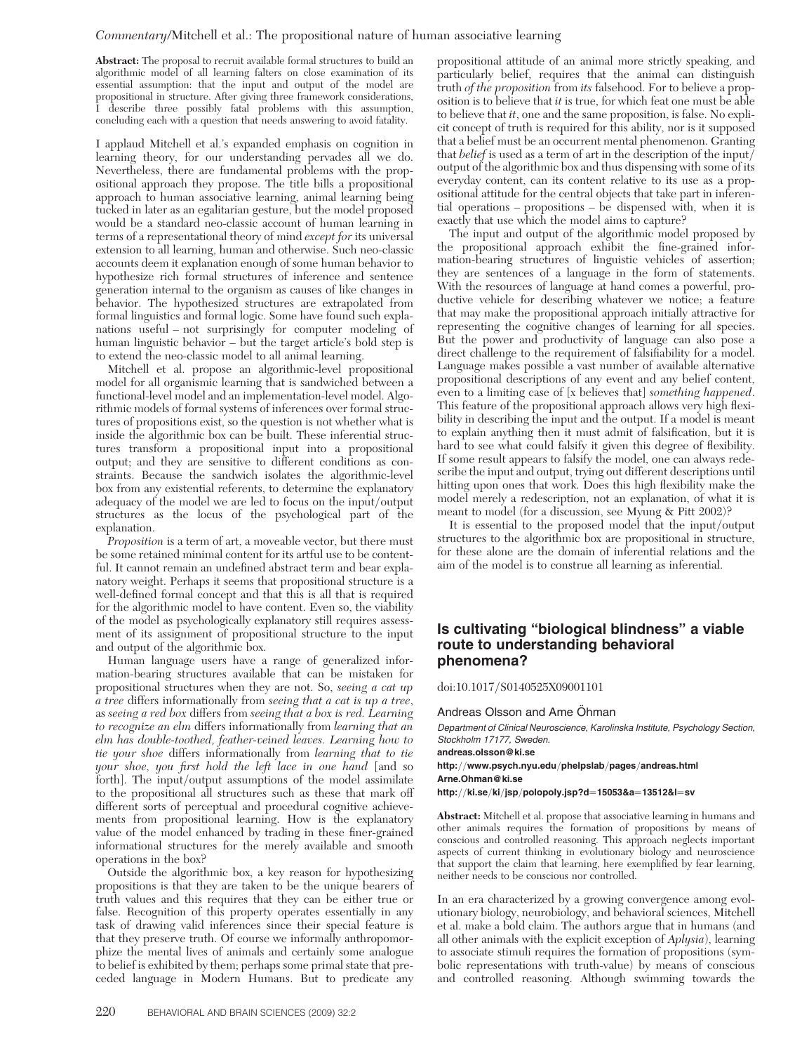**Abstract:** The proposal to recruit available formal structures to build an algorithmic model of all learning falters on close examination of its essential assumption: that the input and output of the model are propositional in structure. After giving three framework considerations, I describe three possibly fatal problems with this assumption, concluding each with a question that needs answering to avoid fatality.

I applaud Mitchell et al.'s expanded emphasis on cognition in learning theory, for our understanding pervades all we do. Nevertheless, there are fundamental problems with the propositional approach they propose. The title bills a propositional approach to human associative learning, animal learning being tucked in later as an egalitarian gesture, but the model proposed would be a standard neo-classic account of human learning in terms of a representational theory of mind *except for* its universal extension to all learning, human and otherwise. Such neo-classic accounts deem it explanation enough of some human behavior to hypothesize rich formal structures of inference and sentence generation internal to the organism as causes of like changes in behavior. The hypothesized structures are extrapolated from formal linguistics and formal logic. Some have found such explanations useful – not surprisingly for computer modeling of human linguistic behavior – but the target article's bold step is to extend the neo-classic model to all animal learning.

Mitchell et al. propose an algorithmic-level propositional model for all organismic learning that is sandwiched between a functional-level model and an implementation-level model. Algorithmic models of formal systems of inferences over formal structures of propositions exist, so the question is not whether what is inside the algorithmic box can be built. These inferential structures transform a propositional input into a propositional output; and they are sensitive to different conditions as constraints. Because the sandwich isolates the algorithmic-level box from any existential referents, to determine the explanatory adequacy of the model we are led to focus on the input/output structures as the locus of the psychological part of the explanation.

*Proposition* is a term of art, a moveable vector, but there must be some retained minimal content for its artful use to be contentful. It cannot remain an undefined abstract term and bear explanatory weight. Perhaps it seems that propositional structure is a well-defined formal concept and that this is all that is required for the algorithmic model to have content. Even so, the viability of the model as psychologically explanatory still requires assessment of its assignment of propositional structure to the input and output of the algorithmic box.

Human language users have a range of generalized information-bearing structures available that can be mistaken for propositional structures when they are not. So, *seeing a cat up a tree* differs informationally from *seeing that a cat is up a tree*, as *seeing a red box* differs from *seeing that a box is red*. *Learning to recognize an elm* differs informationally from *learning that an elm has double-toothed, feather-veined leaves*. *Learning how to tie your shoe* differs informationally from *learning that to tie your shoe, you first hold the left lace in one hand* [and so forth]. The input/output assumptions of the model assimilate to the propositional all structures such as these that mark off different sorts of perceptual and procedural cognitive achievements from propositional learning. How is the explanatory value of the model enhanced by trading in these finer-grained informational structures for the merely available and smooth operations in the box?

Outside the algorithmic box, a key reason for hypothesizing propositions is that they are taken to be the unique bearers of truth values and this requires that they can be either true or false. Recognition of this property operates essentially in any task of drawing valid inferences since their special feature is that they preserve truth. Of course we informally anthropomorphize the mental lives of animals and certainly some analogue to belief is exhibited by them; perhaps some primal state that preceded language in Modern Humans. But to predicate any propositional attitude of an animal more strictly speaking, and particularly belief, requires that the animal can distinguish truth *of the proposition* from *its* falsehood. For to believe a proposition is to believe that *it* is true, for which feat one must be able to believe that *it*, one and the same proposition, is false. No explicit concept of truth is required for this ability, nor is it supposed that a belief must be an occurrent mental phenomenon. Granting that *belief* is used as a term of art in the description of the input/output of the algorithmic box and thus dispensing with some of its everyday content, can its content relative to its use as a propositional attitude for the central objects that take part in inferential operations – propositions – be dispensed with, when it is exactly that use which the model aims to capture?

The input and output of the algorithmic model proposed by the propositional approach exhibit the fine-grained information-bearing structures of linguistic vehicles of assertion; they are sentences of a language in the form of statements. With the resources of language at hand comes a powerful, productive vehicle for describing whatever we notice; a feature that may make the propositional approach initially attractive for representing the cognitive changes of learning for all species. But the power and productivity of language can also pose a direct challenge to the requirement of falsifiability for a model. Language makes possible a vast number of available alternative propositional descriptions of any event and any belief content, even to a limiting case of [x believes that] *something happened*. This feature of the propositional approach allows very high flexibility in describing the input and the output. If a model is meant to explain anything then it must admit of falsification, but it is hard to see what could falsify it given this degree of flexibility. If some result appears to falsify the model, one can always redescribe the input and output, trying out different descriptions until hitting upon ones that work. Does this high flexibility make the model merely a redescription, not an explanation, of what it is meant to model (for a discussion, see Myung & Pitt 2002)?

It is essential to the proposed model that the input/output structures to the algorithmic box are propositional in structure, for these alone are the domain of inferential relations and the aim of the model is to construe all learning as inferential.

## Is cultivating "biological blindness" a viable route to understanding behavioral phenomena?

doi:10.1017/S0140525X09001101

Andreas Olsson and Arne Öhman

*Department of Clinical Neuroscience, Karolinska Institute, Psychology Section, Stockholm 17177, Sweden.*
**andreas.olsson@ki.se**
**http://www.psych.nyu.edu/phelpslab/pages/andreas.html**
**Arne.Ohman@ki.se**
**http://ki.se/ki/jsp/polopoly.jsp?d=15053&a=13512&l=sv**

**Abstract:** Mitchell et al. propose that associative learning in humans and other animals requires the formation of propositions by means of conscious and controlled reasoning. This approach neglects important aspects of current thinking in evolutionary biology and neuroscience that support the claim that learning, here exemplified by fear learning, neither needs to be conscious nor controlled.

In an era characterized by a growing convergence among evolutionary biology, neurobiology, and behavioral sciences, Mitchell et al. make a bold claim. The authors argue that in humans (and all other animals with the explicit exception of *Aplysia*), learning to associate stimuli requires the formation of propositions (symbolic representations with truth-value) by means of conscious and controlled reasoning. Although swimming towards the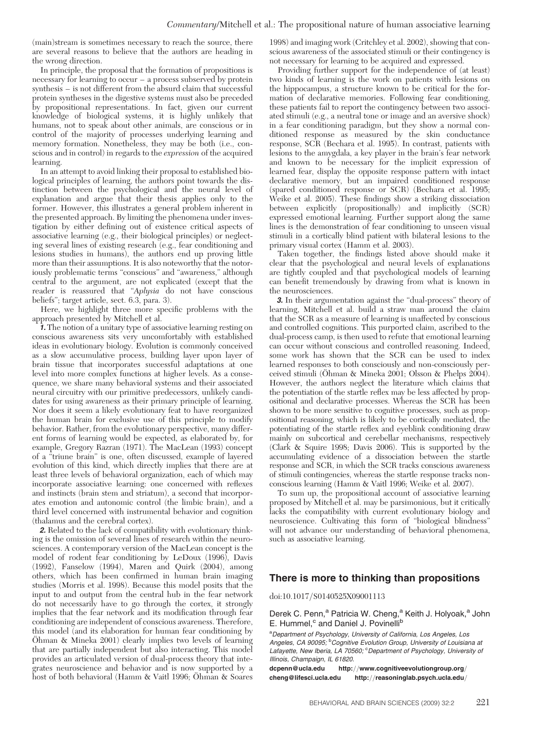(main)stream is sometimes necessary to reach the source, there are several reasons to believe that the authors are heading in the wrong direction.

In principle, the proposal that the formation of propositions is necessary for learning to occur – a process subserved by protein synthesis – is not different from the absurd claim that successful protein syntheses in the digestive systems must also be preceded by propositional representations. In fact, given our current knowledge of biological systems, it is highly unlikely that humans, not to speak about other animals, are conscious or in control of the majority of processes underlying learning and memory formation. Nonetheless, they may be both (i.e., conscious and in control) in regards to the *expression* of the acquired learning.

In an attempt to avoid linking their proposal to established biological principles of learning, the authors point towards the distinction between the psychological and the neural level of explanation and argue that their thesis applies only to the former. However, this illustrates a general problem inherent in the presented approach. By limiting the phenomena under investigation by either defining out of existence critical aspects of associative learning (e.g., their biological principles) or neglecting several lines of existing research (e.g., fear conditioning and lesions studies in humans), the authors end up proving little more than their assumptions. It is also noteworthy that the notoriously problematic terms "conscious" and "awareness," although central to the argument, are not explicated (except that the reader is reassured that "*Aplysia* do not have conscious beliefs"; target article, sect. 6.3, para. 3).

Here, we highlight three more specific problems with the approach presented by Mitchell et al.

***1.*** The notion of a unitary type of associative learning resting on conscious awareness sits very uncomfortably with established ideas in evolutionary biology. Evolution is commonly conceived as a slow accumulative process, building layer upon layer of brain tissue that incorporates successful adaptations at one level into more complex functions at higher levels. As a consequence, we share many behavioral systems and their associated neural circuitry with our primitive predecessors, unlikely candidates for using awareness as their primary principle of learning. Nor does it seem a likely evolutionary feat to have reorganized the human brain for exclusive use of this principle to modify behavior. Rather, from the evolutionary perspective, many different forms of learning would be expected, as elaborated by, for example, Gregory Razran (1971). The MacLean (1993) concept of a "triune brain" is one, often discussed, example of layered evolution of this kind, which directly implies that there are at least three levels of behavioral organization, each of which may incorporate associative learning: one concerned with reflexes and instincts (brain stem and striatum), a second that incorporates emotion and autonomic control (the limbic brain), and a third level concerned with instrumental behavior and cognition (thalamus and the cerebral cortex).

***2.*** Related to the lack of compatibility with evolutionary thinking is the omission of several lines of research within the neurosciences. A contemporary version of the MacLean concept is the model of rodent fear conditioning by LeDoux (1996), Davis (1992), Fanselow (1994), Maren and Quirk (2004), among others, which has been confirmed in human brain imaging studies (Morris et al. 1998). Because this model posits that the input to and output from the central hub in the fear network do not necessarily have to go through the cortex, it strongly implies that the fear network and its modification through fear conditioning are independent of conscious awareness. Therefore, this model (and its elaboration for human fear conditioning by Öhman & Mineka 2001) clearly implies two levels of learning that are partially independent but also interacting. This model provides an articulated version of dual-process theory that integrates neuroscience and behavior and is now supported by a host of both behavioral (Hamm & Vaitl 1996; Öhman & Soares 1998) and imaging work (Critchley et al. 2002), showing that conscious awareness of the associated stimuli or their contingency is not necessary for learning to be acquired and expressed.

Providing further support for the independence of (at least) two kinds of learning is the work on patients with lesions on the hippocampus, a structure known to be critical for the formation of declarative memories. Following fear conditioning, these patients fail to report the contingency between two associated stimuli (e.g., a neutral tone or image and an aversive shock) in a fear conditioning paradigm, but they show a normal conditioned response as measured by the skin conductance response, SCR (Bechara et al. 1995). In contrast, patients with lesions to the amygdala, a key player in the brain's fear network and known to be necessary for the implicit expression of learned fear, display the opposite response pattern with intact declarative memory, but an impaired conditioned response (spared conditioned response or SCR) (Bechara et al. 1995; Weike et al. 2005). These findings show a striking dissociation between explicitly (propositionally) and implicitly (SCR) expressed emotional learning. Further support along the same lines is the demonstration of fear conditioning to unseen visual stimuli in a cortically blind patient with bilateral lesions to the primary visual cortex (Hamm et al. 2003).

Taken together, the findings listed above should make it clear that the psychological and neural levels of explanations are tightly coupled and that psychological models of learning can benefit tremendously by drawing from what is known in the neurosciences.

***3.*** In their argumentation against the "dual-process" theory of learning, Mitchell et al. build a straw man around the claim that the SCR as a measure of learning is unaffected by conscious and controlled cognitions. This purported claim, ascribed to the dual-process camp, is then used to refute that emotional learning can occur without conscious and controlled reasoning. Indeed, some work has shown that the SCR can be used to index learned responses to both consciously and non-consciously perceived stimuli (Öhman & Mineka 2001; Olsson & Phelps 2004). However, the authors neglect the literature which claims that the potentiation of the startle reflex may be less affected by propositional and declarative processes. Whereas the SCR has been shown to be more sensitive to cognitive processes, such as propositional reasoning, which is likely to be cortically mediated, the potentiating of the startle reflex and eyeblink conditioning draw mainly on subcortical and cerebellar mechanisms, respectively (Clark & Squire 1998; Davis 2006). This is supported by the accumulating evidence of a dissociation between the startle response and SCR, in which the SCR tracks conscious awareness of stimuli contingencies, whereas the startle response tracks nonconscious learning (Hamm & Vaitl 1996; Weike et al. 2007).

To sum up, the propositional account of associative learning proposed by Mitchell et al. may be parsimonious, but it critically lacks the compatibility with current evolutionary biology and neuroscience. Cultivating this form of "biological blindness" will not advance our understanding of behavioral phenomena, such as associative learning.

## There is more to thinking than propositions

doi:10.1017/S0140525X09001113

Derek C. Penn,[a] Patricia W. Cheng,[a] Keith J. Holyoak,[a] John E. Hummel,[c] and Daniel J. Povinelli[b]

[a]*Department of Psychology, University of California, Los Angeles, Los Angeles, CA 90095;* [b]*Cognitive Evolution Group, University of Louisiana at Lafayette, New Iberia, LA 70560;* [c]*Department of Psychology, University of Illinois, Champaign, IL 61820.*

**dcpenn@ucla.edu** **http://www.cognitiveevolutiongroup.org/**
**cheng@lifesci.ucla.edu** **http://reasoninglab.psych.ucla.edu/**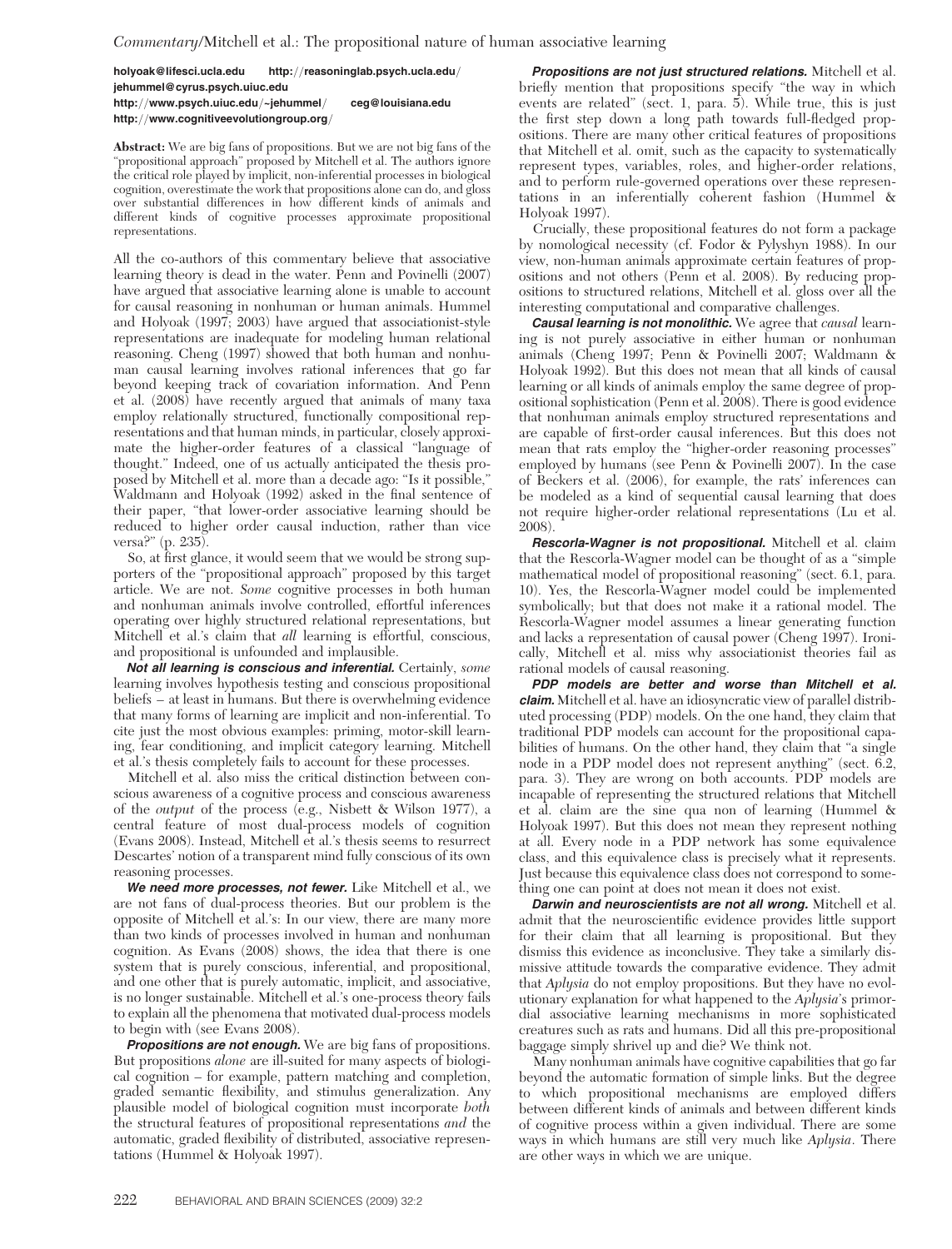holyoak@lifesci.ucla.edu http://reasoninglab.psych.ucla.edu/
jehummel@cyrus.psych.uiuc.edu
http://www.psych.uiuc.edu/~jehummel/ ceg@louisiana.edu
http://www.cognitiveevolutiongroup.org/

**Abstract:** We are big fans of propositions. But we are not big fans of the "propositional approach" proposed by Mitchell et al. The authors ignore the critical role played by implicit, non-inferential processes in biological cognition, overestimate the work that propositions alone can do, and gloss over substantial differences in how different kinds of animals and different kinds of cognitive processes approximate propositional representations.

All the co-authors of this commentary believe that associative learning theory is dead in the water. Penn and Povinelli (2007) have argued that associative learning alone is unable to account for causal reasoning in nonhuman or human animals. Hummel and Holyoak (1997; 2003) have argued that associationist-style representations are inadequate for modeling human relational reasoning. Cheng (1997) showed that both human and nonhuman causal learning involves rational inferences that go far beyond keeping track of covariation information. And Penn et al. (2008) have recently argued that animals of many taxa employ relationally structured, functionally compositional representations and that human minds, in particular, closely approximate the higher-order features of a classical "language of thought." Indeed, one of us actually anticipated the thesis proposed by Mitchell et al. more than a decade ago: "Is it possible," Waldmann and Holyoak (1992) asked in the final sentence of their paper, "that lower-order associative learning should be reduced to higher order causal induction, rather than vice versa?" (p. 235).

So, at first glance, it would seem that we would be strong supporters of the "propositional approach" proposed by this target article. We are not. *Some* cognitive processes in both human and nonhuman animals involve controlled, effortful inferences operating over highly structured relational representations, but Mitchell et al.'s claim that *all* learning is effortful, conscious, and propositional is unfounded and implausible.

***Not all learning is conscious and inferential.*** Certainly, *some* learning involves hypothesis testing and conscious propositional beliefs – at least in humans. But there is overwhelming evidence that many forms of learning are implicit and non-inferential. To cite just the most obvious examples: priming, motor-skill learning, fear conditioning, and implicit category learning. Mitchell et al.'s thesis completely fails to account for these processes.

Mitchell et al. also miss the critical distinction between conscious awareness of a cognitive process and conscious awareness of the *output* of the process (e.g., Nisbett & Wilson 1977), a central feature of most dual-process models of cognition (Evans 2008). Instead, Mitchell et al.'s thesis seems to resurrect Descartes' notion of a transparent mind fully conscious of its own reasoning processes.

***We need more processes, not fewer.*** Like Mitchell et al., we are not fans of dual-process theories. But our problem is the opposite of Mitchell et al.'s: In our view, there are many more than two kinds of processes involved in human and nonhuman cognition. As Evans (2008) shows, the idea that there is one system that is purely conscious, inferential, and propositional, and one other that is purely automatic, implicit, and associative, is no longer sustainable. Mitchell et al.'s one-process theory fails to explain all the phenomena that motivated dual-process models to begin with (see Evans 2008).

***Propositions are not enough.*** We are big fans of propositions. But propositions *alone* are ill-suited for many aspects of biological cognition – for example, pattern matching and completion, graded semantic flexibility, and stimulus generalization. Any plausible model of biological cognition must incorporate *both* the structural features of propositional representations *and* the automatic, graded flexibility of distributed, associative representations (Hummel & Holyoak 1997).

***Propositions are not just structured relations.*** Mitchell et al. briefly mention that propositions specify "the way in which events are related" (sect. 1, para. 5). While true, this is just the first step down a long path towards full-fledged propositions. There are many other critical features of propositions that Mitchell et al. omit, such as the capacity to systematically represent types, variables, roles, and higher-order relations, and to perform rule-governed operations over these representations in an inferentially coherent fashion (Hummel & Holyoak 1997).

Crucially, these propositional features do not form a package by nomological necessity (cf. Fodor & Pylyshyn 1988). In our view, non-human animals approximate certain features of propositions and not others (Penn et al. 2008). By reducing propositions to structured relations, Mitchell et al. gloss over all the interesting computational and comparative challenges.

***Causal learning is not monolithic.*** We agree that *causal* learning is not purely associative in either human or nonhuman animals (Cheng 1997; Penn & Povinelli 2007; Waldmann & Holyoak 1992). But this does not mean that all kinds of causal learning or all kinds of animals employ the same degree of propositional sophistication (Penn et al. 2008). There is good evidence that nonhuman animals employ structured representations and are capable of first-order causal inferences. But this does not mean that rats employ the "higher-order reasoning processes" employed by humans (see Penn & Povinelli 2007). In the case of Beckers et al. (2006), for example, the rats' inferences can be modeled as a kind of sequential causal learning that does not require higher-order relational representations (Lu et al. 2008).

***Rescorla-Wagner is not propositional.*** Mitchell et al. claim that the Rescorla-Wagner model can be thought of as a "simple mathematical model of propositional reasoning" (sect. 6.1, para. 10). Yes, the Rescorla-Wagner model could be implemented symbolically; but that does not make it a rational model. The Rescorla-Wagner model assumes a linear generating function and lacks a representation of causal power (Cheng 1997). Ironically, Mitchell et al. miss why associationist theories fail as rational models of causal reasoning.

***PDP models are better and worse than Mitchell et al. claim.*** Mitchell et al. have an idiosyncratic view of parallel distributed processing (PDP) models. On the one hand, they claim that traditional PDP models can account for the propositional capabilities of humans. On the other hand, they claim that "a single node in a PDP model does not represent anything" (sect. 6.2, para. 3). They are wrong on both accounts. PDP models are incapable of representing the structured relations that Mitchell et al. claim are the sine qua non of learning (Hummel & Holyoak 1997). But this does not mean they represent nothing at all. Every node in a PDP network has some equivalence class, and this equivalence class is precisely what it represents. Just because this equivalence class does not correspond to something one can point at does not mean it does not exist.

***Darwin and neuroscientists are not all wrong.*** Mitchell et al. admit that the neuroscientific evidence provides little support for their claim that all learning is propositional. But they dismiss this evidence as inconclusive. They take a similarly dismissive attitude towards the comparative evidence. They admit that *Aplysia* do not employ propositions. But they have no evolutionary explanation for what happened to the *Aplysia*'s primordial associative learning mechanisms in more sophisticated creatures such as rats and humans. Did all this pre-propositional baggage simply shrivel up and die? We think not.

Many nonhuman animals have cognitive capabilities that go far beyond the automatic formation of simple links. But the degree to which propositional mechanisms are employed differs between different kinds of animals and between different kinds of cognitive process within a given individual. There are some ways in which humans are still very much like *Aplysia*. There are other ways in which we are unique.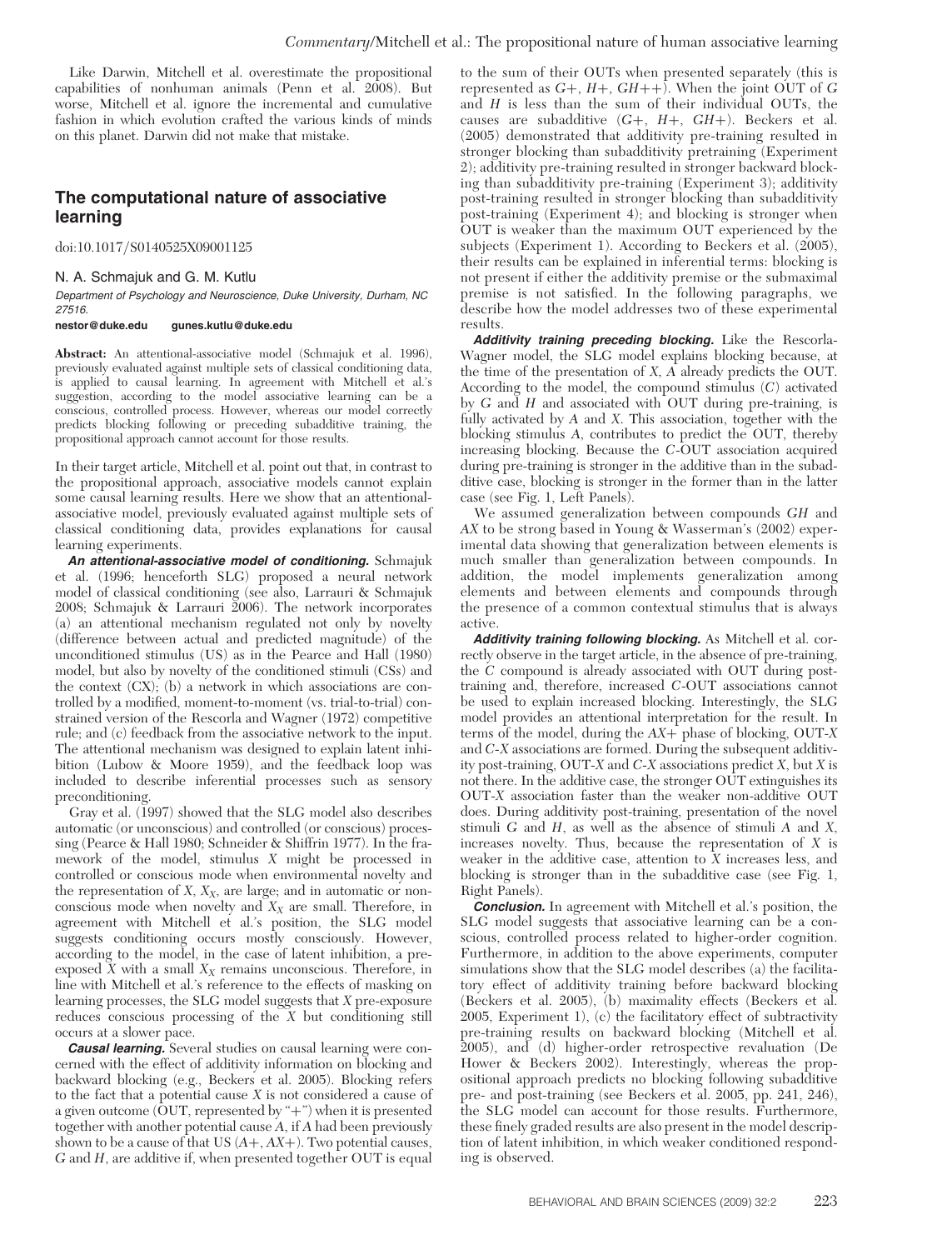Like Darwin, Mitchell et al. overestimate the propositional capabilities of nonhuman animals (Penn et al. 2008). But worse, Mitchell et al. ignore the incremental and cumulative fashion in which evolution crafted the various kinds of minds on this planet. Darwin did not make that mistake.

## The computational nature of associative learning

doi:10.1017/S0140525X09001125

N. A. Schmajuk and G. M. Kutlu

*Department of Psychology and Neuroscience, Duke University, Durham, NC 27516.*

**nestor@duke.edu gunes.kutlu@duke.edu**

**Abstract:** An attentional-associative model (Schmajuk et al. 1996), previously evaluated against multiple sets of classical conditioning data, is applied to causal learning. In agreement with Mitchell et al.'s suggestion, according to the model associative learning can be a conscious, controlled process. However, whereas our model correctly predicts blocking following or preceding subadditive training, the propositional approach cannot account for those results.

In their target article, Mitchell et al. point out that, in contrast to the propositional approach, associative models cannot explain some causal learning results. Here we show that an attentional-associative model, previously evaluated against multiple sets of classical conditioning data, provides explanations for causal learning experiments.

***An attentional-associative model of conditioning.*** Schmajuk et al. (1996; henceforth SLG) proposed a neural network model of classical conditioning (see also, Larrauri & Schmajuk 2008; Schmajuk & Larrauri 2006). The network incorporates (a) an attentional mechanism regulated not only by novelty (difference between actual and predicted magnitude) of the unconditioned stimulus (US) as in the Pearce and Hall (1980) model, but also by novelty of the conditioned stimuli (CSs) and the context (CX); (b) a network in which associations are controlled by a modified, moment-to-moment (vs. trial-to-trial) constrained version of the Rescorla and Wagner (1972) competitive rule; and (c) feedback from the associative network to the input. The attentional mechanism was designed to explain latent inhibition (Lubow & Moore 1959), and the feedback loop was included to describe inferential processes such as sensory preconditioning.

Gray et al. (1997) showed that the SLG model also describes automatic (or unconscious) and controlled (or conscious) processing (Pearce & Hall 1980; Schneider & Shiffrin 1977). In the framework of the model, stimulus *X* might be processed in controlled or conscious mode when environmental novelty and the representation of *X*, $X_X$, are large; and in automatic or nonconscious mode when novelty and $X_X$ are small. Therefore, in agreement with Mitchell et al.'s position, the SLG model suggests conditioning occurs mostly consciously. However, according to the model, in the case of latent inhibition, a preexposed *X* with a small $X_X$ remains unconscious. Therefore, in line with Mitchell et al.'s reference to the effects of masking on learning processes, the SLG model suggests that *X* pre-exposure reduces conscious processing of the *X* but conditioning still occurs at a slower pace.

***Causal learning.*** Several studies on causal learning were concerned with the effect of additivity information on blocking and backward blocking (e.g., Beckers et al. 2005). Blocking refers to the fact that a potential cause *X* is not considered a cause of a given outcome (OUT, represented by "+") when it is presented together with another potential cause *A*, if *A* had been previously shown to be a cause of that US (*A*+, *AX*+). Two potential causes, *G* and *H*, are additive if, when presented together OUT is equal to the sum of their OUTs when presented separately (this is represented as *G*+, *H*+, *GH*++). When the joint OUT of *G* and *H* is less than the sum of their individual OUTs, the causes are subadditive (*G*+, *H*+, *GH*+). Beckers et al. (2005) demonstrated that additivity pre-training resulted in stronger blocking than subadditivity pretraining (Experiment 2); additivity pre-training resulted in stronger backward blocking than subadditivity pre-training (Experiment 3); additivity post-training resulted in stronger blocking than subadditivity post-training (Experiment 4); and blocking is stronger when OUT is weaker than the maximum OUT experienced by the subjects (Experiment 1). According to Beckers et al. (2005), their results can be explained in inferential terms: blocking is not present if either the additivity premise or the submaximal premise is not satisfied. In the following paragraphs, we describe how the model addresses two of these experimental results.

***Additivity training preceding blocking.*** Like the Rescorla-Wagner model, the SLG model explains blocking because, at the time of the presentation of *X*, *A* already predicts the OUT. According to the model, the compound stimulus (*C*) activated by *G* and *H* and associated with OUT during pre-training, is fully activated by *A* and *X*. This association, together with the blocking stimulus *A*, contributes to predict the OUT, thereby increasing blocking. Because the *C*-OUT association acquired during pre-training is stronger in the additive than in the subadditive case, blocking is stronger in the former than in the latter case (see Fig. 1, Left Panels).

We assumed generalization between compounds *GH* and *AX* to be strong based in Young & Wasserman's (2002) experimental data showing that generalization between elements is much smaller than generalization between compounds. In addition, the model implements generalization among elements and between elements and compounds through the presence of a common contextual stimulus that is always active.

***Additivity training following blocking.*** As Mitchell et al. correctly observe in the target article, in the absence of pre-training, the *C* compound is already associated with OUT during post-training and, therefore, increased *C*-OUT associations cannot be used to explain increased blocking. Interestingly, the SLG model provides an attentional interpretation for the result. In terms of the model, during the *AX*+ phase of blocking, OUT-*X* and *C*-*X* associations are formed. During the subsequent additivity post-training, OUT-*X* and *C*-*X* associations predict *X*, but *X* is not there. In the additive case, the stronger OUT extinguishes its OUT-*X* association faster than the weaker non-additive OUT does. During additivity post-training, presentation of the novel stimuli *G* and *H*, as well as the absence of stimuli *A* and *X*, increases novelty. Thus, because the representation of *X* is weaker in the additive case, attention to *X* increases less, and blocking is stronger than in the subadditive case (see Fig. 1, Right Panels).

***Conclusion.*** In agreement with Mitchell et al.'s position, the SLG model suggests that associative learning can be a conscious, controlled process related to higher-order cognition. Furthermore, in addition to the above experiments, computer simulations show that the SLG model describes (a) the facilitatory effect of additivity training before backward blocking (Beckers et al. 2005), (b) maximality effects (Beckers et al. 2005, Experiment 1), (c) the facilitatory effect of subtractivity pre-training results on backward blocking (Mitchell et al. 2005), and (d) higher-order retrospective revaluation (De Hower & Beckers 2002). Interestingly, whereas the propositional approach predicts no blocking following subadditive pre- and post-training (see Beckers et al. 2005, pp. 241, 246), the SLG model can account for those results. Furthermore, these finely graded results are also present in the model description of latent inhibition, in which weaker conditioned responding is observed.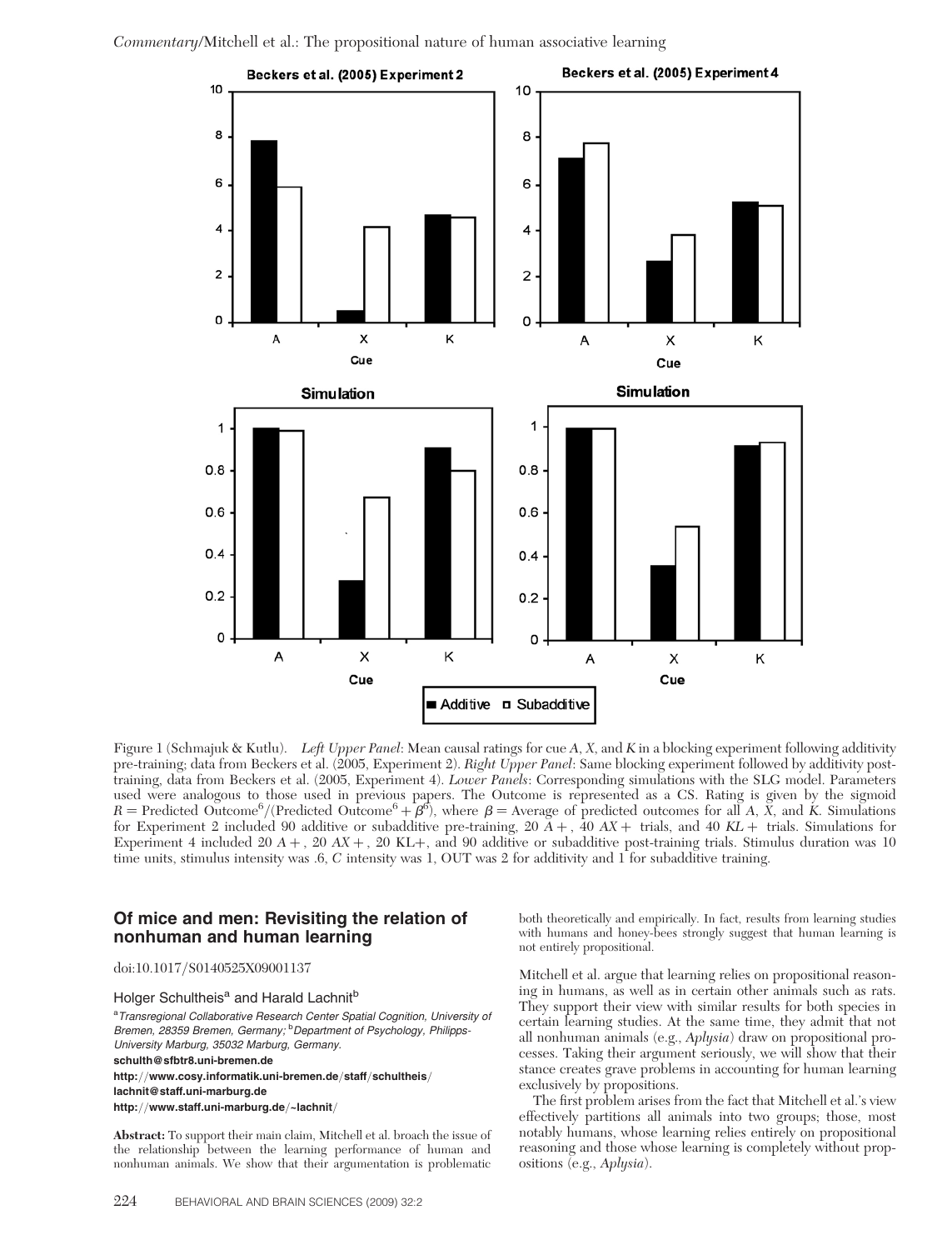Figure 1 (Schmajuk & Kutlu). *Left Upper Panel*: Mean causal ratings for cue *A*, *X*, and *K* in a blocking experiment following additivity pre-training; data from Beckers et al. (2005, Experiment 2). *Right Upper Panel*: Same blocking experiment followed by additivity post-training, data from Beckers et al. (2005, Experiment 4). *Lower Panels*: Corresponding simulations with the SLG model. Parameters used were analogous to those used in previous papers. The Outcome is represented as a CS. Rating is given by the sigmoid $R = \text{Predicted Outcome}^6/(\text{Predicted Outcome}^6 + \beta^6)$, where $\beta$ = Average of predicted outcomes for all *A*, *X*, and *K*. Simulations for Experiment 2 included 90 additive or subadditive pre-training, 20 *A*+, 40 *AX*+ trials, and 40 *KL*+ trials. Simulations for Experiment 4 included 20 *A*+, 20 *AX*+, 20 KL+, and 90 additive or subadditive post-training trials. Stimulus duration was 10 time units, stimulus intensity was .6, *C* intensity was 1, OUT was 2 for additivity and 1 for subadditive training.

## Of mice and men: Revisiting the relation of nonhuman and human learning

doi:10.1017/S0140525X09001137

Holger Schultheis[a] and Harald Lachnit[b]

[a]*Transregional Collaborative Research Center Spatial Cognition, University of Bremen, 28359 Bremen, Germany;* [b]*Department of Psychology, Philipps-University Marburg, 35032 Marburg, Germany.*

**schulth@sfbtr8.uni-bremen.de**

**http://www.cosy.informatik.uni-bremen.de/staff/schultheis/**

**lachnit@staff.uni-marburg.de**

**http://www.staff.uni-marburg.de/~lachnit/**

**Abstract:** To support their main claim, Mitchell et al. broach the issue of the relationship between the learning performance of human and nonhuman animals. We show that their argumentation is problematic both theoretically and empirically. In fact, results from learning studies with humans and honey-bees strongly suggest that human learning is not entirely propositional.

Mitchell et al. argue that learning relies on propositional reasoning in humans, as well as in certain other animals such as rats. They support their view with similar results for both species in certain learning studies. At the same time, they admit that not all nonhuman animals (e.g., *Aplysia*) draw on propositional processes. Taking their argument seriously, we will show that their stance creates grave problems in accounting for human learning exclusively by propositions.

The first problem arises from the fact that Mitchell et al.'s view effectively partitions all animals into two groups; those, most notably humans, whose learning relies entirely on propositional reasoning and those whose learning is completely without propositions (e.g., *Aplysia*).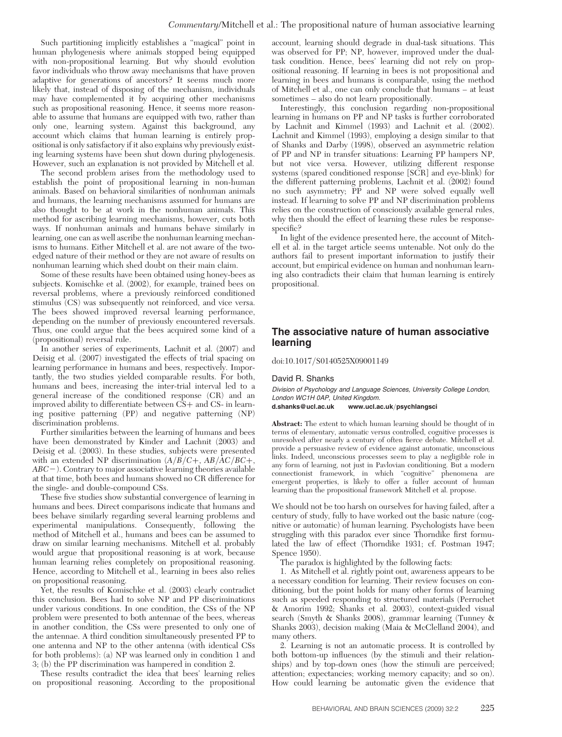Such partitioning implicitly establishes a "magical" point in human phylogenesis where animals stopped being equipped with non-propositional learning. But why should evolution favor individuals who throw away mechanisms that have proven adaptive for generations of ancestors? It seems much more likely that, instead of disposing of the mechanism, individuals may have complemented it by acquiring other mechanisms such as propositional reasoning. Hence, it seems more reasonable to assume that humans are equipped with two, rather than only one, learning system. Against this background, any account which claims that human learning is entirely propositional is only satisfactory if it also explains why previously existing learning systems have been shut down during phylogenesis. However, such an explanation is not provided by Mitchell et al.

The second problem arises from the methodology used to establish the point of propositional learning in non-human animals. Based on behavioral similarities of nonhuman animals and humans, the learning mechanisms assumed for humans are also thought to be at work in the nonhuman animals. This method for ascribing learning mechanisms, however, cuts both ways. If nonhuman animals and humans behave similarly in learning, one can as well ascribe the nonhuman learning mechanisms to humans. Either Mitchell et al. are not aware of the two-edged nature of their method or they are not aware of results on nonhuman learning which shed doubt on their main claim.

Some of these results have been obtained using honey-bees as subjects. Komischke et al. (2002), for example, trained bees on reversal problems, where a previously reinforced conditioned stimulus (CS) was subsequently not reinforced, and vice versa. The bees showed improved reversal learning performance, depending on the number of previously encountered reversals. Thus, one could argue that the bees acquired some kind of a (propositional) reversal rule.

In another series of experiments, Lachnit et al. (2007) and Deisig et al. (2007) investigated the effects of trial spacing on learning performance in humans and bees, respectively. Importantly, the two studies yielded comparable results. For both, humans and bees, increasing the inter-trial interval led to a general increase of the conditioned response (CR) and an improved ability to differentiate between CS+ and CS- in learning positive patterning (PP) and negative patterning (NP) discrimination problems.

Further similarities between the learning of humans and bees have been demonstrated by Kinder and Lachnit (2003) and Deisig et al. (2003). In these studies, subjects were presented with an extended NP discrimination (*A/B/C+*, *AB/AC/BC+*, *ABC−*). Contrary to major associative learning theories available at that time, both bees and humans showed no CR difference for the single- and double-compound CSs.

These five studies show substantial convergence of learning in humans and bees. Direct comparisons indicate that humans and bees behave similarly regarding several learning problems and experimental manipulations. Consequently, following the method of Mitchell et al., humans and bees can be assumed to draw on similar learning mechanisms. Mitchell et al. probably would argue that propositional reasoning is at work, because human learning relies completely on propositional reasoning. Hence, according to Mitchell et al., learning in bees also relies on propositional reasoning.

Yet, the results of Komischke et al. (2003) clearly contradict this conclusion. Bees had to solve NP and PP discriminations under various conditions. In one condition, the CSs of the NP problem were presented to both antennae of the bees, whereas in another condition, the CSs were presented to only one of the antennae. A third condition simultaneously presented PP to one antenna and NP to the other antenna (with identical CSs for both problems): (a) NP was learned only in condition 1 and 3; (b) the PP discrimination was hampered in condition 2.

These results contradict the idea that bees' learning relies on propositional reasoning. According to the propositional account, learning should degrade in dual-task situations. This was observed for PP; NP, however, improved under the dual-task condition. Hence, bees' learning did not rely on propositional reasoning. If learning in bees is not propositional and learning in bees and humans is comparable, using the method of Mitchell et al., one can only conclude that humans – at least sometimes – also do not learn propositionally.

Interestingly, this conclusion regarding non-propositional learning in humans on PP and NP tasks is further corroborated by Lachnit and Kimmel (1993) and Lachnit et al. (2002). Lachnit and Kimmel (1993), employing a design similar to that of Shanks and Darby (1998), observed an asymmetric relation of PP and NP in transfer situations: Learning PP hampers NP, but not vice versa. However, utilizing different response systems (spared conditioned response [SCR] and eye-blink) for the different patterning problems, Lachnit et al. (2002) found no such asymmetry; PP and NP were solved equally well instead. If learning to solve PP and NP discrimination problems relies on the construction of consciously available general rules, why then should the effect of learning these rules be response-specific?

In light of the evidence presented here, the account of Mitchell et al. in the target article seems untenable. Not only do the authors fail to present important information to justify their account, but empirical evidence on human and nonhuman learning also contradicts their claim that human learning is entirely propositional.

## The associative nature of human associative learning

doi:10.1017/S0140525X09001149

David R. Shanks

*Division of Psychology and Language Sciences, University College London, London WC1H 0AP, United Kingdom.*
**d.shanks@ucl.ac.uk** **www.ucl.ac.uk/psychlangsci**

**Abstract:** The extent to which human learning should be thought of in terms of elementary, automatic versus controlled, cognitive processes is unresolved after nearly a century of often fierce debate. Mitchell et al. provide a persuasive review of evidence against automatic, unconscious links. Indeed, unconscious processes seem to play a negligible role in any form of learning, not just in Pavlovian conditioning. But a modern connectionist framework, in which "cognitive" phenomena are emergent properties, is likely to offer a fuller account of human learning than the propositional framework Mitchell et al. propose.

We should not be too harsh on ourselves for having failed, after a century of study, fully to have worked out the basic nature (cognitive or automatic) of human learning. Psychologists have been struggling with this paradox ever since Thorndike first formulated the law of effect (Thorndike 1931; cf. Postman 1947; Spence 1950).

The paradox is highlighted by the following facts:

1. As Mitchell et al. rightly point out, awareness appears to be a necessary condition for learning. Their review focuses on conditioning, but the point holds for many other forms of learning such as speeded responding to structured materials (Perruchet & Amorim 1992; Shanks et al. 2003), context-guided visual search (Smyth & Shanks 2008), grammar learning (Tunney & Shanks 2003), decision making (Maia & McClelland 2004), and many others.

2. Learning is not an automatic process. It is controlled by both bottom-up influences (by the stimuli and their relationships) and by top-down ones (how the stimuli are perceived; attention; expectancies; working memory capacity; and so on). How could learning be automatic given the evidence that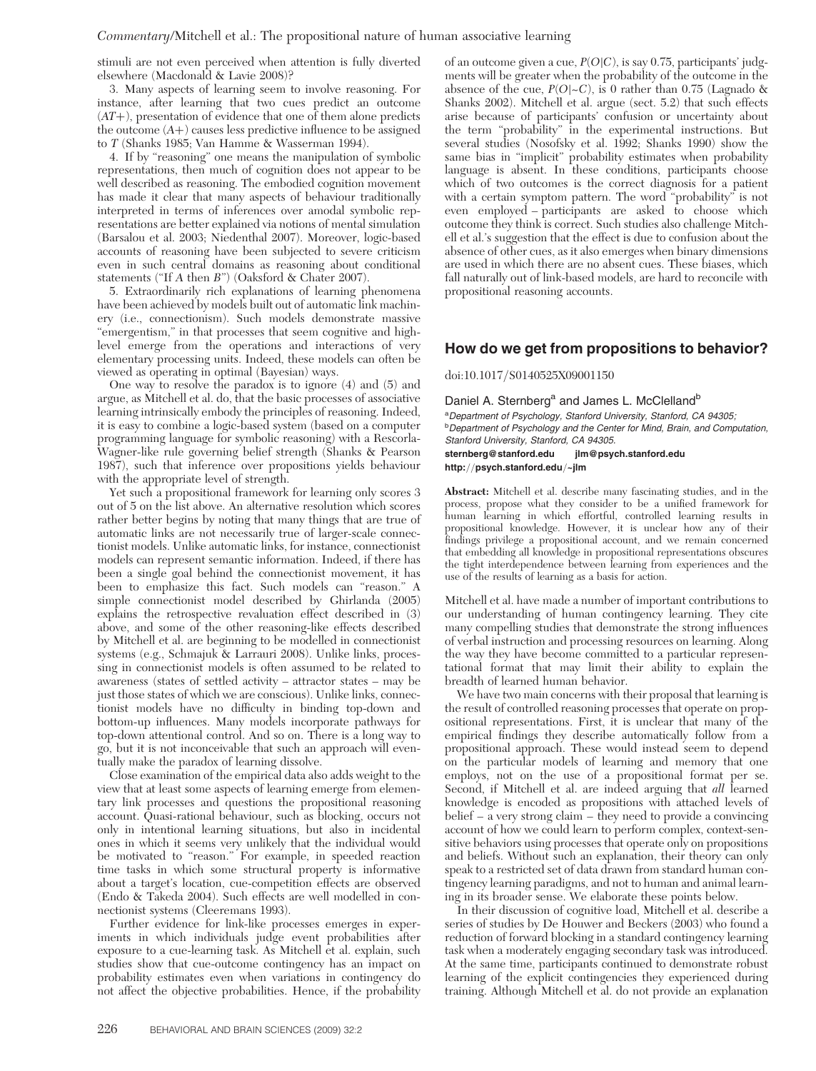stimuli are not even perceived when attention is fully diverted elsewhere (Macdonald & Lavie 2008)?

3. Many aspects of learning seem to involve reasoning. For instance, after learning that two cues predict an outcome ($AT+$), presentation of evidence that one of them alone predicts the outcome ($A+$) causes less predictive influence to be assigned to $T$ (Shanks 1985; Van Hamme & Wasserman 1994).

4. If by "reasoning" one means the manipulation of symbolic representations, then much of cognition does not appear to be well described as reasoning. The embodied cognition movement has made it clear that many aspects of behaviour traditionally interpreted in terms of inferences over amodal symbolic representations are better explained via notions of mental simulation (Barsalou et al. 2003; Niedenthal 2007). Moreover, logic-based accounts of reasoning have been subjected to severe criticism even in such central domains as reasoning about conditional statements ("If $A$ then $B$") (Oaksford & Chater 2007).

5. Extraordinarily rich explanations of learning phenomena have been achieved by models built out of automatic link machinery (i.e., connectionism). Such models demonstrate massive "emergentism," in that processes that seem cognitive and high-level emerge from the operations and interactions of very elementary processing units. Indeed, these models can often be viewed as operating in optimal (Bayesian) ways.

One way to resolve the paradox is to ignore (4) and (5) and argue, as Mitchell et al. do, that the basic processes of associative learning intrinsically embody the principles of reasoning. Indeed, it is easy to combine a logic-based system (based on a computer programming language for symbolic reasoning) with a Rescorla-Wagner-like rule governing belief strength (Shanks & Pearson 1987), such that inference over propositions yields behaviour with the appropriate level of strength.

Yet such a propositional framework for learning only scores 3 out of 5 on the list above. An alternative resolution which scores rather better begins by noting that many things that are true of automatic links are not necessarily true of larger-scale connectionist models. Unlike automatic links, for instance, connectionist models can represent semantic information. Indeed, if there has been a single goal behind the connectionist movement, it has been to emphasize this fact. Such models can "reason." A simple connectionist model described by Ghirlanda (2005) explains the retrospective revaluation effect described in (3) above, and some of the other reasoning-like effects described by Mitchell et al. are beginning to be modelled in connectionist systems (e.g., Schmajuk & Larrauri 2008). Unlike links, processing in connectionist models is often assumed to be related to awareness (states of settled activity – attractor states – may be just those states of which we are conscious). Unlike links, connectionist models have no difficulty in binding top-down and bottom-up influences. Many models incorporate pathways for top-down attentional control. And so on. There is a long way to go, but it is not inconceivable that such an approach will eventually make the paradox of learning dissolve.

Close examination of the empirical data also adds weight to the view that at least some aspects of learning emerge from elementary link processes and questions the propositional reasoning account. Quasi-rational behaviour, such as blocking, occurs not only in intentional learning situations, but also in incidental ones in which it seems very unlikely that the individual would be motivated to "reason." For example, in speeded reaction time tasks in which some structural property is informative about a target's location, cue-competition effects are observed (Endo & Takeda 2004). Such effects are well modelled in connectionist systems (Cleeremans 1993).

Further evidence for link-like processes emerges in experiments in which individuals judge event probabilities after exposure to a cue-learning task. As Mitchell et al. explain, such studies show that cue-outcome contingency has an impact on probability estimates even when variations in contingency do not affect the objective probabilities. Hence, if the probability of an outcome given a cue, $P(O|C)$, is say 0.75, participants' judgments will be greater when the probability of the outcome in the absence of the cue, $P(O|{\sim}C)$, is 0 rather than 0.75 (Lagnado & Shanks 2002). Mitchell et al. argue (sect. 5.2) that such effects arise because of participants' confusion or uncertainty about the term "probability" in the experimental instructions. But several studies (Nosofsky et al. 1992; Shanks 1990) show the same bias in "implicit" probability estimates when probability language is absent. In these conditions, participants choose which of two outcomes is the correct diagnosis for a patient with a certain symptom pattern. The word "probability" is not even employed – participants are asked to choose which outcome they think is correct. Such studies also challenge Mitchell et al.'s suggestion that the effect is due to confusion about the absence of other cues, as it also emerges when binary dimensions are used in which there are no absent cues. These biases, which fall naturally out of link-based models, are hard to reconcile with propositional reasoning accounts.

## How do we get from propositions to behavior?

doi:10.1017/S0140525X09001150

Daniel A. Sternberg[a] and James L. McClelland[b]

[a]*Department of Psychology, Stanford University, Stanford, CA 94305;* [b]*Department of Psychology and the Center for Mind, Brain, and Computation, Stanford University, Stanford, CA 94305.*

**sternberg@stanford.edu** **jlm@psych.stanford.edu**
**http://psych.stanford.edu/~jlm**

**Abstract:** Mitchell et al. describe many fascinating studies, and in the process, propose what they consider to be a unified framework for human learning in which effortful, controlled learning results in propositional knowledge. However, it is unclear how any of their findings privilege a propositional account, and we remain concerned that embedding all knowledge in propositional representations obscures the tight interdependence between learning from experiences and the use of the results of learning as a basis for action.

Mitchell et al. have made a number of important contributions to our understanding of human contingency learning. They cite many compelling studies that demonstrate the strong influences of verbal instruction and processing resources on learning. Along the way they have become committed to a particular representational format that may limit their ability to explain the breadth of learned human behavior.

We have two main concerns with their proposal that learning is the result of controlled reasoning processes that operate on propositional representations. First, it is unclear that many of the empirical findings they describe automatically follow from a propositional approach. These would instead seem to depend on the particular models of learning and memory that one employs, not on the use of a propositional format per se. Second, if Mitchell et al. are indeed arguing that *all* learned knowledge is encoded as propositions with attached levels of belief – a very strong claim – they need to provide a convincing account of how we could learn to perform complex, context-sensitive behaviors using processes that operate only on propositions and beliefs. Without such an explanation, their theory can only speak to a restricted set of data drawn from standard human contingency learning paradigms, and not to human and animal learning in its broader sense. We elaborate these points below.

In their discussion of cognitive load, Mitchell et al. describe a series of studies by De Houwer and Beckers (2003) who found a reduction of forward blocking in a standard contingency learning task when a moderately engaging secondary task was introduced. At the same time, participants continued to demonstrate robust learning of the explicit contingencies they experienced during training. Although Mitchell et al. do not provide an explanation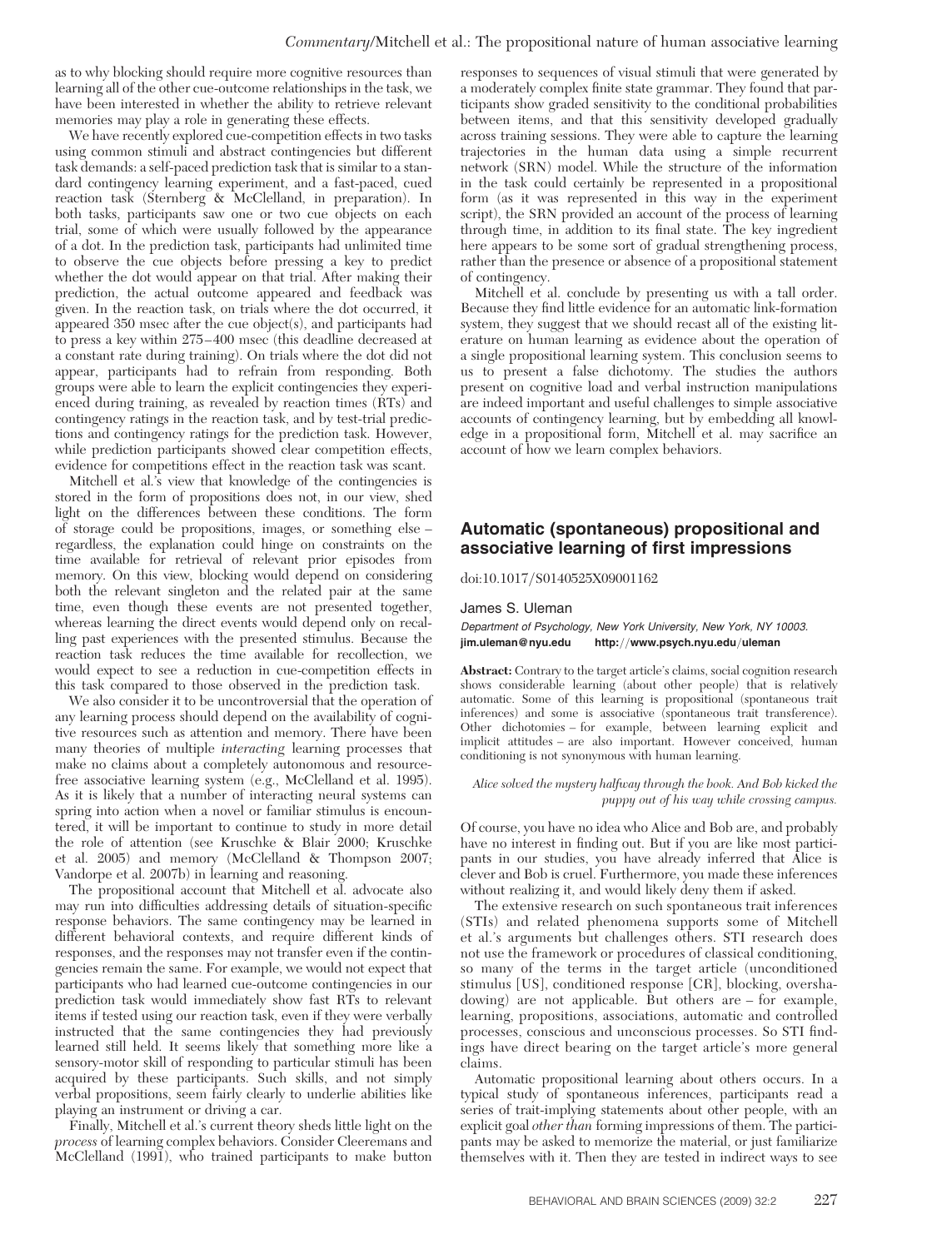as to why blocking should require more cognitive resources than learning all of the other cue-outcome relationships in the task, we have been interested in whether the ability to retrieve relevant memories may play a role in generating these effects.

We have recently explored cue-competition effects in two tasks using common stimuli and abstract contingencies but different task demands: a self-paced prediction task that is similar to a standard contingency learning experiment, and a fast-paced, cued reaction task (Sternberg & McClelland, in preparation). In both tasks, participants saw one or two cue objects on each trial, some of which were usually followed by the appearance of a dot. In the prediction task, participants had unlimited time to observe the cue objects before pressing a key to predict whether the dot would appear on that trial. After making their prediction, the actual outcome appeared and feedback was given. In the reaction task, on trials where the dot occurred, it appeared 350 msec after the cue object(s), and participants had to press a key within 275–400 msec (this deadline decreased at a constant rate during training). On trials where the dot did not appear, participants had to refrain from responding. Both groups were able to learn the explicit contingencies they experienced during training, as revealed by reaction times (RTs) and contingency ratings in the reaction task, and by test-trial predictions and contingency ratings for the prediction task. However, while prediction participants showed clear competition effects, evidence for competitions effect in the reaction task was scant.

Mitchell et al.'s view that knowledge of the contingencies is stored in the form of propositions does not, in our view, shed light on the differences between these conditions. The form of storage could be propositions, images, or something else – regardless, the explanation could hinge on constraints on the time available for retrieval of relevant prior episodes from memory. On this view, blocking would depend on considering both the relevant singleton and the related pair at the same time, even though these events are not presented together, whereas learning the direct events would depend only on recalling past experiences with the presented stimulus. Because the reaction task reduces the time available for recollection, we would expect to see a reduction in cue-competition effects in this task compared to those observed in the prediction task.

We also consider it to be uncontroversial that the operation of any learning process should depend on the availability of cognitive resources such as attention and memory. There have been many theories of multiple *interacting* learning processes that make no claims about a completely autonomous and resource-free associative learning system (e.g., McClelland et al. 1995). As it is likely that a number of interacting neural systems can spring into action when a novel or familiar stimulus is encountered, it will be important to continue to study in more detail the role of attention (see Kruschke & Blair 2000; Kruschke et al. 2005) and memory (McClelland & Thompson 2007; Vandorpe et al. 2007b) in learning and reasoning.

The propositional account that Mitchell et al. advocate also may run into difficulties addressing details of situation-specific response behaviors. The same contingency may be learned in different behavioral contexts, and require different kinds of responses, and the responses may not transfer even if the contingencies remain the same. For example, we would not expect that participants who had learned cue-outcome contingencies in our prediction task would immediately show fast RTs to relevant items if tested using our reaction task, even if they were verbally instructed that the same contingencies they had previously learned still held. It seems likely that something more like a sensory-motor skill of responding to particular stimuli has been acquired by these participants. Such skills, and not simply verbal propositions, seem fairly clearly to underlie abilities like playing an instrument or driving a car.

Finally, Mitchell et al.'s current theory sheds little light on the *process* of learning complex behaviors. Consider Cleeremans and McClelland (1991), who trained participants to make button responses to sequences of visual stimuli that were generated by a moderately complex finite state grammar. They found that participants show graded sensitivity to the conditional probabilities between items, and that this sensitivity developed gradually across training sessions. They were able to capture the learning trajectories in the human data using a simple recurrent network (SRN) model. While the structure of the information in the task could certainly be represented in a propositional form (as it was represented in this way in the experiment script), the SRN provided an account of the process of learning through time, in addition to its final state. The key ingredient here appears to be some sort of gradual strengthening process, rather than the presence or absence of a propositional statement of contingency.

Mitchell et al. conclude by presenting us with a tall order. Because they find little evidence for an automatic link-formation system, they suggest that we should recast all of the existing literature on human learning as evidence about the operation of a single propositional learning system. This conclusion seems to us to present a false dichotomy. The studies the authors present on cognitive load and verbal instruction manipulations are indeed important and useful challenges to simple associative accounts of contingency learning, but by embedding all knowledge in a propositional form, Mitchell et al. may sacrifice an account of how we learn complex behaviors.

## Automatic (spontaneous) propositional and associative learning of first impressions

doi:10.1017/S0140525X09001162

James S. Uleman

*Department of Psychology, New York University, New York, NY 10003.*
**jim.uleman@nyu.edu** **http://www.psych.nyu.edu/uleman**

**Abstract:** Contrary to the target article's claims, social cognition research shows considerable learning (about other people) that is relatively automatic. Some of this learning is propositional (spontaneous trait inferences) and some is associative (spontaneous trait transference). Other dichotomies – for example, between learning explicit and implicit attitudes – are also important. However conceived, human conditioning is not synonymous with human learning.

*Alice solved the mystery halfway through the book. And Bob kicked the puppy out of his way while crossing campus.*

Of course, you have no idea who Alice and Bob are, and probably have no interest in finding out. But if you are like most participants in our studies, you have already inferred that Alice is clever and Bob is cruel. Furthermore, you made these inferences without realizing it, and would likely deny them if asked.

The extensive research on such spontaneous trait inferences (STIs) and related phenomena supports some of Mitchell et al.'s arguments but challenges others. STI research does not use the framework or procedures of classical conditioning, so many of the terms in the target article (unconditioned stimulus [US], conditioned response [CR], blocking, overshadowing) are not applicable. But others are – for example, learning, propositions, associations, automatic and controlled processes, conscious and unconscious processes. So STI findings have direct bearing on the target article's more general claims.

Automatic propositional learning about others occurs. In a typical study of spontaneous inferences, participants read a series of trait-implying statements about other people, with an explicit goal *other than* forming impressions of them. The participants may be asked to memorize the material, or just familiarize themselves with it. Then they are tested in indirect ways to see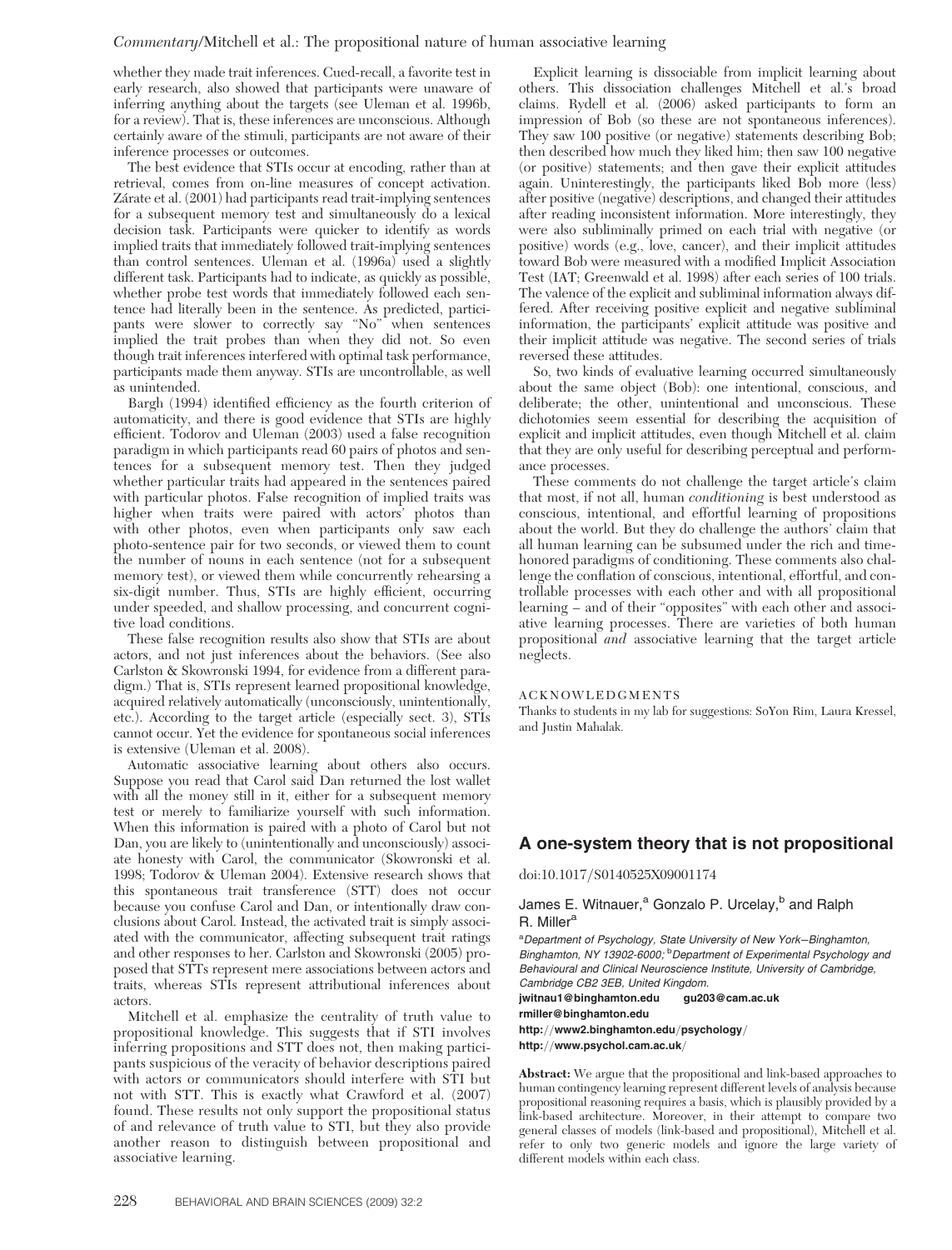whether they made trait inferences. Cued-recall, a favorite test in early research, also showed that participants were unaware of inferring anything about the targets (see Uleman et al. 1996b, for a review). That is, these inferences are unconscious. Although certainly aware of the stimuli, participants are not aware of their inference processes or outcomes.

The best evidence that STIs occur at encoding, rather than at retrieval, comes from on-line measures of concept activation. Zárate et al. (2001) had participants read trait-implying sentences for a subsequent memory test and simultaneously do a lexical decision task. Participants were quicker to identify as words implied traits that immediately followed trait-implying sentences than control sentences. Uleman et al. (1996a) used a slightly different task. Participants had to indicate, as quickly as possible, whether probe test words that immediately followed each sentence had literally been in the sentence. As predicted, participants were slower to correctly say "No" when sentences implied the trait probes than when they did not. So even though trait inferences interfered with optimal task performance, participants made them anyway. STIs are uncontrollable, as well as unintended.

Bargh (1994) identified efficiency as the fourth criterion of automaticity, and there is good evidence that STIs are highly efficient. Todorov and Uleman (2003) used a false recognition paradigm in which participants read 60 pairs of photos and sentences for a subsequent memory test. Then they judged whether particular traits had appeared in the sentences paired with particular photos. False recognition of implied traits was higher when traits were paired with actors' photos than with other photos, even when participants only saw each photo-sentence pair for two seconds, or viewed them to count the number of nouns in each sentence (not for a subsequent memory test), or viewed them while concurrently rehearsing a six-digit number. Thus, STIs are highly efficient, occurring under speeded, and shallow processing, and concurrent cognitive load conditions.

These false recognition results also show that STIs are about actors, and not just inferences about the behaviors. (See also Carlston & Skowronski 1994, for evidence from a different paradigm.) That is, STIs represent learned propositional knowledge, acquired relatively automatically (unconsciously, unintentionally, etc.). According to the target article (especially sect. 3), STIs cannot occur. Yet the evidence for spontaneous social inferences is extensive (Uleman et al. 2008).

Automatic associative learning about others also occurs. Suppose you read that Carol said Dan returned the lost wallet with all the money still in it, either for a subsequent memory test or merely to familiarize yourself with such information. When this information is paired with a photo of Carol but not Dan, you are likely to (unintentionally and unconsciously) associate honesty with Carol, the communicator (Skowronski et al. 1998; Todorov & Uleman 2004). Extensive research shows that this spontaneous trait transference (STT) does not occur because you confuse Carol and Dan, or intentionally draw conclusions about Carol. Instead, the activated trait is simply associated with the communicator, affecting subsequent trait ratings and other responses to her. Carlston and Skowronski (2005) proposed that STTs represent mere associations between actors and traits, whereas STIs represent attributional inferences about actors.

Mitchell et al. emphasize the centrality of truth value to propositional knowledge. This suggests that if STI involves inferring propositions and STT does not, then making participants suspicious of the veracity of behavior descriptions paired with actors or communicators should interfere with STI but not with STT. This is exactly what Crawford et al. (2007) found. These results not only support the propositional status of and relevance of truth value to STI, but they also provide another reason to distinguish between propositional and associative learning.

Explicit learning is dissociable from implicit learning about others. This dissociation challenges Mitchell et al.'s broad claims. Rydell et al. (2006) asked participants to form an impression of Bob (so these are not spontaneous inferences). They saw 100 positive (or negative) statements describing Bob; then described how much they liked him; then saw 100 negative (or positive) statements; and then gave their explicit attitudes again. Uninterestingly, the participants liked Bob more (less) after positive (negative) descriptions, and changed their attitudes after reading inconsistent information. More interestingly, they were also subliminally primed on each trial with negative (or positive) words (e.g., love, cancer), and their implicit attitudes toward Bob were measured with a modified Implicit Association Test (IAT; Greenwald et al. 1998) after each series of 100 trials. The valence of the explicit and subliminal information always differed. After receiving positive explicit and negative subliminal information, the participants' explicit attitude was positive and their implicit attitude was negative. The second series of trials reversed these attitudes.

So, two kinds of evaluative learning occurred simultaneously about the same object (Bob): one intentional, conscious, and deliberate; the other, unintentional and unconscious. These dichotomies seem essential for describing the acquisition of explicit and implicit attitudes, even though Mitchell et al. claim that they are only useful for describing perceptual and performance processes.

These comments do not challenge the target article's claim that most, if not all, human *conditioning* is best understood as conscious, intentional, and effortful learning of propositions about the world. But they do challenge the authors' claim that all human learning can be subsumed under the rich and time-honored paradigms of conditioning. These comments also challenge the conflation of conscious, intentional, effortful, and controllable processes with each other and with all propositional learning – and of their "opposites" with each other and associative learning processes. There are varieties of both human propositional *and* associative learning that the target article neglects.

ACKNOWLEDGMENTS

Thanks to students in my lab for suggestions: SoYon Rim, Laura Kressel, and Justin Mahalak.

## A one-system theory that is not propositional

doi:10.1017/S0140525X09001174

James E. Witnauer,[a] Gonzalo P. Urcelay,[b] and Ralph R. Miller[a]

[a]*Department of Psychology, State University of New York–Binghamton, Binghamton, NY 13902-6000;* [b]*Department of Experimental Psychology and Behavioural and Clinical Neuroscience Institute, University of Cambridge, Cambridge CB2 3EB, United Kingdom.*

**jwitnau1@binghamton.edu gu203@cam.ac.uk**
**rmiller@binghamton.edu**
**http://www2.binghamton.edu/psychology/**
**http://www.psychol.cam.ac.uk/**

**Abstract:** We argue that the propositional and link-based approaches to human contingency learning represent different levels of analysis because propositional reasoning requires a basis, which is plausibly provided by a link-based architecture. Moreover, in their attempt to compare two general classes of models (link-based and propositional), Mitchell et al. refer to only two generic models and ignore the large variety of different models within each class.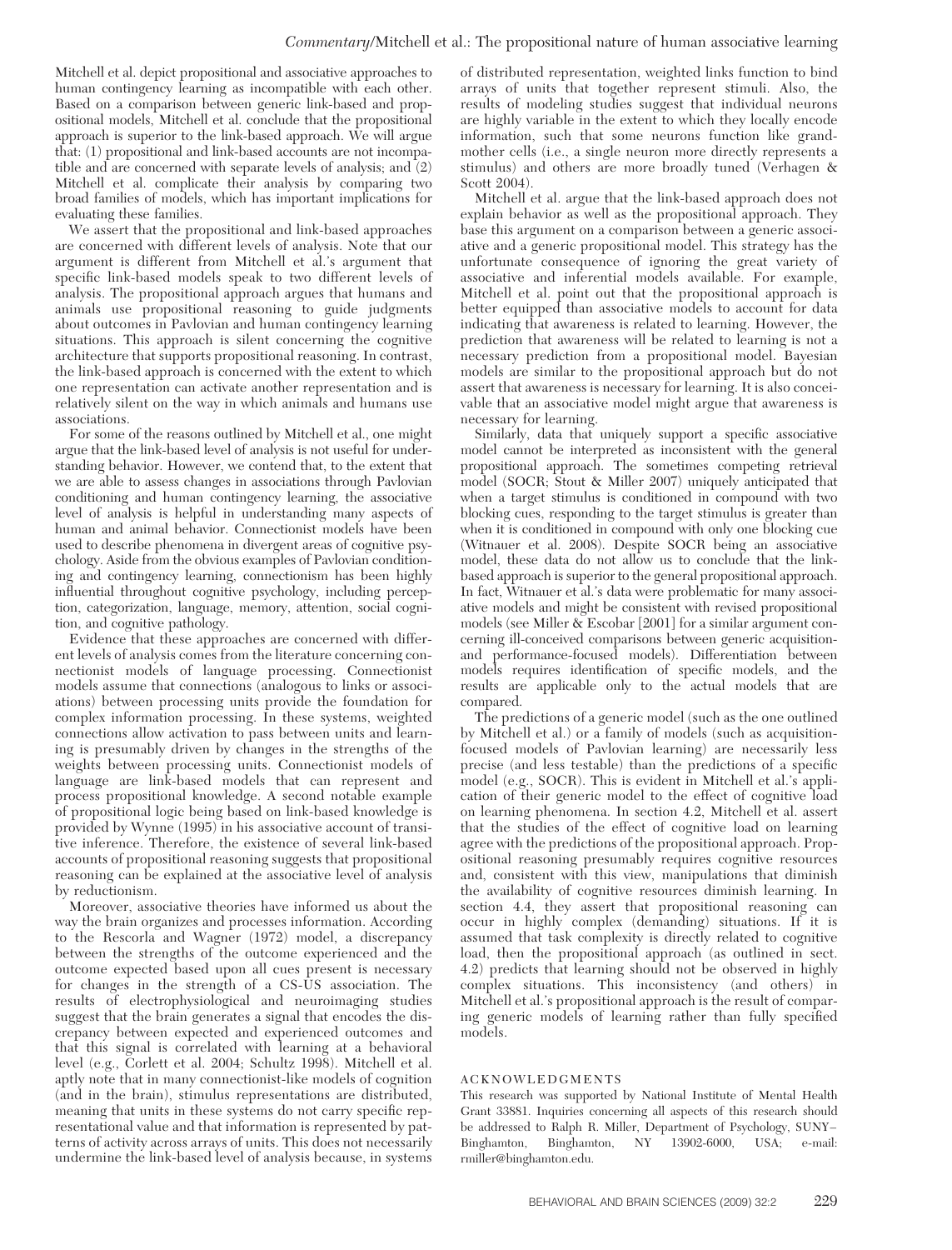Mitchell et al. depict propositional and associative approaches to human contingency learning as incompatible with each other. Based on a comparison between generic link-based and propositional models, Mitchell et al. conclude that the propositional approach is superior to the link-based approach. We will argue that: (1) propositional and link-based accounts are not incompatible and are concerned with separate levels of analysis; and (2) Mitchell et al. complicate their analysis by comparing two broad families of models, which has important implications for evaluating these families.

We assert that the propositional and link-based approaches are concerned with different levels of analysis. Note that our argument is different from Mitchell et al.'s argument that specific link-based models speak to two different levels of analysis. The propositional approach argues that humans and animals use propositional reasoning to guide judgments about outcomes in Pavlovian and human contingency learning situations. This approach is silent concerning the cognitive architecture that supports propositional reasoning. In contrast, the link-based approach is concerned with the extent to which one representation can activate another representation and is relatively silent on the way in which animals and humans use associations.

For some of the reasons outlined by Mitchell et al., one might argue that the link-based level of analysis is not useful for understanding behavior. However, we contend that, to the extent that we are able to assess changes in associations through Pavlovian conditioning and human contingency learning, the associative level of analysis is helpful in understanding many aspects of human and animal behavior. Connectionist models have been used to describe phenomena in divergent areas of cognitive psychology. Aside from the obvious examples of Pavlovian conditioning and contingency learning, connectionism has been highly influential throughout cognitive psychology, including perception, categorization, language, memory, attention, social cognition, and cognitive pathology.

Evidence that these approaches are concerned with different levels of analysis comes from the literature concerning connectionist models of language processing. Connectionist models assume that connections (analogous to links or associations) between processing units provide the foundation for complex information processing. In these systems, weighted connections allow activation to pass between units and learning is presumably driven by changes in the strengths of the weights between processing units. Connectionist models of language are link-based models that can represent and process propositional knowledge. A second notable example of propositional logic being based on link-based knowledge is provided by Wynne (1995) in his associative account of transitive inference. Therefore, the existence of several link-based accounts of propositional reasoning suggests that propositional reasoning can be explained at the associative level of analysis by reductionism.

Moreover, associative theories have informed us about the way the brain organizes and processes information. According to the Rescorla and Wagner (1972) model, a discrepancy between the strengths of the outcome experienced and the outcome expected based upon all cues present is necessary for changes in the strength of a CS-US association. The results of electrophysiological and neuroimaging studies suggest that the brain generates a signal that encodes the discrepancy between expected and experienced outcomes and that this signal is correlated with learning at a behavioral level (e.g., Corlett et al. 2004; Schultz 1998). Mitchell et al. aptly note that in many connectionist-like models of cognition (and in the brain), stimulus representations are distributed, meaning that units in these systems do not carry specific representational value and that information is represented by patterns of activity across arrays of units. This does not necessarily undermine the link-based level of analysis because, in systems of distributed representation, weighted links function to bind arrays of units that together represent stimuli. Also, the results of modeling studies suggest that individual neurons are highly variable in the extent to which they locally encode information, such that some neurons function like grandmother cells (i.e., a single neuron more directly represents a stimulus) and others are more broadly tuned (Verhagen & Scott 2004).

Mitchell et al. argue that the link-based approach does not explain behavior as well as the propositional approach. They base this argument on a comparison between a generic associative and a generic propositional model. This strategy has the unfortunate consequence of ignoring the great variety of associative and inferential models available. For example, Mitchell et al. point out that the propositional approach is better equipped than associative models to account for data indicating that awareness is related to learning. However, the prediction that awareness will be related to learning is not a necessary prediction from a propositional model. Bayesian models are similar to the propositional approach but do not assert that awareness is necessary for learning. It is also conceivable that an associative model might argue that awareness is necessary for learning.

Similarly, data that uniquely support a specific associative model cannot be interpreted as inconsistent with the general propositional approach. The sometimes competing retrieval model (SOCR; Stout & Miller 2007) uniquely anticipated that when a target stimulus is conditioned in compound with two blocking cues, responding to the target stimulus is greater than when it is conditioned in compound with only one blocking cue (Witnauer et al. 2008). Despite SOCR being an associative model, these data do not allow us to conclude that the link-based approach is superior to the general propositional approach. In fact, Witnauer et al.'s data were problematic for many associative models and might be consistent with revised propositional models (see Miller & Escobar [2001] for a similar argument concerning ill-conceived comparisons between generic acquisition- and performance-focused models). Differentiation between models requires identification of specific models, and the results are applicable only to the actual models that are compared.

The predictions of a generic model (such as the one outlined by Mitchell et al.) or a family of models (such as acquisition-focused models of Pavlovian learning) are necessarily less precise (and less testable) than the predictions of a specific model (e.g., SOCR). This is evident in Mitchell et al.'s application of their generic model to the effect of cognitive load on learning phenomena. In section 4.2, Mitchell et al. assert that the studies of the effect of cognitive load on learning agree with the predictions of the propositional approach. Propositional reasoning presumably requires cognitive resources and, consistent with this view, manipulations that diminish the availability of cognitive resources diminish learning. In section 4.4, they assert that propositional reasoning can occur in highly complex (demanding) situations. If it is assumed that task complexity is directly related to cognitive load, then the propositional approach (as outlined in sect. 4.2) predicts that learning should not be observed in highly complex situations. This inconsistency (and others) in Mitchell et al.'s propositional approach is the result of comparing generic models of learning rather than fully specified models.

## ACKNOWLEDGMENTS

This research was supported by National Institute of Mental Health Grant 33881. Inquiries concerning all aspects of this research should be addressed to Ralph R. Miller, Department of Psychology, SUNY–Binghamton, Binghamton, NY 13902-6000, USA; e-mail: rmiller@binghamton.edu.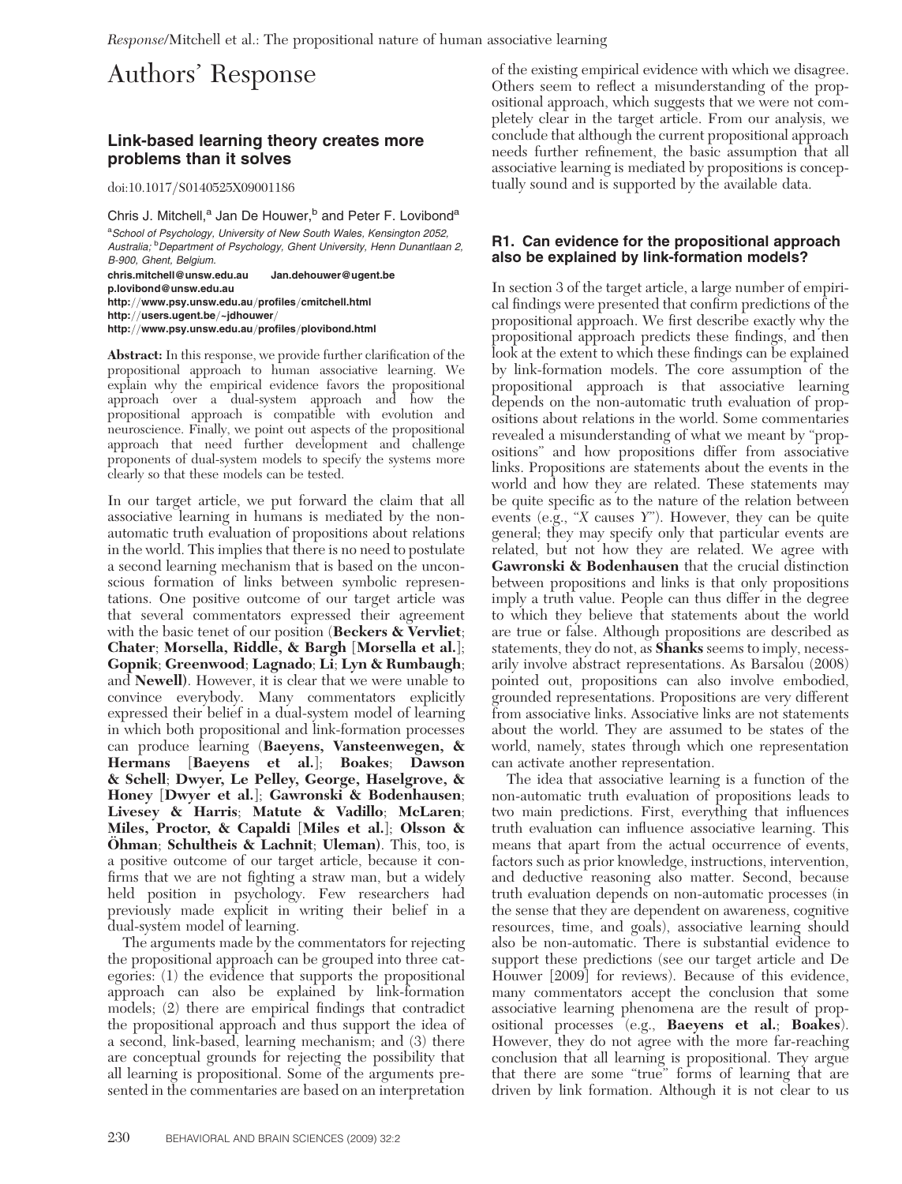# Authors' Response

## Link-based learning theory creates more problems than it solves

doi:10.1017/S0140525X09001186

Chris J. Mitchell,[a] Jan De Houwer,[b] and Peter F. Lovibond[a]

[a]*School of Psychology, University of New South Wales, Kensington 2052, Australia;* [b]*Department of Psychology, Ghent University, Henn Dunantlaan 2, B-900, Ghent, Belgium.*

**chris.mitchell@unsw.edu.au Jan.dehouwer@ugent.be p.lovibond@unsw.edu.au**
**http://www.psy.unsw.edu.au/profiles/cmitchell.html**
**http://users.ugent.be/~jdhouwer/**
**http://www.psy.unsw.edu.au/profiles/plovibond.html**

**Abstract:** In this response, we provide further clarification of the propositional approach to human associative learning. We explain why the empirical evidence favors the propositional approach over a dual-system approach and how the propositional approach is compatible with evolution and neuroscience. Finally, we point out aspects of the propositional approach that need further development and challenge proponents of dual-system models to specify the systems more clearly so that these models can be tested.

In our target article, we put forward the claim that all associative learning in humans is mediated by the non-automatic truth evaluation of propositions about relations in the world. This implies that there is no need to postulate a second learning mechanism that is based on the unconscious formation of links between symbolic representations. One positive outcome of our target article was that several commentators expressed their agreement with the basic tenet of our position (**Beckers & Vervliet**; **Chater**; **Morsella, Riddle, & Bargh** [**Morsella et al.**]; **Gopnik**; **Greenwood**; **Lagnado**; **Li**; **Lyn & Rumbaugh**; and **Newell**). However, it is clear that we were unable to convince everybody. Many commentators explicitly expressed their belief in a dual-system model of learning in which both propositional and link-formation processes can produce learning (**Baeyens, Vansteenwegen, & Hermans** [**Baeyens et al.**]; **Boakes**; **Dawson & Schell**; **Dwyer, Le Pelley, George, Haselgrove, & Honey** [**Dwyer et al.**]; **Gawronski & Bodenhausen**; **Livesey & Harris**; **Matute & Vadillo**; **McLaren**; **Miles, Proctor, & Capaldi** [**Miles et al.**]; **Olsson & Öhman**; **Schultheis & Lachnit**; **Uleman**). This, too, is a positive outcome of our target article, because it confirms that we are not fighting a straw man, but a widely held position in psychology. Few researchers had previously made explicit in writing their belief in a dual-system model of learning.

The arguments made by the commentators for rejecting the propositional approach can be grouped into three categories: (1) the evidence that supports the propositional approach can also be explained by link-formation models; (2) there are empirical findings that contradict the propositional approach and thus support the idea of a second, link-based, learning mechanism; and (3) there are conceptual grounds for rejecting the possibility that all learning is propositional. Some of the arguments presented in the commentaries are based on an interpretation of the existing empirical evidence with which we disagree. Others seem to reflect a misunderstanding of the propositional approach, which suggests that we were not completely clear in the target article. From our analysis, we conclude that although the current propositional approach needs further refinement, the basic assumption that all associative learning is mediated by propositions is conceptually sound and is supported by the available data.

### R1. Can evidence for the propositional approach also be explained by link-formation models?

In section 3 of the target article, a large number of empirical findings were presented that confirm predictions of the propositional approach. We first describe exactly why the propositional approach predicts these findings, and then look at the extent to which these findings can be explained by link-formation models. The core assumption of the propositional approach is that associative learning depends on the non-automatic truth evaluation of propositions about relations in the world. Some commentaries revealed a misunderstanding of what we meant by "propositions" and how propositions differ from associative links. Propositions are statements about the events in the world and how they are related. These statements may be quite specific as to the nature of the relation between events (e.g., "*X* causes *Y*"). However, they can be quite general; they may specify only that particular events are related, but not how they are related. We agree with **Gawronski & Bodenhausen** that the crucial distinction between propositions and links is that only propositions imply a truth value. People can thus differ in the degree to which they believe that statements about the world are true or false. Although propositions are described as statements, they do not, as **Shanks** seems to imply, necessarily involve abstract representations. As Barsalou (2008) pointed out, propositions can also involve embodied, grounded representations. Propositions are very different from associative links. Associative links are not statements about the world. They are assumed to be states of the world, namely, states through which one representation can activate another representation.

The idea that associative learning is a function of the non-automatic truth evaluation of propositions leads to two main predictions. First, everything that influences truth evaluation can influence associative learning. This means that apart from the actual occurrence of events, factors such as prior knowledge, instructions, intervention, and deductive reasoning also matter. Second, because truth evaluation depends on non-automatic processes (in the sense that they are dependent on awareness, cognitive resources, time, and goals), associative learning should also be non-automatic. There is substantial evidence to support these predictions (see our target article and De Houwer [2009] for reviews). Because of this evidence, many commentators accept the conclusion that some associative learning phenomena are the result of propositional processes (e.g., **Baeyens et al.**; **Boakes**). However, they do not agree with the more far-reaching conclusion that all learning is propositional. They argue that there are some "true" forms of learning that are driven by link formation. Although it is not clear to us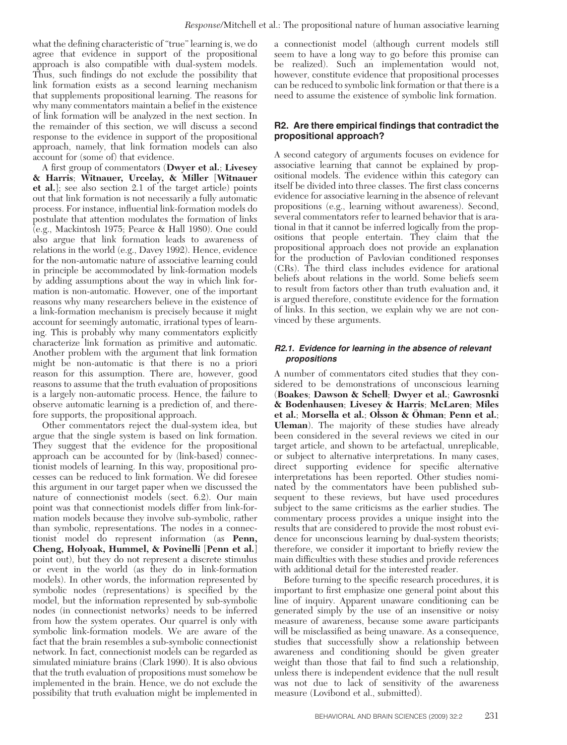what the defining characteristic of "true" learning is, we do agree that evidence in support of the propositional approach is also compatible with dual-system models. Thus, such findings do not exclude the possibility that link formation exists as a second learning mechanism that supplements propositional learning. The reasons for why many commentators maintain a belief in the existence of link formation will be analyzed in the next section. In the remainder of this section, we will discuss a second response to the evidence in support of the propositional approach, namely, that link formation models can also account for (some of) that evidence.

A first group of commentators (**Dwyer et al.**; **Livesey & Harris**; **Witnauer, Urcelay, & Miller** [**Witnauer et al.**]; see also section 2.1 of the target article) points out that link formation is not necessarily a fully automatic process. For instance, influential link-formation models do postulate that attention modulates the formation of links (e.g., Mackintosh 1975; Pearce & Hall 1980). One could also argue that link formation leads to awareness of relations in the world (e.g., Davey 1992). Hence, evidence for the non-automatic nature of associative learning could in principle be accommodated by link-formation models by adding assumptions about the way in which link formation is non-automatic. However, one of the important reasons why many researchers believe in the existence of a link-formation mechanism is precisely because it might account for seemingly automatic, irrational types of learning. This is probably why many commentators explicitly characterize link formation as primitive and automatic. Another problem with the argument that link formation might be non-automatic is that there is no a priori reason for this assumption. There are, however, good reasons to assume that the truth evaluation of propositions is a largely non-automatic process. Hence, the failure to observe automatic learning is a prediction of, and therefore supports, the propositional approach.

Other commentators reject the dual-system idea, but argue that the single system is based on link formation. They suggest that the evidence for the propositional approach can be accounted for by (link-based) connectionist models of learning. In this way, propositional processes can be reduced to link formation. We did foresee this argument in our target paper when we discussed the nature of connectionist models (sect. 6.2). Our main point was that connectionist models differ from link-formation models because they involve sub-symbolic, rather than symbolic, representations. The nodes in a connectionist model do represent information (as **Penn, Cheng, Holyoak, Hummel, & Povinelli** [**Penn et al.**] point out), but they do not represent a discrete stimulus or event in the world (as they do in link-formation models). In other words, the information represented by symbolic nodes (representations) is specified by the model, but the information represented by sub-symbolic nodes (in connectionist networks) needs to be inferred from how the system operates. Our quarrel is only with symbolic link-formation models. We are aware of the fact that the brain resembles a sub-symbolic connectionist network. In fact, connectionist models can be regarded as simulated miniature brains (Clark 1990). It is also obvious that the truth evaluation of propositions must somehow be implemented in the brain. Hence, we do not exclude the possibility that truth evaluation might be implemented in a connectionist model (although current models still seem to have a long way to go before this promise can be realized). Such an implementation would not, however, constitute evidence that propositional processes can be reduced to symbolic link formation or that there is a need to assume the existence of symbolic link formation.

## R2. Are there empirical findings that contradict the propositional approach?

A second category of arguments focuses on evidence for associative learning that cannot be explained by propositional models. The evidence within this category can itself be divided into three classes. The first class concerns evidence for associative learning in the absence of relevant propositions (e.g., learning without awareness). Second, several commentators refer to learned behavior that is arational in that it cannot be inferred logically from the propositions that people entertain. They claim that the propositional approach does not provide an explanation for the production of Pavlovian conditioned responses (CRs). The third class includes evidence for arational beliefs about relations in the world. Some beliefs seem to result from factors other than truth evaluation and, it is argued therefore, constitute evidence for the formation of links. In this section, we explain why we are not convinced by these arguments.

### *R2.1. Evidence for learning in the absence of relevant propositions*

A number of commentators cited studies that they considered to be demonstrations of unconscious learning (**Boakes**; **Dawson & Schell**; **Dwyer et al.**; **Gawrosnki & Bodenhausen**; **Livesey & Harris**; **McLaren**; **Miles et al.**; **Morsella et al.**; **Olsson & Öhman**; **Penn et al.**; **Uleman**). The majority of these studies have already been considered in the several reviews we cited in our target article, and shown to be artefactual, unreplicable, or subject to alternative interpretations. In many cases, direct supporting evidence for specific alternative interpretations has been reported. Other studies nominated by the commentators have been published subsequent to these reviews, but have used procedures subject to the same criticisms as the earlier studies. The commentary process provides a unique insight into the results that are considered to provide the most robust evidence for unconscious learning by dual-system theorists; therefore, we consider it important to briefly review the main difficulties with these studies and provide references with additional detail for the interested reader.

Before turning to the specific research procedures, it is important to first emphasize one general point about this line of inquiry. Apparent unaware conditioning can be generated simply by the use of an insensitive or noisy measure of awareness, because some aware participants will be misclassified as being unaware. As a consequence, studies that successfully show a relationship between awareness and conditioning should be given greater weight than those that fail to find such a relationship, unless there is independent evidence that the null result was not due to lack of sensitivity of the awareness measure (Lovibond et al., submitted).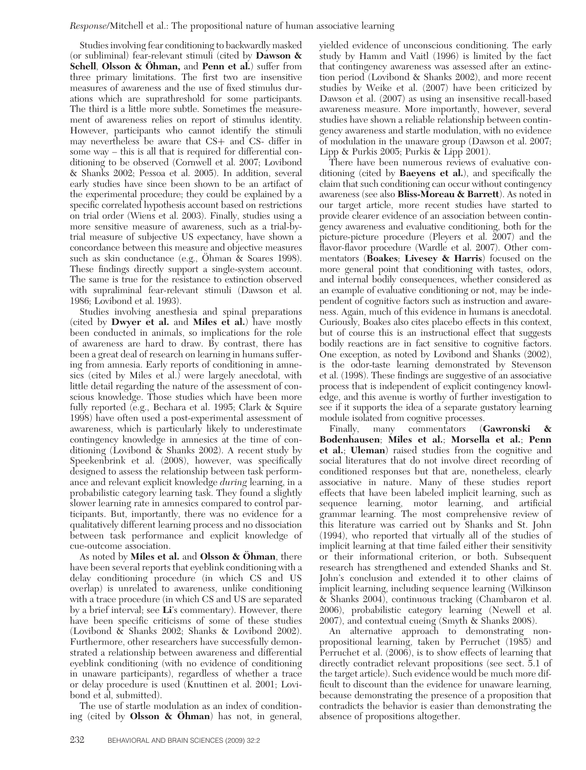Studies involving fear conditioning to backwardly masked (or subliminal) fear-relevant stimuli (cited by **Dawson & Schell**, **Olsson & Öhman,** and **Penn et al.**) suffer from three primary limitations. The first two are insensitive measures of awareness and the use of fixed stimulus durations which are suprathreshold for some participants. The third is a little more subtle. Sometimes the measurement of awareness relies on report of stimulus identity. However, participants who cannot identify the stimuli may nevertheless be aware that CS+ and CS- differ in some way – this is all that is required for differential conditioning to be observed (Cornwell et al. 2007; Lovibond & Shanks 2002; Pessoa et al. 2005). In addition, several early studies have since been shown to be an artifact of the experimental procedure; they could be explained by a specific correlated hypothesis account based on restrictions on trial order (Wiens et al. 2003). Finally, studies using a more sensitive measure of awareness, such as a trial-by-trial measure of subjective US expectancy, have shown a concordance between this measure and objective measures such as skin conductance (e.g., Öhman & Soares 1998). These findings directly support a single-system account. The same is true for the resistance to extinction observed with supraliminal fear-relevant stimuli (Dawson et al. 1986; Lovibond et al. 1993).

Studies involving anesthesia and spinal preparations (cited by **Dwyer et al.** and **Miles et al.**) have mostly been conducted in animals, so implications for the role of awareness are hard to draw. By contrast, there has been a great deal of research on learning in humans suffering from amnesia. Early reports of conditioning in amnesics (cited by Miles et al.) were largely anecdotal, with little detail regarding the nature of the assessment of conscious knowledge. Those studies which have been more fully reported (e.g., Bechara et al. 1995; Clark & Squire 1998) have often used a post-experimental assessment of awareness, which is particularly likely to underestimate contingency knowledge in amnesics at the time of conditioning (Lovibond & Shanks 2002). A recent study by Speekenbrink et al. (2008), however, was specifically designed to assess the relationship between task performance and relevant explicit knowledge *during* learning, in a probabilistic category learning task. They found a slightly slower learning rate in amnesics compared to control participants. But, importantly, there was no evidence for a qualitatively different learning process and no dissociation between task performance and explicit knowledge of cue-outcome association.

As noted by **Miles et al.** and **Olsson & Öhman**, there have been several reports that eyeblink conditioning with a delay conditioning procedure (in which CS and US overlap) is unrelated to awareness, unlike conditioning with a trace procedure (in which CS and US are separated by a brief interval; see **Li**'s commentary). However, there have been specific criticisms of some of these studies (Lovibond & Shanks 2002; Shanks & Lovibond 2002). Furthermore, other researchers have successfully demonstrated a relationship between awareness and differential eyeblink conditioning (with no evidence of conditioning in unaware participants), regardless of whether a trace or delay procedure is used (Knuttinen et al. 2001; Lovibond et al, submitted).

The use of startle modulation as an index of conditioning (cited by **Olsson & Öhman**) has not, in general, yielded evidence of unconscious conditioning. The early study by Hamm and Vaitl (1996) is limited by the fact that contingency awareness was assessed after an extinction period (Lovibond & Shanks 2002), and more recent studies by Weike et al. (2007) have been criticized by Dawson et al. (2007) as using an insensitive recall-based awareness measure. More importantly, however, several studies have shown a reliable relationship between contingency awareness and startle modulation, with no evidence of modulation in the unaware group (Dawson et al. 2007; Lipp & Purkis 2005; Purkis & Lipp 2001).

There have been numerous reviews of evaluative conditioning (cited by **Baeyens et al.**), and specifically the claim that such conditioning can occur without contingency awareness (see also **Bliss-Moreau & Barrett**). As noted in our target article, more recent studies have started to provide clearer evidence of an association between contingency awareness and evaluative conditioning, both for the picture-picture procedure (Pleyers et al. 2007) and the flavor-flavor procedure (Wardle et al. 2007). Other commentators (**Boakes**; **Livesey & Harris**) focused on the more general point that conditioning with tastes, odors, and internal bodily consequences, whether considered as an example of evaluative conditioning or not, may be independent of cognitive factors such as instruction and awareness. Again, much of this evidence in humans is anecdotal. Curiously, Boakes also cites placebo effects in this context, but of course this is an instructional effect that suggests bodily reactions are in fact sensitive to cognitive factors. One exception, as noted by Lovibond and Shanks (2002), is the odor-taste learning demonstrated by Stevenson et al. (1998). These findings are suggestive of an associative process that is independent of explicit contingency knowledge, and this avenue is worthy of further investigation to see if it supports the idea of a separate gustatory learning module isolated from cognitive processes.

Finally, many commentators (**Gawronski & Bodenhausen**; **Miles et al.**; **Morsella et al.**; **Penn et al.**; **Uleman**) raised studies from the cognitive and social literatures that do not involve direct recording of conditioned responses but that are, nonetheless, clearly associative in nature. Many of these studies report effects that have been labeled implicit learning, such as sequence learning, motor learning, and artificial grammar learning. The most comprehensive review of this literature was carried out by Shanks and St. John (1994), who reported that virtually all of the studies of implicit learning at that time failed either their sensitivity or their informational criterion, or both. Subsequent research has strengthened and extended Shanks and St. John's conclusion and extended it to other claims of implicit learning, including sequence learning (Wilkinson & Shanks 2004), continuous tracking (Chambaron et al. 2006), probabilistic category learning (Newell et al. 2007), and contextual cueing (Smyth & Shanks 2008).

An alternative approach to demonstrating non-propositional learning, taken by Perruchet (1985) and Perruchet et al. (2006), is to show effects of learning that directly contradict relevant propositions (see sect. 5.1 of the target article). Such evidence would be much more difficult to discount than the evidence for unaware learning, because demonstrating the presence of a proposition that contradicts the behavior is easier than demonstrating the absence of propositions altogether.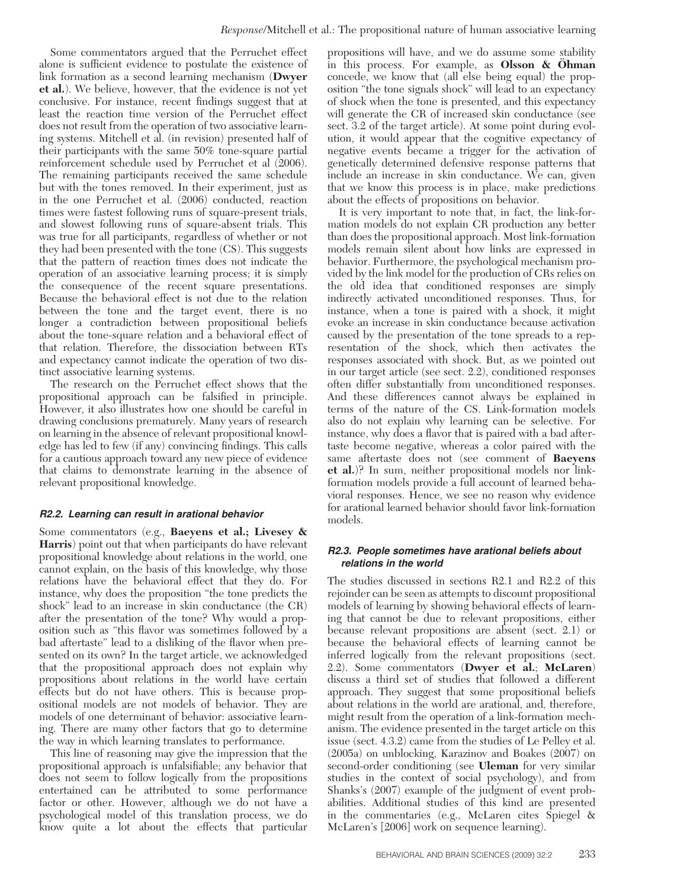Some commentators argued that the Perruchet effect alone is sufficient evidence to postulate the existence of link formation as a second learning mechanism (**Dwyer et al.**). We believe, however, that the evidence is not yet conclusive. For instance, recent findings suggest that at least the reaction time version of the Perruchet effect does not result from the operation of two associative learning systems. Mitchell et al. (in revision) presented half of their participants with the same 50% tone-square partial reinforcement schedule used by Perruchet et al (2006). The remaining participants received the same schedule but with the tones removed. In their experiment, just as in the one Perruchet et al. (2006) conducted, reaction times were fastest following runs of square-present trials, and slowest following runs of square-absent trials. This was true for all participants, regardless of whether or not they had been presented with the tone (CS). This suggests that the pattern of reaction times does not indicate the operation of an associative learning process; it is simply the consequence of the recent square presentations. Because the behavioral effect is not due to the relation between the tone and the target event, there is no longer a contradiction between propositional beliefs about the tone-square relation and a behavioral effect of that relation. Therefore, the dissociation between RTs and expectancy cannot indicate the operation of two distinct associative learning systems.

The research on the Perruchet effect shows that the propositional approach can be falsified in principle. However, it also illustrates how one should be careful in drawing conclusions prematurely. Many years of research on learning in the absence of relevant propositional knowledge has led to few (if any) convincing findings. This calls for a cautious approach toward any new piece of evidence that claims to demonstrate learning in the absence of relevant propositional knowledge.

### *R2.2. Learning can result in arational behavior*

Some commentators (e.g., **Baeyens et al.; Livesey & Harris**) point out that when participants do have relevant propositional knowledge about relations in the world, one cannot explain, on the basis of this knowledge, why those relations have the behavioral effect that they do. For instance, why does the proposition "the tone predicts the shock" lead to an increase in skin conductance (the CR) after the presentation of the tone? Why would a proposition such as "this flavor was sometimes followed by a bad aftertaste" lead to a disliking of the flavor when presented on its own? In the target article, we acknowledged that the propositional approach does not explain why propositions about relations in the world have certain effects but do not have others. This is because propositional models are not models of behavior. They are models of one determinant of behavior: associative learning. There are many other factors that go to determine the way in which learning translates to performance.

This line of reasoning may give the impression that the propositional approach is unfalsifiable; any behavior that does not seem to follow logically from the propositions entertained can be attributed to some performance factor or other. However, although we do not have a psychological model of this translation process, we do know quite a lot about the effects that particular propositions will have, and we do assume some stability in this process. For example, as **Olsson & Öhman** concede, we know that (all else being equal) the proposition "the tone signals shock" will lead to an expectancy of shock when the tone is presented, and this expectancy will generate the CR of increased skin conductance (see sect. 3.2 of the target article). At some point during evolution, it would appear that the cognitive expectancy of negative events became a trigger for the activation of genetically determined defensive response patterns that include an increase in skin conductance. We can, given that we know this process is in place, make predictions about the effects of propositions on behavior.

It is very important to note that, in fact, the link-formation models do not explain CR production any better than does the propositional approach. Most link-formation models remain silent about how links are expressed in behavior. Furthermore, the psychological mechanism provided by the link model for the production of CRs relies on the old idea that conditioned responses are simply indirectly activated unconditioned responses. Thus, for instance, when a tone is paired with a shock, it might evoke an increase in skin conductance because activation caused by the presentation of the tone spreads to a representation of the shock, which then activates the responses associated with shock. But, as we pointed out in our target article (see sect. 2.2), conditioned responses often differ substantially from unconditioned responses. And these differences cannot always be explained in terms of the nature of the CS. Link-formation models also do not explain why learning can be selective. For instance, why does a flavor that is paired with a bad aftertaste become negative, whereas a color paired with the same aftertaste does not (see comment of **Baeyens et al.**)? In sum, neither propositional models nor link-formation models provide a full account of learned behavioral responses. Hence, we see no reason why evidence for arational learned behavior should favor link-formation models.

### *R2.3. People sometimes have arational beliefs about relations in the world*

The studies discussed in sections R2.1 and R2.2 of this rejoinder can be seen as attempts to discount propositional models of learning by showing behavioral effects of learning that cannot be due to relevant propositions, either because relevant propositions are absent (sect. 2.1) or because the behavioral effects of learning cannot be inferred logically from the relevant propositions (sect. 2.2). Some commentators (**Dwyer et al.**; **McLaren**) discuss a third set of studies that followed a different approach. They suggest that some propositional beliefs about relations in the world are arational, and, therefore, might result from the operation of a link-formation mechanism. The evidence presented in the target article on this issue (sect. 4.3.2) came from the studies of Le Pelley et al. (2005a) on unblocking, Karazinov and Boakes (2007) on second-order conditioning (see **Uleman** for very similar studies in the context of social psychology), and from Shanks's (2007) example of the judgment of event probabilities. Additional studies of this kind are presented in the commentaries (e.g., McLaren cites Spiegel & McLaren's [2006] work on sequence learning).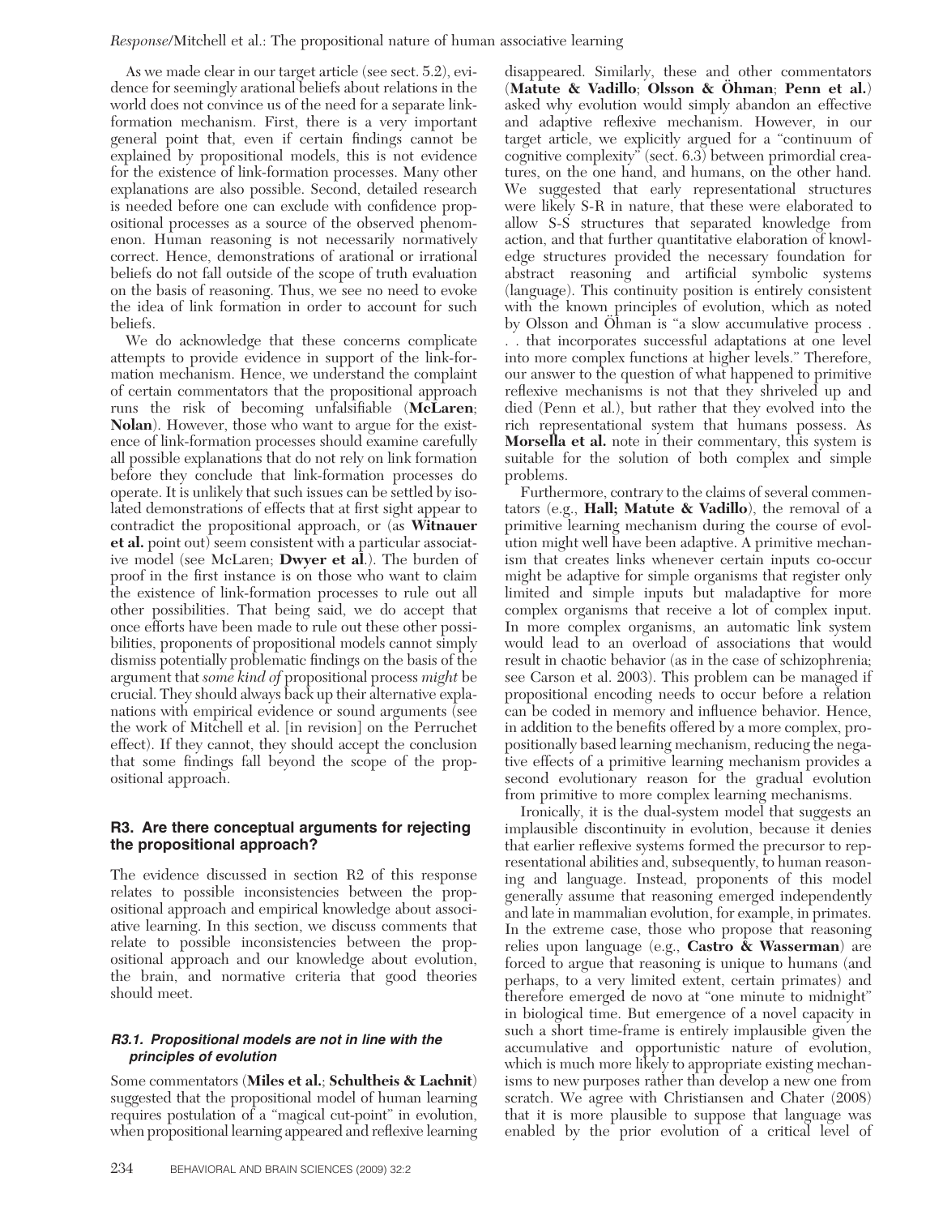As we made clear in our target article (see sect. 5.2), evidence for seemingly arational beliefs about relations in the world does not convince us of the need for a separate link-formation mechanism. First, there is a very important general point that, even if certain findings cannot be explained by propositional models, this is not evidence for the existence of link-formation processes. Many other explanations are also possible. Second, detailed research is needed before one can exclude with confidence propositional processes as a source of the observed phenomenon. Human reasoning is not necessarily normatively correct. Hence, demonstrations of arational or irrational beliefs do not fall outside of the scope of truth evaluation on the basis of reasoning. Thus, we see no need to evoke the idea of link formation in order to account for such beliefs.

We do acknowledge that these concerns complicate attempts to provide evidence in support of the link-formation mechanism. Hence, we understand the complaint of certain commentators that the propositional approach runs the risk of becoming unfalsifiable (**McLaren**; **Nolan**). However, those who want to argue for the existence of link-formation processes should examine carefully all possible explanations that do not rely on link formation before they conclude that link-formation processes do operate. It is unlikely that such issues can be settled by isolated demonstrations of effects that at first sight appear to contradict the propositional approach, or (as **Witnauer et al.** point out) seem consistent with a particular associative model (see McLaren; **Dwyer et al.**). The burden of proof in the first instance is on those who want to claim the existence of link-formation processes to rule out all other possibilities. That being said, we do accept that once efforts have been made to rule out these other possibilities, proponents of propositional models cannot simply dismiss potentially problematic findings on the basis of the argument that *some kind of* propositional process *might* be crucial. They should always back up their alternative explanations with empirical evidence or sound arguments (see the work of Mitchell et al. [in revision] on the Perruchet effect). If they cannot, they should accept the conclusion that some findings fall beyond the scope of the propositional approach.

## R3. Are there conceptual arguments for rejecting the propositional approach?

The evidence discussed in section R2 of this response relates to possible inconsistencies between the propositional approach and empirical knowledge about associative learning. In this section, we discuss comments that relate to possible inconsistencies between the propositional approach and our knowledge about evolution, the brain, and normative criteria that good theories should meet.

### *R3.1. Propositional models are not in line with the principles of evolution*

Some commentators (**Miles et al.**; **Schultheis & Lachnit**) suggested that the propositional model of human learning requires postulation of a "magical cut-point" in evolution, when propositional learning appeared and reflexive learning disappeared. Similarly, these and other commentators (**Matute & Vadillo**; **Olsson & Öhman**; **Penn et al.**) asked why evolution would simply abandon an effective and adaptive reflexive mechanism. However, in our target article, we explicitly argued for a "continuum of cognitive complexity" (sect. 6.3) between primordial creatures, on the one hand, and humans, on the other hand. We suggested that early representational structures were likely S-R in nature, that these were elaborated to allow S-S structures that separated knowledge from action, and that further quantitative elaboration of knowledge structures provided the necessary foundation for abstract reasoning and artificial symbolic systems (language). This continuity position is entirely consistent with the known principles of evolution, which as noted by Olsson and Öhman is "a slow accumulative process . . . that incorporates successful adaptations at one level into more complex functions at higher levels." Therefore, our answer to the question of what happened to primitive reflexive mechanisms is not that they shriveled up and died (Penn et al.), but rather that they evolved into the rich representational system that humans possess. As **Morsella et al.** note in their commentary, this system is suitable for the solution of both complex and simple problems.

Furthermore, contrary to the claims of several commentators (e.g., **Hall; Matute & Vadillo**), the removal of a primitive learning mechanism during the course of evolution might well have been adaptive. A primitive mechanism that creates links whenever certain inputs co-occur might be adaptive for simple organisms that register only limited and simple inputs but maladaptive for more complex organisms that receive a lot of complex input. In more complex organisms, an automatic link system would lead to an overload of associations that would result in chaotic behavior (as in the case of schizophrenia; see Carson et al. 2003). This problem can be managed if propositional encoding needs to occur before a relation can be coded in memory and influence behavior. Hence, in addition to the benefits offered by a more complex, propositionally based learning mechanism, reducing the negative effects of a primitive learning mechanism provides a second evolutionary reason for the gradual evolution from primitive to more complex learning mechanisms.

Ironically, it is the dual-system model that suggests an implausible discontinuity in evolution, because it denies that earlier reflexive systems formed the precursor to representational abilities and, subsequently, to human reasoning and language. Instead, proponents of this model generally assume that reasoning emerged independently and late in mammalian evolution, for example, in primates. In the extreme case, those who propose that reasoning relies upon language (e.g., **Castro & Wasserman**) are forced to argue that reasoning is unique to humans (and perhaps, to a very limited extent, certain primates) and therefore emerged de novo at "one minute to midnight" in biological time. But emergence of a novel capacity in such a short time-frame is entirely implausible given the accumulative and opportunistic nature of evolution, which is much more likely to appropriate existing mechanisms to new purposes rather than develop a new one from scratch. We agree with Christiansen and Chater (2008) that it is more plausible to suppose that language was enabled by the prior evolution of a critical level of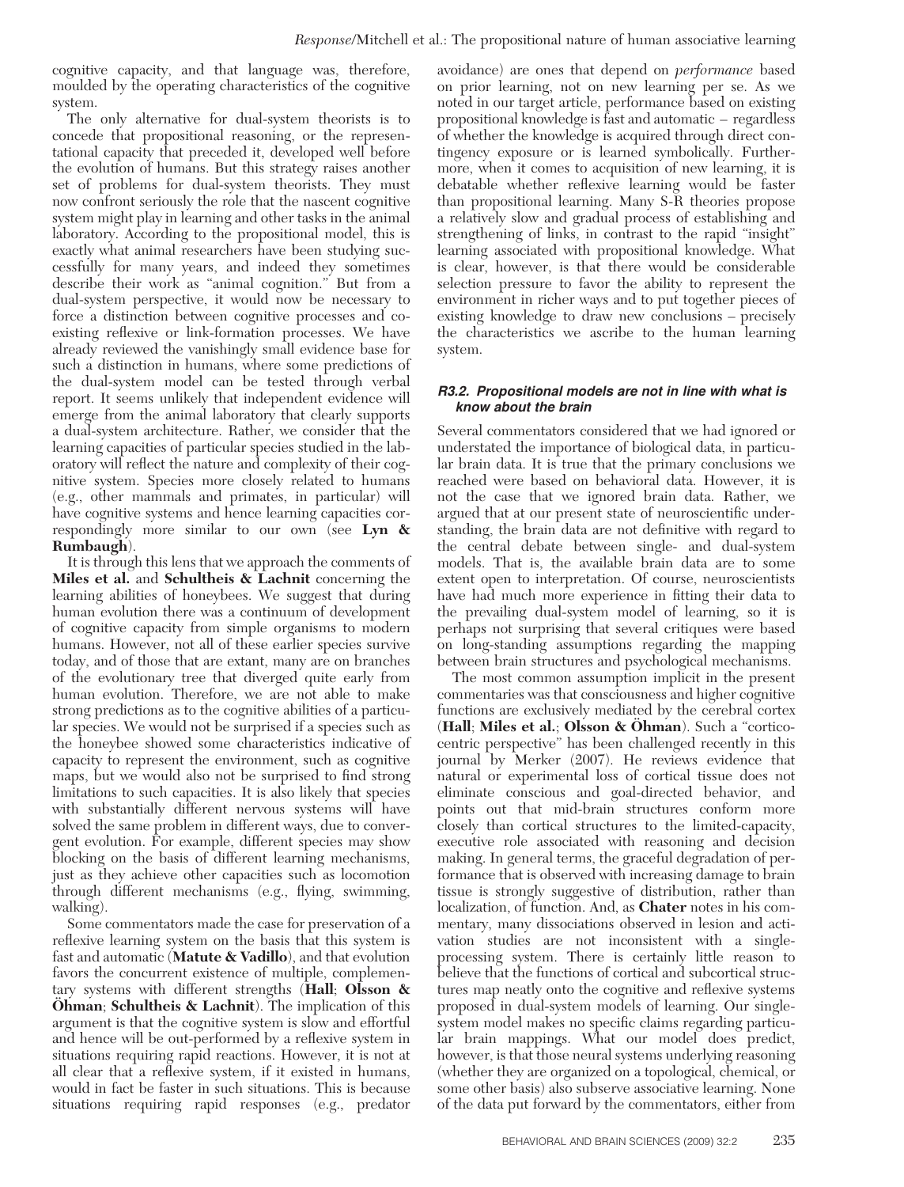cognitive capacity, and that language was, therefore, moulded by the operating characteristics of the cognitive system.

The only alternative for dual-system theorists is to concede that propositional reasoning, or the representational capacity that preceded it, developed well before the evolution of humans. But this strategy raises another set of problems for dual-system theorists. They must now confront seriously the role that the nascent cognitive system might play in learning and other tasks in the animal laboratory. According to the propositional model, this is exactly what animal researchers have been studying successfully for many years, and indeed they sometimes describe their work as "animal cognition." But from a dual-system perspective, it would now be necessary to force a distinction between cognitive processes and co-existing reflexive or link-formation processes. We have already reviewed the vanishingly small evidence base for such a distinction in humans, where some predictions of the dual-system model can be tested through verbal report. It seems unlikely that independent evidence will emerge from the animal laboratory that clearly supports a dual-system architecture. Rather, we consider that the learning capacities of particular species studied in the laboratory will reflect the nature and complexity of their cognitive system. Species more closely related to humans (e.g., other mammals and primates, in particular) will have cognitive systems and hence learning capacities correspondingly more similar to our own (see **Lyn & Rumbaugh**).

It is through this lens that we approach the comments of **Miles et al.** and **Schultheis & Lachnit** concerning the learning abilities of honeybees. We suggest that during human evolution there was a continuum of development of cognitive capacity from simple organisms to modern humans. However, not all of these earlier species survive today, and of those that are extant, many are on branches of the evolutionary tree that diverged quite early from human evolution. Therefore, we are not able to make strong predictions as to the cognitive abilities of a particular species. We would not be surprised if a species such as the honeybee showed some characteristics indicative of capacity to represent the environment, such as cognitive maps, but we would also not be surprised to find strong limitations to such capacities. It is also likely that species with substantially different nervous systems will have solved the same problem in different ways, due to convergent evolution. For example, different species may show blocking on the basis of different learning mechanisms, just as they achieve other capacities such as locomotion through different mechanisms (e.g., flying, swimming, walking).

Some commentators made the case for preservation of a reflexive learning system on the basis that this system is fast and automatic (**Matute & Vadillo**), and that evolution favors the concurrent existence of multiple, complementary systems with different strengths (**Hall**; **Olsson & Öhman**; **Schultheis & Lachnit**). The implication of this argument is that the cognitive system is slow and effortful and hence will be out-performed by a reflexive system in situations requiring rapid reactions. However, it is not at all clear that a reflexive system, if it existed in humans, would in fact be faster in such situations. This is because situations requiring rapid responses (e.g., predator avoidance) are ones that depend on *performance* based on prior learning, not on new learning per se. As we noted in our target article, performance based on existing propositional knowledge is fast and automatic – regardless of whether the knowledge is acquired through direct contingency exposure or is learned symbolically. Furthermore, when it comes to acquisition of new learning, it is debatable whether reflexive learning would be faster than propositional learning. Many S-R theories propose a relatively slow and gradual process of establishing and strengthening of links, in contrast to the rapid "insight" learning associated with propositional knowledge. What is clear, however, is that there would be considerable selection pressure to favor the ability to represent the environment in richer ways and to put together pieces of existing knowledge to draw new conclusions – precisely the characteristics we ascribe to the human learning system.

#### *R3.2. Propositional models are not in line with what is know about the brain*

Several commentators considered that we had ignored or understated the importance of biological data, in particular brain data. It is true that the primary conclusions we reached were based on behavioral data. However, it is not the case that we ignored brain data. Rather, we argued that at our present state of neuroscientific understanding, the brain data are not definitive with regard to the central debate between single- and dual-system models. That is, the available brain data are to some extent open to interpretation. Of course, neuroscientists have had much more experience in fitting their data to the prevailing dual-system model of learning, so it is perhaps not surprising that several critiques were based on long-standing assumptions regarding the mapping between brain structures and psychological mechanisms.

The most common assumption implicit in the present commentaries was that consciousness and higher cognitive functions are exclusively mediated by the cerebral cortex (**Hall**; **Miles et al.**; **Olsson & Öhman**). Such a "corticocentric perspective" has been challenged recently in this journal by Merker (2007). He reviews evidence that natural or experimental loss of cortical tissue does not eliminate conscious and goal-directed behavior, and points out that mid-brain structures conform more closely than cortical structures to the limited-capacity, executive role associated with reasoning and decision making. In general terms, the graceful degradation of performance that is observed with increasing damage to brain tissue is strongly suggestive of distribution, rather than localization, of function. And, as **Chater** notes in his commentary, many dissociations observed in lesion and activation studies are not inconsistent with a single-processing system. There is certainly little reason to believe that the functions of cortical and subcortical structures map neatly onto the cognitive and reflexive systems proposed in dual-system models of learning. Our single-system model makes no specific claims regarding particular brain mappings. What our model does predict, however, is that those neural systems underlying reasoning (whether they are organized on a topological, chemical, or some other basis) also subserve associative learning. None of the data put forward by the commentators, either from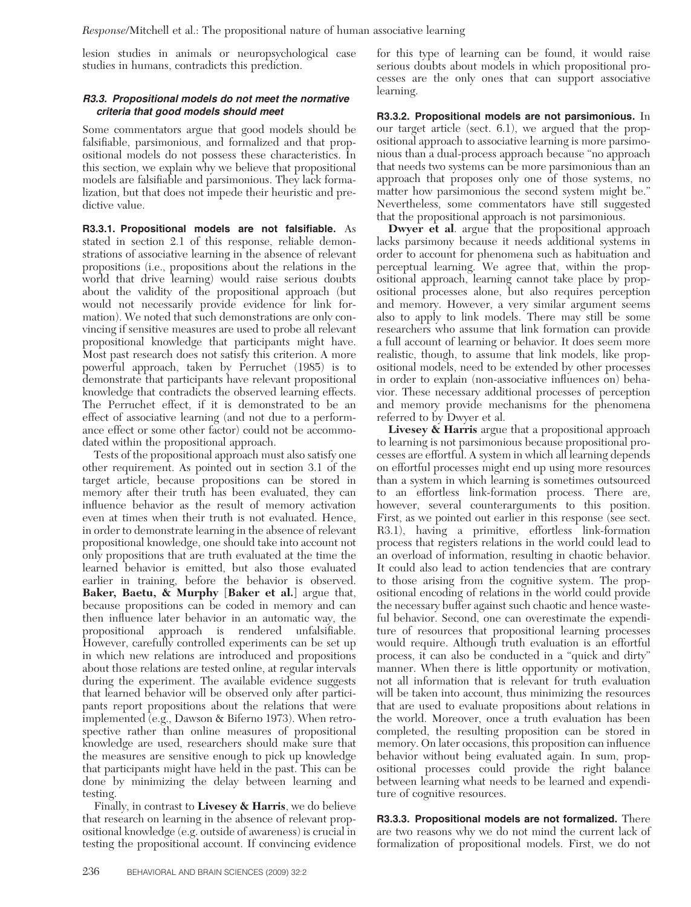lesion studies in animals or neuropsychological case studies in humans, contradicts this prediction.

### *R3.3. Propositional models do not meet the normative criteria that good models should meet*

Some commentators argue that good models should be falsifiable, parsimonious, and formalized and that propositional models do not possess these characteristics. In this section, we explain why we believe that propositional models are falsifiable and parsimonious. They lack formalization, but that does not impede their heuristic and predictive value.

**R3.3.1. Propositional models are not falsifiable.** As stated in section 2.1 of this response, reliable demonstrations of associative learning in the absence of relevant propositions (i.e., propositions about the relations in the world that drive learning) would raise serious doubts about the validity of the propositional approach (but would not necessarily provide evidence for link formation). We noted that such demonstrations are only convincing if sensitive measures are used to probe all relevant propositional knowledge that participants might have. Most past research does not satisfy this criterion. A more powerful approach, taken by Perruchet (1985) is to demonstrate that participants have relevant propositional knowledge that contradicts the observed learning effects. The Perruchet effect, if it is demonstrated to be an effect of associative learning (and not due to a performance effect or some other factor) could not be accommodated within the propositional approach.

Tests of the propositional approach must also satisfy one other requirement. As pointed out in section 3.1 of the target article, because propositions can be stored in memory after their truth has been evaluated, they can influence behavior as the result of memory activation even at times when their truth is not evaluated. Hence, in order to demonstrate learning in the absence of relevant propositional knowledge, one should take into account not only propositions that are truth evaluated at the time the learned behavior is emitted, but also those evaluated earlier in training, before the behavior is observed. **Baker, Baetu, & Murphy** [**Baker et al.**] argue that, because propositions can be coded in memory and can then influence later behavior in an automatic way, the propositional approach is rendered unfalsifiable. However, carefully controlled experiments can be set up in which new relations are introduced and propositions about those relations are tested online, at regular intervals during the experiment. The available evidence suggests that learned behavior will be observed only after participants report propositions about the relations that were implemented (e.g., Dawson & Biferno 1973). When retrospective rather than online measures of propositional knowledge are used, researchers should make sure that the measures are sensitive enough to pick up knowledge that participants might have held in the past. This can be done by minimizing the delay between learning and testing.

Finally, in contrast to **Livesey & Harris**, we do believe that research on learning in the absence of relevant propositional knowledge (e.g. outside of awareness) is crucial in testing the propositional account. If convincing evidence for this type of learning can be found, it would raise serious doubts about models in which propositional processes are the only ones that can support associative learning.

**R3.3.2. Propositional models are not parsimonious.** In our target article (sect. 6.1), we argued that the propositional approach to associative learning is more parsimonious than a dual-process approach because "no approach that needs two systems can be more parsimonious than an approach that proposes only one of those systems, no matter how parsimonious the second system might be." Nevertheless, some commentators have still suggested that the propositional approach is not parsimonious.

**Dwyer et al**. argue that the propositional approach lacks parsimony because it needs additional systems in order to account for phenomena such as habituation and perceptual learning. We agree that, within the propositional approach, learning cannot take place by propositional processes alone, but also requires perception and memory. However, a very similar argument seems also to apply to link models. There may still be some researchers who assume that link formation can provide a full account of learning or behavior. It does seem more realistic, though, to assume that link models, like propositional models, need to be extended by other processes in order to explain (non-associative influences on) behavior. These necessary additional processes of perception and memory provide mechanisms for the phenomena referred to by Dwyer et al.

**Livesey & Harris** argue that a propositional approach to learning is not parsimonious because propositional processes are effortful. A system in which all learning depends on effortful processes might end up using more resources than a system in which learning is sometimes outsourced to an effortless link-formation process. There are, however, several counterarguments to this position. First, as we pointed out earlier in this response (see sect. R3.1), having a primitive, effortless link-formation process that registers relations in the world could lead to an overload of information, resulting in chaotic behavior. It could also lead to action tendencies that are contrary to those arising from the cognitive system. The propositional encoding of relations in the world could provide the necessary buffer against such chaotic and hence wasteful behavior. Second, one can overestimate the expenditure of resources that propositional learning processes would require. Although truth evaluation is an effortful process, it can also be conducted in a "quick and dirty" manner. When there is little opportunity or motivation, not all information that is relevant for truth evaluation will be taken into account, thus minimizing the resources that are used to evaluate propositions about relations in the world. Moreover, once a truth evaluation has been completed, the resulting proposition can be stored in memory. On later occasions, this proposition can influence behavior without being evaluated again. In sum, propositional processes could provide the right balance between learning what needs to be learned and expenditure of cognitive resources.

**R3.3.3. Propositional models are not formalized.** There are two reasons why we do not mind the current lack of formalization of propositional models. First, we do not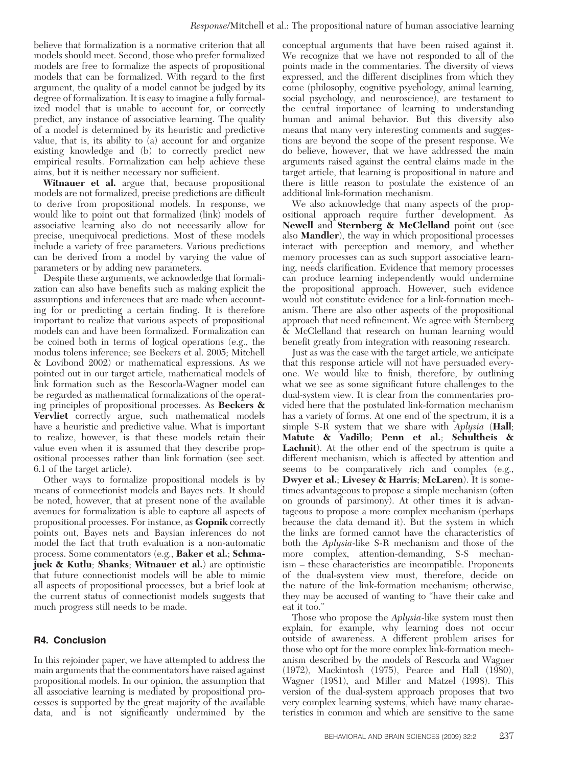believe that formalization is a normative criterion that all models should meet. Second, those who prefer formalized models are free to formalize the aspects of propositional models that can be formalized. With regard to the first argument, the quality of a model cannot be judged by its degree of formalization. It is easy to imagine a fully formalized model that is unable to account for, or correctly predict, any instance of associative learning. The quality of a model is determined by its heuristic and predictive value, that is, its ability to (a) account for and organize existing knowledge and (b) to correctly predict new empirical results. Formalization can help achieve these aims, but it is neither necessary nor sufficient.

**Witnauer et al.** argue that, because propositional models are not formalized, precise predictions are difficult to derive from propositional models. In response, we would like to point out that formalized (link) models of associative learning also do not necessarily allow for precise, unequivocal predictions. Most of these models include a variety of free parameters. Various predictions can be derived from a model by varying the value of parameters or by adding new parameters.

Despite these arguments, we acknowledge that formalization can also have benefits such as making explicit the assumptions and inferences that are made when accounting for or predicting a certain finding. It is therefore important to realize that various aspects of propositional models can and have been formalized. Formalization can be coined both in terms of logical operations (e.g., the modus tolens inference; see Beckers et al. 2005; Mitchell & Lovibond 2002) or mathematical expressions. As we pointed out in our target article, mathematical models of link formation such as the Rescorla-Wagner model can be regarded as mathematical formalizations of the operating principles of propositional processes. As **Beckers & Vervliet** correctly argue, such mathematical models have a heuristic and predictive value. What is important to realize, however, is that these models retain their value even when it is assumed that they describe propositional processes rather than link formation (see sect. 6.1 of the target article).

Other ways to formalize propositional models is by means of connectionist models and Bayes nets. It should be noted, however, that at present none of the available avenues for formalization is able to capture all aspects of propositional processes. For instance, as **Gopnik** correctly points out, Bayes nets and Baysian inferences do not model the fact that truth evaluation is a non-automatic process. Some commentators (e.g., **Baker et al.**; **Schmajuck & Kutlu**; **Shanks**; **Witnauer et al.**) are optimistic that future connectionist models will be able to mimic all aspects of propositional processes, but a brief look at the current status of connectionist models suggests that much progress still needs to be made.

## R4. Conclusion

In this rejoinder paper, we have attempted to address the main arguments that the commentators have raised against propositional models. In our opinion, the assumption that all associative learning is mediated by propositional processes is supported by the great majority of the available data, and is not significantly undermined by the conceptual arguments that have been raised against it. We recognize that we have not responded to all of the points made in the commentaries. The diversity of views expressed, and the different disciplines from which they come (philosophy, cognitive psychology, animal learning, social psychology, and neuroscience), are testament to the central importance of learning to understanding human and animal behavior. But this diversity also means that many very interesting comments and suggestions are beyond the scope of the present response. We do believe, however, that we have addressed the main arguments raised against the central claims made in the target article, that learning is propositional in nature and there is little reason to postulate the existence of an additional link-formation mechanism.

We also acknowledge that many aspects of the propositional approach require further development. As **Newell** and **Sternberg & McClelland** point out (see also **Mandler**), the way in which propositional processes interact with perception and memory, and whether memory processes can as such support associative learning, needs clarification. Evidence that memory processes can produce learning independently would undermine the propositional approach. However, such evidence would not constitute evidence for a link-formation mechanism. There are also other aspects of the propositional approach that need refinement. We agree with Sternberg & McClelland that research on human learning would benefit greatly from integration with reasoning research.

Just as was the case with the target article, we anticipate that this response article will not have persuaded everyone. We would like to finish, therefore, by outlining what we see as some significant future challenges to the dual-system view. It is clear from the commentaries provided here that the postulated link-formation mechanism has a variety of forms. At one end of the spectrum, it is a simple S-R system that we share with *Aplysia* (**Hall**; **Matute & Vadillo**; **Penn et al.**; **Schultheis & Lachnit**). At the other end of the spectrum is quite a different mechanism, which is affected by attention and seems to be comparatively rich and complex (e.g., **Dwyer et al.**; **Livesey & Harris**; **McLaren**). It is sometimes advantageous to propose a simple mechanism (often on grounds of parsimony). At other times it is advantageous to propose a more complex mechanism (perhaps because the data demand it). But the system in which the links are formed cannot have the characteristics of both the *Aplysia*-like S-R mechanism and those of the more complex, attention-demanding, S-S mechanism – these characteristics are incompatible. Proponents of the dual-system view must, therefore, decide on the nature of the link-formation mechanism; otherwise, they may be accused of wanting to "have their cake and eat it too."

Those who propose the *Aplysia*-like system must then explain, for example, why learning does not occur outside of awareness. A different problem arises for those who opt for the more complex link-formation mechanism described by the models of Rescorla and Wagner (1972), Mackintosh (1975), Pearce and Hall (1980), Wagner (1981), and Miller and Matzel (1998). This version of the dual-system approach proposes that two very complex learning systems, which have many characteristics in common and which are sensitive to the same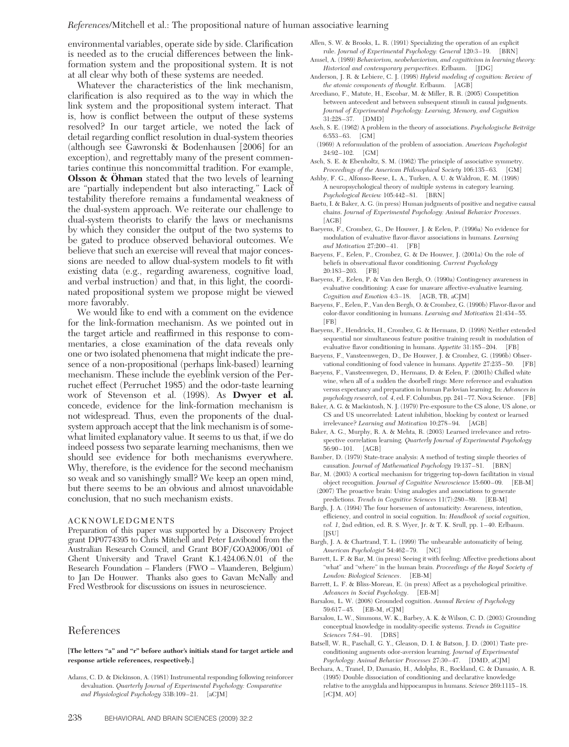environmental variables, operate side by side. Clarification is needed as to the crucial differences between the link-formation system and the propositional system. It is not at all clear why both of these systems are needed.

Whatever the characteristics of the link mechanism, clarification is also required as to the way in which the link system and the propositional system interact. That is, how is conflict between the output of these systems resolved? In our target article, we noted the lack of detail regarding conflict resolution in dual-system theories (although see Gawronski & Bodenhausen [2006] for an exception), and regrettably many of the present commentaries continue this noncommittal tradition. For example, **Olsson & Öhman** stated that the two levels of learning are "partially independent but also interacting." Lack of testability therefore remains a fundamental weakness of the dual-system approach. We reiterate our challenge to dual-system theorists to clarify the laws or mechanisms by which they consider the output of the two systems to be gated to produce observed behavioral outcomes. We believe that such an exercise will reveal that major concessions are needed to allow dual-system models to fit with existing data (e.g., regarding awareness, cognitive load, and verbal instruction) and that, in this light, the coordinated propositional system we propose might be viewed more favorably.

We would like to end with a comment on the evidence for the link-formation mechanism. As we pointed out in the target article and reaffirmed in this response to commentaries, a close examination of the data reveals only one or two isolated phenomena that might indicate the presence of a non-propositional (perhaps link-based) learning mechanism. These include the eyeblink version of the Perruchet effect (Perruchet 1985) and the odor-taste learning work of Stevenson et al. (1998). As **Dwyer et al.** concede, evidence for the link-formation mechanism is not widespread. Thus, even the proponents of the dual-system approach accept that the link mechanism is of somewhat limited explanatory value. It seems to us that, if we do indeed possess two separate learning mechanisms, then we should see evidence for both mechanisms everywhere. Why, therefore, is the evidence for the second mechanism so weak and so vanishingly small? We keep an open mind, but there seems to be an obvious and almost unavoidable conclusion, that no such mechanism exists.

### ACKNOWLEDGMENTS

Preparation of this paper was supported by a Discovery Project grant DP0774395 to Chris Mitchell and Peter Lovibond from the Australian Research Council, and Grant BOF/GOA2006/001 of Ghent University and Travel Grant K.1.424.06.N.01 of the Research Foundation – Flanders (FWO – Vlaanderen, Belgium) to Jan De Houwer. Thanks also goes to Gavan McNally and Fred Westbrook for discussions on issues in neuroscience.

## References

**[The letters "a" and "r" before author's initials stand for target article and response article references, respectively.]**

Adams, C. D. & Dickinson, A. (1981) Instrumental responding following reinforcer devaluation. *Quarterly Journal of Experimental Psychology: Comparative and Physiological Psychology* 33B:109–21. [aCJM]

Allen, S. W. & Brooks, L. R. (1991) Specializing the operation of an explicit rule. *Journal of Experimental Psychology: General* 120:3–19. [BRN]

Amsel, A. (1989) *Behaviorism, neobehaviorism, and cognitivism in learning theory: Historical and contemporary perspectives*. Erlbaum. [JDG]

Anderson, J. R. & Lebiere, C. J. (1998) *Hybrid modeling of cognition: Review of the atomic components of thought.* Erlbaum. [AGB]

Arcediano, F., Matute, H., Escobar, M. & Miller, R. R. (2005) Competition between antecedent and between subsequent stimuli in causal judgments. *Journal of Experimental Psychology: Learning, Memory, and Cognition* 31:228–37. [DMD]

Asch, S. E. (1962) A problem in the theory of associations. *Psychologische Beiträge* 6:553–63. [GM]

(1969) A reformulation of the problem of association. *American Psychologist* 24:92–102. [GM]

Asch, S. E. & Ebenholtz, S. M. (1962) The principle of associative symmetry. *Proceedings of the American Philosophical Society* 106:135–63. [GM]

Ashby, F. G., Alfonso-Reese, L. A., Turken, A. U. & Waldron, E. M. (1998) A neuropsychological theory of multiple systems in category learning. *Psychological Review* 105:442–81. [BRN]

Baetu, I. & Baker, A. G. (in press) Human judgments of positive and negative causal chains. *Journal of Experimental Psychology: Animal Behavior Processes*. [AGB]

Baeyens, F., Crombez, G., De Houwer, J. & Eelen, P. (1996a) No evidence for modulation of evaluative flavor-flavor associations in humans. *Learning and Motivation* 27:200–41. [FB]

Baeyens, F., Eelen, P., Crombez, G. & De Houwer, J. (2001a) On the role of beliefs in observational flavor conditioning. *Current Psychology* 20:183–203. [FB]

Baeyens, F., Eelen, P. & Van den Bergh, O. (1990a) Contingency awareness in evaluative conditioning: A case for unaware affective-evaluative learning. *Cognition and Emotion* 4:3–18. [AGB, TB, aCJM]

Baeyens, F., Eelen, P., Van den Bergh, O. & Crombez, G. (1990b) Flavor-flavor and color-flavor conditioning in humans. *Learning and Motivation* 21:434–55. [FB]

Baeyens, F., Hendrickx, H., Crombez, G. & Hermans, D. (1998) Neither extended sequential nor simultaneous feature positive training result in modulation of evaluative flavor conditioning in humans. *Appetite* 31:185–204. [FB]

Baeyens, F., Vansteenwegen, D., De Houwer, J. & Crombez, G. (1996b) Observational conditioning of food valence in humans. *Appetite* 27:235–50. [FB]

Baeyens, F., Vansteenwegen, D., Hermans, D. & Eelen, P. (2001b) Chilled white wine, when all of a sudden the doorbell rings: Mere reference and evaluation versus expectancy and preparation in human Pavlovian learning. In: *Advances in psychology research, vol. 4*, ed. F. Columbus, pp. 241–77. Nova Science. [FB]

Baker, A. G. & Mackintosh, N. J. (1979) Pre-exposure to the CS alone, US alone, or CS and US uncorrelated: Latent inhibition, blocking by context or learned irrelevance? *Learning and Motivation* 10:278–94. [AGB]

Baker, A. G., Murphy, R. A. & Mehta, R. (2003) Learned irrelevance and retrospective correlation learning. *Quarterly Journal of Experimental Psychology* 56:90–101. [AGB]

Bamber, D. (1979) State-trace analysis: A method of testing simple theories of causation. *Journal of Mathematical Psychology* 19:137–81. [BRN]

Bar, M. (2003) A cortical mechanism for triggering top-down facilitation in visual object recognition. *Journal of Cognitive Neuroscience* 15:600–09. [EB-M]

(2007) The proactive brain: Using analogies and associations to generate predictions. *Trends in Cognitive Sciences* 11(7):280–89. [EB-M]

Bargh, J. A. (1994) The four horsemen of automaticity: Awareness, intention, efficiency, and control in social cognition. In: *Handbook of social cognition, vol. 1*, 2nd edition, ed. R. S. Wyer, Jr. & T. K. Srull, pp. 1–40. Erlbaum. [JSU]

Bargh, J. A. & Chartrand, T. L. (1999) The unbearable automaticity of being. *American Psychologist* 54:462–79. [NC]

Barrett, L. F. & Bar, M. (in press) Seeing it with feeling: Affective predictions about "what" and "where" in the human brain. *Proceedings of the Royal Society of London: Biological Sciences*. [EB-M]

Barrett, L. F. & Bliss-Moreau, E. (in press) Affect as a psychological primitive. *Advances in Social Psychology*. [EB-M]

Barsalou, L. W. (2008) Grounded cognition. *Annual Review of Psychology* 59:617–45. [EB-M, rCJM]

Barsalou, L. W., Simmons, W. K., Barbey, A. K. & Wilson, C. D. (2003) Grounding conceptual knowledge in modality-specific systems. *Trends in Cognitive Sciences* 7:84–91. [DRS]

Batsell, W. R., Paschall, G. Y., Gleason, D. I. & Batson, J. D. (2001) Taste preconditioning augments odor-aversion learning. *Journal of Experimental Psychology: Animal Behavior Processes* 27:30–47. [DMD, aCJM]

Bechara, A., Tranel, D., Damasio, H., Adolphs, R., Rockland, C. & Damasio, A. R. (1995) Double dissociation of conditioning and declarative knowledge relative to the amygdala and hippocampus in humans. *Science* 269:1115–18. [rCJM, AO]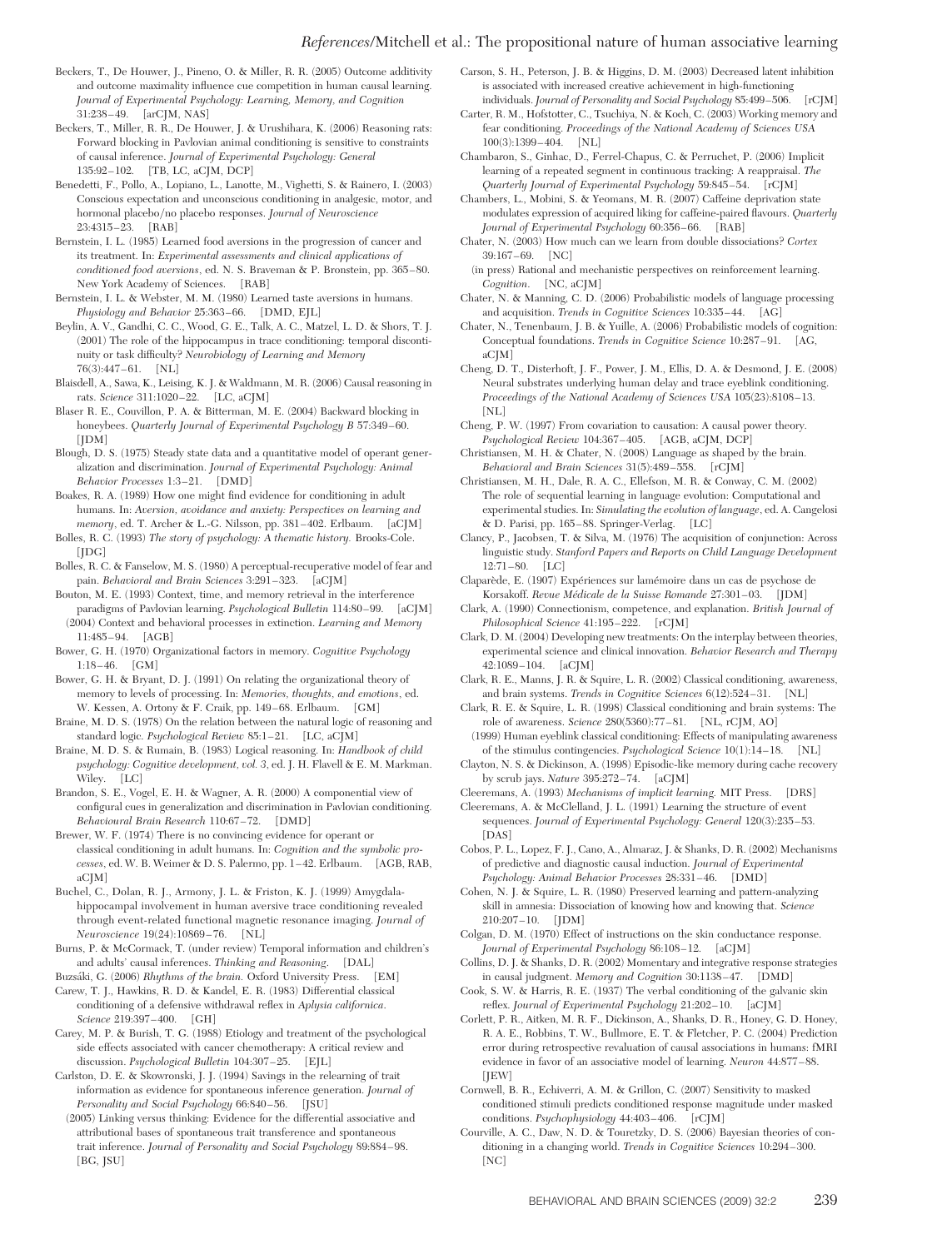Beckers, T., De Houwer, J., Pineno, O. & Miller, R. R. (2005) Outcome additivity and outcome maximality influence cue competition in human causal learning. *Journal of Experimental Psychology: Learning, Memory, and Cognition* 31:238–49. [arCJM, NAS]

Beckers, T., Miller, R. R., De Houwer, J. & Urushihara, K. (2006) Reasoning rats: Forward blocking in Pavlovian animal conditioning is sensitive to constraints of causal inference. *Journal of Experimental Psychology: General* 135:92–102. [TB, LC, aCJM, DCP]

Benedetti, F., Pollo, A., Lopiano, L., Lanotte, M., Vighetti, S. & Rainero, I. (2003) Conscious expectation and unconscious conditioning in analgesic, motor, and hormonal placebo/no placebo responses. *Journal of Neuroscience* 23:4315–23. [RAB]

Bernstein, I. L. (1985) Learned food aversions in the progression of cancer and its treatment. In: *Experimental assessments and clinical applications of conditioned food aversions*, ed. N. S. Braveman & P. Bronstein, pp. 365–80. New York Academy of Sciences. [RAB]

Bernstein, I. L. & Webster, M. M. (1980) Learned taste aversions in humans. *Physiology and Behavior* 25:363–66. [DMD, EJL]

Beylin, A. V., Gandhi, C. C., Wood, G. E., Talk, A. C., Matzel, L. D. & Shors, T. J. (2001) The role of the hippocampus in trace conditioning: temporal discontinuity or task difficulty? *Neurobiology of Learning and Memory* 76(3):447–61. [NL]

Blaisdell, A., Sawa, K., Leising, K. J. & Waldmann, M. R. (2006) Causal reasoning in rats. *Science* 311:1020–22. [LC, aCJM]

Blaser R. E., Couvillon, P. A. & Bitterman, M. E. (2004) Backward blocking in honeybees. *Quarterly Journal of Experimental Psychology B* 57:349–60. [JDM]

Blough, D. S. (1975) Steady state data and a quantitative model of operant generalization and discrimination. *Journal of Experimental Psychology: Animal Behavior Processes* 1:3–21. [DMD]

Boakes, R. A. (1989) How one might find evidence for conditioning in adult humans. In: *Aversion, avoidance and anxiety: Perspectives on learning and memory*, ed. T. Archer & L.-G. Nilsson, pp. 381–402. Erlbaum. [aCJM]

Bolles, R. C. (1993) *The story of psychology: A thematic history.* Brooks-Cole. [JDG]

Bolles, R. C. & Fanselow, M. S. (1980) A perceptual-recuperative model of fear and pain. *Behavioral and Brain Sciences* 3:291–323. [aCJM]

Bouton, M. E. (1993) Context, time, and memory retrieval in the interference paradigms of Pavlovian learning. *Psychological Bulletin* 114:80–99. [aCJM]

(2004) Context and behavioral processes in extinction. *Learning and Memory* 11:485–94. [AGB]

Bower, G. H. (1970) Organizational factors in memory. *Cognitive Psychology* 1:18–46. [GM]

Bower, G. H. & Bryant, D. J. (1991) On relating the organizational theory of memory to levels of processing. In: *Memories, thoughts, and emotions*, ed. W. Kessen, A. Ortony & F. Craik, pp. 149–68. Erlbaum. [GM]

Braine, M. D. S. (1978) On the relation between the natural logic of reasoning and standard logic. *Psychological Review* 85:1–21. [LC, aCJM]

Braine, M. D. S. & Rumain, B. (1983) Logical reasoning. In: *Handbook of child psychology: Cognitive development, vol. 3*, ed. J. H. Flavell & E. M. Markman. Wiley. [LC]

Brandon, S. E., Vogel, E. H. & Wagner, A. R. (2000) A componential view of configural cues in generalization and discrimination in Pavlovian conditioning. *Behavioural Brain Research* 110:67–72. [DMD]

Brewer, W. F. (1974) There is no convincing evidence for operant or classical conditioning in adult humans. In: *Cognition and the symbolic processes*, ed. W. B. Weimer & D. S. Palermo, pp. 1–42. Erlbaum. [AGB, RAB, aCJM]

Buchel, C., Dolan, R. J., Armony, J. L. & Friston, K. J. (1999) Amygdala-hippocampal involvement in human aversive trace conditioning revealed through event-related functional magnetic resonance imaging. *Journal of Neuroscience* 19(24):10869–76. [NL]

Burns, P. & McCormack, T. (under review) Temporal information and children's and adults' causal inferences. *Thinking and Reasoning*. [DAL]

Buzsáki, G. (2006) *Rhythms of the brain.* Oxford University Press. [EM]

Carew, T. J., Hawkins, R. D. & Kandel, E. R. (1983) Differential classical conditioning of a defensive withdrawal reflex in *Aplysia californica*. *Science* 219:397–400. [GH]

Carey, M. P. & Burish, T. G. (1988) Etiology and treatment of the psychological side effects associated with cancer chemotherapy: A critical review and discussion. *Psychological Bulletin* 104:307–25. [EJL]

Carlston, D. E. & Skowronski, J. J. (1994) Savings in the relearning of trait information as evidence for spontaneous inference generation. *Journal of Personality and Social Psychology* 66:840–56. [JSU]

(2005) Linking versus thinking: Evidence for the differential associative and attributional bases of spontaneous trait transference and spontaneous trait inference. *Journal of Personality and Social Psychology* 89:884–98. [BG, JSU]

Carson, S. H., Peterson, J. B. & Higgins, D. M. (2003) Decreased latent inhibition is associated with increased creative achievement in high-functioning individuals. *Journal of Personality and Social Psychology* 85:499–506. [rCJM]

Carter, R. M., Hofstotter, C., Tsuchiya, N. & Koch, C. (2003) Working memory and fear conditioning. *Proceedings of the National Academy of Sciences USA* 100(3):1399–404. [NL]

Chambaron, S., Ginhac, D., Ferrel-Chapus, C. & Perruchet, P. (2006) Implicit learning of a repeated segment in continuous tracking: A reappraisal. *The Quarterly Journal of Experimental Psychology* 59:845–54. [rCJM]

Chambers, L., Mobini, S. & Yeomans, M. R. (2007) Caffeine deprivation state modulates expression of acquired liking for caffeine-paired flavours. *Quarterly Journal of Experimental Psychology* 60:356–66. [RAB]

Chater, N. (2003) How much can we learn from double dissociations? *Cortex* 39:167–69. [NC]

(in press) Rational and mechanistic perspectives on reinforcement learning. *Cognition*. [NC, aCJM]

Chater, N. & Manning, C. D. (2006) Probabilistic models of language processing and acquisition. *Trends in Cognitive Sciences* 10:335–44. [AG]

Chater, N., Tenenbaum, J. B. & Yuille, A. (2006) Probabilistic models of cognition: Conceptual foundations. *Trends in Cognitive Science* 10:287–91. [AG, aCJM]

Cheng, D. T., Disterhoft, J. F., Power, J. M., Ellis, D. A. & Desmond, J. E. (2008) Neural substrates underlying human delay and trace eyeblink conditioning. *Proceedings of the National Academy of Sciences USA* 105(23):8108–13. [NL]

Cheng, P. W. (1997) From covariation to causation: A causal power theory. *Psychological Review* 104:367–405. [AGB, aCJM, DCP]

Christiansen, M. H. & Chater, N. (2008) Language as shaped by the brain. *Behavioral and Brain Sciences* 31(5):489–558. [rCJM]

Christiansen, M. H., Dale, R. A. C., Ellefson, M. R. & Conway, C. M. (2002) The role of sequential learning in language evolution: Computational and experimental studies. In: *Simulating the evolution of language*, ed. A. Cangelosi & D. Parisi, pp. 165–88. Springer-Verlag. [LC]

Clancy, P., Jacobsen, T. & Silva, M. (1976) The acquisition of conjunction: Across linguistic study. *Stanford Papers and Reports on Child Language Development* 12:71–80. [LC]

Claparède, E. (1907) Expériences sur lamémoire dans un cas de psychose de Korsakoff. *Revue Médicale de la Suisse Romande* 27:301–03. [JDM]

Clark, A. (1990) Connectionism, competence, and explanation. *British Journal of Philosophical Science* 41:195–222. [rCJM]

Clark, D. M. (2004) Developing new treatments: On the interplay between theories, experimental science and clinical innovation. *Behavior Research and Therapy* 42:1089–104. [aCJM]

Clark, R. E., Manns, J. R. & Squire, L. R. (2002) Classical conditioning, awareness, and brain systems. *Trends in Cognitive Sciences* 6(12):524–31. [NL]

Clark, R. E. & Squire, L. R. (1998) Classical conditioning and brain systems: The role of awareness. *Science* 280(5360):77–81. [NL, rCJM, AO]

(1999) Human eyeblink classical conditioning: Effects of manipulating awareness of the stimulus contingencies. *Psychological Science* 10(1):14–18. [NL]

Clayton, N. S. & Dickinson, A. (1998) Episodic-like memory during cache recovery by scrub jays. *Nature* 395:272–74. [aCJM]

Cleeremans, A. (1993) *Mechanisms of implicit learning.* MIT Press. [DRS]

Cleeremans, A. & McClelland, J. L. (1991) Learning the structure of event sequences. *Journal of Experimental Psychology: General* 120(3):235–53. [DAS]

Cobos, P. L., Lopez, F. J., Cano, A., Almaraz, J. & Shanks, D. R. (2002) Mechanisms of predictive and diagnostic causal induction. *Journal of Experimental Psychology: Animal Behavior Processes* 28:331–46. [DMD]

Cohen, N. J. & Squire, L. R. (1980) Preserved learning and pattern-analyzing skill in amnesia: Dissociation of knowing how and knowing that. *Science* 210:207–10. [JDM]

Colgan, D. M. (1970) Effect of instructions on the skin conductance response. *Journal of Experimental Psychology* 86:108–12. [aCJM]

Collins, D. J. & Shanks, D. R. (2002) Momentary and integrative response strategies in causal judgment. *Memory and Cognition* 30:1138–47. [DMD]

Cook, S. W. & Harris, R. E. (1937) The verbal conditioning of the galvanic skin reflex. *Journal of Experimental Psychology* 21:202–10. [aCJM]

Corlett, P. R., Aitken, M. R. F., Dickinson, A., Shanks, D. R., Honey, G. D. Honey, R. A. E., Robbins, T. W., Bullmore, E. T. & Fletcher, P. C. (2004) Prediction error during retrospective revaluation of causal associations in humans: fMRI evidence in favor of an associative model of learning. *Neuron* 44:877–88. [JEW]

Cornwell, B. R., Echiverri, A. M. & Grillon, C. (2007) Sensitivity to masked conditioned stimuli predicts conditioned response magnitude under masked conditions. *Psychophysiology* 44:403–406. [rCJM]

Courville, A. C., Daw, N. D. & Touretzky, D. S. (2006) Bayesian theories of conditioning in a changing world. *Trends in Cognitive Sciences* 10:294–300. [NC]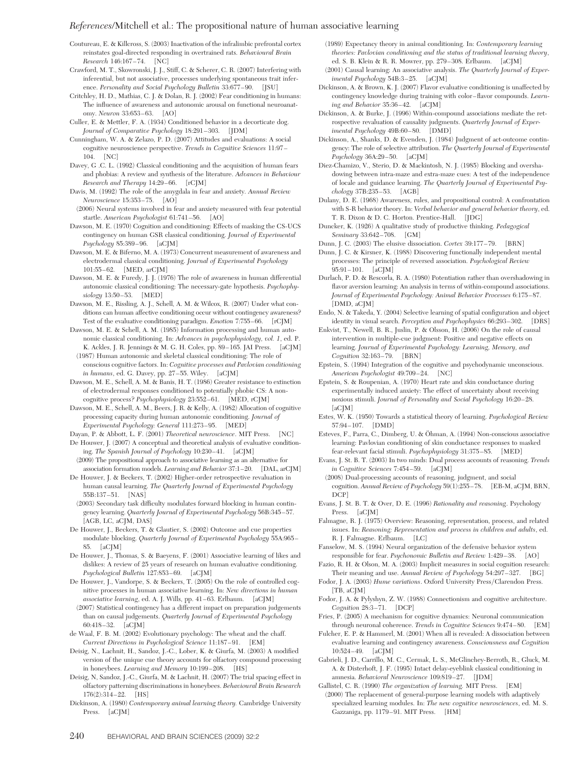Coutureau, E. & Killcross, S. (2003) Inactivation of the infralimbic prefrontal cortex reinstates goal-directed responding in overtrained rats. *Behavioural Brain Research* 146:167–74. [NC]

Crawford, M. T., Skowronski, J. J., Stiff, C. & Scherer, C. R. (2007) Interfering with inferential, but not associative, processes underlying spontaneous trait inference. *Personality and Social Psychology Bulletin* 33:677–90. [JSU]

Critchley, H. D., Mathias, C. J. & Dolan, R. J. (2002) Fear conditioning in humans: The influence of awareness and autonomic arousal on functional neuroanatomy. *Neuron* 33:653–63. [AO]

Culler, E. & Mettler, F. A. (1934) Conditioned behavior in a decorticate dog. *Journal of Comparative Psychology* 18:291–303. [JDM]

Cunningham, W. A. & Zelazo, P. D. (2007) Attitudes and evaluations: A social cognitive neuroscience perspective. *Trends in Cognitive Sciences* 11:97–104. [NC]

Davey, G .C. L. (1992) Classical conditioning and the acquisition of human fears and phobias: A review and synthesis of the literature. *Advances in Behaviour Research and Therapy* 14:29–66. [rCJM]

Davis, M. (1992) The role of the amygdala in fear and anxiety. *Annual Review Neuroscience* 15:353–75. [AO]

(2006) Neural systems involved in fear and anxiety measured with fear potential startle. *American Psychologist* 61:741–56. [AO]

Dawson, M. E. (1970) Cognition and conditioning: Effects of masking the CS-UCS contingency on human GSR classical conditioning. *Journal of Experimental Psychology* 85:389–96. [aCJM]

Dawson, M. E. & Biferno, M. A. (1973) Concurrent measurement of awareness and electrodermal classical conditioning. *Journal of Experimental Psychology* 101:55–62. [MED, arCJM]

Dawson, M. E. & Furedy, J. J. (1976) The role of awareness in human differential autonomic classical conditioning: The necessary-gate hypothesis. *Psychophysiology* 13:50–53. [MED]

Dawson, M. E., Rissling, A. J., Schell, A. M. & Wilcox, R. (2007) Under what conditions can human affective conditioning occur without contingency awareness? Test of the evaluative conditioning paradigm. *Emotion* 7:755–66. [rCJM]

Dawson, M. E. & Schell, A. M. (1985) Information processing and human autonomic classical conditioning. In: *Advances in psychophysiology, vol. 1*, ed. P. K. Ackles, J. R. Jennings & M. G. H. Coles, pp. 89–165. JAI Press. [aCJM]

(1987) Human autonomic and skeletal classical conditioning: The role of conscious cognitive factors. In: *Cognitive processes and Pavlovian conditioning in humans*, ed. G. Davey, pp. 27–55. Wiley. [aCJM]

Dawson, M. E., Schell, A. M. & Banis, H. T. (1986) Greater resistance to extinction of electrodermal responses conditioned to potentially phobic CS: A noncognitive process? *Psychophysiology* 23:552–61. [MED, rCJM]

Dawson, M. E., Schell, A. M., Beers, J. R. & Kelly, A. (1982) Allocation of cognitive processing capacity during human autonomic conditioning. *Journal of Experimental Psychology: General* 111:273–95. [MED]

Dayan, P. & Abbott, L. F. (2001) *Theoretical neuroscience*. MIT Press. [NC]

De Houwer, J. (2007) A conceptual and theoretical analysis of evaluative conditioning. *The Spanish Journal of Psychology* 10:230–41. [aCJM]

(2009) The propositional approach to associative learning as an alternative for association formation models. *Learning and Behavior* 37:1–20. [DAL, arCJM]

De Houwer, J. & Beckers, T. (2002) Higher-order retrospective revaluation in human causal learning. *The Quarterly Journal of Experimental Psychology* 55B:137–51. [NAS]

(2003) Secondary task difficulty modulates forward blocking in human contingency learning. *Quarterly Journal of Experimental Psychology* 56B:345–57. [AGB, LC, aCJM, DAS]

De Houwer, J., Beckers, T. & Glautier, S. (2002) Outcome and cue properties modulate blocking. *Quarterly Journal of Experimental Psychology* 55A:965–85. [aCJM]

De Houwer, J., Thomas, S. & Baeyens, F. (2001) Associative learning of likes and dislikes: A review of 25 years of research on human evaluative conditioning. *Psychological Bulletin* 127:853–69. [aCJM]

De Houwer, J., Vandorpe, S. & Beckers, T. (2005) On the role of controlled cognitive processes in human associative learning. In: *New directions in human associative learning*, ed. A. J. Wills, pp. 41–63. Erlbaum. [aCJM]

(2007) Statistical contingency has a different impact on preparation judgements than on causal judgements. *Quarterly Journal of Experimental Psychology* 60:418–32. [aCJM]

de Waal, F. B. M. (2002) Evolutionary psychology: The wheat and the chaff. *Current Directions in Psychological Science* 11:187–91. [EM]

Deisig, N., Lachnit, H., Sandoz, J.-C., Lober, K. & Giurfa, M. (2003) A modified version of the unique cue theory accounts for olfactory compound processing in honeybees. *Learning and Memory* 10:199–208. [HS]

Deisig, N, Sandoz, J.-C., Giurfa, M. & Lachnit, H. (2007) The trial spacing effect in olfactory patterning discriminations in honeybees. *Behavioural Brain Research* 176(2):314–22. [HS]

Dickinson, A. (1980) *Contemporary animal learning theory*. Cambridge University Press. [aCJM]

(1989) Expectancy theory in animal conditioning. In: *Contemporary learning theories: Pavlovian conditioning and the status of traditional learning theory*, ed. S. B. Klein & R. R. Mowrer, pp. 279–308. Erlbaum. [aCJM]

(2001) Causal learning: An associative analysis. *The Quarterly Journal of Experimental Psychology* 54B:3–25. [aCJM]

Dickinson, A. & Brown, K. J. (2007) Flavor evaluative conditioning is unaffected by contingency knowledge during training with color–flavor compounds. *Learning and Behavior* 35:36–42. [aCJM]

Dickinson, A. & Burke, J. (1996) Within-compound associations mediate the retrospective revaluation of causality judgments. *Quarterly Journal of Experimental Psychology* 49B:60–80. [DMD]

Dickinson, A., Shanks, D. & Evenden, J. (1984) Judgment of act-outcome contingency: The role of selective attribution. *The Quarterly Journal of Experimental Psychology* 36A:29–50. [aCJM]

Diez-Chamizo, V., Sterio, D. & Mackintosh, N. J. (1985) Blocking and overshadowing between intra-maze and extra-maze cues: A test of the independence of locale and guidance learning. *The Quarterly Journal of Experimental Psychology* 37B:235–53. [AGB]

Dulany, D. E. (1968) Awareness, rules, and propositional control: A confrontation with S-R behavior theory. In: *Verbal behavior and general behavior theory*, ed. T. R. Dixon & D. C. Horton. Prentice-Hall. [JDG]

Duncker, K. (1926) A qualitative study of productive thinking. *Pedagogical Seminary* 33:642–708. [GM]

Dunn, J. C. (2003) The elusive dissociation. *Cortex* 39:177–79. [BRN]

Dunn, J. C. & Kirsner, K. (1988) Discovering functionally independent mental processes: The principle of reversed association. *Psychological Review* 95:91–101. [aCJM]

Durlach, P. D. & Rescorla, R. A. (1980) Potentiation rather than overshadowing in flavor aversion learning: An analysis in terms of within-compound associations. *Journal of Experimental Psychology: Animal Behavior Processes* 6:175–87. [DMD, aCJM]

Endo, N. & Takeda, Y. (2004) Selective learning of spatial configuration and object identity in visual search. *Perception and Psychophysics* 66:293–302. [DRS]

Enkvist, T., Newell, B. R., Juslin, P. & Olsson, H. (2006) On the role of causal intervention in multiple-cue judgment: Positive and negative effects on learning. *Journal of Experimental Psychology: Learning, Memory, and Cognition* 32:163–79. [BRN]

Epstein, S. (1994) Integration of the cognitive and psychodynamic unconscious. *American Psychologist* 49:709–24. [NC]

Epstein, S. & Roupenian, A. (1970) Heart rate and skin conductance during experimentally induced anxiety: The effect of uncertainty about receiving noxious stimuli. *Journal of Personality and Social Psychology* 16:20–28. [aCJM]

Estes, W. K. (1950) Towards a statistical theory of learning. *Psychological Review* 57:94–107. [DMD]

Esteves, F., Parra, C., Dimberg, U. & Öhman, A. (1994) Non-conscious associative learning: Pavlovian conditioning of skin conductance responses to masked fear-relevant facial stimuli. *Psychophysiology* 31:375–85. [MED]

Evans, J. St. B. T. (2003) In two minds: Dual process accounts of reasoning. *Trends in Cognitive Sciences* 7:454–59. [aCJM]

(2008) Dual-processing accounts of reasoning, judgment, and social cognition. *Annual Review of Psychology* 59(1):255–78. [EB-M, aCJM, BRN, DCP]

Evans, J. St. B. T. & Over, D. E. (1996) *Rationality and reasoning*. Psychology Press. [aCJM]

Falmagne, R. J. (1975) Overview: Reasoning, representation, process, and related issues. In: *Reasoning: Representation and process in children and adults*, ed. R. J. Falmagne. Erlbaum. [LC]

Fanselow, M. S. (1994) Neural organization of the defensive behavior system responsible for fear. *Psychonomic Bulletin and Review* 1:429–38. [AO]

Fazio, R. H. & Olson, M. A. (2003) Implicit measures in social cognition research: Their meaning and use. *Annual Review of Psychology* 54:297–327. [BG]

Fodor, J. A. (2003) *Hume variations*. Oxford University Press/Clarendon Press. [TB, aCJM]

Fodor, J. A. & Pylyshyn, Z. W. (1988) Connectionism and cognitive architecture. *Cognition* 28:3–71. [DCP]

Fries, P. (2005) A mechanism for cognitive dynamics: Neuronal communication through neuronal coherence. *Trends in Cognitive Sciences* 9:474–80. [EM]

Fulcher, E. P. & Hammerl, M. (2001) When all is revealed: A dissociation between evaluative learning and contingency awareness. *Consciousness and Cognition* 10:524–49. [aCJM]

Gabrieli, J. D., Carrillo, M. C., Cermak, L. S., McGlinchey-Berroth, R., Gluck, M. A. & Disterhoft, J. F. (1995) Intact delay-eyeblink classical conditioning in amnesia. *Behavioral Neuroscience* 109:819–27. [JDM]

Gallistel, C. R. (1990) *The organization of learning*. MIT Press. [EM]

(2000) The replacement of general-purpose learning models with adaptively specialized learning modules. In: *The new cognitive neurosciences*, ed. M. S. Gazzaniga, pp. 1179–91. MIT Press. [HM]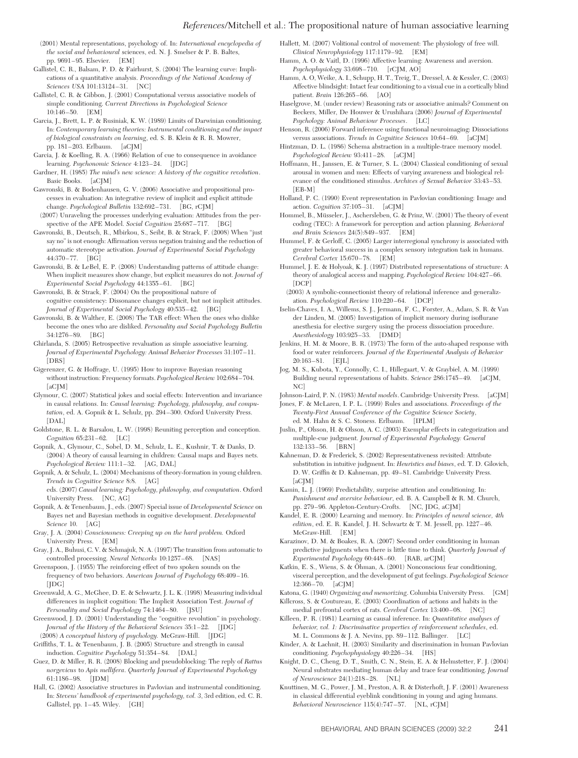(2001) Mental representations, psychology of. In: *International encyclopedia of the social and behavioural* sciences, ed. N. J. Smelser & P. B. Baltes, pp. 9691–95. Elsevier. [EM]

Gallistel, C. R., Balsam, P. D. & Fairhurst, S. (2004) The learning curve: Implications of a quantitative analysis. *Proceedings of the National Academy of Sciences USA* 101:13124–31. [NC]

Gallistel, C. R. & Gibbon, J. (2001) Computational versus associative models of simple conditioning. *Current Directions in Psychological Science* 10:146–50. [EM]

Garcia, J., Brett, L. P. & Rusiniak, K. W. (1989) Limits of Darwinian conditioning. In: *Contemporary learning theories: Instrumental conditioning and the impact of biological constraints on learning*, ed. S. B. Klein & R. R. Mowrer, pp. 181–203. Erlbaum. [aCJM]

Garcia, J. & Koelling, R. A. (1966) Relation of cue to consequence in avoidance learning. *Psychonomic Science* 4:123–24. [JDG]

Gardner, H. (1985) *The mind's new science: A history of the cognitive revolution*. Basic Books. [aCJM]

Gawronski, B. & Bodenhausen, G. V. (2006) Associative and propositional processes in evaluation: An integrative review of implicit and explicit attitude change. *Psychological Bulletin* 132:692–731. [BG, rCJM]

(2007) Unraveling the processes underlying evaluation: Attitudes from the perspective of the APE Model. *Social Cognition* 25:687–717. [BG]

Gawronski, B., Deutsch, R., Mbirkou, S., Seibt, B. & Strack, F. (2008) When "just say no" is not enough: Affirmation versus negation training and the reduction of automatic stereotype activation. *Journal of Experimental Social Psychology* 44:370–77. [BG]

Gawronski, B. & LeBel, E. P. (2008) Understanding patterns of attitude change: When implicit measures show change, but explicit measures do not. *Journal of Experimental Social Psychology* 44:1355–61. [BG]

Gawronski, B. & Strack, F. (2004) On the propositional nature of cognitive consistency: Dissonance changes explicit, but not implicit attitudes. *Journal of Experimental Social Psychology* 40:535–42. [BG]

Gawronski, B. & Walther, E. (2008) The TAR effect: When the ones who dislike become the ones who are disliked. *Personality and Social Psychology Bulletin* 34:1276–89. [BG]

Ghirlanda, S. (2005) Retrospective revaluation as simple associative learning. *Journal of Experimental Psychology: Animal Behavior Processes* 31:107–11. [DRS]

Gigerenzer, G. & Hoffrage, U. (1995) How to improve Bayesian reasoning without instruction: Frequency formats. *Psychological Review* 102:684–704. [aCJM]

Glymour, C. (2007) Statistical jokes and social effects: Intervention and invariance in causal relations. In: *Causal learning: Psychology, philosophy, and computation*, ed. A. Gopnik & L. Schulz, pp. 294–300. Oxford University Press. [DAL]

Goldstone, R. L. & Barsalou, L. W. (1998) Reuniting perception and conception. *Cognition* 65:231–62. [LC]

Gopnik, A., Glymour, C., Sobel, D. M., Schulz, L. E., Kushnir, T. & Danks, D. (2004) A theory of causal learning in children: Causal maps and Bayes nets. *Psychological Review* 111:1–32. [AG, DAL]

Gopnik, A. & Schulz, L. (2004) Mechanisms of theory-formation in young children. *Trends in Cognitive Science* 8:8. [AG]

eds. (2007) *Causal learning: Psychology, philosophy, and computation*. Oxford University Press. [NC, AG]

Gopnik, A. & Tenenbaum, J., eds. (2007) Special issue of *Developmental Science* on Bayes net and Bayesian methods in cognitive development. *Developmental Science* 10. [AG]

Gray, J. A. (2004) *Consciousness: Creeping up on the hard problem.* Oxford University Press. [EM]

Gray, J. A., Buhusi, C. V. & Schmajuk, N. A. (1997) The transition from automatic to controlled processing. *Neural Networks* 10:1257–68. [NAS]

Greenspoon, J. (1955) The reinforcing effect of two spoken sounds on the frequency of two behaviors. *American Journal of Psychology* 68:409–16. [JDG]

Greenwald, A. G., McGhee, D. E. & Schwartz, J. L. K. (1998) Measuring individual differences in implicit cognition: The Implicit Association Test. *Journal of Personality and Social Psychology* 74:1464–80. [JSU]

Greenwood, J. D. (2001) Understanding the "cognitive revolution" in psychology. *Journal of the History of the Behavioral Sciences* 35:1–22. [JDG]

(2008) *A conceptual history of psychology.* McGraw-Hill. [JDG]

Griffiths, T. L. & Tenenbaum, J. B. (2005) Structure and strength in causal induction. *Cognitive Psychology* 51:354–84. [DAL]

Guez, D. & Miller, R. R. (2008) Blocking and pseudoblocking: The reply of *Rattus norgevicus* to *Apis mellifera*. *Quarterly Journal of Experimental Psychology* 61:1186–98. [JDM]

Hall, G. (2002) Associative structures in Pavlovian and instrumental conditioning. In: *Stevens' handbook of experimental psychology, vol. 3*, 3rd edition, ed. C. R. Gallistel, pp. 1–45. Wiley. [GH]

Hallett, M. (2007) Volitional control of movement: The physiology of free will. *Clinical Neurophysiology* 117:1179–92. [EM]

Hamm, A. O. & Vaitl, D. (1996) Affective learning: Awareness and aversion. *Psychophysiology* 33:698–710. [rCJM, AO]

Hamm, A. O, Weike, A. I., Schupp, H. T., Treig, T., Dressel, A. & Kessler, C. (2003) Affective blindsight: Intact fear conditioning to a visual cue in a cortically blind patient. *Brain* 126:265–66. [AO]

Haselgrove, M. (under review) Reasoning rats or associative animals? Comment on Beckers, Miller, De Houwer & Urushihara (2006) *Journal of Experimental Psychology: Animal Behaviour Processes*. [LC]

Henson, R. (2006) Forward inference using functional neuroimaging: Dissociations versus associations. *Trends in Cognitive Sciences* 10:64–69. [aCJM]

Hintzman, D. L. (1986) Schema abstraction in a multiple-trace memory model. *Psychological Review* 93:411–28. [aCJM]

Hoffmann, H., Janssen, E. & Turner, S. L. (2004) Classical conditioning of sexual arousal in women and men: Effects of varying awareness and biological relevance of the conditioned stimulus. *Archives of Sexual Behavior* 33:43–53. [EB-M]

Holland, P. C. (1990) Event representation in Pavlovian conditioning: Image and action. *Cognition* 37:105–31. [aCJM]

Hommel, B., Müsseler, J., Aschersleben, G. & Prinz, W. (2001) The theory of event coding (TEC): A framework for perception and action planning. *Behavioral and Brain Sciences* 24(5):849–937. [EM]

Hummel, F. & Gerloff, C. (2005) Larger interregional synchrony is associated with greater behavioral success in a complex sensory integration task in humans. *Cerebral Cortex* 15:670–78. [EM]

Hummel, J. E. & Holyoak, K. J. (1997) Distributed representations of structure: A theory of analogical access and mapping. *Psychological Review* 104:427–66. [DCP]

(2003) A symbolic-connectionist theory of relational inference and generalization. *Psychological Review* 110:220–64. [DCP]

Iselin-Chaves, I. A., Willems, S. J., Jermann, F. C., Forster, A., Adam, S. R. & Van der Linden, M. (2005) Investigation of implicit memory during isoflurane anesthesia for elective surgery using the process dissociation procedure. *Anesthesiology* 103:925–33. [DMD]

Jenkins, H. M. & Moore, B. R. (1973) The form of the auto-shaped response with food or water reinforcers. *Journal of the Experimental Analysis of Behavior* 20:163–81. [EJL]

Jog, M. S., Kubota, Y., Connolly, C. I., Hillegaart, V. & Graybiel, A. M. (1999) Building neural representations of habits. *Science* 286:1745–49. [aCJM, NC]

Johnson-Laird, P. N. (1983) *Mental models*. Cambridge University Press. [aCJM]

Jones, F. & McLaren, I. P. L. (1999) Rules and associations. *Proceedings of the Twenty-First Annual Conference of the Cognitive Science Society*, ed. M. Hahn & S. C. Stoness. Erlbaum. [IPLM]

Juslin, P., Olsson, H. & Olsson, A. C. (2003) Exemplar effects in categorization and multiple-cue judgment. *Journal of Experimental Psychology: General* 132:133–56. [BRN]

Kahneman, D. & Frederick, S. (2002) Representativeness revisited: Attribute substitution in intuitive judgment. In: *Heuristics and biases*, ed. T. D. Gilovich, D. W. Griffin & D. Kahneman, pp. 49–81. Cambridge University Press. [aCJM]

Kamin, L. J. (1969) Predictability, surprise attention and conditioning. In: *Punishment and aversive behaviour*, ed. B. A. Campbell & R. M. Church, pp. 279–96. Appleton-Century-Crofts. [NC, JDG, aCJM]

Kandel, E. R. (2000) Learning and memory. In: *Principles of neural science, 4th edition*, ed. E. R. Kandel, J. H. Schwartz & T. M. Jessell, pp. 1227–46. McGraw-Hill. [EM]

Karazinov, D. M. & Boakes, R. A. (2007) Second order conditioning in human predictive judgments when there is little time to think. *Quarterly Journal of Experimental Psychology* 60:448–60. [RAB, arCJM]

Katkin, E. S., Wiens, S. & Öhman, A. (2001) Nonconscious fear conditioning, visceral perception, and the development of gut feelings. *Psychological Science* 12:366–70. [aCJM]

Katona, G. (1940) *Organizing and memorizing*. Columbia University Press. [GM]

Killcross, S. & Coutureau, E. (2003) Coordination of actions and habits in the medial prefrontal cortex of rats. *Cerebral Cortex* 13:400–08. [NC]

Killeen, P. R. (1981) Learning as causal inference. In: *Quantitative analyses of behavior, vol. 1: Discriminative properties of reinforcement schedules*, ed. M. L. Commons & J. A. Nevins, pp. 89–112. Ballinger. [LC]

Kinder, A. & Lachnit, H. (2003) Similarity and discrimination in human Pavlovian conditioning. *Psychophysiology* 40:226–34. [HS]

Knight, D. C., Cheng, D. T., Smith, C. N., Stein, E. A. & Helmstetter, F. J. (2004) Neural substrates mediating human delay and trace fear conditioning. *Journal of Neuroscience* 24(1):218–28. [NL]

Knuttinen, M. G., Power, J. M., Preston, A. R. & Disterhoft, J. F. (2001) Awareness in classical differential eyeblink conditioning in young and aging humans. *Behavioral Neuroscience* 115(4):747–57. [NL, rCJM]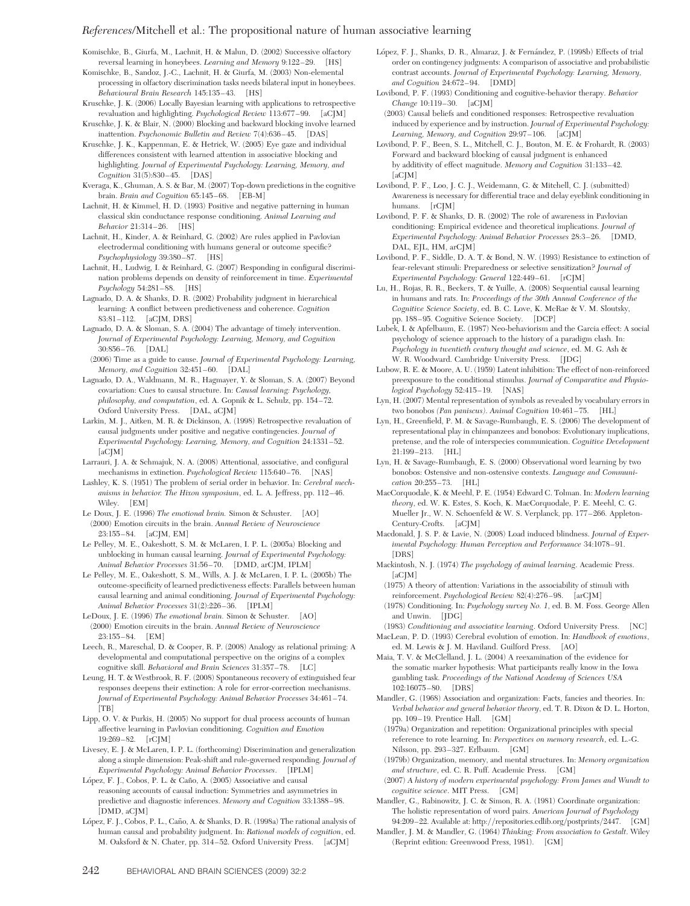Komischke, B., Giurfa, M., Lachnit, H. & Malun, D. (2002) Successive olfactory reversal learning in honeybees. *Learning and Memory* 9:122–29. [HS]

Komischke, B., Sandoz, J.-C., Lachnit, H. & Giurfa, M. (2003) Non-elemental processing in olfactory discrimination tasks needs bilateral input in honeybees. *Behavioural Brain Research* 145:135–43. [HS]

Kruschke, J. K. (2006) Locally Bayesian learning with applications to retrospective revaluation and highlighting. *Psychological Review* 113:677–99. [aCJM]

Kruschke, J. K. & Blair, N. (2000) Blocking and backward blocking involve learned inattention. *Psychonomic Bulletin and Review* 7(4):636–45. [DAS]

Kruschke, J. K., Kappenman, E. & Hetrick, W. (2005) Eye gaze and individual differences consistent with learned attention in associative blocking and highlighting. *Journal of Experimental Psychology: Learning, Memory, and Cognition* 31(5):830–45. [DAS]

Kveraga, K., Ghuman, A. S. & Bar, M. (2007) Top-down predictions in the cognitive brain. *Brain and Cognition* 65:145–68. [EB-M]

Lachnit, H. & Kimmel, H. D. (1993) Positive and negative patterning in human classical skin conductance response conditioning. *Animal Learning and Behavior* 21:314–26. [HS]

Lachnit, H., Kinder, A. & Reinhard, G. (2002) Are rules applied in Pavlovian electrodermal conditioning with humans general or outcome specific? *Psychophysiology* 39:380–87. [HS]

Lachnit, H., Ludwig, I. & Reinhard, G. (2007) Responding in configural discrimination problems depends on density of reinforcement in time. *Experimental Psychology* 54:281–88. [HS]

Lagnado, D. A. & Shanks, D. R. (2002) Probability judgment in hierarchical learning: A conflict between predictiveness and coherence. *Cognition* 83:81–112. [aCJM, DRS]

Lagnado, D. A. & Sloman, S. A. (2004) The advantage of timely intervention. *Journal of Experimental Psychology: Learning, Memory, and Cognition* 30:856–76. [DAL]

(2006) Time as a guide to cause. *Journal of Experimental Psychology: Learning, Memory, and Cognition* 32:451–60. [DAL]

Lagnado, D. A., Waldmann, M. R., Hagmayer, Y. & Sloman, S. A. (2007) Beyond covariation: Cues to causal structure. In: *Causal learning: Psychology, philosophy, and computation*, ed. A. Gopnik & L. Schulz, pp. 154–72. Oxford University Press. [DAL, aCJM]

Larkin, M. J., Aitken, M. R. & Dickinson, A. (1998) Retrospective revaluation of causal judgments under positive and negative contingencies. *Journal of Experimental Psychology: Learning, Memory, and Cognition* 24:1331–52. [aCJM]

Larrauri, J. A. & Schmajuk, N. A. (2008) Attentional, associative, and configural mechanisms in extinction. *Psychological Review* 115:640–76. [NAS]

Lashley, K. S. (1951) The problem of serial order in behavior. In: *Cerebral mechanisms in behavior. The Hixon symposium*, ed. L. A. Jeffress, pp. 112–46. Wiley. [EM]

Le Doux, J. E. (1996) *The emotional brain.* Simon & Schuster. [AO]

(2000) Emotion circuits in the brain. *Annual Review of Neuroscience* 23:155–84. [aCJM, EM]

Le Pelley, M. E., Oakeshott, S. M. & McLaren, I. P. L. (2005a) Blocking and unblocking in human causal learning. *Journal of Experimental Psychology: Animal Behavior Processes* 31:56–70. [DMD, arCJM, IPLM]

Le Pelley, M. E., Oakeshott, S. M., Wills, A. J. & McLaren, I. P. L. (2005b) The outcome-specificity of learned predictiveness effects: Parallels between human causal learning and animal conditioning. *Journal of Experimental Psychology: Animal Behavior Processes* 31(2):226–36. [IPLM]

LeDoux, J. E. (1996) *The emotional brain.* Simon & Schuster. [AO]

(2000) Emotion circuits in the brain. *Annual Review of Neuroscience* 23:155–84. [EM]

Leech, R., Mareschal, D. & Cooper, R. P. (2008) Analogy as relational priming: A developmental and computational perspective on the origins of a complex cognitive skill. *Behavioral and Brain Sciences* 31:357–78. [LC]

Leung, H. T. & Westbrook, R. F. (2008) Spontaneous recovery of extinguished fear responses deepens their extinction: A role for error-correction mechanisms. *Journal of Experimental Psychology: Animal Behavior Processes* 34:461–74. [TB]

Lipp, O. V. & Purkis, H. (2005) No support for dual process accounts of human affective learning in Pavlovian conditioning. *Cognition and Emotion* 19:269–82. [rCJM]

Livesey, E. J. & McLaren, I. P. L. (forthcoming) Discrimination and generalization along a simple dimension: Peak-shift and rule-governed responding. *Journal of Experimental Psychology: Animal Behavior Processes*. [IPLM]

López, F. J., Cobos, P. L. & Caño, A. (2005) Associative and causal reasoning accounts of causal induction: Symmetries and asymmetries in predictive and diagnostic inferences. *Memory and Cognition* 33:1388–98. [DMD, aCJM]

López, F. J., Cobos, P. L., Caño, A. & Shanks, D. R. (1998a) The rational analysis of human causal and probability judgment. In: *Rational models of cognition*, ed. M. Oaksford & N. Chater, pp. 314–52. Oxford University Press. [aCJM]

López, F. J., Shanks, D. R., Almaraz, J. & Fernández, P. (1998b) Effects of trial order on contingency judgments: A comparison of associative and probabilistic contrast accounts. *Journal of Experimental Psychology: Learning, Memory, and Cognition* 24:672–94. [DMD]

Lovibond, P. F. (1993) Conditioning and cognitive-behavior therapy. *Behavior Change* 10:119–30. [aCJM]

(2003) Causal beliefs and conditioned responses: Retrospective revaluation induced by experience and by instruction. *Journal of Experimental Psychology: Learning, Memory, and Cognition* 29:97–106. [aCJM]

Lovibond, P. F., Been, S. L., Mitchell, C. J., Bouton, M. E. & Frohardt, R. (2003) Forward and backward blocking of causal judgment is enhanced by additivity of effect magnitude. *Memory and Cognition* 31:133–42. [aCJM]

Lovibond, P. F., Loo, J. C. J., Weidemann, G. & Mitchell, C. J. (submitted) Awareness is necessary for differential trace and delay eyeblink conditioning in humans. [rCJM]

Lovibond, P. F. & Shanks, D. R. (2002) The role of awareness in Pavlovian conditioning: Empirical evidence and theoretical implications. *Journal of Experimental Psychology: Animal Behavior Processes* 28:3–26. [DMD, DAL, EJL, HM, arCJM]

Lovibond, P. F., Siddle, D. A. T. & Bond, N. W. (1993) Resistance to extinction of fear-relevant stimuli: Preparedness or selective sensitization? *Journal of Experimental Psychology: General* 122:449–61. [rCJM]

Lu, H., Rojas, R. R., Beckers, T. & Yuille, A. (2008) Sequential causal learning in humans and rats. In: *Proceedings of the 30th Annual Conference of the Cognitive Science Society*, ed. B. C. Love, K. McRae & V. M. Sloutsky, pp. 188–95. Cognitive Science Society. [DCP]

Lubek, I. & Apfelbaum, E. (1987) Neo-behaviorism and the Garcia effect: A social psychology of science approach to the history of a paradigm clash. In: *Psychology in twentieth century thought and science*, ed. M. G. Ash & W. R. Woodward. Cambridge University Press. [JDG]

Lubow, R. E. & Moore, A. U. (1959) Latent inhibition: The effect of non-reinforced preexposure to the conditional stimulus. *Journal of Comparative and Physiological Psychology* 52:415–19. [NAS]

Lyn, H. (2007) Mental representation of symbols as revealed by vocabulary errors in two bonobos *(Pan paniscus)*. *Animal Cognition* 10:461–75. [HL]

Lyn, H., Greenfield, P. M. & Savage-Rumbaugh, E. S. (2006) The development of representational play in chimpanzees and bonobos: Evolutionary implications, pretense, and the role of interspecies communication. *Cognitive Development* 21:199–213. [HL]

Lyn, H. & Savage-Rumbaugh, E. S. (2000) Observational word learning by two bonobos: Ostensive and non-ostensive contexts. *Language and Communication* 20:255–73. [HL]

MacCorquodale, K. & Meehl, P. E. (1954) Edward C. Tolman. In: *Modern learning theory*, ed. W. K. Estes, S. Koch, K. MacCorquodale, P. E. Meehl, C. G. Mueller Jr., W. N. Schoenfeld & W. S. Verplanck, pp. 177–266. Appleton-Century-Crofts. [aCJM]

Macdonald, J. S. P. & Lavie, N. (2008) Load induced blindness. *Journal of Experimental Psychology: Human Perception and Performance* 34:1078–91. [DRS]

Mackintosh, N. J. (1974) *The psychology of animal learning*. Academic Press. [aCJM]

(1975) A theory of attention: Variations in the associability of stimuli with reinforcement. *Psychological Review* 82(4):276–98. [arCJM]

(1978) Conditioning. In: *Psychology survey No. 1*, ed. B. M. Foss. George Allen and Unwin. [JDG]

(1983) *Conditioning and associative learning*. Oxford University Press. [NC]

MacLean, P. D. (1993) Cerebral evolution of emotion. In: *Handbook of emotions*, ed. M. Lewis & J. M. Haviland. Guilford Press. [AO]

Maia, T. V. & McClelland, J. L. (2004) A reexamination of the evidence for the somatic marker hypothesis: What participants really know in the Iowa gambling task. *Proceedings of the National Academy of Sciences USA* 102:16075–80. [DRS]

Mandler, G. (1968) Association and organization: Facts, fancies and theories. In: *Verbal behavior and general behavior theory*, ed. T. R. Dixon & D. L. Horton, pp. 109–19. Prentice Hall. [GM]

(1979a) Organization and repetition: Organizational principles with special reference to rote learning. In: *Perspectives on memory research*, ed. L.-G. Nilsson, pp. 293–327. Erlbaum. [GM]

(1979b) Organization, memory, and mental structures. In: *Memory organization and structure*, ed. C. R. Puff. Academic Press. [GM]

(2007) *A history of modern experimental psychology: From James and Wundt to cognitive science*. MIT Press. [GM]

Mandler, G., Rabinowitz, J. C. & Simon, R. A. (1981) Coordinate organization: The holistic representation of word pairs. *American Journal of Psychology* 94:209–22. Available at: http://repositories.cdlib.org/postprints/2447. [GM]

Mandler, J. M. & Mandler, G. (1964) *Thinking: From association to Gestalt*. Wiley (Reprint edition: Greenwood Press, 1981). [GM]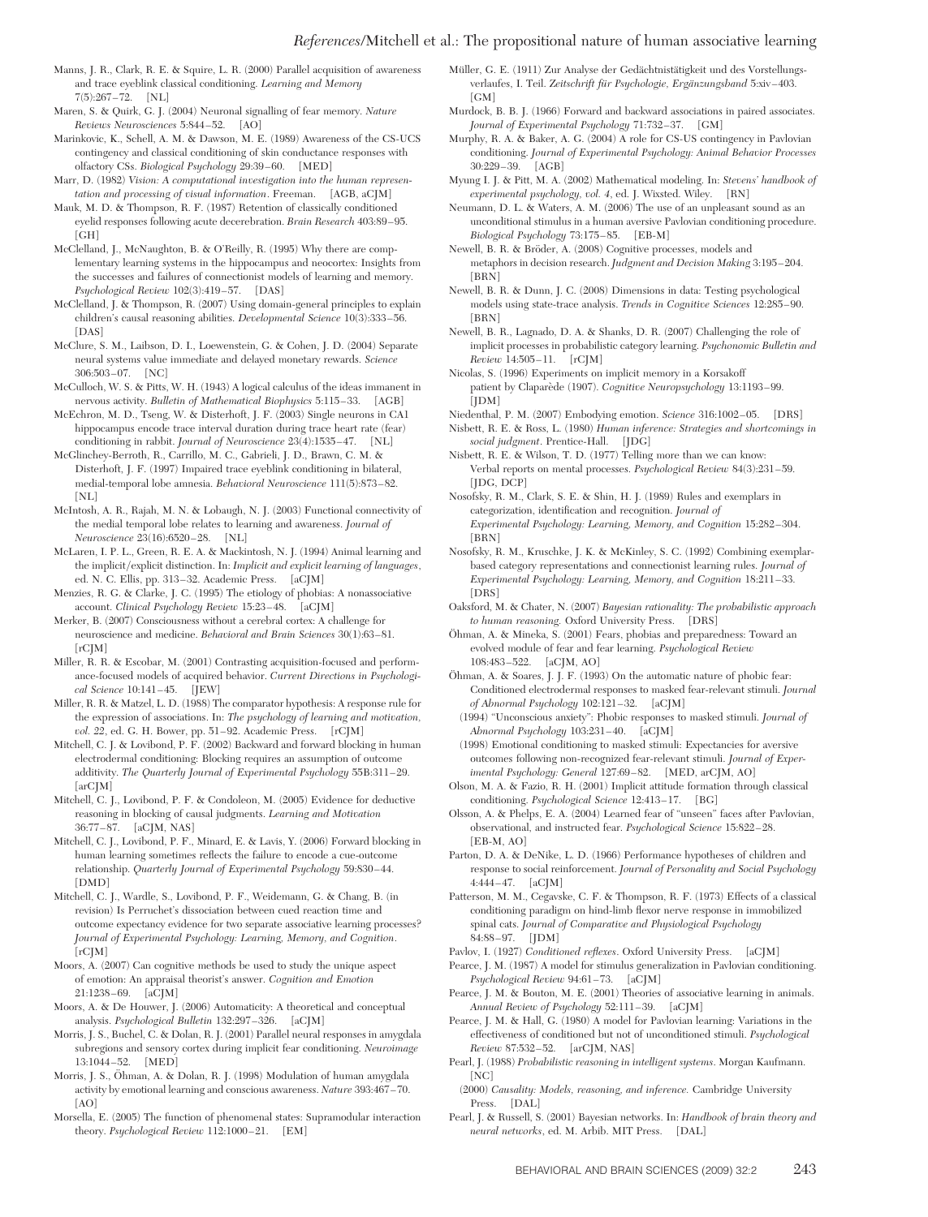Manns, J. R., Clark, R. E. & Squire, L. R. (2000) Parallel acquisition of awareness and trace eyeblink classical conditioning. *Learning and Memory* 7(5):267–72. [NL]

Maren, S. & Quirk, G. J. (2004) Neuronal signalling of fear memory. *Nature Reviews Neurosciences* 5:844–52. [AO]

Marinkovic, K., Schell, A. M. & Dawson, M. E. (1989) Awareness of the CS-UCS contingency and classical conditioning of skin conductance responses with olfactory CSs. *Biological Psychology* 29:39–60. [MED]

Marr, D. (1982) *Vision: A computational investigation into the human representation and processing of visual information*. Freeman. [AGB, aCJM]

Mauk, M. D. & Thompson, R. F. (1987) Retention of classically conditioned eyelid responses following acute decerebration. *Brain Research* 403:89–95. [GH]

McClelland, J., McNaughton, B. & O'Reilly, R. (1995) Why there are complementary learning systems in the hippocampus and neocortex: Insights from the successes and failures of connectionist models of learning and memory. *Psychological Review* 102(3):419–57. [DAS]

McClelland, J. & Thompson, R. (2007) Using domain-general principles to explain children's causal reasoning abilities. *Developmental Science* 10(3):333–56. [DAS]

McClure, S. M., Laibson, D. I., Loewenstein, G. & Cohen, J. D. (2004) Separate neural systems value immediate and delayed monetary rewards. *Science* 306:503–07. [NC]

McCulloch, W. S. & Pitts, W. H. (1943) A logical calculus of the ideas immanent in nervous activity. *Bulletin of Mathematical Biophysics* 5:115–33. [AGB]

McEchron, M. D., Tseng, W. & Disterhoft, J. F. (2003) Single neurons in CA1 hippocampus encode trace interval duration during trace heart rate (fear) conditioning in rabbit. *Journal of Neuroscience* 23(4):1535–47. [NL]

McGlinchey-Berroth, R., Carrillo, M. C., Gabrieli, J. D., Brawn, C. M. & Disterhoft, J. F. (1997) Impaired trace eyeblink conditioning in bilateral, medial-temporal lobe amnesia. *Behavioral Neuroscience* 111(5):873–82. [NL]

McIntosh, A. R., Rajah, M. N. & Lobaugh, N. J. (2003) Functional connectivity of the medial temporal lobe relates to learning and awareness. *Journal of Neuroscience* 23(16):6520–28. [NL]

McLaren, I. P. L., Green, R. E. A. & Mackintosh, N. J. (1994) Animal learning and the implicit/explicit distinction. In: *Implicit and explicit learning of languages*, ed. N. C. Ellis, pp. 313–32. Academic Press. [aCJM]

Menzies, R. G. & Clarke, J. C. (1995) The etiology of phobias: A nonassociative account. *Clinical Psychology Review* 15:23–48. [aCJM]

Merker, B. (2007) Consciousness without a cerebral cortex: A challenge for neuroscience and medicine. *Behavioral and Brain Sciences* 30(1):63–81. [rCJM]

Miller, R. R. & Escobar, M. (2001) Contrasting acquisition-focused and performance-focused models of acquired behavior. *Current Directions in Psychological Science* 10:141–45. [JEW]

Miller, R. R. & Matzel, L. D. (1988) The comparator hypothesis: A response rule for the expression of associations. In: *The psychology of learning and motivation, vol. 22*, ed. G. H. Bower, pp. 51–92. Academic Press. [rCJM]

Mitchell, C. J. & Lovibond, P. F. (2002) Backward and forward blocking in human electrodermal conditioning: Blocking requires an assumption of outcome additivity. *The Quarterly Journal of Experimental Psychology* 55B:311–29. [aCJM]

Mitchell, C. J., Lovibond, P. F. & Condoleon, M. (2005) Evidence for deductive reasoning in blocking of causal judgments. *Learning and Motivation* 36:77–87. [aCJM, NAS]

Mitchell, C. J., Lovibond, P. F., Minard, E. & Lavis, Y. (2006) Forward blocking in human learning sometimes reflects the failure to encode a cue-outcome relationship. *Quarterly Journal of Experimental Psychology* 59:830–44. [DMD]

Mitchell, C. J., Wardle, S., Lovibond, P. F., Weidemann, G. & Chang, B. (in revision) Is Perruchet's dissociation between cued reaction time and outcome expectancy evidence for two separate associative learning processes? *Journal of Experimental Psychology: Learning, Memory, and Cognition*. [rCJM]

Moors, A. (2007) Can cognitive methods be used to study the unique aspect of emotion: An appraisal theorist's answer. *Cognition and Emotion* 21:1238–69. [aCJM]

Moors, A. & De Houwer, J. (2006) Automaticity: A theoretical and conceptual analysis. *Psychological Bulletin* 132:297–326. [aCJM]

Morris, J. S., Buchel, C. & Dolan, R. J. (2001) Parallel neural responses in amygdala subregions and sensory cortex during implicit fear conditioning. *Neuroimage* 13:1044–52. [MED]

Morris, J. S., Öhman, A. & Dolan, R. J. (1998) Modulation of human amygdala activity by emotional learning and conscious awareness. *Nature* 393:467–70. [AO]

Morsella, E. (2005) The function of phenomenal states: Supramodular interaction theory. *Psychological Review* 112:1000–21. [EM]

Müller, G. E. (1911) Zur Analyse der Gedächtnistätigkeit und des Vorstellungsverlaufes, I. Teil. *Zeitschrift für Psychologie, Ergänzungsband* 5:xiv–403. [GM]

Murdock, B. B. J. (1966) Forward and backward associations in paired associates. *Journal of Experimental Psychology* 71:732–37. [GM]

Murphy, R. A. & Baker, A. G. (2004) A role for CS-US contingency in Pavlovian conditioning. *Journal of Experimental Psychology: Animal Behavior Processes* 30:229–39. [AGB]

Myung I. J. & Pitt, M. A. (2002) Mathematical modeling. In: *Stevens' handbook of experimental psychology, vol. 4*, ed. J. Wixsted. Wiley. [RN]

Neumann, D. L. & Waters, A. M. (2006) The use of an unpleasant sound as an unconditional stimulus in a human aversive Pavlovian conditioning procedure. *Biological Psychology* 73:175–85. [EB-M]

Newell, B. R. & Bröder, A. (2008) Cognitive processes, models and metaphors in decision research. *Judgment and Decision Making* 3:195–204. [BRN]

Newell, B. R. & Dunn, J. C. (2008) Dimensions in data: Testing psychological models using state-trace analysis. *Trends in Cognitive Sciences* 12:285–90. [BRN]

Newell, B. R., Lagnado, D. A. & Shanks, D. R. (2007) Challenging the role of implicit processes in probabilistic category learning. *Psychonomic Bulletin and Review* 14:505–11. [rCJM]

Nicolas, S. (1996) Experiments on implicit memory in a Korsakoff patient by Claparède (1907). *Cognitive Neuropsychology* 13:1193–99. [JDM]

Niedenthal, P. M. (2007) Embodying emotion. *Science* 316:1002–05. [DRS]

Nisbett, R. E. & Ross, L. (1980) *Human inference: Strategies and shortcomings in social judgment*. Prentice-Hall. [JDG]

Nisbett, R. E. & Wilson, T. D. (1977) Telling more than we can know: Verbal reports on mental processes. *Psychological Review* 84(3):231–59. [JDG, DCP]

Nosofsky, R. M., Clark, S. E. & Shin, H. J. (1989) Rules and exemplars in categorization, identification and recognition. *Journal of Experimental Psychology: Learning, Memory, and Cognition* 15:282–304. [BRN]

Nosofsky, R. M., Kruschke, J. K. & McKinley, S. C. (1992) Combining exemplar-based category representations and connectionist learning rules. *Journal of Experimental Psychology: Learning, Memory, and Cognition* 18:211–33. [DRS]

Oaksford, M. & Chater, N. (2007) *Bayesian rationality: The probabilistic approach to human reasoning*. Oxford University Press. [DRS]

Öhman, A. & Mineka, S. (2001) Fears, phobias and preparedness: Toward an evolved module of fear and fear learning. *Psychological Review* 108:483–522. [aCJM, AO]

Öhman, A. & Soares, J. J. F. (1993) On the automatic nature of phobic fear: Conditioned electrodermal responses to masked fear-relevant stimuli. *Journal of Abnormal Psychology* 102:121–32. [aCJM]

(1994) "Unconscious anxiety": Phobic responses to masked stimuli. *Journal of Abnormal Psychology* 103:231–40. [aCJM]

(1998) Emotional conditioning to masked stimuli: Expectancies for aversive outcomes following non-recognized fear-relevant stimuli. *Journal of Experimental Psychology: General* 127:69–82. [MED, arCJM, AO]

Olson, M. A. & Fazio, R. H. (2001) Implicit attitude formation through classical conditioning. *Psychological Science* 12:413–17. [BG]

Olsson, A. & Phelps, E. A. (2004) Learned fear of "unseen" faces after Pavlovian, observational, and instructed fear. *Psychological Science* 15:822–28. [EB-M, AO]

Parton, D. A. & DeNike, L. D. (1966) Performance hypotheses of children and response to social reinforcement. *Journal of Personality and Social Psychology* 4:444–47. [aCJM]

Patterson, M. M., Cegavske, C. F. & Thompson, R. F. (1973) Effects of a classical conditioning paradigm on hind-limb flexor nerve response in immobilized spinal cats. *Journal of Comparative and Physiological Psychology* 84:88–97. [JDM]

Pavlov, I. (1927) *Conditioned reflexes*. Oxford University Press. [aCJM]

Pearce, J. M. (1987) A model for stimulus generalization in Pavlovian conditioning. *Psychological Review* 94:61–73. [aCJM]

Pearce, J. M. & Bouton, M. E. (2001) Theories of associative learning in animals. *Annual Review of Psychology* 52:111–39. [aCJM]

Pearce, J. M. & Hall, G. (1980) A model for Pavlovian learning: Variations in the effectiveness of conditioned but not of unconditioned stimuli. *Psychological Review* 87:532–52. [arCJM, NAS]

Pearl, J. (1988) *Probabilistic reasoning in intelligent systems*. Morgan Kaufmann. [NC]

(2000) *Causality: Models, reasoning, and inference*. Cambridge University Press. [DAL]

Pearl, J. & Russell, S. (2001) Bayesian networks. In: *Handbook of brain theory and neural networks*, ed. M. Arbib. MIT Press. [DAL]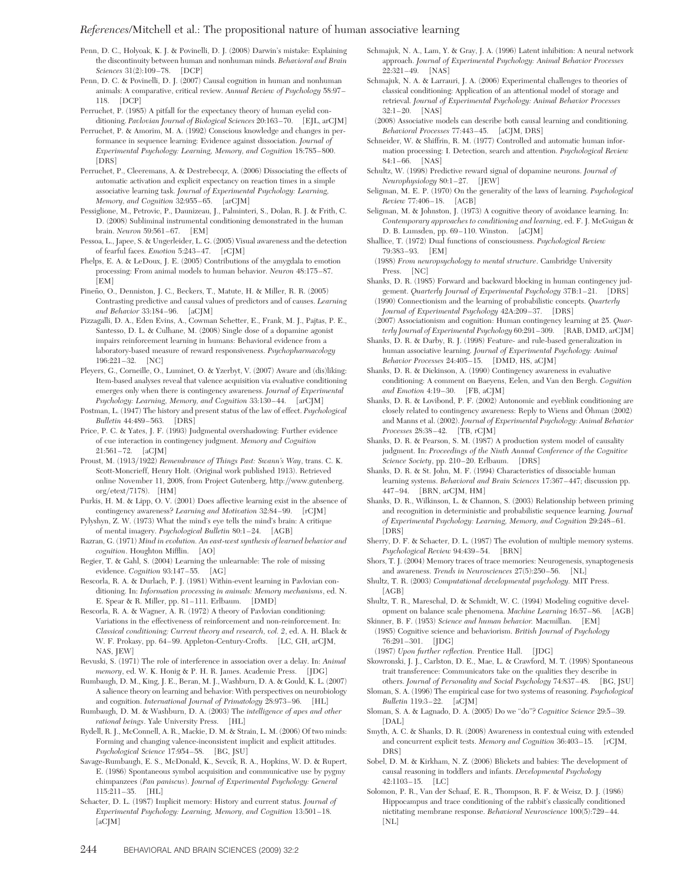Penn, D. C., Holyoak, K. J. & Povinelli, D. J. (2008) Darwin's mistake: Explaining the discontinuity between human and nonhuman minds. *Behavioral and Brain Sciences* 31(2):109–78. [DCP]

Penn, D. C. & Povinelli, D. J. (2007) Causal cognition in human and nonhuman animals: A comparative, critical review. *Annual Review of Psychology* 58:97–118. [DCP]

Perruchet, P. (1985) A pitfall for the expectancy theory of human eyelid conditioning. *Pavlovian Journal of Biological Sciences* 20:163–70. [EJL, arCJM]

Perruchet, P. & Amorim, M. A. (1992) Conscious knowledge and changes in performance in sequence learning: Evidence against dissociation. *Journal of Experimental Psychology: Learning, Memory, and Cognition* 18:785–800. [DRS]

Perruchet, P., Cleeremans, A. & Destrebecqz, A. (2006) Dissociating the effects of automatic activation and explicit expectancy on reaction times in a simple associative learning task. *Journal of Experimental Psychology: Learning, Memory, and Cognition* 32:955–65. [arCJM]

Pessiglione, M., Petrovic, P., Daunizeau, J., Palminteri, S., Dolan, R. J. & Frith, C. D. (2008) Subliminal instrumental conditioning demonstrated in the human brain. *Neuron* 59:561–67. [EM]

Pessoa, L., Japee, S. & Ungerleider, L. G. (2005) Visual awareness and the detection of fearful faces. *Emotion* 5:243–47. [rCJM]

Phelps, E. A. & LeDoux, J. E. (2005) Contributions of the amygdala to emotion processing: From animal models to human behavior. *Neuron* 48:175–87. [EM]

Pineño, O., Denniston, J. C., Beckers, T., Matute, H. & Miller, R. R. (2005) Contrasting predictive and causal values of predictors and of causes. *Learning and Behavior* 33:184–96. [aCJM]

Pizzagalli, D. A., Eden Evins, A., Cowman Schetter, E., Frank, M. J., Pajtas, P. E., Santesso, D. L. & Culhane, M. (2008) Single dose of a dopamine agonist impairs reinforcement learning in humans: Behavioral evidence from a laboratory-based measure of reward responsiveness. *Psychopharmacology* 196:221–32. [NC]

Pleyers, G., Corneille, O., Luminet, O. & Yzerbyt, V. (2007) Aware and (dis)liking: Item-based analyses reveal that valence acquisition via evaluative conditioning emerges only when there is contingency awareness. *Journal of Experimental Psychology: Learning, Memory, and Cognition* 33:130–44. [arCJM]

Postman, L. (1947) The history and present status of the law of effect. *Psychological Bulletin* 44:489–563. [DRS]

Price, P. C. & Yates, J. F. (1993) Judgmental overshadowing: Further evidence of cue interaction in contingency judgment. *Memory and Cognition* 21:561–72. [aCJM]

Proust, M. (1913/1922) *Remembrance of Things Past: Swann's Way*, trans. C. K. Scott-Moncrieff, Henry Holt. (Original work published 1913). Retrieved online November 11, 2008, from Project Gutenberg, http://www.gutenberg.org/etext/7178). [HM]

Purkis, H. M. & Lipp, O. V. (2001) Does affective learning exist in the absence of contingency awareness? *Learning and Motivation* 32:84–99. [rCJM]

Pylyshyn, Z. W. (1973) What the mind's eye tells the mind's brain: A critique of mental imagery. *Psychological Bulletin* 80:1–24. [AGB]

Razran, G. (1971) *Mind in evolution. An east-west synthesis of learned behavior and cognition*. Houghton Mifflin. [AO]

Regier, T. & Gahl, S. (2004) Learning the unlearnable: The role of missing evidence. *Cognition* 93:147–55. [AG]

Rescorla, R. A. & Durlach, P. J. (1981) Within-event learning in Pavlovian conditioning. In: *Information processing in animals: Memory mechanisms*, ed. N. E. Spear & R. R. Miller, pp. 81–111. Erlbaum. [DMD]

Rescorla, R. A. & Wagner, A. R. (1972) A theory of Pavlovian conditioning: Variations in the effectiveness of reinforcement and non-reinforcement. In: *Classical conditioning: Current theory and research, vol. 2*, ed. A. H. Black & W. F. Prokasy, pp. 64–99. Appleton-Century-Crofts. [LC, GH, arCJM, NAS, JEW]

Revuski, S. (1971) The role of interference in association over a delay. In: *Animal memory*, ed. W. K. Honig & P. H. R. James. Academic Press. [JDG]

Rumbaugh, D. M., King, J. E., Beran, M. J., Washburn, D. A. & Gould, K. L. (2007) A salience theory on learning and behavior: With perspectives on neurobiology and cognition. *International Journal of Primatology* 28:973–96. [HL]

Rumbaugh, D. M. & Washburn, D. A. (2003) The *intelligence of apes and other rational beings*. Yale University Press. [HL]

Rydell, R. J., McConnell, A. R., Mackie, D. M. & Strain, L. M. (2006) Of two minds: Forming and changing valence-inconsistent implicit and explicit attitudes. *Psychological Science* 17:954–58. [BG, JSU]

Savage-Rumbaugh, E. S., McDonald, K., Sevcik, R. A., Hopkins, W. D. & Rupert, E. (1986) Spontaneous symbol acquisition and communicative use by pygmy chimpanzees (*Pan paniscus*). *Journal of Experimental Psychology: General* 115:211–35. [HL]

Schacter, D. L. (1987) Implicit memory: History and current status. *Journal of Experimental Psychology: Learning, Memory, and Cognition* 13:501–18. [aCJM]

Schmajuk, N. A., Lam, Y. & Gray, J. A. (1996) Latent inhibition: A neural network approach. *Journal of Experimental Psychology: Animal Behavior Processes* 22:321–49. [NAS]

Schmajuk, N. A. & Larrauri, J. A. (2006) Experimental challenges to theories of classical conditioning: Application of an attentional model of storage and retrieval. *Journal of Experimental Psychology: Animal Behavior Processes* 32:1–20. [NAS]

(2008) Associative models can describe both causal learning and conditioning. *Behavioral Processes* 77:443–45. [aCJM, DRS]

Schneider, W. & Shiffrin, R. M. (1977) Controlled and automatic human information processing: I. Detection, search and attention. *Psychological Review* 84:1–66. [NAS]

Schultz, W. (1998) Predictive reward signal of dopamine neurons. *Journal of Neurophysiology* 80:1–27. [JEW]

Seligman, M. E. P. (1970) On the generality of the laws of learning. *Psychological Review* 77:406–18. [AGB]

Seligman, M. & Johnston, J. (1973) A cognitive theory of avoidance learning. In: *Contemporary approaches to conditioning and learning*, ed. F. J. McGuigan & D. B. Lumsden, pp. 69–110. Winston. [aCJM]

Shallice, T. (1972) Dual functions of consciousness. *Psychological Review* 79:383–93. [EM]

(1988) *From neuropsychology to mental structure*. Cambridge University Press. [NC]

Shanks, D. R. (1985) Forward and backward blocking in human contingency judgement. *Quarterly Journal of Experimental Psychology* 37B:1–21. [DRS]

(1990) Connectionism and the learning of probabilistic concepts. *Quarterly Journal of Experimental Psychology* 42A:209–37. [DRS]

(2007) Associationism and cognition: Human contingency learning at 25. *Quarterly Journal of Experimental Psychology* 60:291–309. [RAB, DMD, arCJM]

Shanks, D. R. & Darby, R. J. (1998) Feature- and rule-based generalization in human associative learning. *Journal of Experimental Psychology: Animal Behavior Processes* 24:405–15. [DMD, HS, aCJM]

Shanks, D. R. & Dickinson, A. (1990) Contingency awareness in evaluative conditioning: A comment on Baeyens, Eelen, and Van den Bergh. *Cognition and Emotion* 4:19–30. [FB, aCJM]

Shanks, D. R. & Lovibond, P. F. (2002) Autonomic and eyeblink conditioning are closely related to contingency awareness: Reply to Wiens and Öhman (2002) and Manns et al. (2002). *Journal of Experimental Psychology: Animal Behavior Processes* 28:38–42. [TB, rCJM]

Shanks, D. R. & Pearson, S. M. (1987) A production system model of causality judgment. In: *Proceedings of the Ninth Annual Conference of the Cognitive Science Society*, pp. 210–20. Erlbaum. [DRS]

Shanks, D. R. & St. John, M. F. (1994) Characteristics of dissociable human learning systems. *Behavioral and Brain Sciences* 17:367–447; discussion pp. 447–94. [BRN, arCJM, HM]

Shanks, D. R., Wilkinson, L. & Channon, S. (2003) Relationship between priming and recognition in deterministic and probabilistic sequence learning. *Journal of Experimental Psychology: Learning, Memory, and Cognition* 29:248–61. [DRS]

Sherry, D. F. & Schacter, D. L. (1987) The evolution of multiple memory systems. *Psychological Review* 94:439–54. [BRN]

Shors, T. J. (2004) Memory traces of trace memories: Neurogenesis, synaptogenesis and awareness. *Trends in Neurosciences* 27(5):250–56. [NL]

Shultz, T. R. (2003) *Computational developmental psychology*. MIT Press. [AGB]

Shultz, T. R., Mareschal, D. & Schmidt, W. C. (1994) Modeling cognitive development on balance scale phenomena. *Machine Learning* 16:57–86. [AGB]

Skinner, B. F. (1953) *Science and human behavior*. Macmillan. [EM]

(1985) Cognitive science and behaviorism. *British Journal of Psychology* 76:291–301. [JDG]

(1987) *Upon further reflection*. Prentice Hall. [JDG]

Skowronski, J. J., Carlston, D. E., Mae, L. & Crawford, M. T. (1998) Spontaneous trait transference: Communicators take on the qualities they describe in others. *Journal of Personality and Social Psychology* 74:837–48. [BG, JSU]

Sloman, S. A. (1996) The empirical case for two systems of reasoning. *Psychological Bulletin* 119:3–22. [aCJM]

Sloman, S. A. & Lagnado, D. A. (2005) Do we "do"? *Cognitive Science* 29:5–39. [DAL]

Smyth, A. C. & Shanks, D. R. (2008) Awareness in contextual cuing with extended and concurrent explicit tests. *Memory and Cognition* 36:403–15. [rCJM, DRS]

Sobel, D. M. & Kirkham, N. Z. (2006) Blickets and babies: The development of causal reasoning in toddlers and infants. *Developmental Psychology* 42:1103–15. [LC]

Solomon, P. R., Van der Schaaf, E. R., Thompson, R. F. & Weisz, D. J. (1986) Hippocampus and trace conditioning of the rabbit's classically conditioned nictitating membrane response. *Behavioral Neuroscience* 100(5):729–44. [NL]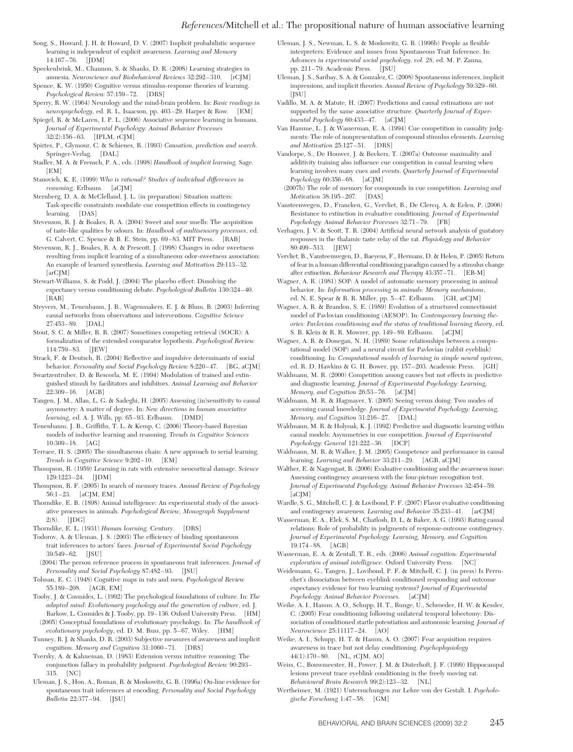Song, S., Howard, J. H. & Howard, D. V. (2007) Implicit probabilistic sequence learning is independent of explicit awareness. *Learning and Memory* 14:167–76. [JDM]

Speekenbrink, M., Channon, S. & Shanks, D. R. (2008) Learning strategies in amnesia. *Neuroscience and Biobehavioral Reviews* 32:292–310. [rCJM]

Spence, K. W. (1950) Cognitive versus stimulus-response theories of learning. *Psychological Review* 57:159–72. [DRS]

Sperry, R. W. (1964) Neurology and the mind-brain problem. In: *Basic readings in neuropsychology*, ed. R. L. Isaacson, pp. 403–29. Harper & Row. [EM]

Spiegel, R. & McLaren, I. P. L. (2006) Associative sequence learning in humans. *Journal of Experimental Psychology: Animal Behavior Processes* 32(2):156–63. [IPLM, rCJM]

Spirtes, P., Glymour, C. & Schienes, R. (1993) *Causation, prediction and search.* Springer-Verlag. [DAL]

Stadler, M. A. & Frensch, P. A., eds. (1998) *Handbook of implicit learning.* Sage. [EM]

Stanovich, K. E. (1999) *Who is rational? Studies of individual differences in reasoning.* Erlbaum. [aCJM]

Sternberg, D. A. & McClelland, J. L. (in preparation) Situation matters: Task-specific constraints modulate cue competition effects in contingency learning. [DAS]

Stevenson, R. J. & Boakes, R. A. (2004) Sweet and sour smells: The acquisition of taste-like qualities by odours. In: *Handbook of multisensory processes*, ed. G. Calvert, C. Spence & B. E. Stein, pp. 69–83. MIT Press. [RAB]

Stevenson, R. J., Boakes, R. A. & Prescott, J. (1998) Changes in odor sweetness resulting from implicit learning of a simultaneous odor-sweetness association: An example of learned synesthesia. *Learning and Motivation* 29:113–32. [arCJM]

Stewart-Williams, S. & Podd, J. (2004) The placebo effect: Dissolving the expectancy versus conditioning debate. *Psychological Bulletin* 130:324–40. [RAB]

Steyvers, M., Tenenbaum, J. B., Wagenmakers, E. J. & Blum, B. (2003) Inferring causal networks from observations and interventions. *Cognitive Science* 27:453–89. [DAL]

Stout, S. C. & Miller, R. R. (2007) Sometimes competing retrieval (SOCR): A formalization of the extended comparator hypothesis. *Psychological Review* 114:759–83. [JEW]

Strack, F. & Deutsch, R. (2004) Reflective and impulsive determinants of social behavior. *Personality and Social Psychology Review* 8:220–47. [BG, aCJM]

Swartzentruber, D. & Rescorla, M. E. (1994) Modulation of trained and extinguished stimuli by facilitators and inhibitors. *Animal Learning and Behavior* 22:309–16. [AGB]

Tangen, J. M., Allan, L. G. & Sadeghi, H. (2005) Assessing (in)sensitivity to causal asymmetry: A matter of degree. In: *New directions in human associative learning*, ed. A. J. Wills, pp. 65–93. Erlbaum. [DMD]

Tenenbaum, J. B., Griffiths, T. L. & Kemp, C. (2006) Theory-based Bayesian models of inductive learning and reasoning. *Trends in Cognitive Sciences* 10:309–18. [AG]

Terrace, H. S. (2005) The simultaneous chain: A new approach to serial learning. *Trends in Cognitive Science* 9:202–10. [EM]

Thompson, R. (1959) Learning in rats with extensive neocortical damage. *Science* 129:1223–24. [JDM]

Thompson, R. F. (2005) In search of memory traces. *Annual Review of Psychology* 56:1–23. [aCJM, EM]

Thorndike, E. B. (1898) Animal intelligence: An experimental study of the associative processes in animals. *Psychological Review, Monograph Supplement* 2(8). [JDG]

Thorndike, E. L. (1931) *Human learning.* Century. [DRS]

Todorov, A. & Uleman, J. S. (2003) The efficiency of binding spontaneous trait inferences to actors' faces. *Journal of Experimental Social Psychology* 39:549–62. [JSU]

(2004) The person reference process in spontaneous trait inferences. *Journal of Personality and Social Psychology* 87:482–93. [JSU]

Tolman, E. C. (1948) Cognitive maps in rats and men. *Psychological Review* 55:189–208. [AGB, EM]

Tooby, J. & Cosmides, L. (1992) The psychological foundations of culture. In: *The adapted mind: Evolutionary psychology and the generation of culture*, ed. J. Barkow, L. Cosmides & J. Tooby, pp. 19–136. Oxford University Press. [HM]

(2005) Conceptual foundations of evolutionary psychology. In: *The handbook of evolutionary psychology*, ed. D. M. Buss, pp. 5–67. Wiley. [HM]

Tunney, R. J. & Shanks, D. R. (2003) Subjective measures of awareness and implicit cognition. *Memory and Cognition* 31:1060–71. [DRS]

Tversky, A. & Kahneman, D. (1983) Extension versus intuitive reasoning: The conjunction fallacy in probability judgment. *Psychological Review* 90:293–315. [NC]

Uleman, J. S., Hon, A., Roman, R. & Moskowitz, G. B. (1996a) On-line evidence for spontaneous trait inferences at encoding. *Personality and Social Psychology Bulletin* 22:377–94. [JSU]

Uleman, J. S., Newman, L. S. & Moskowitz, G. B. (1996b) People as flexible interpreters: Evidence and issues from Spontaneous Trait Inference. In: *Advances in experimental social psychology, vol. 28*, ed. M. P. Zanna, pp. 211–79. Academic Press. [JSU]

Uleman, J. S., Saribay, S. A. & Gonzalez, C. (2008) Spontaneous inferences, implicit impressions, and implicit theories. *Annual Review of Psychology* 59:329–60. [JSU]

Vadillo, M. A. & Matute, H. (2007) Predictions and causal estimations are not supported by the same associative structure. *Quarterly Journal of Experimental Psychology* 60:433–47. [aCJM]

Van Hamme, L. J. & Wasserman, E. A. (1994) Cue competition in causality judgments: The role of nonpresentation of compound stimulus elements. *Learning and Motivation* 25:127–51. [DRS]

Vandorpe, S., De Houwer, J. & Beckers, T. (2007a) Outcome maximality and additivity training also influence cue competition in causal learning when learning involves many cues and events. *Quarterly Journal of Experimental Psychology* 60:356–68. [aCJM]

(2007b) The role of memory for compounds in cue competition. *Learning and Motivation* 38:195–207. [DAS]

Vansteenwegen, D., Francken, G., Vervliet, B., De Clercq, A. & Eelen, P. (2006) Resistance to extinction in evaluative conditioning. *Journal of Experimental Psychology: Animal Behavior Processes* 32:71–79. [FB]

Verhagen, J. V. & Scott, T. R. (2004) Artificial neural network analysis of gustatory responses in the thalamic taste relay of the rat. *Physiology and Behavior* 80:499–513. [JEW]

Vervliet, B., Vansteenwegen, D., Baeyens, F., Hermans, D. & Helen, P. (2005) Return of fear in a human differential conditioning paradigm caused by a stimulus change after extinction. *Behaviour Research and Therapy* 43:357–71. [EB-M]

Wagner, A. R. (1981) SOP: A model of automatic memory processing in animal behavior. In: *Information processing in animals: Memory mechanisms*, ed. N. E. Spear & R. R. Miller, pp. 5–47. Erlbaum. [GH, aCJM]

Wagner, A. R. & Brandon, S. E. (1989) Evolution of a structured connectionist model of Pavlovian conditioning (AESOP). In: *Contemporary learning theories: Pavlovian conditioning and the status of traditional learning theory*, ed. S. B. Klein & R. R. Mowrer, pp. 149–89. Erlbaum. [aCJM]

Wagner, A. R. & Donegan, N. H. (1989) Some relationships between a computational model (SOP) and a neural circuit for Pavlovian (rabbit eyeblink) conditioning. In: *Computational models of learning in simple neural systems*, ed. R. D. Hawkins & G. H. Bower, pp. 157–203. Academic Press. [GH]

Waldmann, M. R. (2000) Competition among causes but not effects in predictive and diagnostic learning. *Journal of Experimental Psychology: Learning, Memory, and Cognition* 26:53–76. [aCJM]

Waldmann, M. R. & Hagmayer, Y. (2005) Seeing versus doing: Two modes of accessing causal knowledge. *Journal of Experimental Psychology: Learning, Memory, and Cognition* 31:216–27. [DAL]

Waldmann, M. R. & Holyoak, K. J. (1992) Predictive and diagnostic learning within causal models: Asymmetries in cue competition. *Journal of Experimental Psychology: General* 121:222–36. [DCP]

Waldmann, M. R. & Walker, J. M. (2005) Competence and performance in causal learning. *Learning and Behavior* 33:211–29. [AGB, aCJM]

Walther, E. & Nagengast, B. (2006) Evaluative conditioning and the awareness issue: Assessing contingency awareness with the four-picture recognition test. *Journal of Experimental Psychology: Animal Behavior Processes* 32:454–59. [aCJM]

Wardle, S. G., Mitchell, C. J. & Lovibond, P. F. (2007) Flavor evaluative conditioning and contingency awareness. *Learning and Behavior* 35:233–41. [arCJM]

Wasserman, E. A., Elek, S. M., Chatlosh, D. L. & Baker, A. G. (1993) Rating causal relations: Role of probability in judgments of response-outcome contingency. *Journal of Experimental Psychology: Learning, Memory, and Cognition* 19:174–88. [AGB]

Wasserman, E. A. & Zentall, T. R., eds. (2006) *Animal cognition: Experimental exploration of animal intelligence.* Oxford University Press. [NC]

Weidemann, G., Tangen, J., Lovibond, P. F. & Mitchell, C. J. (in press) Is Perruchet's dissociation between eyeblink conditioned responding and outcome expectancy evidence for two learning systems? *Journal of Experimental Psychology: Animal Behavior Processes.* [aCJM]

Weike, A. I., Hamm, A. O., Schupp, H. T., Runge, U., Schroeder, H. W. & Kessler, C. (2005) Fear conditioning following unilateral temporal lobectomy: Dissociation of conditioned startle potentiation and autonomic learning. *Journal of Neuroscience* 25:11117–24. [AO]

Weike, A. I., Schupp, H. T. & Hamm, A. O. (2007) Fear acquisition requires awareness in trace but not delay conditioning. *Psychophysiology* 44(1):170–80. [NL, rCJM, AO]

Weiss, C., Bouwmeester, H., Power, J. M. & Disterhoft, J. F. (1999) Hippocampal lesions prevent trace eyeblink conditioning in the freely moving rat. *Behavioural Brain Research* 99(2):123–32. [NL]

Wertheimer, M. (1921) Untersuchungen zur Lehre von der Gestalt. I. *Psychologische Forschung* 1:47–58. [GM]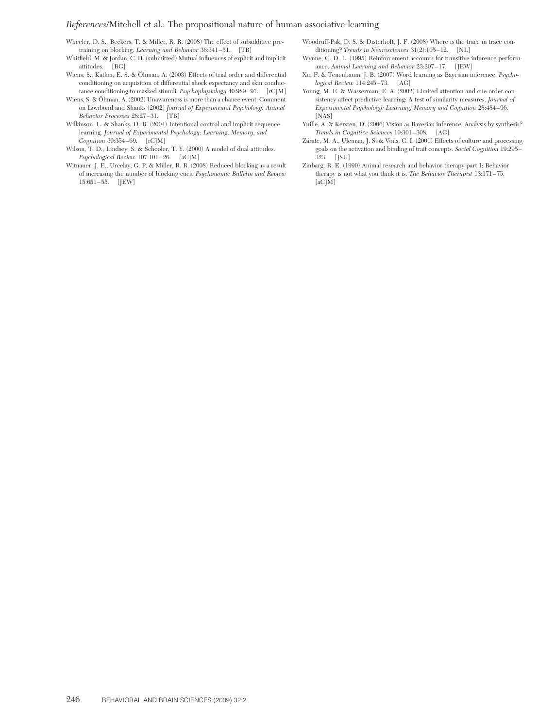Wheeler, D. S., Beckers, T. & Miller, R. R. (2008) The effect of subadditive pretraining on blocking. *Learning and Behavior* 36:341–51. [TB]

Whitfield, M. & Jordan, C. H. (submitted) Mutual influences of explicit and implicit attitudes. [BG]

Wiens, S., Katkin, E. S. & Öhman, A. (2003) Effects of trial order and differential conditioning on acquisition of differential shock expectancy and skin conductance conditioning to masked stimuli. *Psychophysiology* 40:989–97. [rCJM]

Wiens, S. & Öhman, A. (2002) Unawareness is more than a chance event: Comment on Lovibond and Shanks (2002) *Journal of Experimental Psychology: Animal Behavior Processes* 28:27–31. [TB]

Wilkinson, L. & Shanks, D. R. (2004) Intentional control and implicit sequence learning. *Journal of Experimental Psychology: Learning, Memory, and Cognition* 30:354–69. [rCJM]

Wilson, T. D., Lindsey, S. & Schooler, T. Y. (2000) A model of dual attitudes. *Psychological Review* 107:101–26. [aCJM]

Witnauer, J. E., Urcelay, G. P. & Miller, R. R. (2008) Reduced blocking as a result of increasing the number of blocking cues. *Psychonomic Bulletin and Review* 15:651–55. [JEW]

Woodruff-Pak, D. S. & Disterhoft, J. F. (2008) Where is the trace in trace conditioning? *Trends in Neurosciences* 31(2):105–12. [NL]

Wynne, C. D. L. (1995) Reinforcement accounts for transitive inference performance. *Animal Learning and Behavior* 23:207–17. [JEW]

Xu, F. & Tenenbaum, J. B. (2007) Word learning as Bayesian inference. *Psychological Review* 114:245–73. [AG]

Young, M. E. & Wasserman, E. A. (2002) Limited attention and cue order consistency affect predictive learning: A test of similarity measures. *Journal of Experimental Psychology: Learning, Memory and Cognition* 28:484–96. [NAS]

Yuille, A. & Kersten, D. (2006) Vision as Bayesian inference: Analysis by synthesis? *Trends in Cognitive Sciences* 10:301–308. [AG]

Zárate, M. A., Uleman, J. S. & Voils, C. I. (2001) Effects of culture and processing goals on the activation and binding of trait concepts. *Social Cognition* 19:295–323. [JSU]

Zinbarg, R. E. (1990) Animal research and behavior therapy part I: Behavior therapy is not what you think it is. *The Behavior Therapist* 13:171–75. [aCJM]